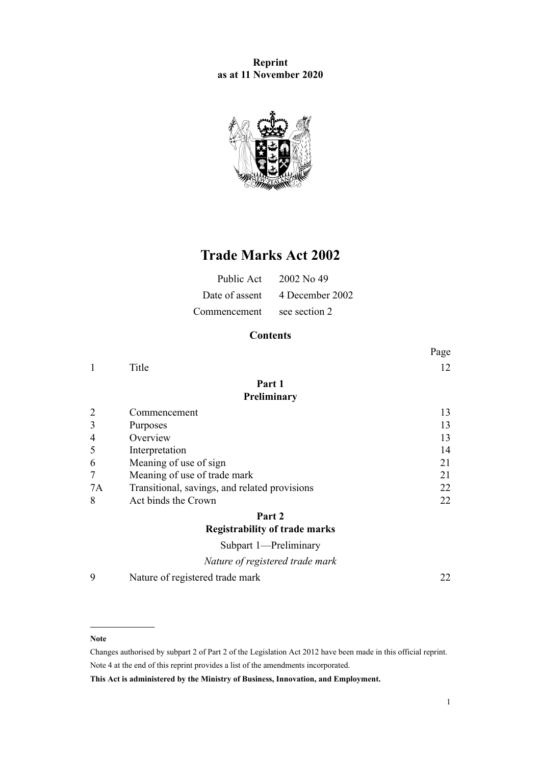**Reprint**
**as at 11 November 2020**

# Trade Marks Act 2002

| | |
|---|---|
| Public Act | 2002 No 49 |
| Date of assent | 4 December 2002 |
| Commencement | see section 2 |

## Contents

| | | Page |
|---|---|---|
| 1 | Title | 12 |
| | **Part 1** | |
| | **Preliminary** | |
| 2 | Commencement | 13 |
| 3 | Purposes | 13 |
| 4 | Overview | 13 |
| 5 | Interpretation | 14 |
| 6 | Meaning of use of sign | 21 |
| 7 | Meaning of use of trade mark | 21 |
| 7A | Transitional, savings, and related provisions | 22 |
| 8 | Act binds the Crown | 22 |
| | **Part 2** | |
| | **Registrability of trade marks** | |
| | Subpart 1—Preliminary | |
| | *Nature of registered trade mark* | |
| 9 | Nature of registered trade mark | 22 |

---

**Note**

Changes authorised by subpart 2 of Part 2 of the Legislation Act 2012 have been made in this official reprint.
Note 4 at the end of this reprint provides a list of the amendments incorporated.

**This Act is administered by the Ministry of Business, Innovation, and Employment.**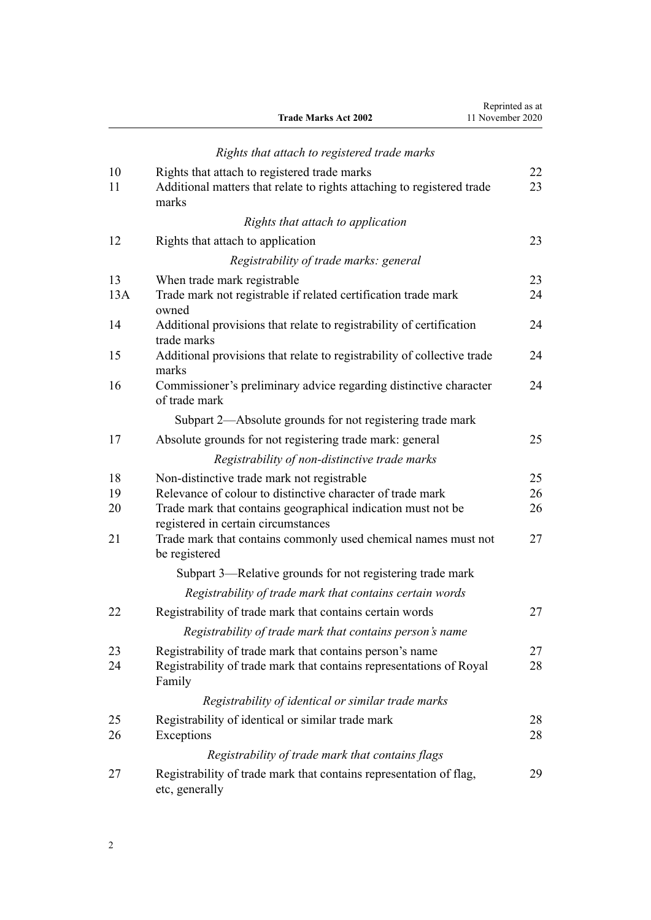*Rights that attach to registered trade marks*

| | | |
|---|---|---|
| 10 | Rights that attach to registered trade marks | 22 |
| 11 | Additional matters that relate to rights attaching to registered trade marks | 23 |

*Rights that attach to application*

| | | |
|---|---|---|
| 12 | Rights that attach to application | 23 |

*Registrability of trade marks: general*

| | | |
|---|---|---|
| 13 | When trade mark registrable | 23 |
| 13A | Trade mark not registrable if related certification trade mark owned | 24 |
| 14 | Additional provisions that relate to registrability of certification trade marks | 24 |
| 15 | Additional provisions that relate to registrability of collective trade marks | 24 |
| 16 | Commissioner's preliminary advice regarding distinctive character of trade mark | 24 |

Subpart 2—Absolute grounds for not registering trade mark

| | | |
|---|---|---|
| 17 | Absolute grounds for not registering trade mark: general | 25 |

*Registrability of non-distinctive trade marks*

| | | |
|---|---|---|
| 18 | Non-distinctive trade mark not registrable | 25 |
| 19 | Relevance of colour to distinctive character of trade mark | 26 |
| 20 | Trade mark that contains geographical indication must not be registered in certain circumstances | 26 |
| 21 | Trade mark that contains commonly used chemical names must not be registered | 27 |

Subpart 3—Relative grounds for not registering trade mark

*Registrability of trade mark that contains certain words*

| | | |
|---|---|---|
| 22 | Registrability of trade mark that contains certain words | 27 |

*Registrability of trade mark that contains person's name*

| | | |
|---|---|---|
| 23 | Registrability of trade mark that contains person's name | 27 |
| 24 | Registrability of trade mark that contains representations of Royal Family | 28 |

*Registrability of identical or similar trade marks*

| | | |
|---|---|---|
| 25 | Registrability of identical or similar trade mark | 28 |
| 26 | Exceptions | 28 |

*Registrability of trade mark that contains flags*

| | | |
|---|---|---|
| 27 | Registrability of trade mark that contains representation of flag, etc, generally | 29 |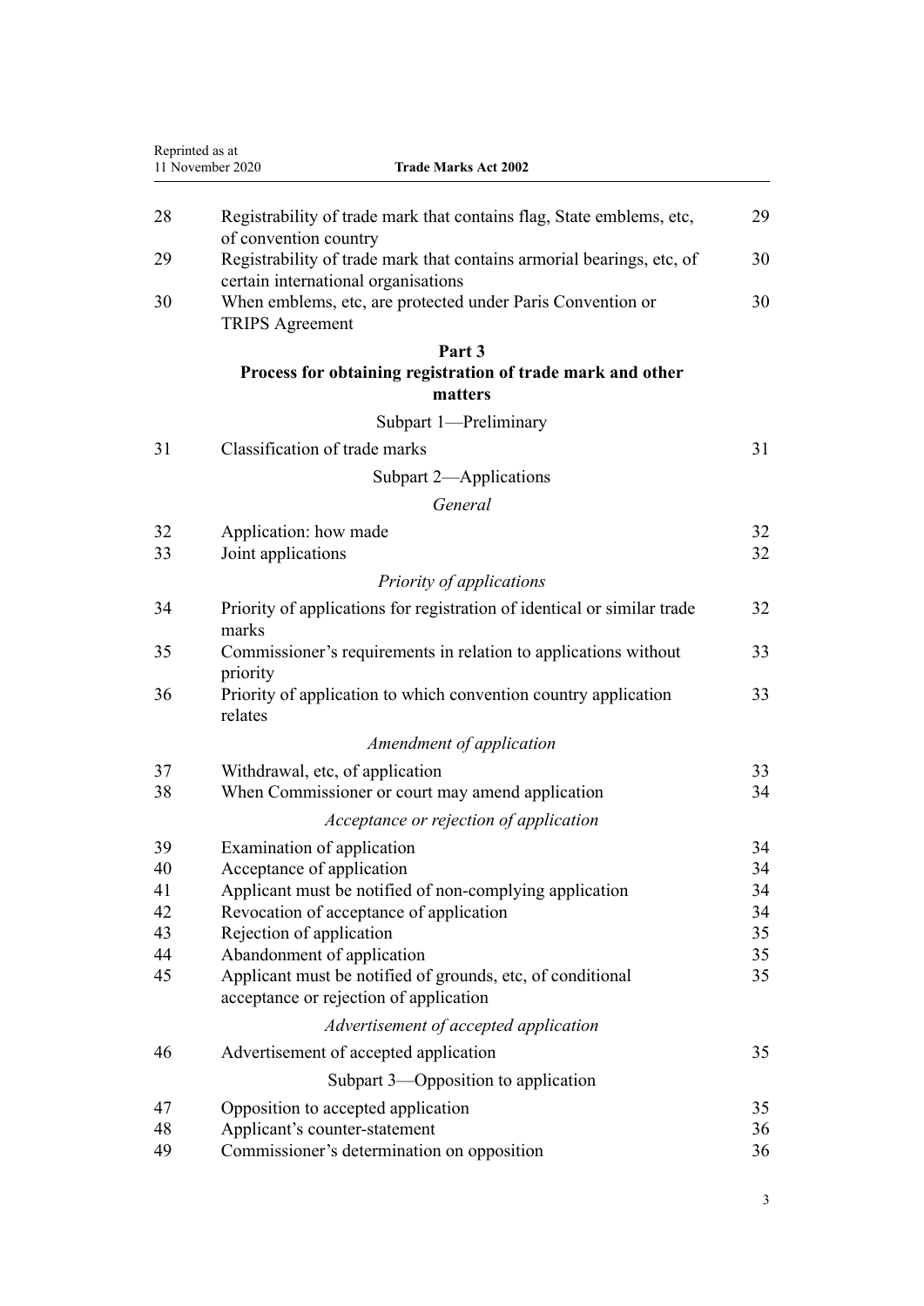| | | |
|---|---|---|
| 28 | Registrability of trade mark that contains flag, State emblems, etc, of convention country | 29 |
| 29 | Registrability of trade mark that contains armorial bearings, etc, of certain international organisations | 30 |
| 30 | When emblems, etc, are protected under Paris Convention or TRIPS Agreement | 30 |

## Part 3
## Process for obtaining registration of trade mark and other matters

### Subpart 1—Preliminary

| | | |
|---|---|---|
| 31 | Classification of trade marks | 31 |

### Subpart 2—Applications

*General*

| | | |
|---|---|---|
| 32 | Application: how made | 32 |
| 33 | Joint applications | 32 |

*Priority of applications*

| | | |
|---|---|---|
| 34 | Priority of applications for registration of identical or similar trade marks | 32 |
| 35 | Commissioner's requirements in relation to applications without priority | 33 |
| 36 | Priority of application to which convention country application relates | 33 |

*Amendment of application*

| | | |
|---|---|---|
| 37 | Withdrawal, etc, of application | 33 |
| 38 | When Commissioner or court may amend application | 34 |

*Acceptance or rejection of application*

| | | |
|---|---|---|
| 39 | Examination of application | 34 |
| 40 | Acceptance of application | 34 |
| 41 | Applicant must be notified of non-complying application | 34 |
| 42 | Revocation of acceptance of application | 34 |
| 43 | Rejection of application | 35 |
| 44 | Abandonment of application | 35 |
| 45 | Applicant must be notified of grounds, etc, of conditional acceptance or rejection of application | 35 |

*Advertisement of accepted application*

| | | |
|---|---|---|
| 46 | Advertisement of accepted application | 35 |

### Subpart 3—Opposition to application

| | | |
|---|---|---|
| 47 | Opposition to accepted application | 35 |
| 48 | Applicant's counter-statement | 36 |
| 49 | Commissioner's determination on opposition | 36 |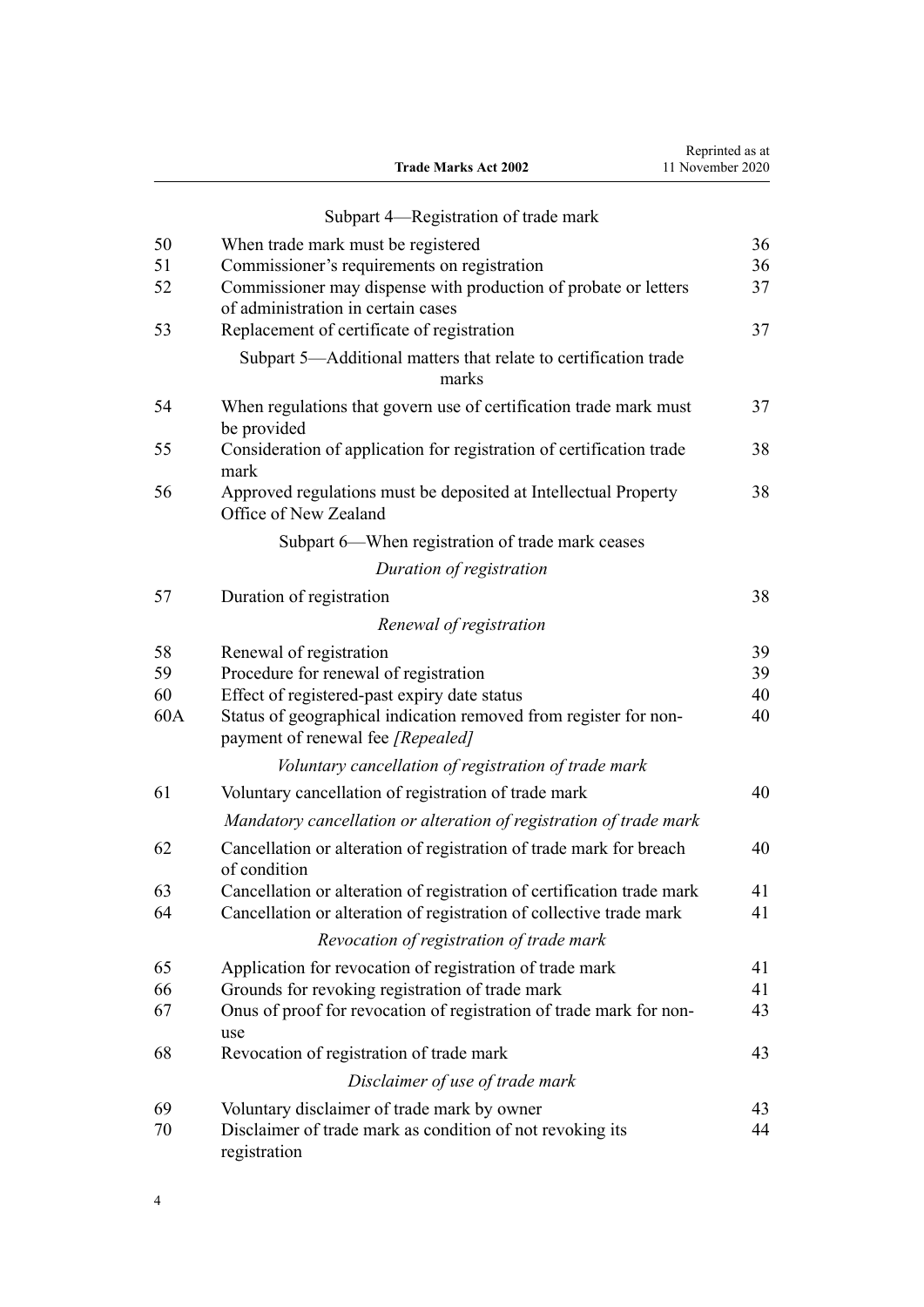Subpart 4—Registration of trade mark

| | | |
|---|---|---|
| 50 | When trade mark must be registered | 36 |
| 51 | Commissioner's requirements on registration | 36 |
| 52 | Commissioner may dispense with production of probate or letters of administration in certain cases | 37 |
| 53 | Replacement of certificate of registration | 37 |

Subpart 5—Additional matters that relate to certification trade marks

| | | |
|---|---|---|
| 54 | When regulations that govern use of certification trade mark must be provided | 37 |
| 55 | Consideration of application for registration of certification trade mark | 38 |
| 56 | Approved regulations must be deposited at Intellectual Property Office of New Zealand | 38 |

Subpart 6—When registration of trade mark ceases

*Duration of registration*

| | | |
|---|---|---|
| 57 | Duration of registration | 38 |

*Renewal of registration*

| | | |
|---|---|---|
| 58 | Renewal of registration | 39 |
| 59 | Procedure for renewal of registration | 39 |
| 60 | Effect of registered-past expiry date status | 40 |
| 60A | Status of geographical indication removed from register for non-payment of renewal fee *[Repealed]* | 40 |

*Voluntary cancellation of registration of trade mark*

| | | |
|---|---|---|
| 61 | Voluntary cancellation of registration of trade mark | 40 |

*Mandatory cancellation or alteration of registration of trade mark*

| | | |
|---|---|---|
| 62 | Cancellation or alteration of registration of trade mark for breach of condition | 40 |
| 63 | Cancellation or alteration of registration of certification trade mark | 41 |
| 64 | Cancellation or alteration of registration of collective trade mark | 41 |

*Revocation of registration of trade mark*

| | | |
|---|---|---|
| 65 | Application for revocation of registration of trade mark | 41 |
| 66 | Grounds for revoking registration of trade mark | 41 |
| 67 | Onus of proof for revocation of registration of trade mark for non-use | 43 |
| 68 | Revocation of registration of trade mark | 43 |

*Disclaimer of use of trade mark*

| | | |
|---|---|---|
| 69 | Voluntary disclaimer of trade mark by owner | 43 |
| 70 | Disclaimer of trade mark as condition of not revoking its registration | 44 |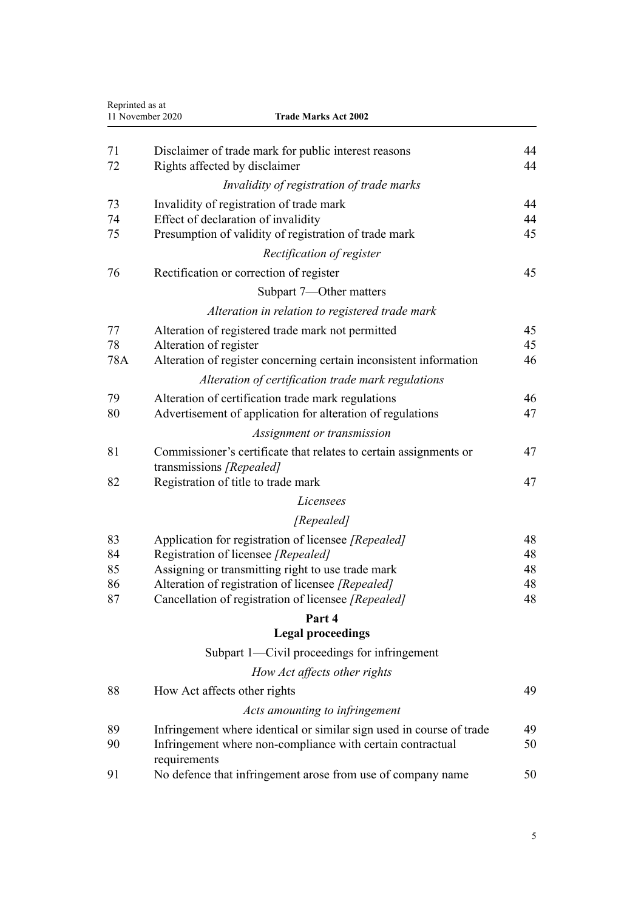| | | |
|---|---|---|
| 71 | Disclaimer of trade mark for public interest reasons | 44 |
| 72 | Rights affected by disclaimer | 44 |
| | *Invalidity of registration of trade marks* | |
| 73 | Invalidity of registration of trade mark | 44 |
| 74 | Effect of declaration of invalidity | 44 |
| 75 | Presumption of validity of registration of trade mark | 45 |
| | *Rectification of register* | |
| 76 | Rectification or correction of register | 45 |
| | Subpart 7—Other matters | |
| | *Alteration in relation to registered trade mark* | |
| 77 | Alteration of registered trade mark not permitted | 45 |
| 78 | Alteration of register | 45 |
| 78A | Alteration of register concerning certain inconsistent information | 46 |
| | *Alteration of certification trade mark regulations* | |
| 79 | Alteration of certification trade mark regulations | 46 |
| 80 | Advertisement of application for alteration of regulations | 47 |
| | *Assignment or transmission* | |
| 81 | Commissioner's certificate that relates to certain assignments or transmissions *[Repealed]* | 47 |
| 82 | Registration of title to trade mark | 47 |
| | *Licensees* | |
| | *[Repealed]* | |
| 83 | Application for registration of licensee *[Repealed]* | 48 |
| 84 | Registration of licensee *[Repealed]* | 48 |
| 85 | Assigning or transmitting right to use trade mark | 48 |
| 86 | Alteration of registration of licensee *[Repealed]* | 48 |
| 87 | Cancellation of registration of licensee *[Repealed]* | 48 |

## Part 4
## Legal proceedings

| | | |
|---|---|---|
| | Subpart 1—Civil proceedings for infringement | |
| | *How Act affects other rights* | |
| 88 | How Act affects other rights | 49 |
| | *Acts amounting to infringement* | |
| 89 | Infringement where identical or similar sign used in course of trade | 49 |
| 90 | Infringement where non-compliance with certain contractual requirements | 50 |
| 91 | No defence that infringement arose from use of company name | 50 |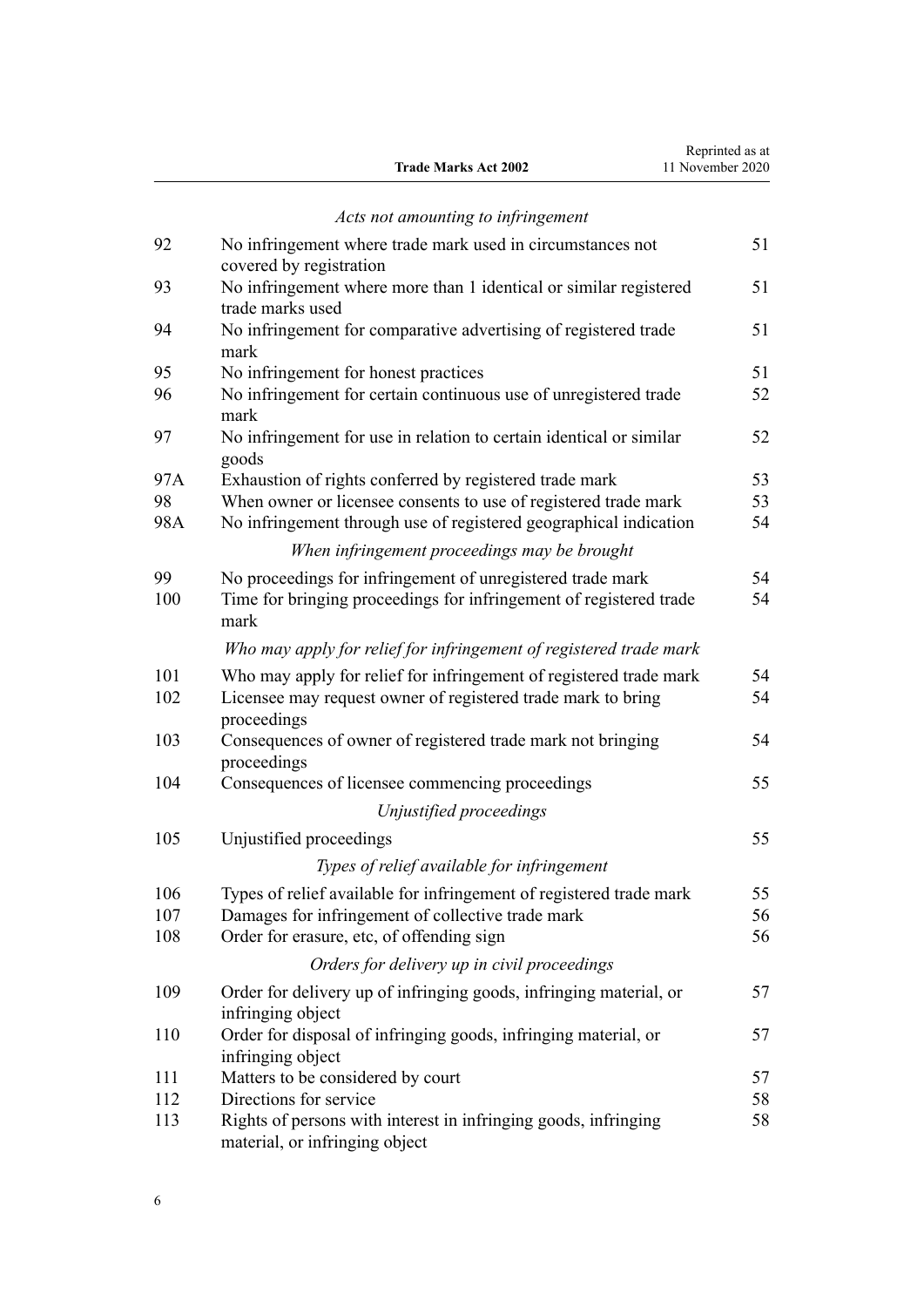*Acts not amounting to infringement*

| | | |
|---|---|---|
| 92 | No infringement where trade mark used in circumstances not covered by registration | 51 |
| 93 | No infringement where more than 1 identical or similar registered trade marks used | 51 |
| 94 | No infringement for comparative advertising of registered trade mark | 51 |
| 95 | No infringement for honest practices | 51 |
| 96 | No infringement for certain continuous use of unregistered trade mark | 52 |
| 97 | No infringement for use in relation to certain identical or similar goods | 52 |
| 97A | Exhaustion of rights conferred by registered trade mark | 53 |
| 98 | When owner or licensee consents to use of registered trade mark | 53 |
| 98A | No infringement through use of registered geographical indication | 54 |

*When infringement proceedings may be brought*

| | | |
|---|---|---|
| 99 | No proceedings for infringement of unregistered trade mark | 54 |
| 100 | Time for bringing proceedings for infringement of registered trade mark | 54 |

*Who may apply for relief for infringement of registered trade mark*

| | | |
|---|---|---|
| 101 | Who may apply for relief for infringement of registered trade mark | 54 |
| 102 | Licensee may request owner of registered trade mark to bring proceedings | 54 |
| 103 | Consequences of owner of registered trade mark not bringing proceedings | 54 |
| 104 | Consequences of licensee commencing proceedings | 55 |

*Unjustified proceedings*

| | | |
|---|---|---|
| 105 | Unjustified proceedings | 55 |

*Types of relief available for infringement*

| | | |
|---|---|---|
| 106 | Types of relief available for infringement of registered trade mark | 55 |
| 107 | Damages for infringement of collective trade mark | 56 |
| 108 | Order for erasure, etc, of offending sign | 56 |

*Orders for delivery up in civil proceedings*

| | | |
|---|---|---|
| 109 | Order for delivery up of infringing goods, infringing material, or infringing object | 57 |
| 110 | Order for disposal of infringing goods, infringing material, or infringing object | 57 |
| 111 | Matters to be considered by court | 57 |
| 112 | Directions for service | 58 |
| 113 | Rights of persons with interest in infringing goods, infringing material, or infringing object | 58 |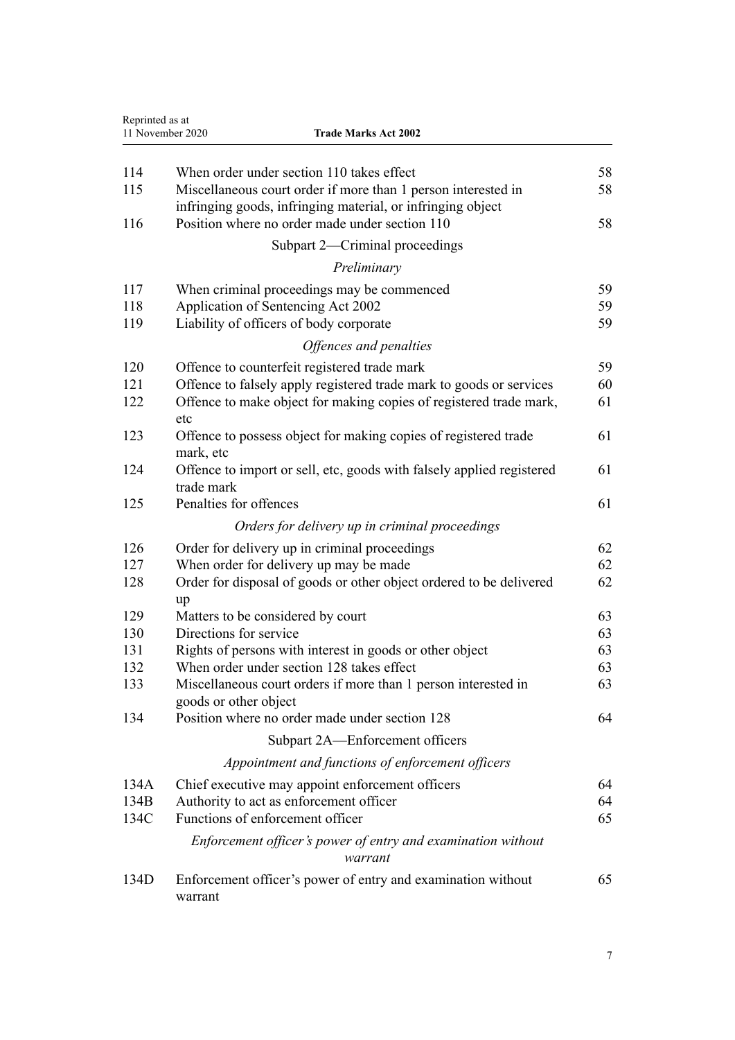| | | |
|---|---|---|
| 114 | When order under section 110 takes effect | 58 |
| 115 | Miscellaneous court order if more than 1 person interested in infringing goods, infringing material, or infringing object | 58 |
| 116 | Position where no order made under section 110 | 58 |
| | Subpart 2—Criminal proceedings | |
| | *Preliminary* | |
| 117 | When criminal proceedings may be commenced | 59 |
| 118 | Application of Sentencing Act 2002 | 59 |
| 119 | Liability of officers of body corporate | 59 |
| | *Offences and penalties* | |
| 120 | Offence to counterfeit registered trade mark | 59 |
| 121 | Offence to falsely apply registered trade mark to goods or services | 60 |
| 122 | Offence to make object for making copies of registered trade mark, etc | 61 |
| 123 | Offence to possess object for making copies of registered trade mark, etc | 61 |
| 124 | Offence to import or sell, etc, goods with falsely applied registered trade mark | 61 |
| 125 | Penalties for offences | 61 |
| | *Orders for delivery up in criminal proceedings* | |
| 126 | Order for delivery up in criminal proceedings | 62 |
| 127 | When order for delivery up may be made | 62 |
| 128 | Order for disposal of goods or other object ordered to be delivered up | 62 |
| 129 | Matters to be considered by court | 63 |
| 130 | Directions for service | 63 |
| 131 | Rights of persons with interest in goods or other object | 63 |
| 132 | When order under section 128 takes effect | 63 |
| 133 | Miscellaneous court orders if more than 1 person interested in goods or other object | 63 |
| 134 | Position where no order made under section 128 | 64 |
| | Subpart 2A—Enforcement officers | |
| | *Appointment and functions of enforcement officers* | |
| 134A | Chief executive may appoint enforcement officers | 64 |
| 134B | Authority to act as enforcement officer | 64 |
| 134C | Functions of enforcement officer | 65 |
| | *Enforcement officer's power of entry and examination without warrant* | |
| 134D | Enforcement officer's power of entry and examination without warrant | 65 |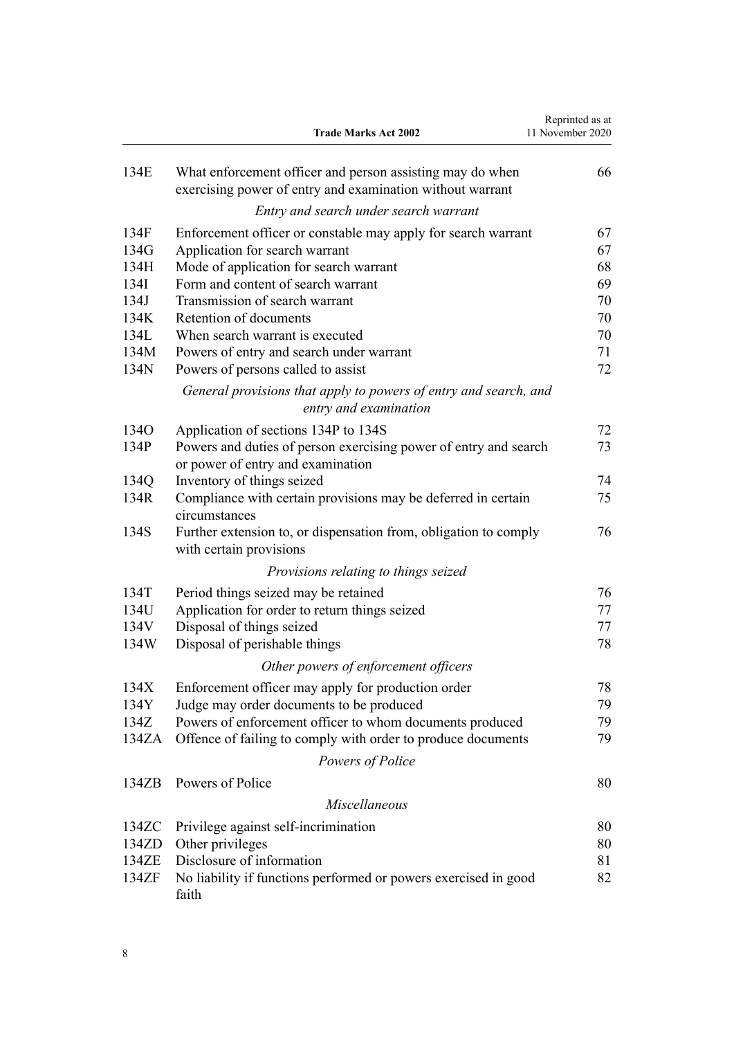| | | |
|---|---|---|
| 134E | What enforcement officer and person assisting may do when exercising power of entry and examination without warrant | 66 |
| | *Entry and search under search warrant* | |
| 134F | Enforcement officer or constable may apply for search warrant | 67 |
| 134G | Application for search warrant | 67 |
| 134H | Mode of application for search warrant | 68 |
| 134I | Form and content of search warrant | 69 |
| 134J | Transmission of search warrant | 70 |
| 134K | Retention of documents | 70 |
| 134L | When search warrant is executed | 70 |
| 134M | Powers of entry and search under warrant | 71 |
| 134N | Powers of persons called to assist | 72 |
| | *General provisions that apply to powers of entry and search, and entry and examination* | |
| 134O | Application of sections 134P to 134S | 72 |
| 134P | Powers and duties of person exercising power of entry and search or power of entry and examination | 73 |
| 134Q | Inventory of things seized | 74 |
| 134R | Compliance with certain provisions may be deferred in certain circumstances | 75 |
| 134S | Further extension to, or dispensation from, obligation to comply with certain provisions | 76 |
| | *Provisions relating to things seized* | |
| 134T | Period things seized may be retained | 76 |
| 134U | Application for order to return things seized | 77 |
| 134V | Disposal of things seized | 77 |
| 134W | Disposal of perishable things | 78 |
| | *Other powers of enforcement officers* | |
| 134X | Enforcement officer may apply for production order | 78 |
| 134Y | Judge may order documents to be produced | 79 |
| 134Z | Powers of enforcement officer to whom documents produced | 79 |
| 134ZA | Offence of failing to comply with order to produce documents | 79 |
| | *Powers of Police* | |
| 134ZB | Powers of Police | 80 |
| | *Miscellaneous* | |
| 134ZC | Privilege against self-incrimination | 80 |
| 134ZD | Other privileges | 80 |
| 134ZE | Disclosure of information | 81 |
| 134ZF | No liability if functions performed or powers exercised in good faith | 82 |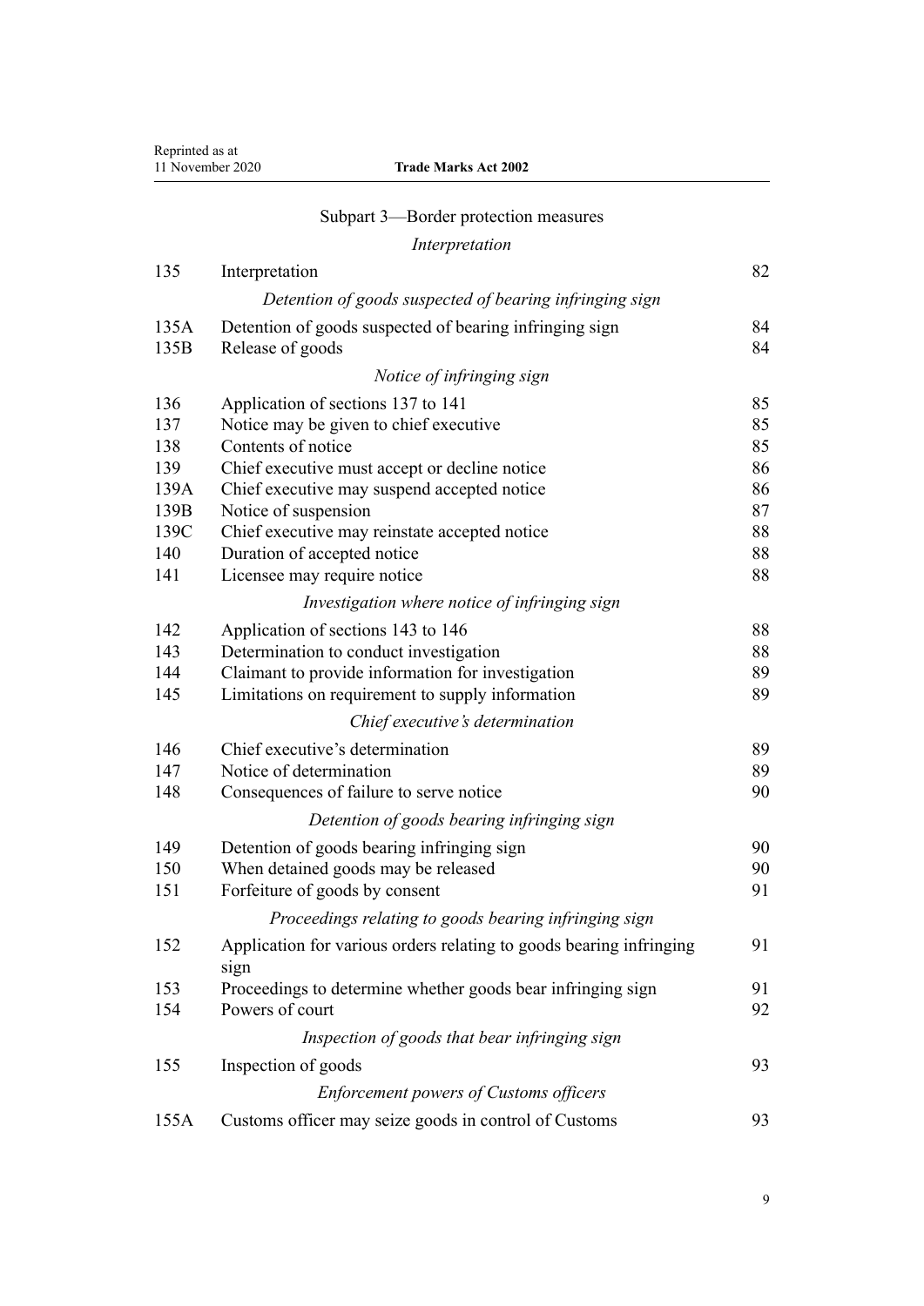Subpart 3—Border protection measures

*Interpretation*

| | | |
|---|---|---|
| 135 | Interpretation | 82 |

*Detention of goods suspected of bearing infringing sign*

| | | |
|---|---|---|
| 135A | Detention of goods suspected of bearing infringing sign | 84 |
| 135B | Release of goods | 84 |

*Notice of infringing sign*

| | | |
|---|---|---|
| 136 | Application of sections 137 to 141 | 85 |
| 137 | Notice may be given to chief executive | 85 |
| 138 | Contents of notice | 85 |
| 139 | Chief executive must accept or decline notice | 86 |
| 139A | Chief executive may suspend accepted notice | 86 |
| 139B | Notice of suspension | 87 |
| 139C | Chief executive may reinstate accepted notice | 88 |
| 140 | Duration of accepted notice | 88 |
| 141 | Licensee may require notice | 88 |

*Investigation where notice of infringing sign*

| | | |
|---|---|---|
| 142 | Application of sections 143 to 146 | 88 |
| 143 | Determination to conduct investigation | 88 |
| 144 | Claimant to provide information for investigation | 89 |
| 145 | Limitations on requirement to supply information | 89 |

*Chief executive's determination*

| | | |
|---|---|---|
| 146 | Chief executive's determination | 89 |
| 147 | Notice of determination | 89 |
| 148 | Consequences of failure to serve notice | 90 |

*Detention of goods bearing infringing sign*

| | | |
|---|---|---|
| 149 | Detention of goods bearing infringing sign | 90 |
| 150 | When detained goods may be released | 90 |
| 151 | Forfeiture of goods by consent | 91 |

*Proceedings relating to goods bearing infringing sign*

| | | |
|---|---|---|
| 152 | Application for various orders relating to goods bearing infringing sign | 91 |
| 153 | Proceedings to determine whether goods bear infringing sign | 91 |
| 154 | Powers of court | 92 |

*Inspection of goods that bear infringing sign*

| | | |
|---|---|---|
| 155 | Inspection of goods | 93 |

*Enforcement powers of Customs officers*

| | | |
|---|---|---|
| 155A | Customs officer may seize goods in control of Customs | 93 |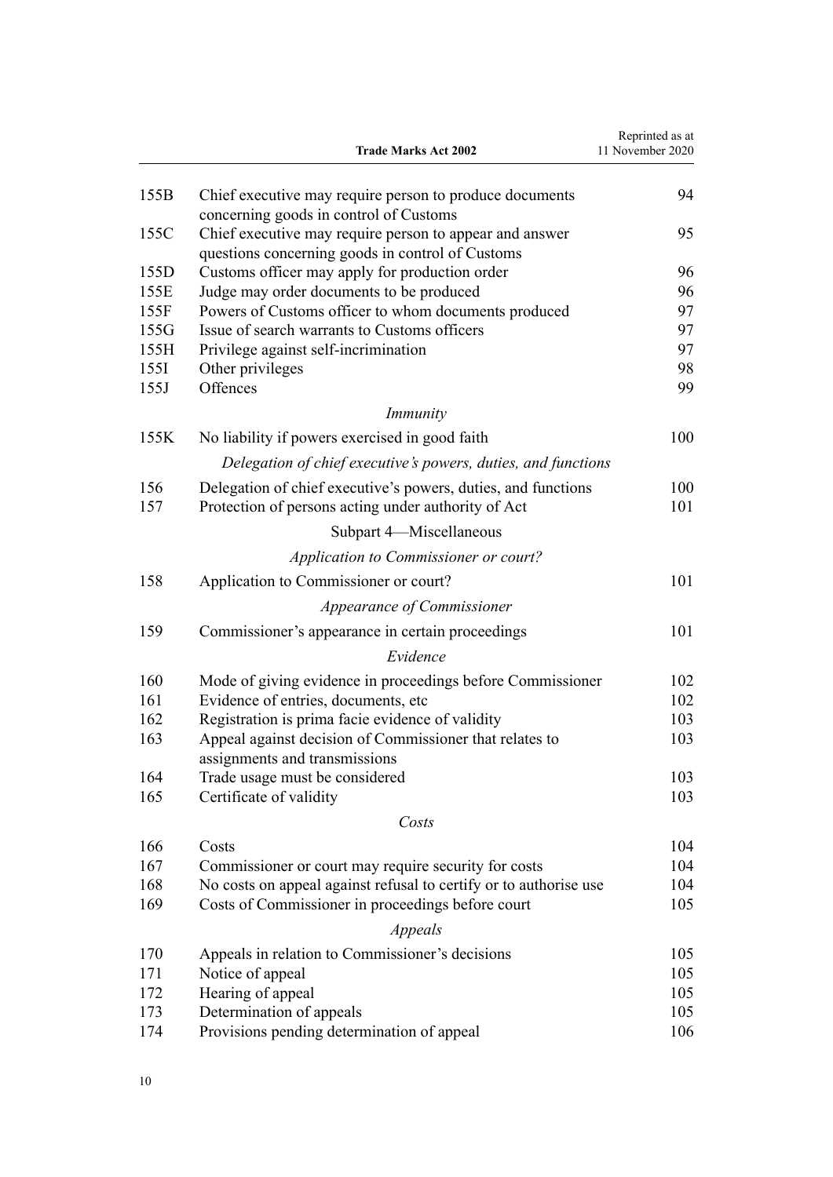| | | |
|---|---|---|
| 155B | Chief executive may require person to produce documents concerning goods in control of Customs | 94 |
| 155C | Chief executive may require person to appear and answer questions concerning goods in control of Customs | 95 |
| 155D | Customs officer may apply for production order | 96 |
| 155E | Judge may order documents to be produced | 96 |
| 155F | Powers of Customs officer to whom documents produced | 97 |
| 155G | Issue of search warrants to Customs officers | 97 |
| 155H | Privilege against self-incrimination | 97 |
| 155I | Other privileges | 98 |
| 155J | Offences | 99 |

*Immunity*

| | | |
|---|---|---|
| 155K | No liability if powers exercised in good faith | 100 |

*Delegation of chief executive's powers, duties, and functions*

| | | |
|---|---|---|
| 156 | Delegation of chief executive's powers, duties, and functions | 100 |
| 157 | Protection of persons acting under authority of Act | 101 |

Subpart 4—Miscellaneous

*Application to Commissioner or court?*

| | | |
|---|---|---|
| 158 | Application to Commissioner or court? | 101 |

*Appearance of Commissioner*

| | | |
|---|---|---|
| 159 | Commissioner's appearance in certain proceedings | 101 |

*Evidence*

| | | |
|---|---|---|
| 160 | Mode of giving evidence in proceedings before Commissioner | 102 |
| 161 | Evidence of entries, documents, etc | 102 |
| 162 | Registration is prima facie evidence of validity | 103 |
| 163 | Appeal against decision of Commissioner that relates to assignments and transmissions | 103 |
| 164 | Trade usage must be considered | 103 |
| 165 | Certificate of validity | 103 |

*Costs*

| | | |
|---|---|---|
| 166 | Costs | 104 |
| 167 | Commissioner or court may require security for costs | 104 |
| 168 | No costs on appeal against refusal to certify or to authorise use | 104 |
| 169 | Costs of Commissioner in proceedings before court | 105 |

*Appeals*

| | | |
|---|---|---|
| 170 | Appeals in relation to Commissioner's decisions | 105 |
| 171 | Notice of appeal | 105 |
| 172 | Hearing of appeal | 105 |
| 173 | Determination of appeals | 105 |
| 174 | Provisions pending determination of appeal | 106 |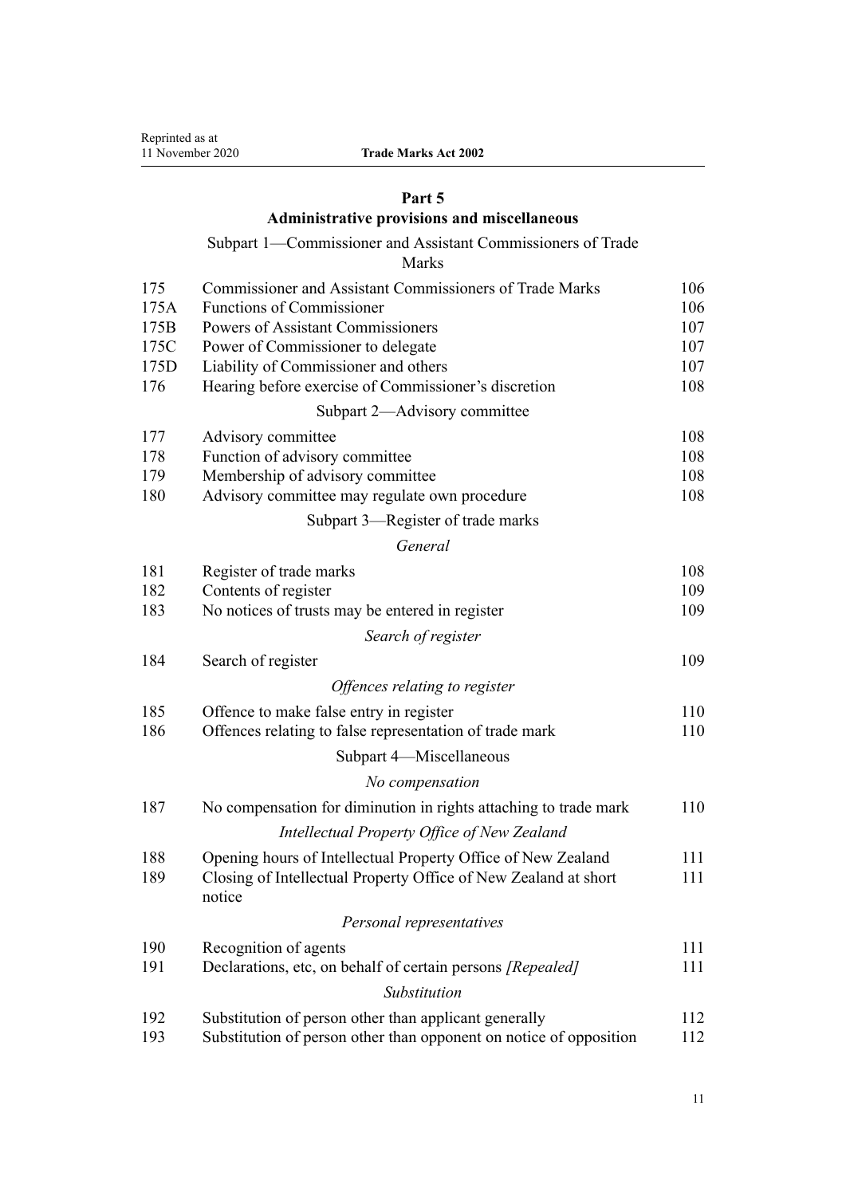## Part 5
## Administrative provisions and miscellaneous

### Subpart 1—Commissioner and Assistant Commissioners of Trade Marks

| | | |
|---|---|---|
| 175 | Commissioner and Assistant Commissioners of Trade Marks | 106 |
| 175A | Functions of Commissioner | 106 |
| 175B | Powers of Assistant Commissioners | 107 |
| 175C | Power of Commissioner to delegate | 107 |
| 175D | Liability of Commissioner and others | 107 |
| 176 | Hearing before exercise of Commissioner's discretion | 108 |

### Subpart 2—Advisory committee

| | | |
|---|---|---|
| 177 | Advisory committee | 108 |
| 178 | Function of advisory committee | 108 |
| 179 | Membership of advisory committee | 108 |
| 180 | Advisory committee may regulate own procedure | 108 |

### Subpart 3—Register of trade marks

*General*

| | | |
|---|---|---|
| 181 | Register of trade marks | 108 |
| 182 | Contents of register | 109 |
| 183 | No notices of trusts may be entered in register | 109 |

*Search of register*

| | | |
|---|---|---|
| 184 | Search of register | 109 |

*Offences relating to register*

| | | |
|---|---|---|
| 185 | Offence to make false entry in register | 110 |
| 186 | Offences relating to false representation of trade mark | 110 |

### Subpart 4—Miscellaneous

*No compensation*

| | | |
|---|---|---|
| 187 | No compensation for diminution in rights attaching to trade mark | 110 |

*Intellectual Property Office of New Zealand*

| | | |
|---|---|---|
| 188 | Opening hours of Intellectual Property Office of New Zealand | 111 |
| 189 | Closing of Intellectual Property Office of New Zealand at short notice | 111 |

*Personal representatives*

| | | |
|---|---|---|
| 190 | Recognition of agents | 111 |
| 191 | Declarations, etc, on behalf of certain persons *[Repealed]* | 111 |

*Substitution*

| | | |
|---|---|---|
| 192 | Substitution of person other than applicant generally | 112 |
| 193 | Substitution of person other than opponent on notice of opposition | 112 |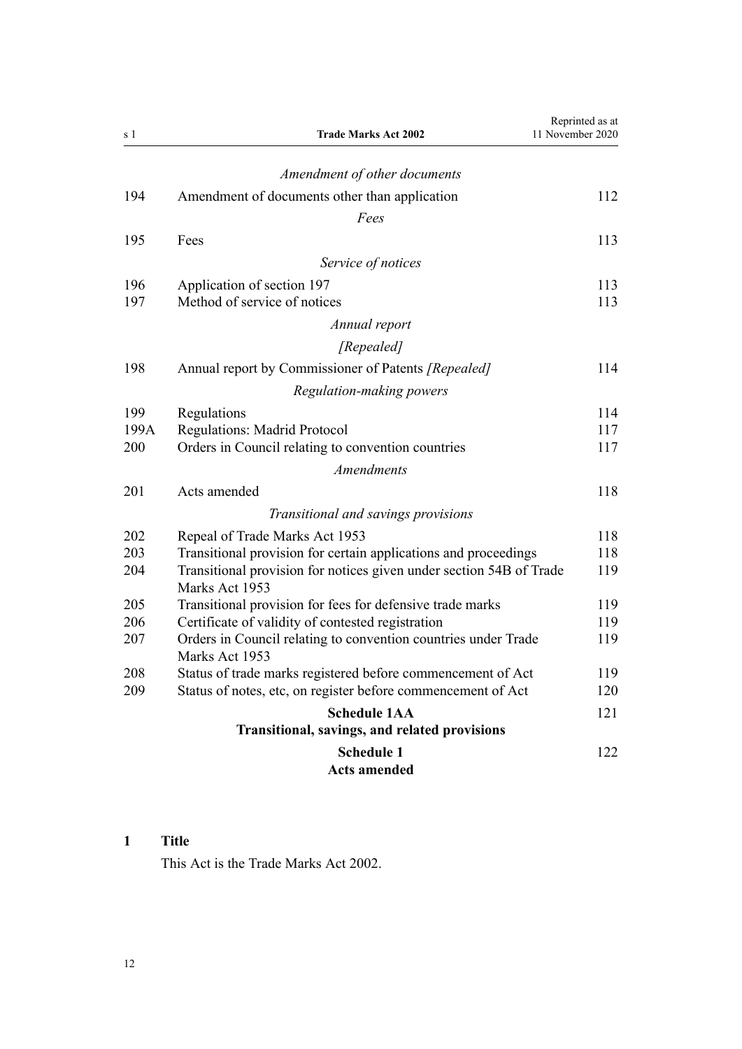*Amendment of other documents*

| | | |
|---|---|---|
| 194 | Amendment of documents other than application | 112 |

*Fees*

| | | |
|---|---|---|
| 195 | Fees | 113 |

*Service of notices*

| | | |
|---|---|---|
| 196 | Application of section 197 | 113 |
| 197 | Method of service of notices | 113 |

*Annual report*

*[Repealed]*

| | | |
|---|---|---|
| 198 | Annual report by Commissioner of Patents *[Repealed]* | 114 |

*Regulation-making powers*

| | | |
|---|---|---|
| 199 | Regulations | 114 |
| 199A | Regulations: Madrid Protocol | 117 |
| 200 | Orders in Council relating to convention countries | 117 |

*Amendments*

| | | |
|---|---|---|
| 201 | Acts amended | 118 |

*Transitional and savings provisions*

| | | |
|---|---|---|
| 202 | Repeal of Trade Marks Act 1953 | 118 |
| 203 | Transitional provision for certain applications and proceedings | 118 |
| 204 | Transitional provision for notices given under section 54B of Trade Marks Act 1953 | 119 |
| 205 | Transitional provision for fees for defensive trade marks | 119 |
| 206 | Certificate of validity of contested registration | 119 |
| 207 | Orders in Council relating to convention countries under Trade Marks Act 1953 | 119 |
| 208 | Status of trade marks registered before commencement of Act | 119 |
| 209 | Status of notes, etc, on register before commencement of Act | 120 |

**Schedule 1AA** — 121
**Transitional, savings, and related provisions**

**Schedule 1** — 122
**Acts amended**

## 1 Title

This Act is the Trade Marks Act 2002.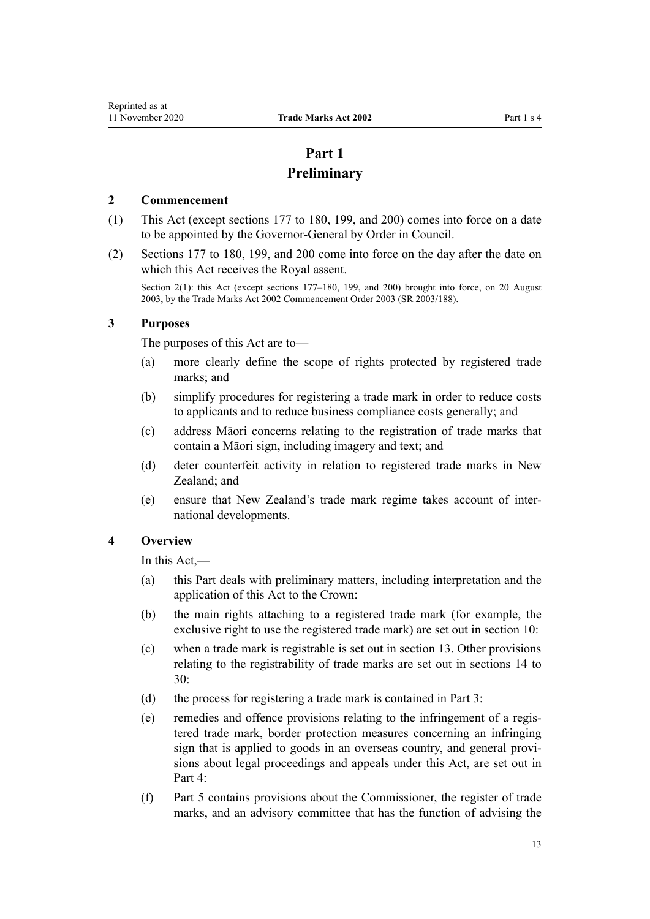# Part 1
# Preliminary

### 2 Commencement

(1) This Act (except sections 177 to 180, 199, and 200) comes into force on a date to be appointed by the Governor-General by Order in Council.

(2) Sections 177 to 180, 199, and 200 come into force on the day after the date on which this Act receives the Royal assent.

Section 2(1): this Act (except sections 177–180, 199, and 200) brought into force, on 20 August 2003, by the Trade Marks Act 2002 Commencement Order 2003 (SR 2003/188).

### 3 Purposes

The purposes of this Act are to—

(a) more clearly define the scope of rights protected by registered trade marks; and

(b) simplify procedures for registering a trade mark in order to reduce costs to applicants and to reduce business compliance costs generally; and

(c) address Māori concerns relating to the registration of trade marks that contain a Māori sign, including imagery and text; and

(d) deter counterfeit activity in relation to registered trade marks in New Zealand; and

(e) ensure that New Zealand's trade mark regime takes account of international developments.

### 4 Overview

In this Act,—

(a) this Part deals with preliminary matters, including interpretation and the application of this Act to the Crown:

(b) the main rights attaching to a registered trade mark (for example, the exclusive right to use the registered trade mark) are set out in section 10:

(c) when a trade mark is registrable is set out in section 13. Other provisions relating to the registrability of trade marks are set out in sections 14 to 30:

(d) the process for registering a trade mark is contained in Part 3:

(e) remedies and offence provisions relating to the infringement of a registered trade mark, border protection measures concerning an infringing sign that is applied to goods in an overseas country, and general provisions about legal proceedings and appeals under this Act, are set out in Part 4:

(f) Part 5 contains provisions about the Commissioner, the register of trade marks, and an advisory committee that has the function of advising the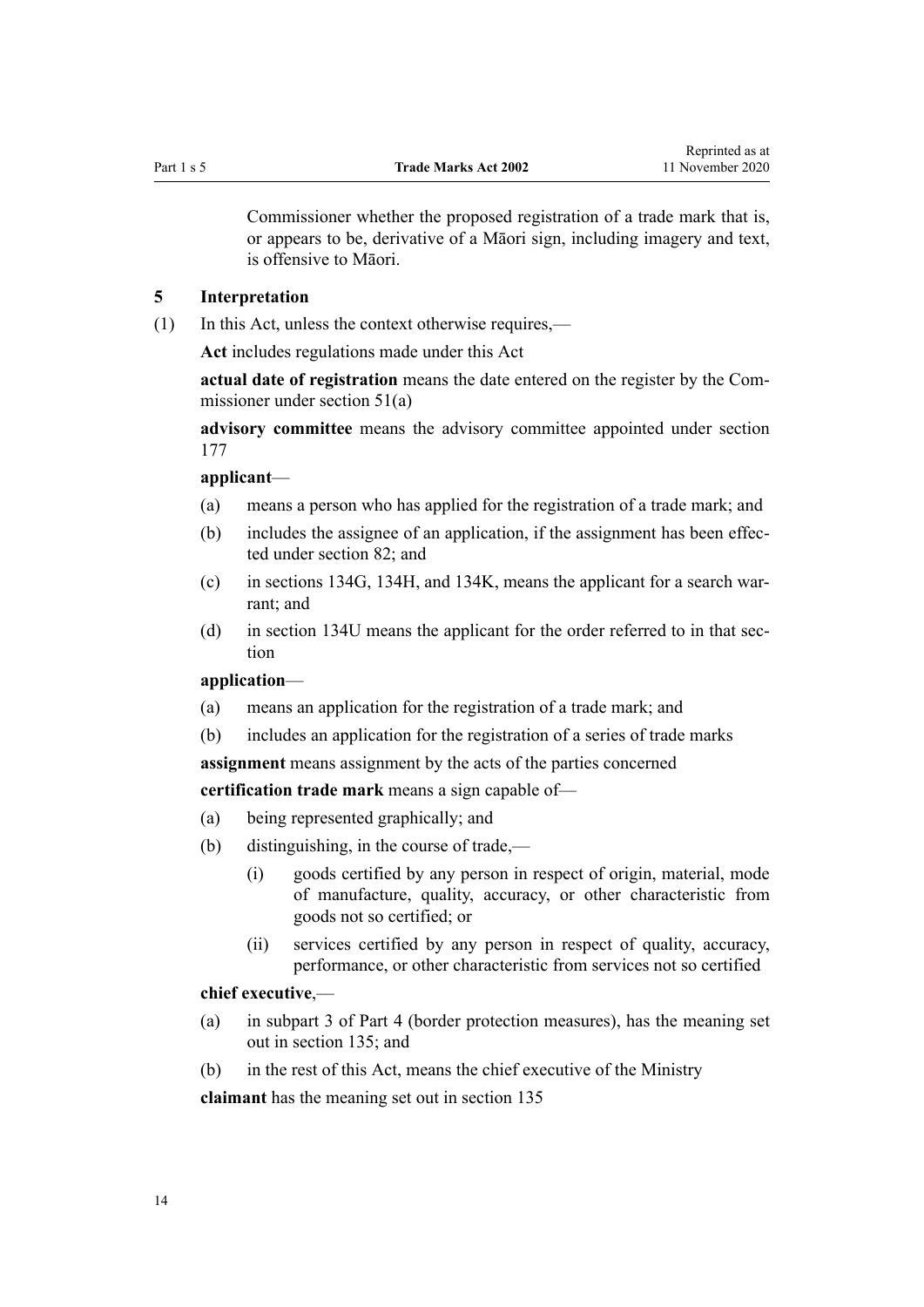Commissioner whether the proposed registration of a trade mark that is, or appears to be, derivative of a Māori sign, including imagery and text, is offensive to Māori.

## 5 Interpretation

(1) In this Act, unless the context otherwise requires,—

**Act** includes regulations made under this Act

**actual date of registration** means the date entered on the register by the Commissioner under section 51(a)

**advisory committee** means the advisory committee appointed under section 177

**applicant**—

- (a) means a person who has applied for the registration of a trade mark; and
- (b) includes the assignee of an application, if the assignment has been effected under section 82; and
- (c) in sections 134G, 134H, and 134K, means the applicant for a search warrant; and
- (d) in section 134U means the applicant for the order referred to in that section

**application**—

- (a) means an application for the registration of a trade mark; and
- (b) includes an application for the registration of a series of trade marks

**assignment** means assignment by the acts of the parties concerned

**certification trade mark** means a sign capable of—

- (a) being represented graphically; and
- (b) distinguishing, in the course of trade,—
  - (i) goods certified by any person in respect of origin, material, mode of manufacture, quality, accuracy, or other characteristic from goods not so certified; or
  - (ii) services certified by any person in respect of quality, accuracy, performance, or other characteristic from services not so certified

**chief executive**,—

- (a) in subpart 3 of Part 4 (border protection measures), has the meaning set out in section 135; and
- (b) in the rest of this Act, means the chief executive of the Ministry

**claimant** has the meaning set out in section 135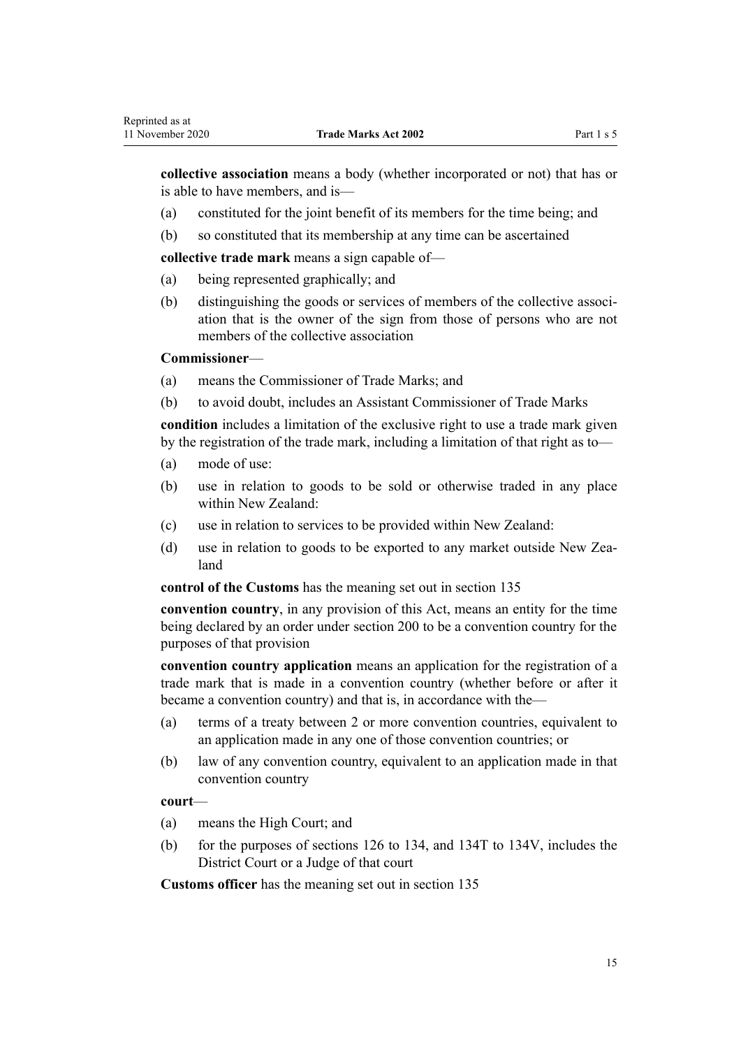**collective association** means a body (whether incorporated or not) that has or is able to have members, and is—

(a) constituted for the joint benefit of its members for the time being; and

(b) so constituted that its membership at any time can be ascertained

**collective trade mark** means a sign capable of—

(a) being represented graphically; and

(b) distinguishing the goods or services of members of the collective association that is the owner of the sign from those of persons who are not members of the collective association

**Commissioner**—

(a) means the Commissioner of Trade Marks; and

(b) to avoid doubt, includes an Assistant Commissioner of Trade Marks

**condition** includes a limitation of the exclusive right to use a trade mark given by the registration of the trade mark, including a limitation of that right as to—

(a) mode of use:

(b) use in relation to goods to be sold or otherwise traded in any place within New Zealand:

(c) use in relation to services to be provided within New Zealand:

(d) use in relation to goods to be exported to any market outside New Zealand

**control of the Customs** has the meaning set out in section 135

**convention country**, in any provision of this Act, means an entity for the time being declared by an order under section 200 to be a convention country for the purposes of that provision

**convention country application** means an application for the registration of a trade mark that is made in a convention country (whether before or after it became a convention country) and that is, in accordance with the—

(a) terms of a treaty between 2 or more convention countries, equivalent to an application made in any one of those convention countries; or

(b) law of any convention country, equivalent to an application made in that convention country

**court**—

(a) means the High Court; and

(b) for the purposes of sections 126 to 134, and 134T to 134V, includes the District Court or a Judge of that court

**Customs officer** has the meaning set out in section 135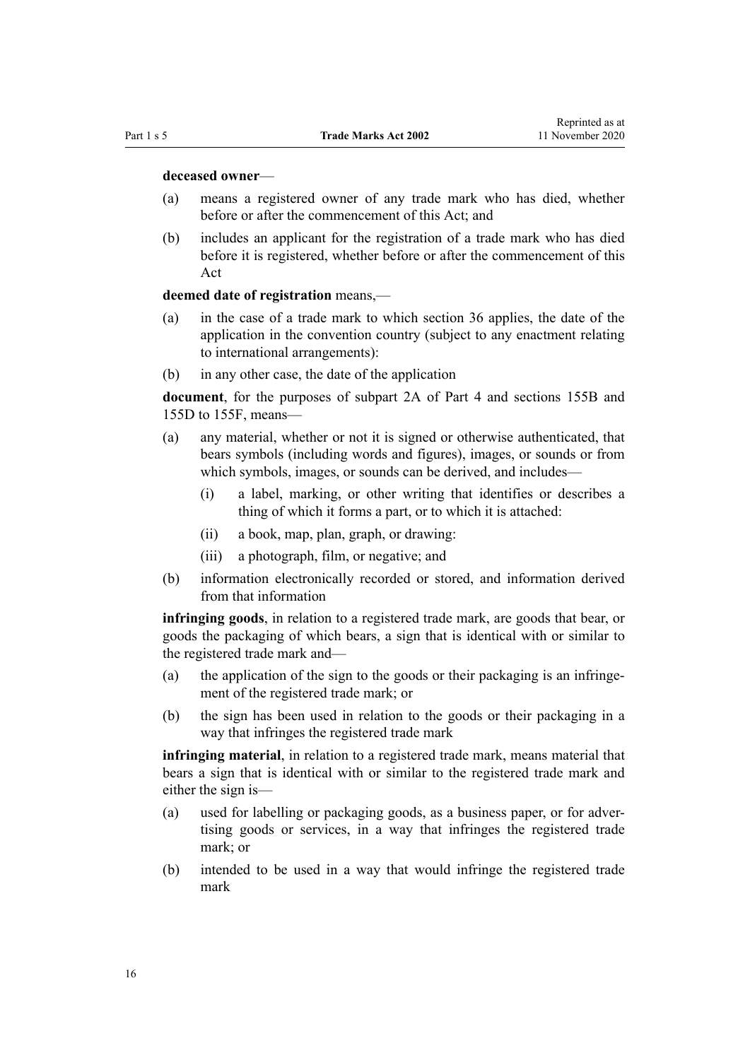**deceased owner**—

(a) means a registered owner of any trade mark who has died, whether before or after the commencement of this Act; and

(b) includes an applicant for the registration of a trade mark who has died before it is registered, whether before or after the commencement of this Act

**deemed date of registration** means,—

(a) in the case of a trade mark to which section 36 applies, the date of the application in the convention country (subject to any enactment relating to international arrangements):

(b) in any other case, the date of the application

**document**, for the purposes of subpart 2A of Part 4 and sections 155B and 155D to 155F, means—

(a) any material, whether or not it is signed or otherwise authenticated, that bears symbols (including words and figures), images, or sounds or from which symbols, images, or sounds can be derived, and includes—

  (i) a label, marking, or other writing that identifies or describes a thing of which it forms a part, or to which it is attached:

  (ii) a book, map, plan, graph, or drawing:

  (iii) a photograph, film, or negative; and

(b) information electronically recorded or stored, and information derived from that information

**infringing goods**, in relation to a registered trade mark, are goods that bear, or goods the packaging of which bears, a sign that is identical with or similar to the registered trade mark and—

(a) the application of the sign to the goods or their packaging is an infringement of the registered trade mark; or

(b) the sign has been used in relation to the goods or their packaging in a way that infringes the registered trade mark

**infringing material**, in relation to a registered trade mark, means material that bears a sign that is identical with or similar to the registered trade mark and either the sign is—

(a) used for labelling or packaging goods, as a business paper, or for advertising goods or services, in a way that infringes the registered trade mark; or

(b) intended to be used in a way that would infringe the registered trade mark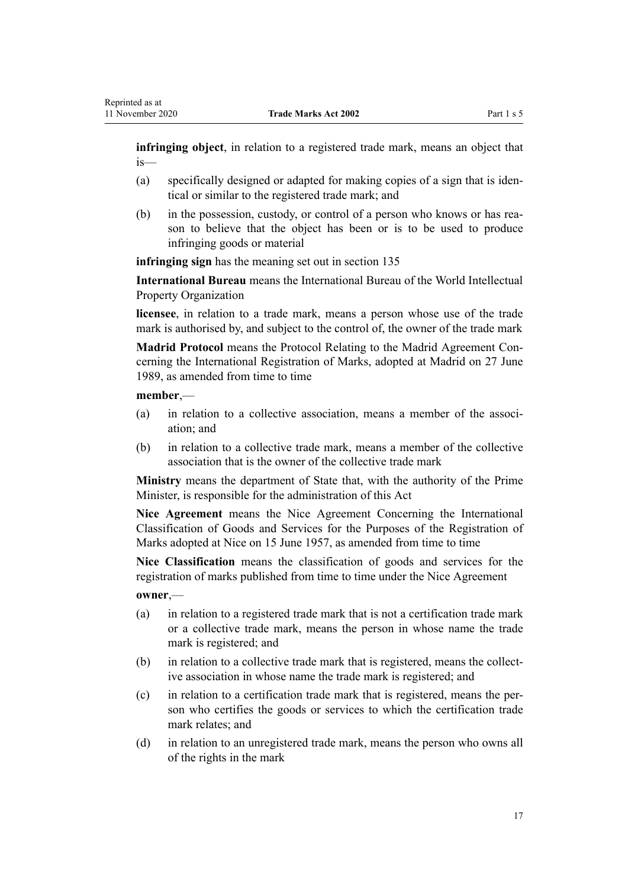**infringing object**, in relation to a registered trade mark, means an object that is—

(a) specifically designed or adapted for making copies of a sign that is identical or similar to the registered trade mark; and

(b) in the possession, custody, or control of a person who knows or has reason to believe that the object has been or is to be used to produce infringing goods or material

**infringing sign** has the meaning set out in section 135

**International Bureau** means the International Bureau of the World Intellectual Property Organization

**licensee**, in relation to a trade mark, means a person whose use of the trade mark is authorised by, and subject to the control of, the owner of the trade mark

**Madrid Protocol** means the Protocol Relating to the Madrid Agreement Concerning the International Registration of Marks, adopted at Madrid on 27 June 1989, as amended from time to time

**member**,—

(a) in relation to a collective association, means a member of the association; and

(b) in relation to a collective trade mark, means a member of the collective association that is the owner of the collective trade mark

**Ministry** means the department of State that, with the authority of the Prime Minister, is responsible for the administration of this Act

**Nice Agreement** means the Nice Agreement Concerning the International Classification of Goods and Services for the Purposes of the Registration of Marks adopted at Nice on 15 June 1957, as amended from time to time

**Nice Classification** means the classification of goods and services for the registration of marks published from time to time under the Nice Agreement

**owner**,—

(a) in relation to a registered trade mark that is not a certification trade mark or a collective trade mark, means the person in whose name the trade mark is registered; and

(b) in relation to a collective trade mark that is registered, means the collective association in whose name the trade mark is registered; and

(c) in relation to a certification trade mark that is registered, means the person who certifies the goods or services to which the certification trade mark relates; and

(d) in relation to an unregistered trade mark, means the person who owns all of the rights in the mark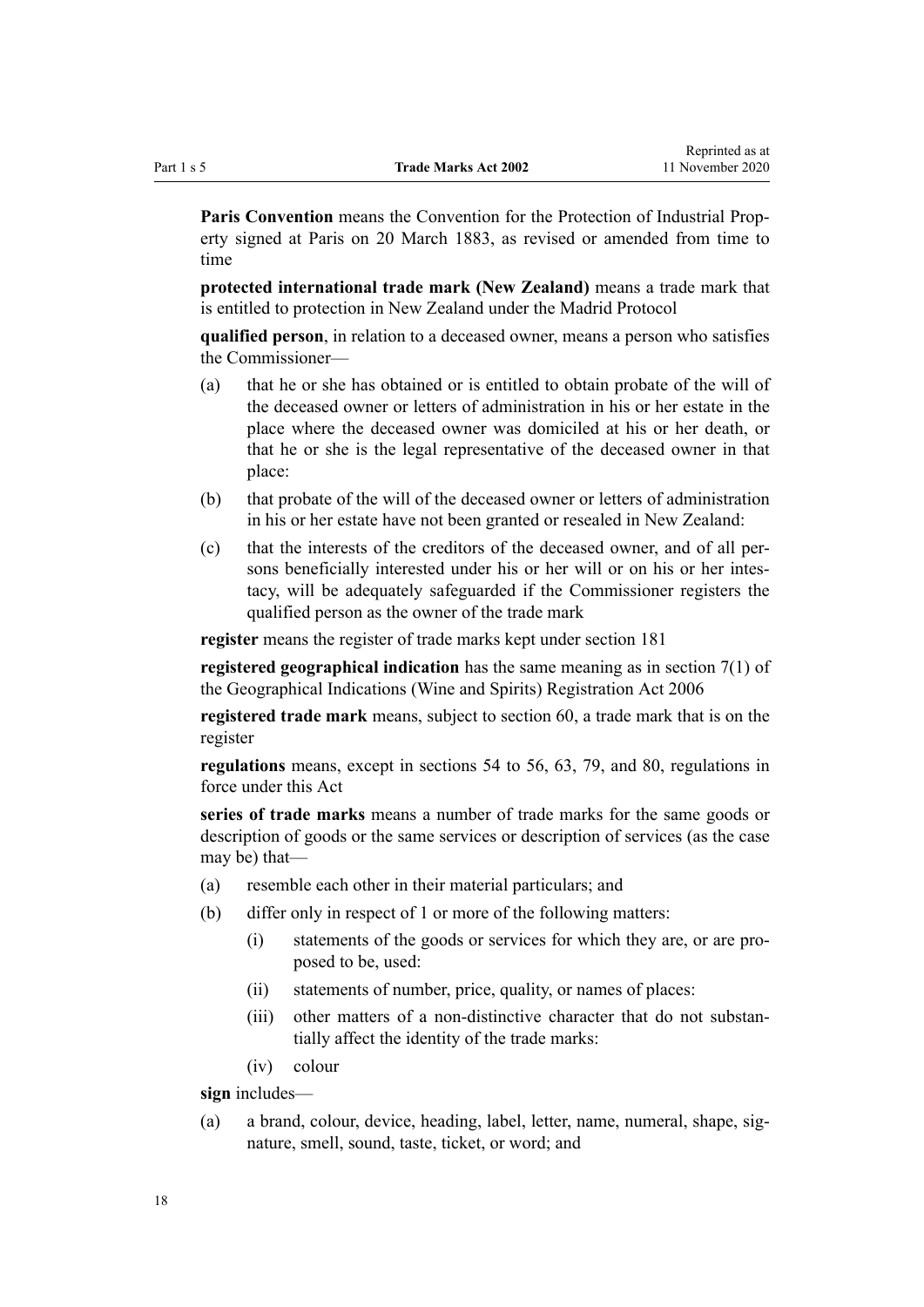**Paris Convention** means the Convention for the Protection of Industrial Property signed at Paris on 20 March 1883, as revised or amended from time to time

**protected international trade mark (New Zealand)** means a trade mark that is entitled to protection in New Zealand under the Madrid Protocol

**qualified person**, in relation to a deceased owner, means a person who satisfies the Commissioner—

(a) that he or she has obtained or is entitled to obtain probate of the will of the deceased owner or letters of administration in his or her estate in the place where the deceased owner was domiciled at his or her death, or that he or she is the legal representative of the deceased owner in that place:

(b) that probate of the will of the deceased owner or letters of administration in his or her estate have not been granted or resealed in New Zealand:

(c) that the interests of the creditors of the deceased owner, and of all persons beneficially interested under his or her will or on his or her intestacy, will be adequately safeguarded if the Commissioner registers the qualified person as the owner of the trade mark

**register** means the register of trade marks kept under section 181

**registered geographical indication** has the same meaning as in section 7(1) of the Geographical Indications (Wine and Spirits) Registration Act 2006

**registered trade mark** means, subject to section 60, a trade mark that is on the register

**regulations** means, except in sections 54 to 56, 63, 79, and 80, regulations in force under this Act

**series of trade marks** means a number of trade marks for the same goods or description of goods or the same services or description of services (as the case may be) that—

(a) resemble each other in their material particulars; and

(b) differ only in respect of 1 or more of the following matters:

  (i) statements of the goods or services for which they are, or are proposed to be, used:

  (ii) statements of number, price, quality, or names of places:

  (iii) other matters of a non-distinctive character that do not substantially affect the identity of the trade marks:

  (iv) colour

**sign** includes—

(a) a brand, colour, device, heading, label, letter, name, numeral, shape, signature, smell, sound, taste, ticket, or word; and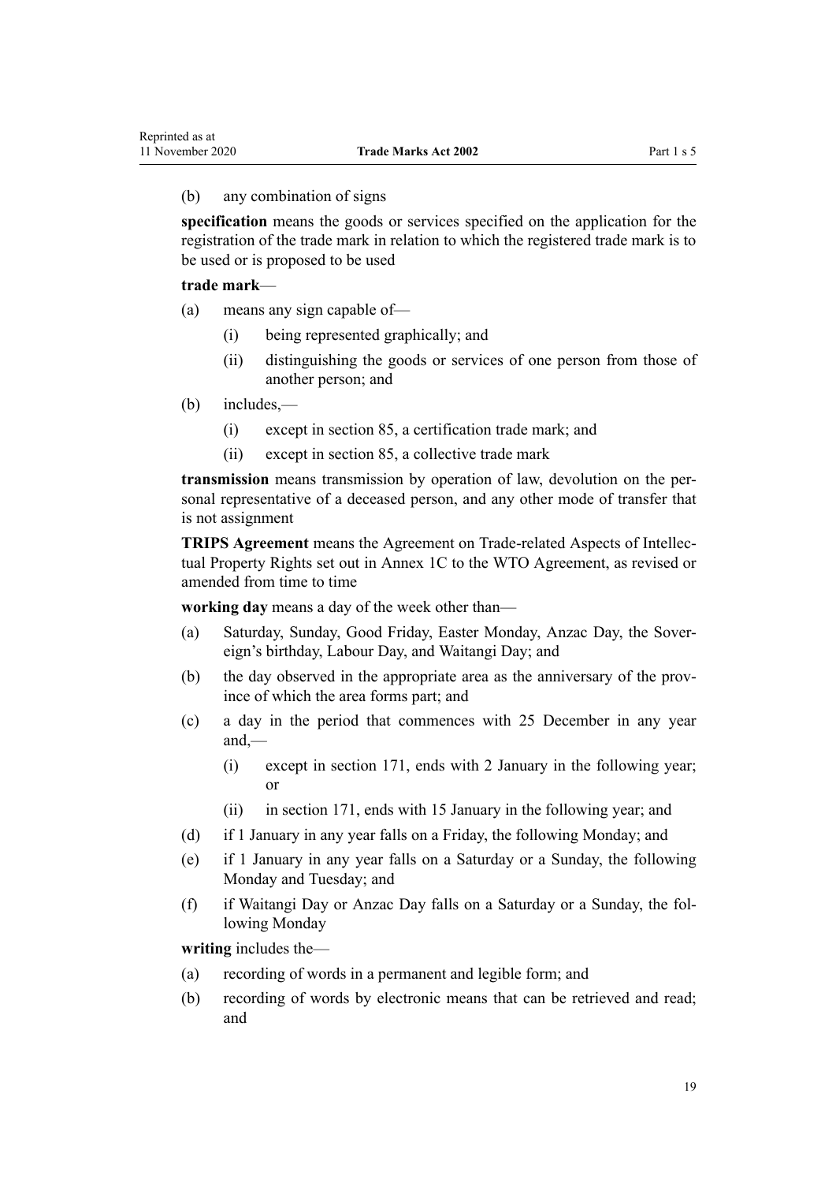(b) any combination of signs

**specification** means the goods or services specified on the application for the registration of the trade mark in relation to which the registered trade mark is to be used or is proposed to be used

**trade mark**—

(a) means any sign capable of—

  (i) being represented graphically; and

  (ii) distinguishing the goods or services of one person from those of another person; and

(b) includes,—

  (i) except in section 85, a certification trade mark; and

  (ii) except in section 85, a collective trade mark

**transmission** means transmission by operation of law, devolution on the personal representative of a deceased person, and any other mode of transfer that is not assignment

**TRIPS Agreement** means the Agreement on Trade-related Aspects of Intellectual Property Rights set out in Annex 1C to the WTO Agreement, as revised or amended from time to time

**working day** means a day of the week other than—

(a) Saturday, Sunday, Good Friday, Easter Monday, Anzac Day, the Sovereign's birthday, Labour Day, and Waitangi Day; and

(b) the day observed in the appropriate area as the anniversary of the province of which the area forms part; and

(c) a day in the period that commences with 25 December in any year and,—

  (i) except in section 171, ends with 2 January in the following year; or

  (ii) in section 171, ends with 15 January in the following year; and

(d) if 1 January in any year falls on a Friday, the following Monday; and

(e) if 1 January in any year falls on a Saturday or a Sunday, the following Monday and Tuesday; and

(f) if Waitangi Day or Anzac Day falls on a Saturday or a Sunday, the following Monday

**writing** includes the—

(a) recording of words in a permanent and legible form; and

(b) recording of words by electronic means that can be retrieved and read; and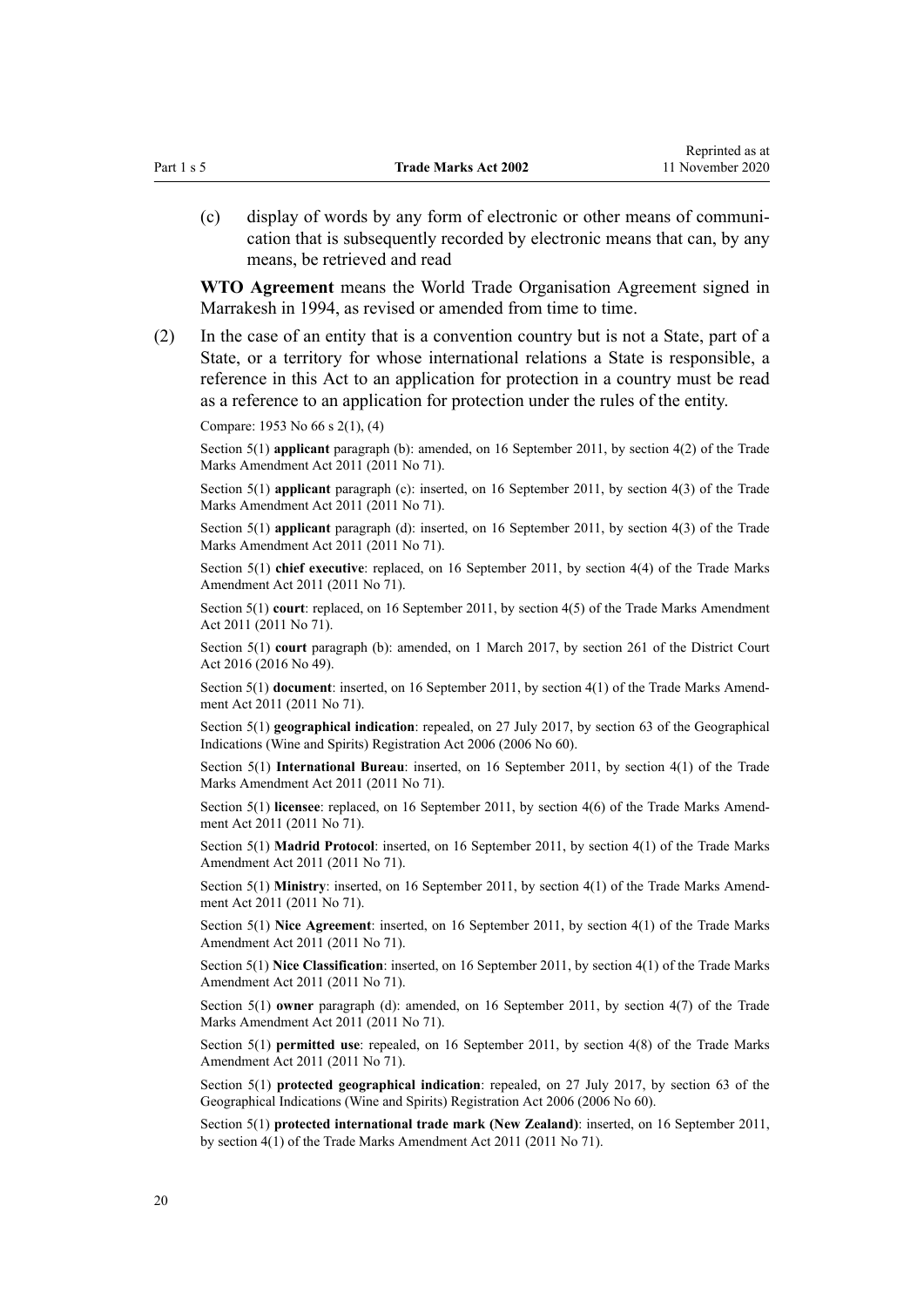(c) display of words by any form of electronic or other means of communication that is subsequently recorded by electronic means that can, by any means, be retrieved and read

**WTO Agreement** means the World Trade Organisation Agreement signed in Marrakesh in 1994, as revised or amended from time to time.

(2) In the case of an entity that is a convention country but is not a State, part of a State, or a territory for whose international relations a State is responsible, a reference in this Act to an application for protection in a country must be read as a reference to an application for protection under the rules of the entity.

Compare: 1953 No 66 s 2(1), (4)

Section 5(1) **applicant** paragraph (b): amended, on 16 September 2011, by section 4(2) of the Trade Marks Amendment Act 2011 (2011 No 71).

Section 5(1) **applicant** paragraph (c): inserted, on 16 September 2011, by section 4(3) of the Trade Marks Amendment Act 2011 (2011 No 71).

Section 5(1) **applicant** paragraph (d): inserted, on 16 September 2011, by section 4(3) of the Trade Marks Amendment Act 2011 (2011 No 71).

Section 5(1) **chief executive**: replaced, on 16 September 2011, by section 4(4) of the Trade Marks Amendment Act 2011 (2011 No 71).

Section 5(1) **court**: replaced, on 16 September 2011, by section 4(5) of the Trade Marks Amendment Act 2011 (2011 No 71).

Section 5(1) **court** paragraph (b): amended, on 1 March 2017, by section 261 of the District Court Act 2016 (2016 No 49).

Section 5(1) **document**: inserted, on 16 September 2011, by section 4(1) of the Trade Marks Amendment Act 2011 (2011 No 71).

Section 5(1) **geographical indication**: repealed, on 27 July 2017, by section 63 of the Geographical Indications (Wine and Spirits) Registration Act 2006 (2006 No 60).

Section 5(1) **International Bureau**: inserted, on 16 September 2011, by section 4(1) of the Trade Marks Amendment Act 2011 (2011 No 71).

Section 5(1) **licensee**: replaced, on 16 September 2011, by section 4(6) of the Trade Marks Amendment Act 2011 (2011 No 71).

Section 5(1) **Madrid Protocol**: inserted, on 16 September 2011, by section 4(1) of the Trade Marks Amendment Act 2011 (2011 No 71).

Section 5(1) **Ministry**: inserted, on 16 September 2011, by section 4(1) of the Trade Marks Amendment Act 2011 (2011 No 71).

Section 5(1) **Nice Agreement**: inserted, on 16 September 2011, by section 4(1) of the Trade Marks Amendment Act 2011 (2011 No 71).

Section 5(1) **Nice Classification**: inserted, on 16 September 2011, by section 4(1) of the Trade Marks Amendment Act 2011 (2011 No 71).

Section 5(1) **owner** paragraph (d): amended, on 16 September 2011, by section 4(7) of the Trade Marks Amendment Act 2011 (2011 No 71).

Section 5(1) **permitted use**: repealed, on 16 September 2011, by section 4(8) of the Trade Marks Amendment Act 2011 (2011 No 71).

Section 5(1) **protected geographical indication**: repealed, on 27 July 2017, by section 63 of the Geographical Indications (Wine and Spirits) Registration Act 2006 (2006 No 60).

Section 5(1) **protected international trade mark (New Zealand)**: inserted, on 16 September 2011, by section 4(1) of the Trade Marks Amendment Act 2011 (2011 No 71).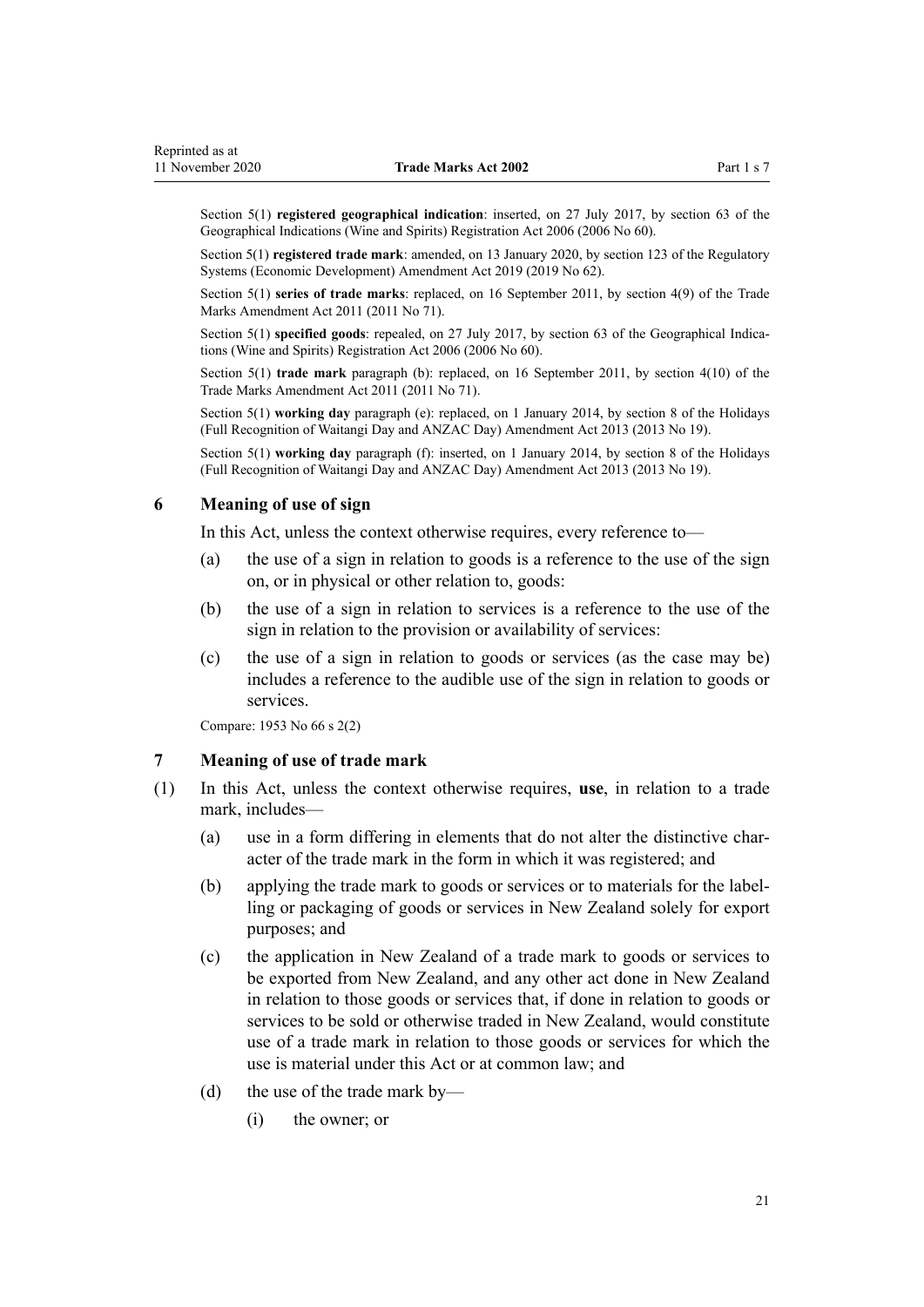Section 5(1) **registered geographical indication**: inserted, on 27 July 2017, by section 63 of the Geographical Indications (Wine and Spirits) Registration Act 2006 (2006 No 60).

Section 5(1) **registered trade mark**: amended, on 13 January 2020, by section 123 of the Regulatory Systems (Economic Development) Amendment Act 2019 (2019 No 62).

Section 5(1) **series of trade marks**: replaced, on 16 September 2011, by section 4(9) of the Trade Marks Amendment Act 2011 (2011 No 71).

Section 5(1) **specified goods**: repealed, on 27 July 2017, by section 63 of the Geographical Indications (Wine and Spirits) Registration Act 2006 (2006 No 60).

Section 5(1) **trade mark** paragraph (b): replaced, on 16 September 2011, by section 4(10) of the Trade Marks Amendment Act 2011 (2011 No 71).

Section 5(1) **working day** paragraph (e): replaced, on 1 January 2014, by section 8 of the Holidays (Full Recognition of Waitangi Day and ANZAC Day) Amendment Act 2013 (2013 No 19).

Section 5(1) **working day** paragraph (f): inserted, on 1 January 2014, by section 8 of the Holidays (Full Recognition of Waitangi Day and ANZAC Day) Amendment Act 2013 (2013 No 19).

### 6 Meaning of use of sign

In this Act, unless the context otherwise requires, every reference to—

(a) the use of a sign in relation to goods is a reference to the use of the sign on, or in physical or other relation to, goods:

(b) the use of a sign in relation to services is a reference to the use of the sign in relation to the provision or availability of services:

(c) the use of a sign in relation to goods or services (as the case may be) includes a reference to the audible use of the sign in relation to goods or services.

Compare: 1953 No 66 s 2(2)

### 7 Meaning of use of trade mark

(1) In this Act, unless the context otherwise requires, **use**, in relation to a trade mark, includes—

(a) use in a form differing in elements that do not alter the distinctive character of the trade mark in the form in which it was registered; and

(b) applying the trade mark to goods or services or to materials for the labelling or packaging of goods or services in New Zealand solely for export purposes; and

(c) the application in New Zealand of a trade mark to goods or services to be exported from New Zealand, and any other act done in New Zealand in relation to those goods or services that, if done in relation to goods or services to be sold or otherwise traded in New Zealand, would constitute use of a trade mark in relation to those goods or services for which the use is material under this Act or at common law; and

(d) the use of the trade mark by—

(i) the owner; or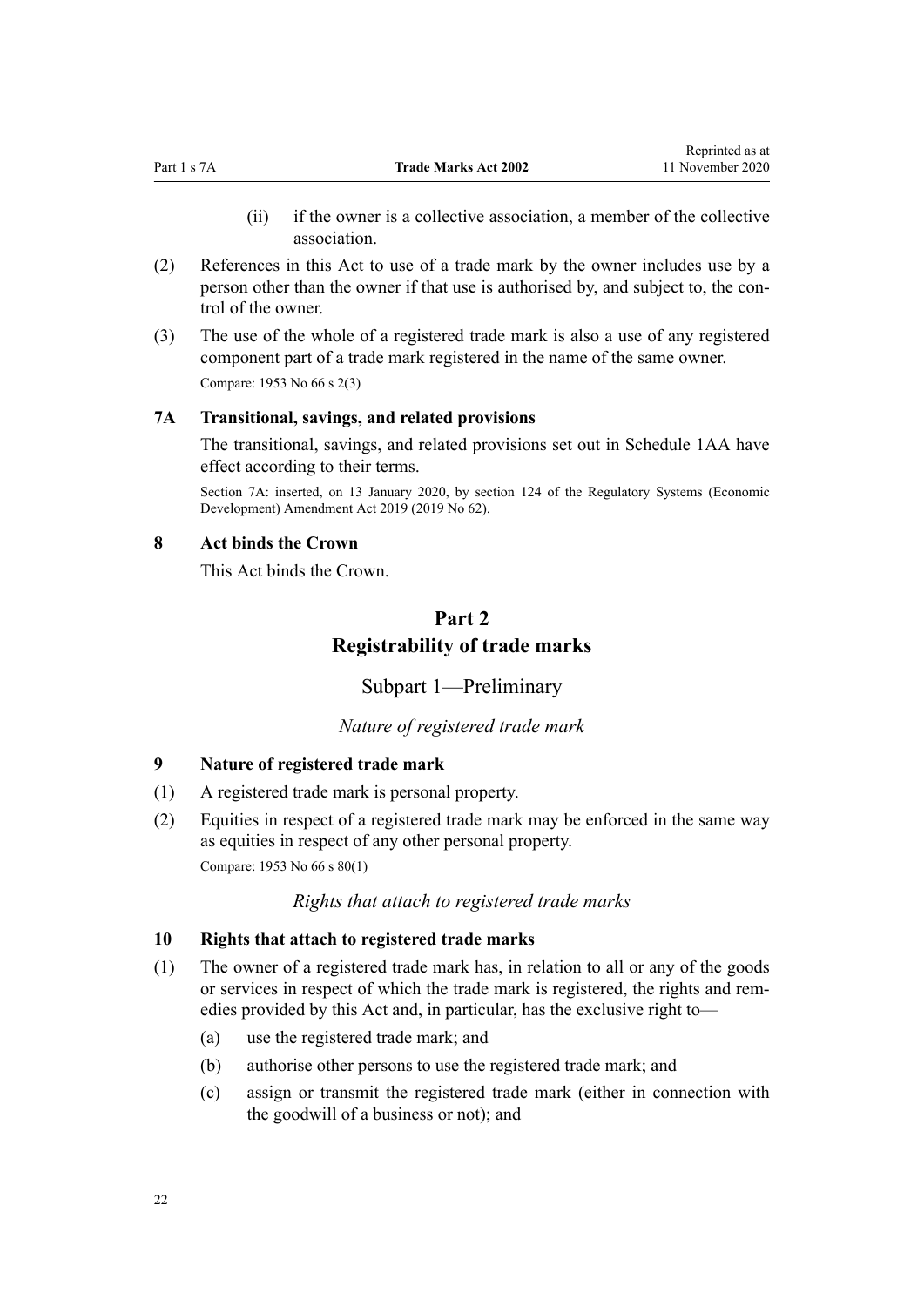(ii) if the owner is a collective association, a member of the collective association.

(2) References in this Act to use of a trade mark by the owner includes use by a person other than the owner if that use is authorised by, and subject to, the control of the owner.

(3) The use of the whole of a registered trade mark is also a use of any registered component part of a trade mark registered in the name of the same owner.

Compare: 1953 No 66 s 2(3)

### 7A Transitional, savings, and related provisions

The transitional, savings, and related provisions set out in Schedule 1AA have effect according to their terms.

Section 7A: inserted, on 13 January 2020, by section 124 of the Regulatory Systems (Economic Development) Amendment Act 2019 (2019 No 62).

### 8 Act binds the Crown

This Act binds the Crown.

# Part 2
# Registrability of trade marks

## Subpart 1—Preliminary

*Nature of registered trade mark*

### 9 Nature of registered trade mark

(1) A registered trade mark is personal property.

(2) Equities in respect of a registered trade mark may be enforced in the same way as equities in respect of any other personal property.

Compare: 1953 No 66 s 80(1)

*Rights that attach to registered trade marks*

### 10 Rights that attach to registered trade marks

(1) The owner of a registered trade mark has, in relation to all or any of the goods or services in respect of which the trade mark is registered, the rights and remedies provided by this Act and, in particular, has the exclusive right to—

(a) use the registered trade mark; and

(b) authorise other persons to use the registered trade mark; and

(c) assign or transmit the registered trade mark (either in connection with the goodwill of a business or not); and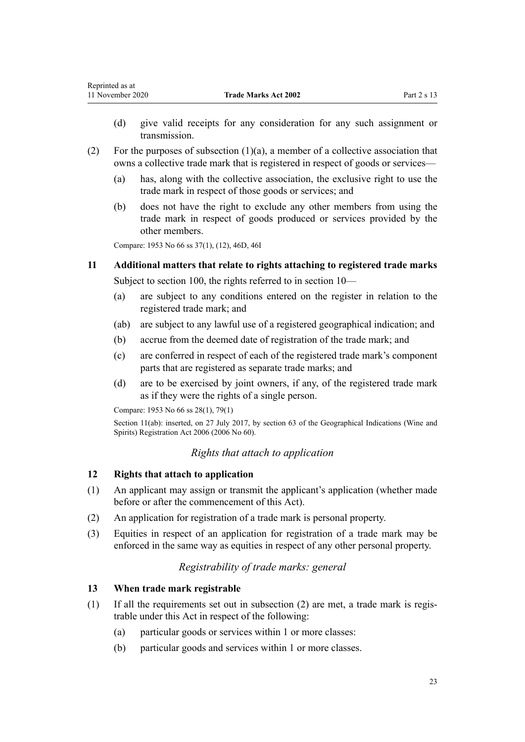(d) give valid receipts for any consideration for any such assignment or transmission.

(2) For the purposes of subsection (1)(a), a member of a collective association that owns a collective trade mark that is registered in respect of goods or services—

(a) has, along with the collective association, the exclusive right to use the trade mark in respect of those goods or services; and

(b) does not have the right to exclude any other members from using the trade mark in respect of goods produced or services provided by the other members.

Compare: 1953 No 66 ss 37(1), (12), 46D, 46I

### 11 Additional matters that relate to rights attaching to registered trade marks

Subject to section 100, the rights referred to in section 10—

(a) are subject to any conditions entered on the register in relation to the registered trade mark; and

(ab) are subject to any lawful use of a registered geographical indication; and

(b) accrue from the deemed date of registration of the trade mark; and

(c) are conferred in respect of each of the registered trade mark's component parts that are registered as separate trade marks; and

(d) are to be exercised by joint owners, if any, of the registered trade mark as if they were the rights of a single person.

Compare: 1953 No 66 ss 28(1), 79(1)

Section 11(ab): inserted, on 27 July 2017, by section 63 of the Geographical Indications (Wine and Spirits) Registration Act 2006 (2006 No 60).

## *Rights that attach to application*

### 12 Rights that attach to application

(1) An applicant may assign or transmit the applicant's application (whether made before or after the commencement of this Act).

(2) An application for registration of a trade mark is personal property.

(3) Equities in respect of an application for registration of a trade mark may be enforced in the same way as equities in respect of any other personal property.

## *Registrability of trade marks: general*

### 13 When trade mark registrable

(1) If all the requirements set out in subsection (2) are met, a trade mark is registrable under this Act in respect of the following:

(a) particular goods or services within 1 or more classes:

(b) particular goods and services within 1 or more classes.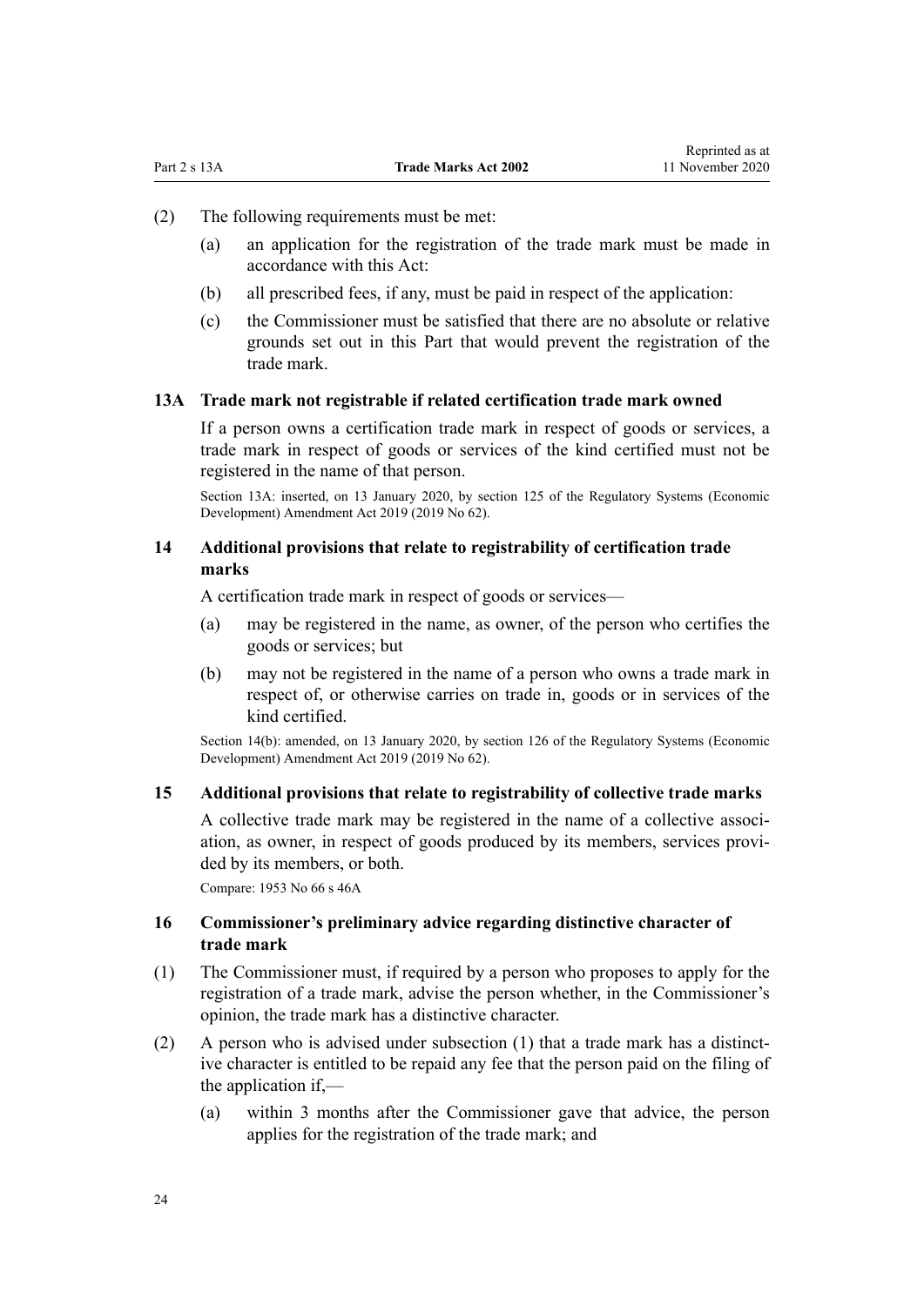(2) The following requirements must be met:

(a) an application for the registration of the trade mark must be made in accordance with this Act:

(b) all prescribed fees, if any, must be paid in respect of the application:

(c) the Commissioner must be satisfied that there are no absolute or relative grounds set out in this Part that would prevent the registration of the trade mark.

### 13A Trade mark not registrable if related certification trade mark owned

If a person owns a certification trade mark in respect of goods or services, a trade mark in respect of goods or services of the kind certified must not be registered in the name of that person.

Section 13A: inserted, on 13 January 2020, by section 125 of the Regulatory Systems (Economic Development) Amendment Act 2019 (2019 No 62).

### 14 Additional provisions that relate to registrability of certification trade marks

A certification trade mark in respect of goods or services—

(a) may be registered in the name, as owner, of the person who certifies the goods or services; but

(b) may not be registered in the name of a person who owns a trade mark in respect of, or otherwise carries on trade in, goods or in services of the kind certified.

Section 14(b): amended, on 13 January 2020, by section 126 of the Regulatory Systems (Economic Development) Amendment Act 2019 (2019 No 62).

### 15 Additional provisions that relate to registrability of collective trade marks

A collective trade mark may be registered in the name of a collective association, as owner, in respect of goods produced by its members, services provided by its members, or both.

Compare: 1953 No 66 s 46A

### 16 Commissioner's preliminary advice regarding distinctive character of trade mark

(1) The Commissioner must, if required by a person who proposes to apply for the registration of a trade mark, advise the person whether, in the Commissioner's opinion, the trade mark has a distinctive character.

(2) A person who is advised under subsection (1) that a trade mark has a distinctive character is entitled to be repaid any fee that the person paid on the filing of the application if,—

(a) within 3 months after the Commissioner gave that advice, the person applies for the registration of the trade mark; and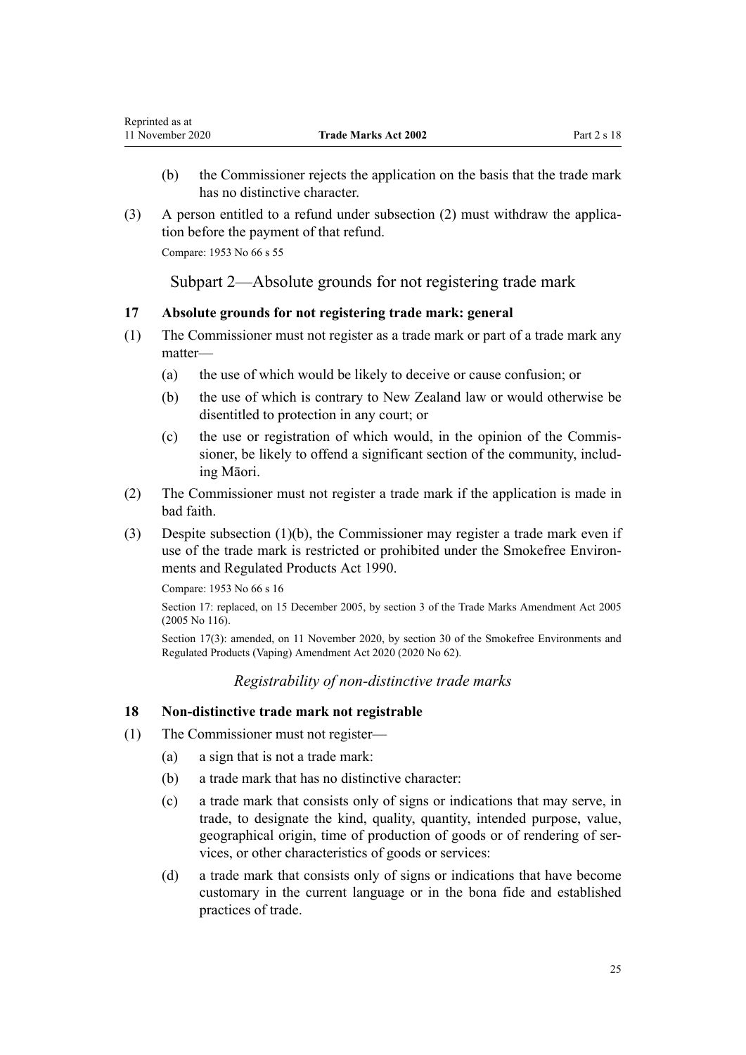(b) the Commissioner rejects the application on the basis that the trade mark has no distinctive character.

(3) A person entitled to a refund under subsection (2) must withdraw the application before the payment of that refund.

Compare: 1953 No 66 s 55

## Subpart 2—Absolute grounds for not registering trade mark

### 17 Absolute grounds for not registering trade mark: general

(1) The Commissioner must not register as a trade mark or part of a trade mark any matter—

(a) the use of which would be likely to deceive or cause confusion; or

(b) the use of which is contrary to New Zealand law or would otherwise be disentitled to protection in any court; or

(c) the use or registration of which would, in the opinion of the Commissioner, be likely to offend a significant section of the community, including Māori.

(2) The Commissioner must not register a trade mark if the application is made in bad faith.

(3) Despite subsection (1)(b), the Commissioner may register a trade mark even if use of the trade mark is restricted or prohibited under the Smokefree Environments and Regulated Products Act 1990.

Compare: 1953 No 66 s 16

Section 17: replaced, on 15 December 2005, by section 3 of the Trade Marks Amendment Act 2005 (2005 No 116).

Section 17(3): amended, on 11 November 2020, by section 30 of the Smokefree Environments and Regulated Products (Vaping) Amendment Act 2020 (2020 No 62).

*Registrability of non-distinctive trade marks*

### 18 Non-distinctive trade mark not registrable

(1) The Commissioner must not register—

(a) a sign that is not a trade mark:

(b) a trade mark that has no distinctive character:

(c) a trade mark that consists only of signs or indications that may serve, in trade, to designate the kind, quality, quantity, intended purpose, value, geographical origin, time of production of goods or of rendering of services, or other characteristics of goods or services:

(d) a trade mark that consists only of signs or indications that have become customary in the current language or in the bona fide and established practices of trade.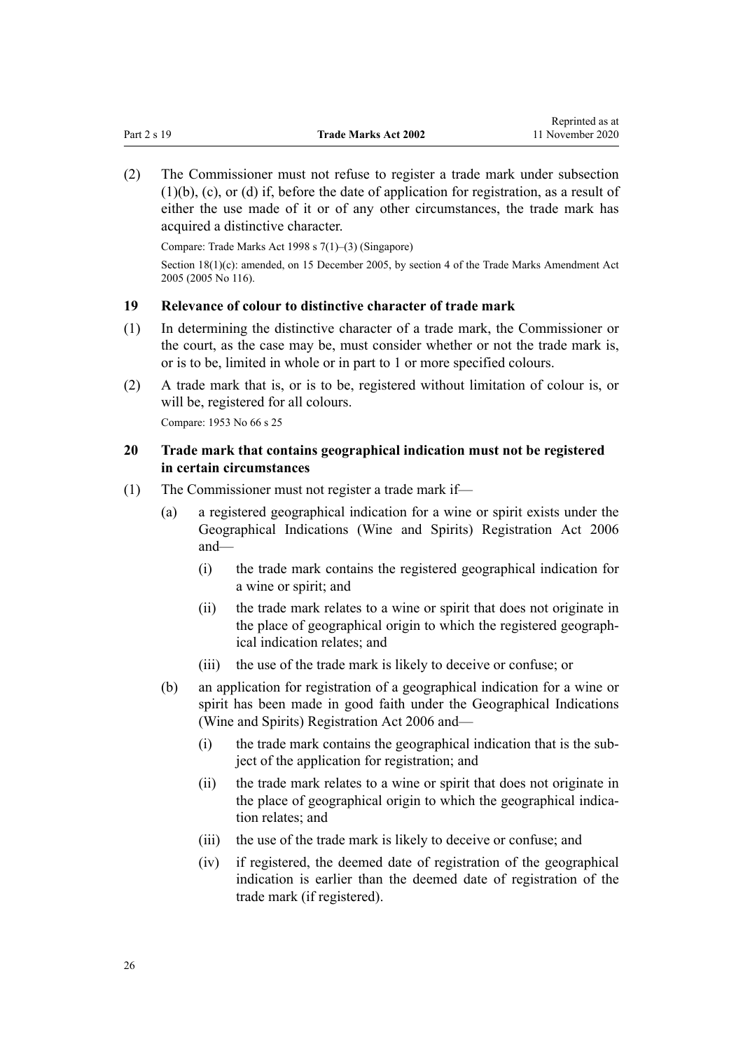(2) The Commissioner must not refuse to register a trade mark under subsection (1)(b), (c), or (d) if, before the date of application for registration, as a result of either the use made of it or of any other circumstances, the trade mark has acquired a distinctive character.

Compare: Trade Marks Act 1998 s 7(1)–(3) (Singapore)

Section 18(1)(c): amended, on 15 December 2005, by section 4 of the Trade Marks Amendment Act 2005 (2005 No 116).

### 19 Relevance of colour to distinctive character of trade mark

(1) In determining the distinctive character of a trade mark, the Commissioner or the court, as the case may be, must consider whether or not the trade mark is, or is to be, limited in whole or in part to 1 or more specified colours.

(2) A trade mark that is, or is to be, registered without limitation of colour is, or will be, registered for all colours.

Compare: 1953 No 66 s 25

### 20 Trade mark that contains geographical indication must not be registered in certain circumstances

(1) The Commissioner must not register a trade mark if—

- (a) a registered geographical indication for a wine or spirit exists under the Geographical Indications (Wine and Spirits) Registration Act 2006 and—
  - (i) the trade mark contains the registered geographical indication for a wine or spirit; and
  - (ii) the trade mark relates to a wine or spirit that does not originate in the place of geographical origin to which the registered geographical indication relates; and
  - (iii) the use of the trade mark is likely to deceive or confuse; or
- (b) an application for registration of a geographical indication for a wine or spirit has been made in good faith under the Geographical Indications (Wine and Spirits) Registration Act 2006 and—
  - (i) the trade mark contains the geographical indication that is the subject of the application for registration; and
  - (ii) the trade mark relates to a wine or spirit that does not originate in the place of geographical origin to which the geographical indication relates; and
  - (iii) the use of the trade mark is likely to deceive or confuse; and
  - (iv) if registered, the deemed date of registration of the geographical indication is earlier than the deemed date of registration of the trade mark (if registered).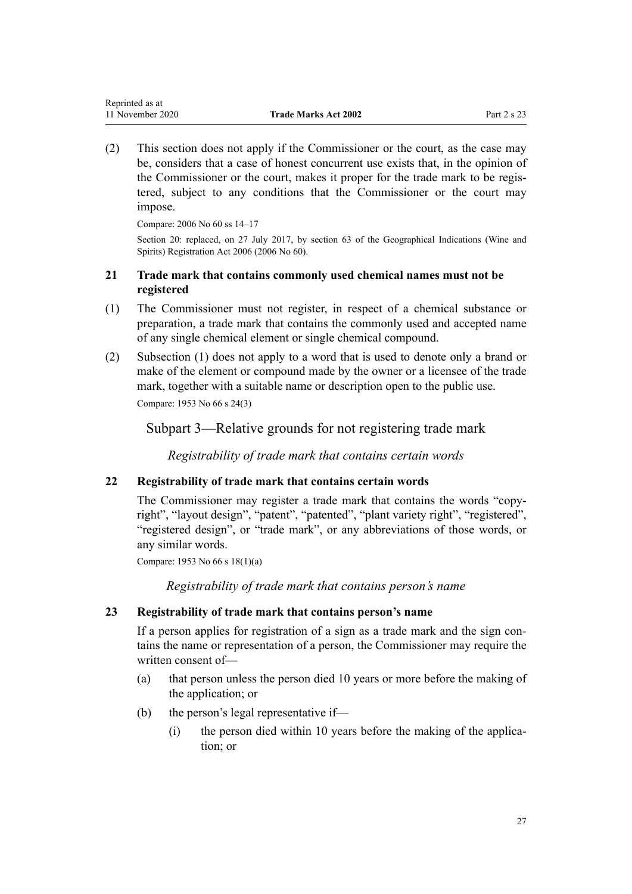(2) This section does not apply if the Commissioner or the court, as the case may be, considers that a case of honest concurrent use exists that, in the opinion of the Commissioner or the court, makes it proper for the trade mark to be registered, subject to any conditions that the Commissioner or the court may impose.

Compare: 2006 No 60 ss 14–17

Section 20: replaced, on 27 July 2017, by section 63 of the Geographical Indications (Wine and Spirits) Registration Act 2006 (2006 No 60).

### 21 Trade mark that contains commonly used chemical names must not be registered

(1) The Commissioner must not register, in respect of a chemical substance or preparation, a trade mark that contains the commonly used and accepted name of any single chemical element or single chemical compound.

(2) Subsection (1) does not apply to a word that is used to denote only a brand or make of the element or compound made by the owner or a licensee of the trade mark, together with a suitable name or description open to the public use.

Compare: 1953 No 66 s 24(3)

## Subpart 3—Relative grounds for not registering trade mark

*Registrability of trade mark that contains certain words*

### 22 Registrability of trade mark that contains certain words

The Commissioner may register a trade mark that contains the words "copyright", "layout design", "patent", "patented", "plant variety right", "registered", "registered design", or "trade mark", or any abbreviations of those words, or any similar words.

Compare: 1953 No 66 s 18(1)(a)

*Registrability of trade mark that contains person's name*

### 23 Registrability of trade mark that contains person's name

If a person applies for registration of a sign as a trade mark and the sign contains the name or representation of a person, the Commissioner may require the written consent of—

(a) that person unless the person died 10 years or more before the making of the application; or

(b) the person's legal representative if—

 (i) the person died within 10 years before the making of the application; or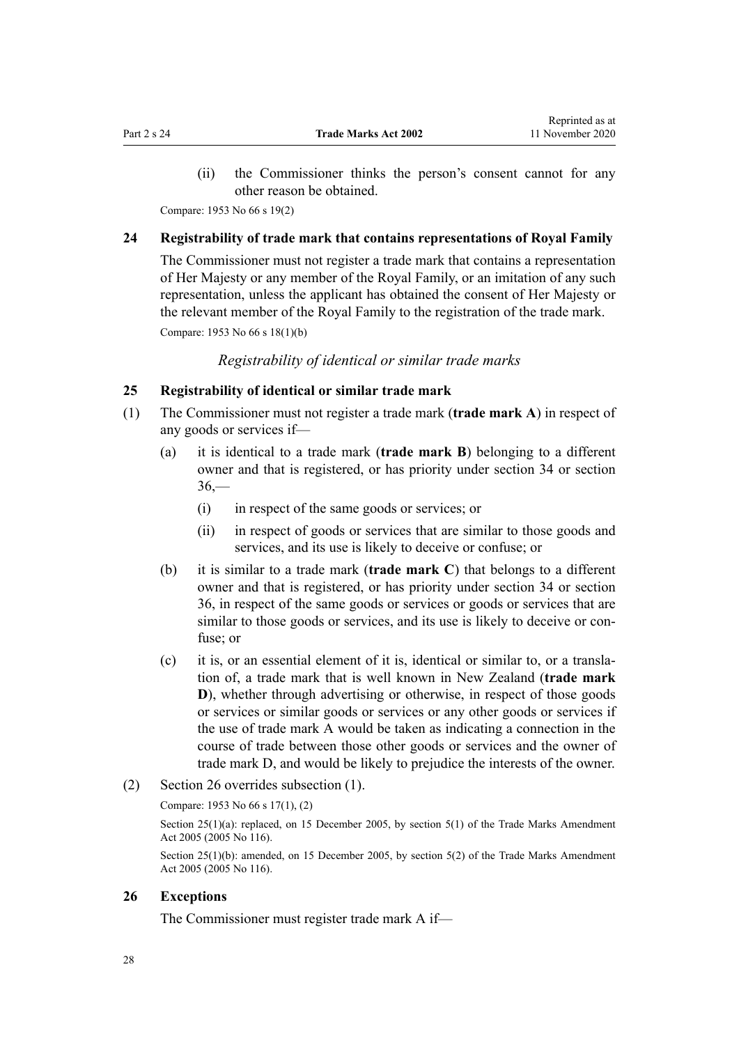(ii) the Commissioner thinks the person's consent cannot for any other reason be obtained.

Compare: 1953 No 66 s 19(2)

### 24 Registrability of trade mark that contains representations of Royal Family

The Commissioner must not register a trade mark that contains a representation of Her Majesty or any member of the Royal Family, or an imitation of any such representation, unless the applicant has obtained the consent of Her Majesty or the relevant member of the Royal Family to the registration of the trade mark.

Compare: 1953 No 66 s 18(1)(b)

*Registrability of identical or similar trade marks*

### 25 Registrability of identical or similar trade mark

(1) The Commissioner must not register a trade mark (**trade mark A**) in respect of any goods or services if—

- (a) it is identical to a trade mark (**trade mark B**) belonging to a different owner and that is registered, or has priority under section 34 or section 36,—
  - (i) in respect of the same goods or services; or
  - (ii) in respect of goods or services that are similar to those goods and services, and its use is likely to deceive or confuse; or
- (b) it is similar to a trade mark (**trade mark C**) that belongs to a different owner and that is registered, or has priority under section 34 or section 36, in respect of the same goods or services or goods or services that are similar to those goods or services, and its use is likely to deceive or confuse; or
- (c) it is, or an essential element of it is, identical or similar to, or a translation of, a trade mark that is well known in New Zealand (**trade mark D**), whether through advertising or otherwise, in respect of those goods or services or similar goods or services or any other goods or services if the use of trade mark A would be taken as indicating a connection in the course of trade between those other goods or services and the owner of trade mark D, and would be likely to prejudice the interests of the owner.

(2) Section 26 overrides subsection (1).

Compare: 1953 No 66 s 17(1), (2)

Section 25(1)(a): replaced, on 15 December 2005, by section 5(1) of the Trade Marks Amendment Act 2005 (2005 No 116).

Section 25(1)(b): amended, on 15 December 2005, by section 5(2) of the Trade Marks Amendment Act 2005 (2005 No 116).

### 26 Exceptions

The Commissioner must register trade mark A if—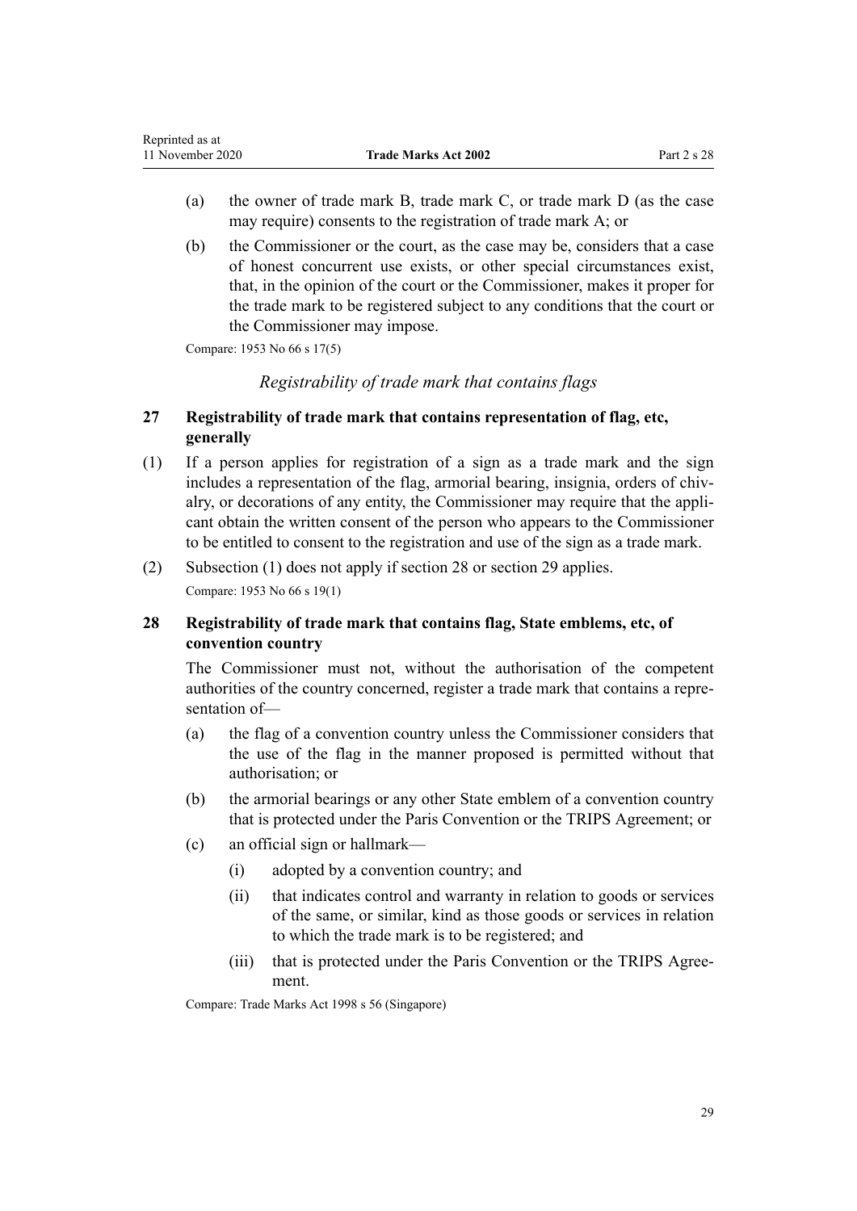(a) the owner of trade mark B, trade mark C, or trade mark D (as the case may require) consents to the registration of trade mark A; or

(b) the Commissioner or the court, as the case may be, considers that a case of honest concurrent use exists, or other special circumstances exist, that, in the opinion of the court or the Commissioner, makes it proper for the trade mark to be registered subject to any conditions that the court or the Commissioner may impose.

Compare: 1953 No 66 s 17(5)

*Registrability of trade mark that contains flags*

### 27 Registrability of trade mark that contains representation of flag, etc, generally

(1) If a person applies for registration of a sign as a trade mark and the sign includes a representation of the flag, armorial bearing, insignia, orders of chivalry, or decorations of any entity, the Commissioner may require that the applicant obtain the written consent of the person who appears to the Commissioner to be entitled to consent to the registration and use of the sign as a trade mark.

(2) Subsection (1) does not apply if section 28 or section 29 applies.

Compare: 1953 No 66 s 19(1)

### 28 Registrability of trade mark that contains flag, State emblems, etc, of convention country

The Commissioner must not, without the authorisation of the competent authorities of the country concerned, register a trade mark that contains a representation of—

(a) the flag of a convention country unless the Commissioner considers that the use of the flag in the manner proposed is permitted without that authorisation; or

(b) the armorial bearings or any other State emblem of a convention country that is protected under the Paris Convention or the TRIPS Agreement; or

(c) an official sign or hallmark—

  (i) adopted by a convention country; and

  (ii) that indicates control and warranty in relation to goods or services of the same, or similar, kind as those goods or services in relation to which the trade mark is to be registered; and

  (iii) that is protected under the Paris Convention or the TRIPS Agreement.

Compare: Trade Marks Act 1998 s 56 (Singapore)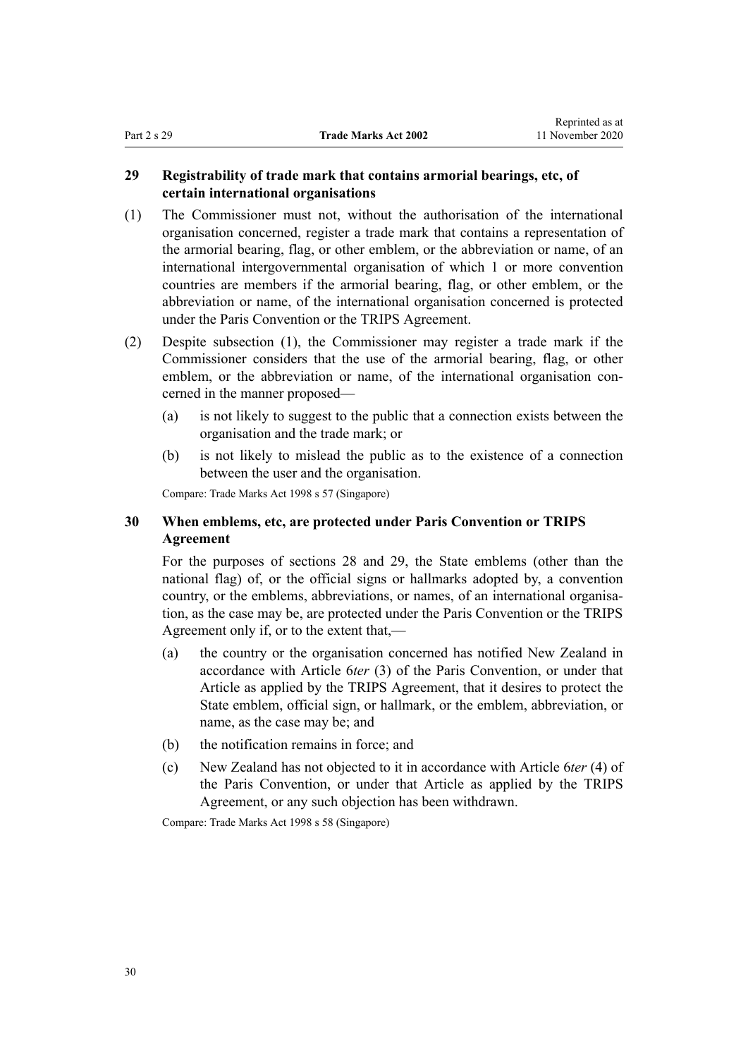## 29 Registrability of trade mark that contains armorial bearings, etc, of certain international organisations

(1) The Commissioner must not, without the authorisation of the international organisation concerned, register a trade mark that contains a representation of the armorial bearing, flag, or other emblem, or the abbreviation or name, of an international intergovernmental organisation of which 1 or more convention countries are members if the armorial bearing, flag, or other emblem, or the abbreviation or name, of the international organisation concerned is protected under the Paris Convention or the TRIPS Agreement.

(2) Despite subsection (1), the Commissioner may register a trade mark if the Commissioner considers that the use of the armorial bearing, flag, or other emblem, or the abbreviation or name, of the international organisation concerned in the manner proposed—

- (a) is not likely to suggest to the public that a connection exists between the organisation and the trade mark; or
- (b) is not likely to mislead the public as to the existence of a connection between the user and the organisation.

Compare: Trade Marks Act 1998 s 57 (Singapore)

## 30 When emblems, etc, are protected under Paris Convention or TRIPS Agreement

For the purposes of sections 28 and 29, the State emblems (other than the national flag) of, or the official signs or hallmarks adopted by, a convention country, or the emblems, abbreviations, or names, of an international organisation, as the case may be, are protected under the Paris Convention or the TRIPS Agreement only if, or to the extent that,—

- (a) the country or the organisation concerned has notified New Zealand in accordance with Article 6*ter* (3) of the Paris Convention, or under that Article as applied by the TRIPS Agreement, that it desires to protect the State emblem, official sign, or hallmark, or the emblem, abbreviation, or name, as the case may be; and
- (b) the notification remains in force; and
- (c) New Zealand has not objected to it in accordance with Article 6*ter* (4) of the Paris Convention, or under that Article as applied by the TRIPS Agreement, or any such objection has been withdrawn.

Compare: Trade Marks Act 1998 s 58 (Singapore)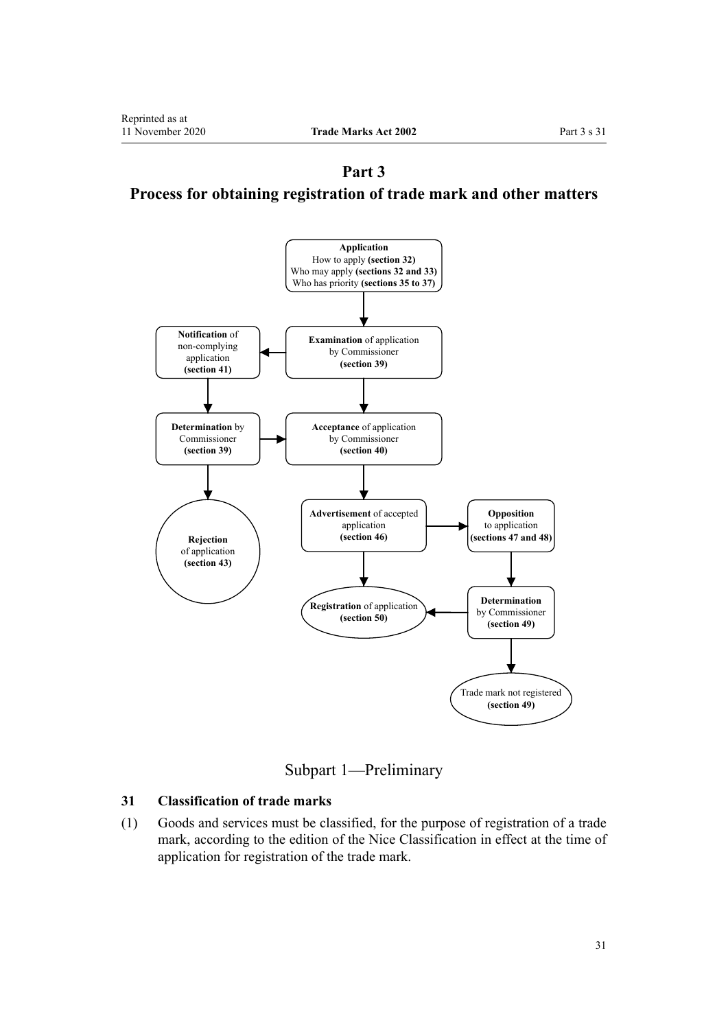# Part 3
# Process for obtaining registration of trade mark and other matters

**Application**
How to apply **(section 32)**
Who may apply **(sections 32 and 33)**
Who has priority **(sections 35 to 37)**

**Examination** of application by Commissioner **(section 39)**

**Notification** of non-complying application **(section 41)**

**Determination** by Commissioner **(section 39)**

**Acceptance** of application by Commissioner **(section 40)**

**Rejection** of application **(section 43)**

**Advertisement** of accepted application **(section 46)**

**Opposition** to application **(sections 47 and 48)**

**Registration** of application **(section 50)**

**Determination** by Commissioner **(section 49)**

Trade mark not registered **(section 49)**

## Subpart 1—Preliminary

### 31 Classification of trade marks

(1) Goods and services must be classified, for the purpose of registration of a trade mark, according to the edition of the Nice Classification in effect at the time of application for registration of the trade mark.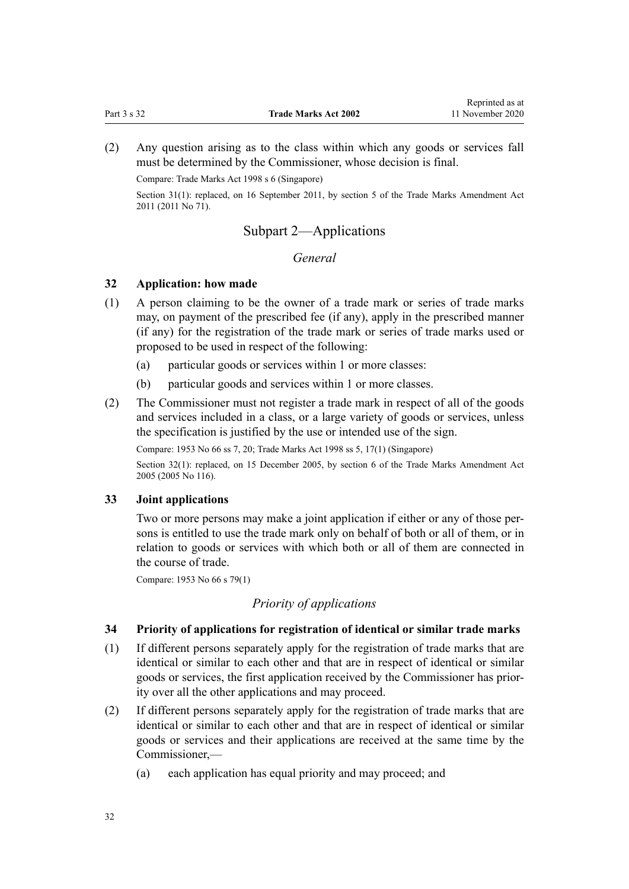(2) Any question arising as to the class within which any goods or services fall must be determined by the Commissioner, whose decision is final.

Compare: Trade Marks Act 1998 s 6 (Singapore)

Section 31(1): replaced, on 16 September 2011, by section 5 of the Trade Marks Amendment Act 2011 (2011 No 71).

## Subpart 2—Applications

### *General*

#### 32 Application: how made

(1) A person claiming to be the owner of a trade mark or series of trade marks may, on payment of the prescribed fee (if any), apply in the prescribed manner (if any) for the registration of the trade mark or series of trade marks used or proposed to be used in respect of the following:

(a) particular goods or services within 1 or more classes:

(b) particular goods and services within 1 or more classes.

(2) The Commissioner must not register a trade mark in respect of all of the goods and services included in a class, or a large variety of goods or services, unless the specification is justified by the use or intended use of the sign.

Compare: 1953 No 66 ss 7, 20; Trade Marks Act 1998 ss 5, 17(1) (Singapore)

Section 32(1): replaced, on 15 December 2005, by section 6 of the Trade Marks Amendment Act 2005 (2005 No 116).

#### 33 Joint applications

Two or more persons may make a joint application if either or any of those persons is entitled to use the trade mark only on behalf of both or all of them, or in relation to goods or services with which both or all of them are connected in the course of trade.

Compare: 1953 No 66 s 79(1)

### *Priority of applications*

#### 34 Priority of applications for registration of identical or similar trade marks

(1) If different persons separately apply for the registration of trade marks that are identical or similar to each other and that are in respect of identical or similar goods or services, the first application received by the Commissioner has priority over all the other applications and may proceed.

(2) If different persons separately apply for the registration of trade marks that are identical or similar to each other and that are in respect of identical or similar goods or services and their applications are received at the same time by the Commissioner,—

(a) each application has equal priority and may proceed; and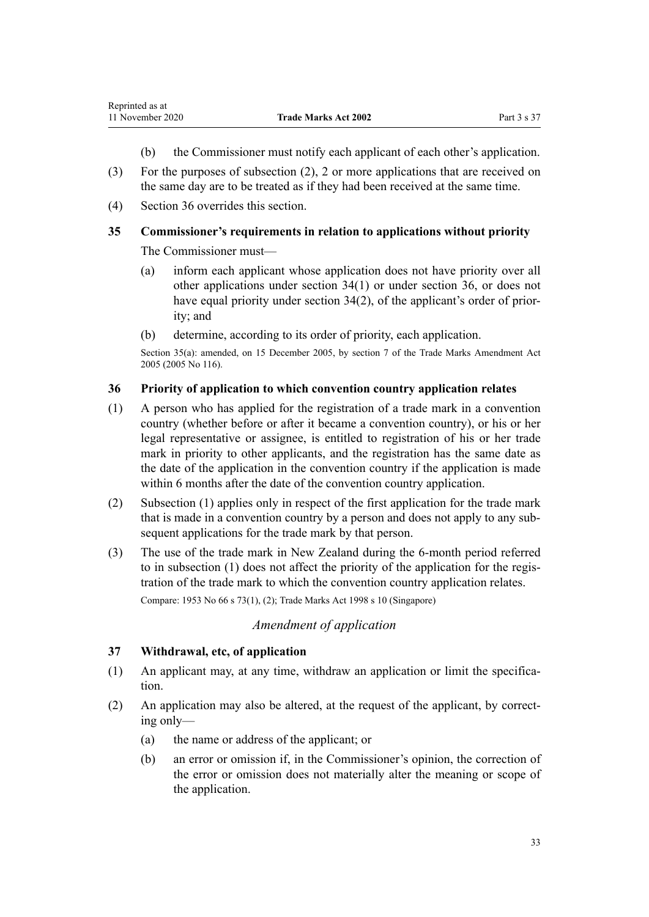(b) the Commissioner must notify each applicant of each other's application.

(3) For the purposes of subsection (2), 2 or more applications that are received on the same day are to be treated as if they had been received at the same time.

(4) Section 36 overrides this section.

### 35 Commissioner's requirements in relation to applications without priority

The Commissioner must—

(a) inform each applicant whose application does not have priority over all other applications under section 34(1) or under section 36, or does not have equal priority under section 34(2), of the applicant's order of priority; and

(b) determine, according to its order of priority, each application.

Section 35(a): amended, on 15 December 2005, by section 7 of the Trade Marks Amendment Act 2005 (2005 No 116).

### 36 Priority of application to which convention country application relates

(1) A person who has applied for the registration of a trade mark in a convention country (whether before or after it became a convention country), or his or her legal representative or assignee, is entitled to registration of his or her trade mark in priority to other applicants, and the registration has the same date as the date of the application in the convention country if the application is made within 6 months after the date of the convention country application.

(2) Subsection (1) applies only in respect of the first application for the trade mark that is made in a convention country by a person and does not apply to any subsequent applications for the trade mark by that person.

(3) The use of the trade mark in New Zealand during the 6-month period referred to in subsection (1) does not affect the priority of the application for the registration of the trade mark to which the convention country application relates.

Compare: 1953 No 66 s 73(1), (2); Trade Marks Act 1998 s 10 (Singapore)

*Amendment of application*

### 37 Withdrawal, etc, of application

(1) An applicant may, at any time, withdraw an application or limit the specification.

(2) An application may also be altered, at the request of the applicant, by correcting only—

(a) the name or address of the applicant; or

(b) an error or omission if, in the Commissioner's opinion, the correction of the error or omission does not materially alter the meaning or scope of the application.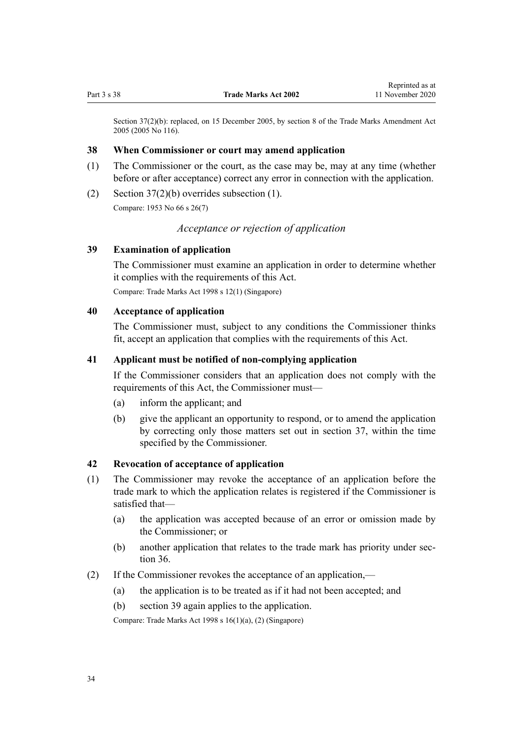Section 37(2)(b): replaced, on 15 December 2005, by section 8 of the Trade Marks Amendment Act 2005 (2005 No 116).

### 38 When Commissioner or court may amend application

(1) The Commissioner or the court, as the case may be, may at any time (whether before or after acceptance) correct any error in connection with the application.

(2) Section 37(2)(b) overrides subsection (1).

Compare: 1953 No 66 s 26(7)

*Acceptance or rejection of application*

### 39 Examination of application

The Commissioner must examine an application in order to determine whether it complies with the requirements of this Act.

Compare: Trade Marks Act 1998 s 12(1) (Singapore)

### 40 Acceptance of application

The Commissioner must, subject to any conditions the Commissioner thinks fit, accept an application that complies with the requirements of this Act.

### 41 Applicant must be notified of non-complying application

If the Commissioner considers that an application does not comply with the requirements of this Act, the Commissioner must—

(a) inform the applicant; and

(b) give the applicant an opportunity to respond, or to amend the application by correcting only those matters set out in section 37, within the time specified by the Commissioner.

### 42 Revocation of acceptance of application

(1) The Commissioner may revoke the acceptance of an application before the trade mark to which the application relates is registered if the Commissioner is satisfied that—

(a) the application was accepted because of an error or omission made by the Commissioner; or

(b) another application that relates to the trade mark has priority under section 36.

(2) If the Commissioner revokes the acceptance of an application,—

(a) the application is to be treated as if it had not been accepted; and

(b) section 39 again applies to the application.

Compare: Trade Marks Act 1998 s 16(1)(a), (2) (Singapore)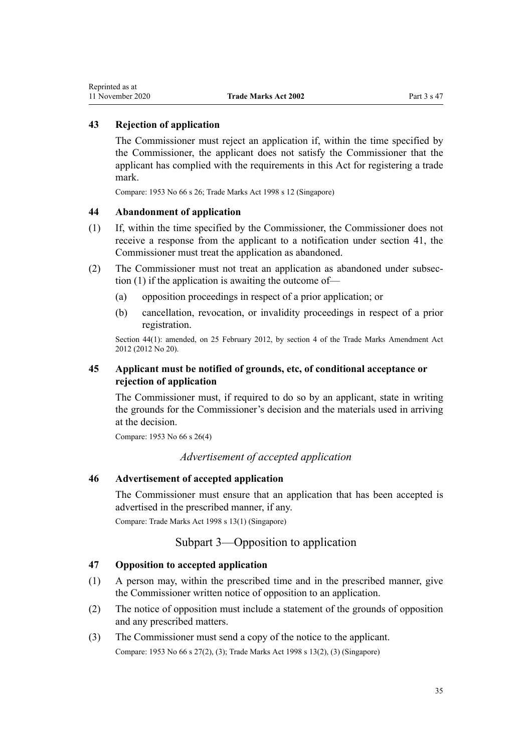### 43 Rejection of application

The Commissioner must reject an application if, within the time specified by the Commissioner, the applicant does not satisfy the Commissioner that the applicant has complied with the requirements in this Act for registering a trade mark.

Compare: 1953 No 66 s 26; Trade Marks Act 1998 s 12 (Singapore)

### 44 Abandonment of application

(1) If, within the time specified by the Commissioner, the Commissioner does not receive a response from the applicant to a notification under section 41, the Commissioner must treat the application as abandoned.

(2) The Commissioner must not treat an application as abandoned under subsection (1) if the application is awaiting the outcome of—

- (a) opposition proceedings in respect of a prior application; or
- (b) cancellation, revocation, or invalidity proceedings in respect of a prior registration.

Section 44(1): amended, on 25 February 2012, by section 4 of the Trade Marks Amendment Act 2012 (2012 No 20).

### 45 Applicant must be notified of grounds, etc, of conditional acceptance or rejection of application

The Commissioner must, if required to do so by an applicant, state in writing the grounds for the Commissioner's decision and the materials used in arriving at the decision.

Compare: 1953 No 66 s 26(4)

*Advertisement of accepted application*

### 46 Advertisement of accepted application

The Commissioner must ensure that an application that has been accepted is advertised in the prescribed manner, if any.

Compare: Trade Marks Act 1998 s 13(1) (Singapore)

## Subpart 3—Opposition to application

### 47 Opposition to accepted application

(1) A person may, within the prescribed time and in the prescribed manner, give the Commissioner written notice of opposition to an application.

(2) The notice of opposition must include a statement of the grounds of opposition and any prescribed matters.

(3) The Commissioner must send a copy of the notice to the applicant.

Compare: 1953 No 66 s 27(2), (3); Trade Marks Act 1998 s 13(2), (3) (Singapore)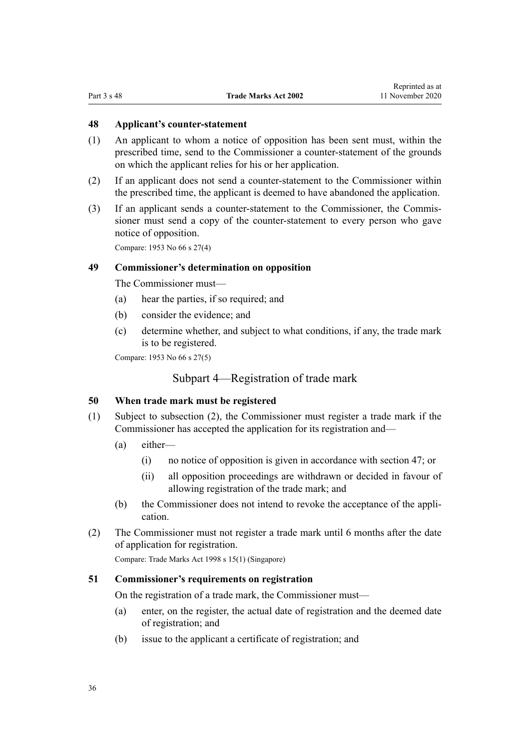### 48 Applicant's counter-statement

(1) An applicant to whom a notice of opposition has been sent must, within the prescribed time, send to the Commissioner a counter-statement of the grounds on which the applicant relies for his or her application.

(2) If an applicant does not send a counter-statement to the Commissioner within the prescribed time, the applicant is deemed to have abandoned the application.

(3) If an applicant sends a counter-statement to the Commissioner, the Commissioner must send a copy of the counter-statement to every person who gave notice of opposition.

Compare: 1953 No 66 s 27(4)

### 49 Commissioner's determination on opposition

The Commissioner must—

(a) hear the parties, if so required; and

(b) consider the evidence; and

(c) determine whether, and subject to what conditions, if any, the trade mark is to be registered.

Compare: 1953 No 66 s 27(5)

## Subpart 4—Registration of trade mark

### 50 When trade mark must be registered

(1) Subject to subsection (2), the Commissioner must register a trade mark if the Commissioner has accepted the application for its registration and—

(a) either—

(i) no notice of opposition is given in accordance with section 47; or

(ii) all opposition proceedings are withdrawn or decided in favour of allowing registration of the trade mark; and

(b) the Commissioner does not intend to revoke the acceptance of the application.

(2) The Commissioner must not register a trade mark until 6 months after the date of application for registration.

Compare: Trade Marks Act 1998 s 15(1) (Singapore)

### 51 Commissioner's requirements on registration

On the registration of a trade mark, the Commissioner must—

(a) enter, on the register, the actual date of registration and the deemed date of registration; and

(b) issue to the applicant a certificate of registration; and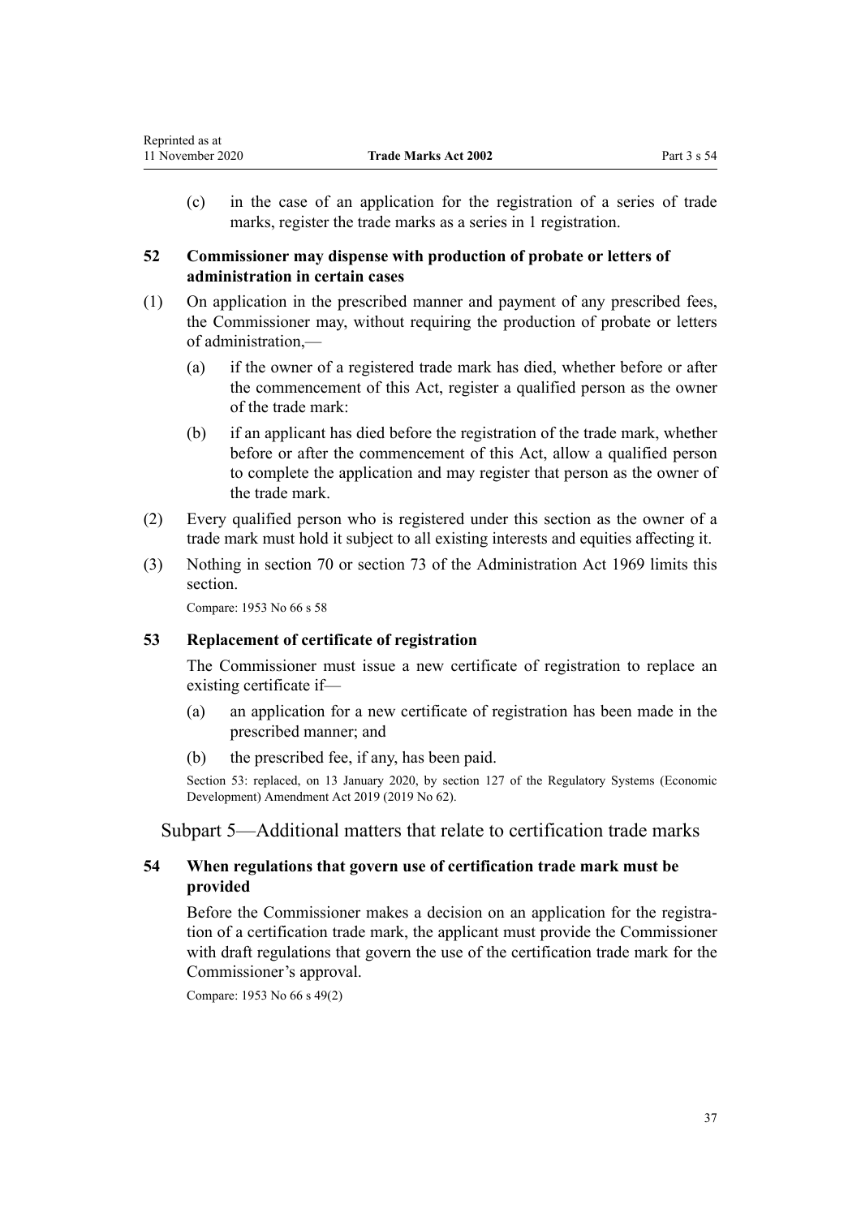(c) in the case of an application for the registration of a series of trade marks, register the trade marks as a series in 1 registration.

### 52 Commissioner may dispense with production of probate or letters of administration in certain cases

(1) On application in the prescribed manner and payment of any prescribed fees, the Commissioner may, without requiring the production of probate or letters of administration,—

(a) if the owner of a registered trade mark has died, whether before or after the commencement of this Act, register a qualified person as the owner of the trade mark:

(b) if an applicant has died before the registration of the trade mark, whether before or after the commencement of this Act, allow a qualified person to complete the application and may register that person as the owner of the trade mark.

(2) Every qualified person who is registered under this section as the owner of a trade mark must hold it subject to all existing interests and equities affecting it.

(3) Nothing in section 70 or section 73 of the Administration Act 1969 limits this section.

Compare: 1953 No 66 s 58

### 53 Replacement of certificate of registration

The Commissioner must issue a new certificate of registration to replace an existing certificate if—

(a) an application for a new certificate of registration has been made in the prescribed manner; and

(b) the prescribed fee, if any, has been paid.

Section 53: replaced, on 13 January 2020, by section 127 of the Regulatory Systems (Economic Development) Amendment Act 2019 (2019 No 62).

## Subpart 5—Additional matters that relate to certification trade marks

### 54 When regulations that govern use of certification trade mark must be provided

Before the Commissioner makes a decision on an application for the registration of a certification trade mark, the applicant must provide the Commissioner with draft regulations that govern the use of the certification trade mark for the Commissioner's approval.

Compare: 1953 No 66 s 49(2)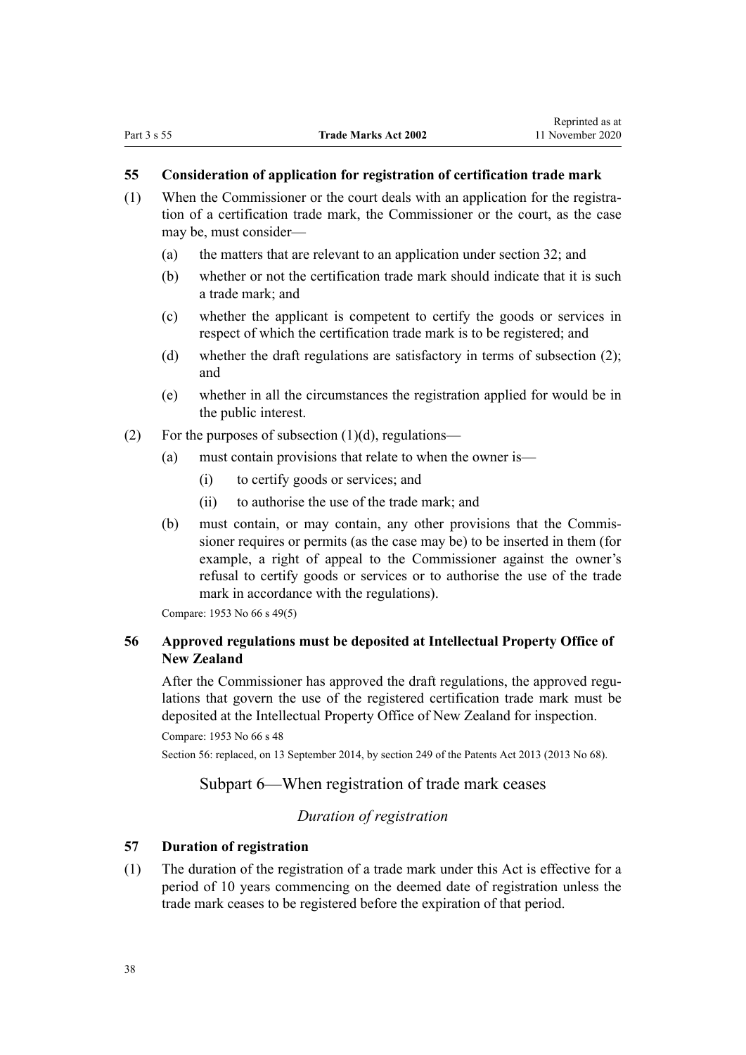### 55 Consideration of application for registration of certification trade mark

(1) When the Commissioner or the court deals with an application for the registration of a certification trade mark, the Commissioner or the court, as the case may be, must consider—

- (a) the matters that are relevant to an application under section 32; and
- (b) whether or not the certification trade mark should indicate that it is such a trade mark; and
- (c) whether the applicant is competent to certify the goods or services in respect of which the certification trade mark is to be registered; and
- (d) whether the draft regulations are satisfactory in terms of subsection (2); and
- (e) whether in all the circumstances the registration applied for would be in the public interest.

(2) For the purposes of subsection (1)(d), regulations—

- (a) must contain provisions that relate to when the owner is—
  - (i) to certify goods or services; and
  - (ii) to authorise the use of the trade mark; and
- (b) must contain, or may contain, any other provisions that the Commissioner requires or permits (as the case may be) to be inserted in them (for example, a right of appeal to the Commissioner against the owner's refusal to certify goods or services or to authorise the use of the trade mark in accordance with the regulations).

Compare: 1953 No 66 s 49(5)

### 56 Approved regulations must be deposited at Intellectual Property Office of New Zealand

After the Commissioner has approved the draft regulations, the approved regulations that govern the use of the registered certification trade mark must be deposited at the Intellectual Property Office of New Zealand for inspection.

Compare: 1953 No 66 s 48

Section 56: replaced, on 13 September 2014, by section 249 of the Patents Act 2013 (2013 No 68).

## Subpart 6—When registration of trade mark ceases

*Duration of registration*

### 57 Duration of registration

(1) The duration of the registration of a trade mark under this Act is effective for a period of 10 years commencing on the deemed date of registration unless the trade mark ceases to be registered before the expiration of that period.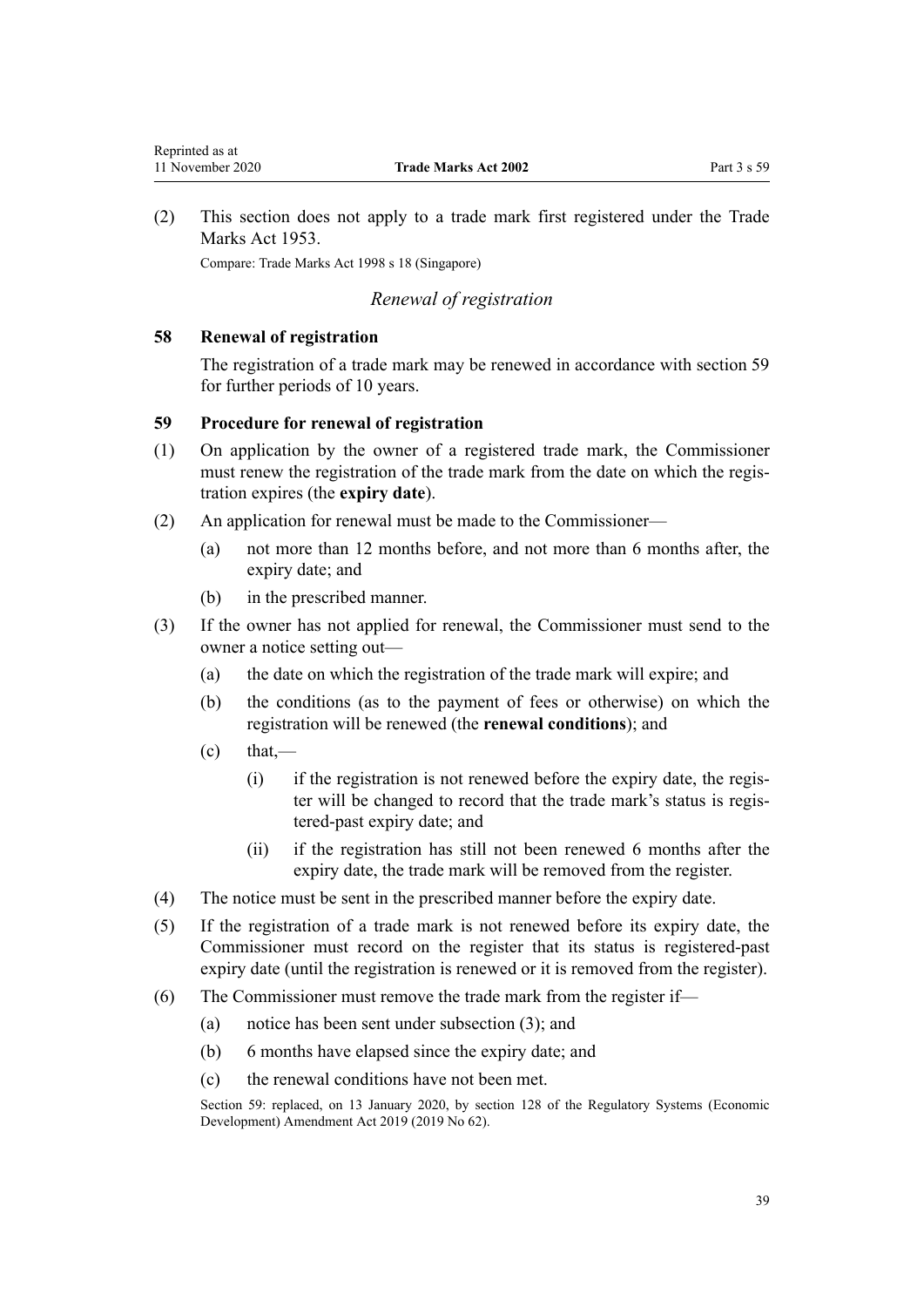(2) This section does not apply to a trade mark first registered under the Trade Marks Act 1953.

Compare: Trade Marks Act 1998 s 18 (Singapore)

*Renewal of registration*

### 58 Renewal of registration

The registration of a trade mark may be renewed in accordance with section 59 for further periods of 10 years.

### 59 Procedure for renewal of registration

(1) On application by the owner of a registered trade mark, the Commissioner must renew the registration of the trade mark from the date on which the registration expires (the **expiry date**).

(2) An application for renewal must be made to the Commissioner—

- (a) not more than 12 months before, and not more than 6 months after, the expiry date; and
- (b) in the prescribed manner.

(3) If the owner has not applied for renewal, the Commissioner must send to the owner a notice setting out—

- (a) the date on which the registration of the trade mark will expire; and
- (b) the conditions (as to the payment of fees or otherwise) on which the registration will be renewed (the **renewal conditions**); and
- (c) that,—
  - (i) if the registration is not renewed before the expiry date, the register will be changed to record that the trade mark's status is registered-past expiry date; and
  - (ii) if the registration has still not been renewed 6 months after the expiry date, the trade mark will be removed from the register.

(4) The notice must be sent in the prescribed manner before the expiry date.

(5) If the registration of a trade mark is not renewed before its expiry date, the Commissioner must record on the register that its status is registered-past expiry date (until the registration is renewed or it is removed from the register).

(6) The Commissioner must remove the trade mark from the register if—

- (a) notice has been sent under subsection (3); and
- (b) 6 months have elapsed since the expiry date; and
- (c) the renewal conditions have not been met.

Section 59: replaced, on 13 January 2020, by section 128 of the Regulatory Systems (Economic Development) Amendment Act 2019 (2019 No 62).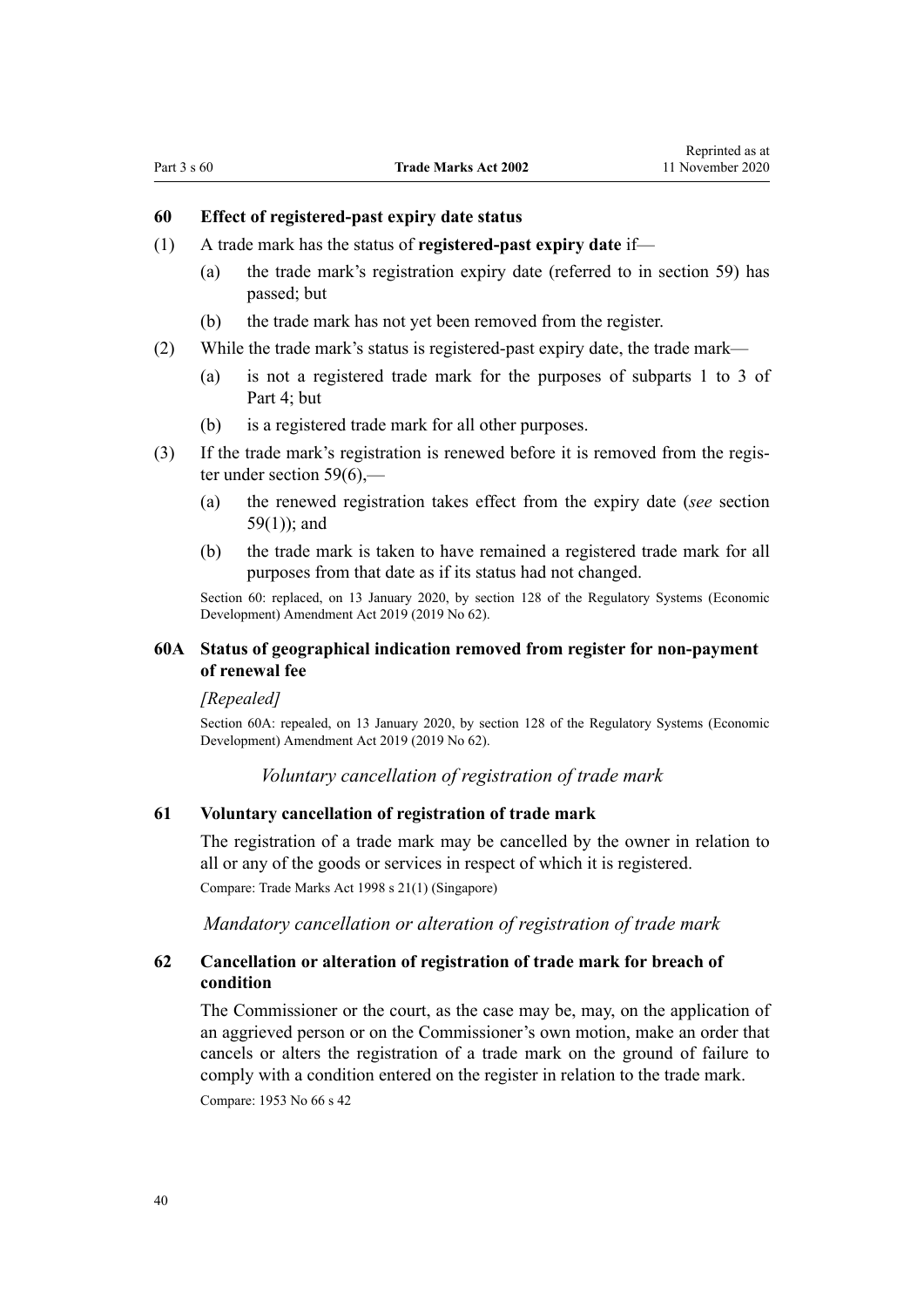### 60 Effect of registered-past expiry date status

(1) A trade mark has the status of **registered-past expiry date** if—

(a) the trade mark's registration expiry date (referred to in section 59) has passed; but

(b) the trade mark has not yet been removed from the register.

(2) While the trade mark's status is registered-past expiry date, the trade mark—

(a) is not a registered trade mark for the purposes of subparts 1 to 3 of Part 4; but

(b) is a registered trade mark for all other purposes.

(3) If the trade mark's registration is renewed before it is removed from the register under section 59(6),—

(a) the renewed registration takes effect from the expiry date (*see* section 59(1)); and

(b) the trade mark is taken to have remained a registered trade mark for all purposes from that date as if its status had not changed.

Section 60: replaced, on 13 January 2020, by section 128 of the Regulatory Systems (Economic Development) Amendment Act 2019 (2019 No 62).

### 60A Status of geographical indication removed from register for non-payment of renewal fee

*[Repealed]*

Section 60A: repealed, on 13 January 2020, by section 128 of the Regulatory Systems (Economic Development) Amendment Act 2019 (2019 No 62).

*Voluntary cancellation of registration of trade mark*

### 61 Voluntary cancellation of registration of trade mark

The registration of a trade mark may be cancelled by the owner in relation to all or any of the goods or services in respect of which it is registered.

Compare: Trade Marks Act 1998 s 21(1) (Singapore)

*Mandatory cancellation or alteration of registration of trade mark*

### 62 Cancellation or alteration of registration of trade mark for breach of condition

The Commissioner or the court, as the case may be, may, on the application of an aggrieved person or on the Commissioner's own motion, make an order that cancels or alters the registration of a trade mark on the ground of failure to comply with a condition entered on the register in relation to the trade mark.

Compare: 1953 No 66 s 42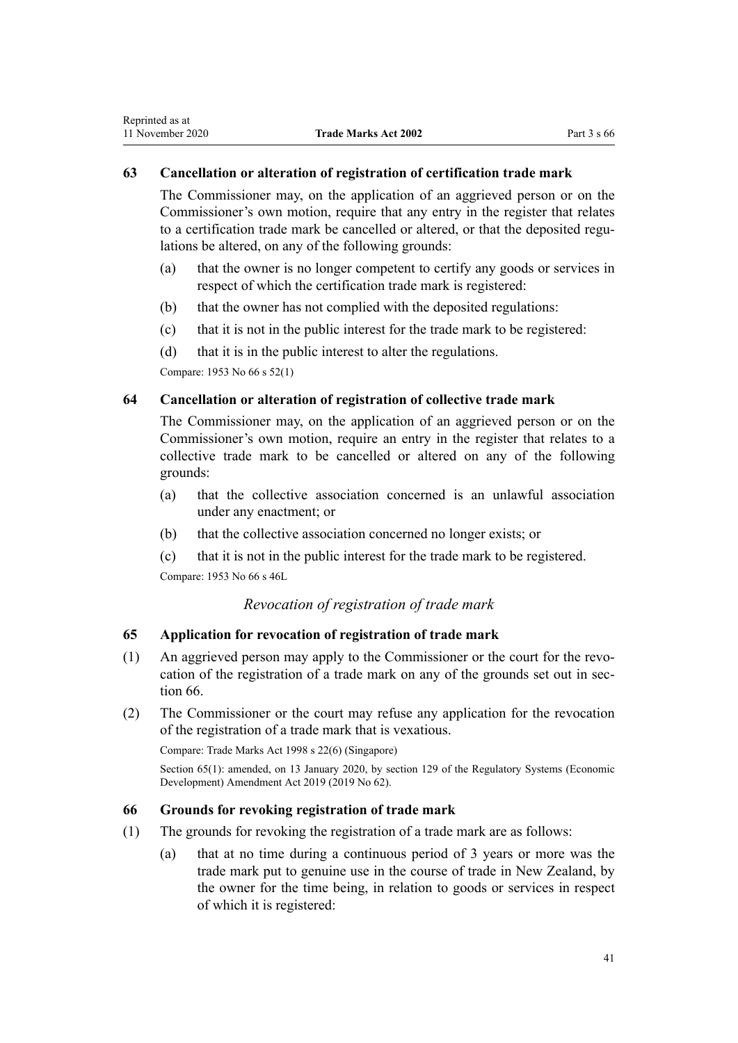### 63 Cancellation or alteration of registration of certification trade mark

The Commissioner may, on the application of an aggrieved person or on the Commissioner's own motion, require that any entry in the register that relates to a certification trade mark be cancelled or altered, or that the deposited regulations be altered, on any of the following grounds:

(a) that the owner is no longer competent to certify any goods or services in respect of which the certification trade mark is registered:

(b) that the owner has not complied with the deposited regulations:

(c) that it is not in the public interest for the trade mark to be registered:

(d) that it is in the public interest to alter the regulations.

Compare: 1953 No 66 s 52(1)

### 64 Cancellation or alteration of registration of collective trade mark

The Commissioner may, on the application of an aggrieved person or on the Commissioner's own motion, require an entry in the register that relates to a collective trade mark to be cancelled or altered on any of the following grounds:

(a) that the collective association concerned is an unlawful association under any enactment; or

(b) that the collective association concerned no longer exists; or

(c) that it is not in the public interest for the trade mark to be registered.

Compare: 1953 No 66 s 46L

*Revocation of registration of trade mark*

### 65 Application for revocation of registration of trade mark

(1) An aggrieved person may apply to the Commissioner or the court for the revocation of the registration of a trade mark on any of the grounds set out in section 66.

(2) The Commissioner or the court may refuse any application for the revocation of the registration of a trade mark that is vexatious.

Compare: Trade Marks Act 1998 s 22(6) (Singapore)

Section 65(1): amended, on 13 January 2020, by section 129 of the Regulatory Systems (Economic Development) Amendment Act 2019 (2019 No 62).

### 66 Grounds for revoking registration of trade mark

(1) The grounds for revoking the registration of a trade mark are as follows:

(a) that at no time during a continuous period of 3 years or more was the trade mark put to genuine use in the course of trade in New Zealand, by the owner for the time being, in relation to goods or services in respect of which it is registered: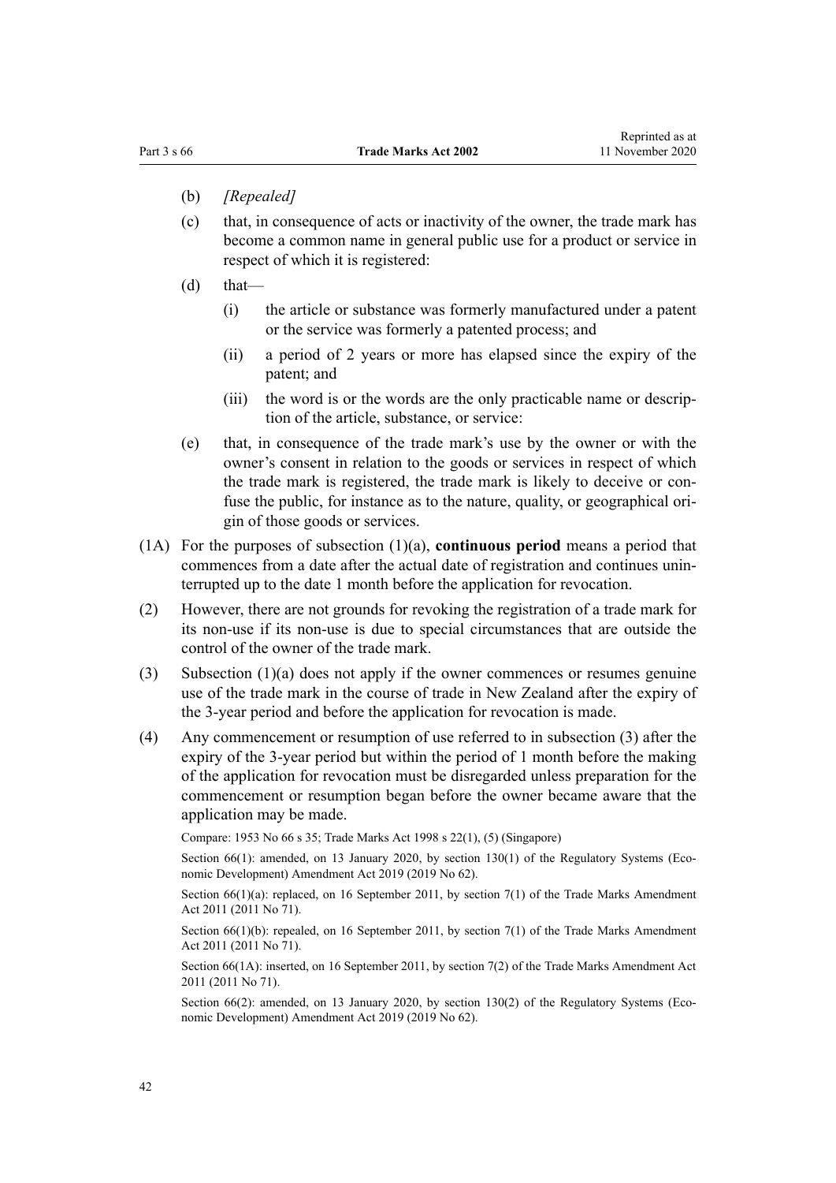(b) *[Repealed]*

(c) that, in consequence of acts or inactivity of the owner, the trade mark has become a common name in general public use for a product or service in respect of which it is registered:

(d) that—

  (i) the article or substance was formerly manufactured under a patent or the service was formerly a patented process; and

  (ii) a period of 2 years or more has elapsed since the expiry of the patent; and

  (iii) the word is or the words are the only practicable name or description of the article, substance, or service:

(e) that, in consequence of the trade mark's use by the owner or with the owner's consent in relation to the goods or services in respect of which the trade mark is registered, the trade mark is likely to deceive or confuse the public, for instance as to the nature, quality, or geographical origin of those goods or services.

(1A) For the purposes of subsection (1)(a), **continuous period** means a period that commences from a date after the actual date of registration and continues uninterrupted up to the date 1 month before the application for revocation.

(2) However, there are not grounds for revoking the registration of a trade mark for its non-use if its non-use is due to special circumstances that are outside the control of the owner of the trade mark.

(3) Subsection (1)(a) does not apply if the owner commences or resumes genuine use of the trade mark in the course of trade in New Zealand after the expiry of the 3-year period and before the application for revocation is made.

(4) Any commencement or resumption of use referred to in subsection (3) after the expiry of the 3-year period but within the period of 1 month before the making of the application for revocation must be disregarded unless preparation for the commencement or resumption began before the owner became aware that the application may be made.

Compare: 1953 No 66 s 35; Trade Marks Act 1998 s 22(1), (5) (Singapore)

Section 66(1): amended, on 13 January 2020, by section 130(1) of the Regulatory Systems (Economic Development) Amendment Act 2019 (2019 No 62).

Section 66(1)(a): replaced, on 16 September 2011, by section 7(1) of the Trade Marks Amendment Act 2011 (2011 No 71).

Section 66(1)(b): repealed, on 16 September 2011, by section 7(1) of the Trade Marks Amendment Act 2011 (2011 No 71).

Section 66(1A): inserted, on 16 September 2011, by section 7(2) of the Trade Marks Amendment Act 2011 (2011 No 71).

Section 66(2): amended, on 13 January 2020, by section 130(2) of the Regulatory Systems (Economic Development) Amendment Act 2019 (2019 No 62).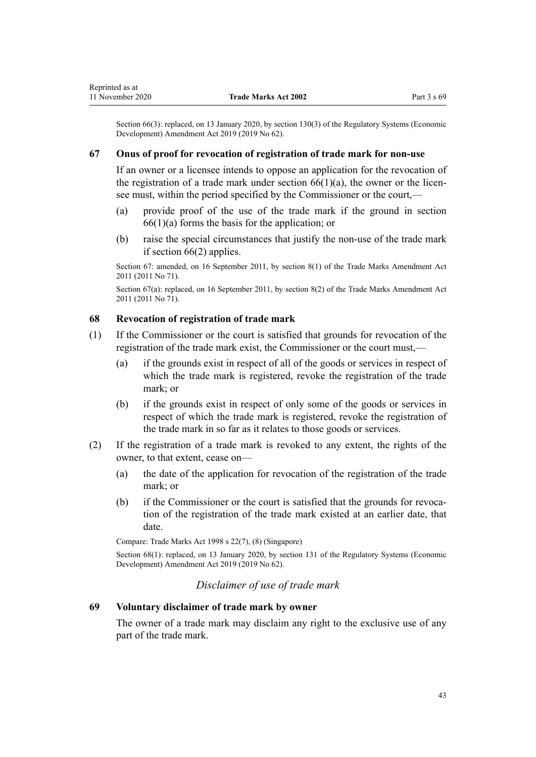Section 66(3): replaced, on 13 January 2020, by section 130(3) of the Regulatory Systems (Economic Development) Amendment Act 2019 (2019 No 62).

### 67 Onus of proof for revocation of registration of trade mark for non-use

If an owner or a licensee intends to oppose an application for the revocation of the registration of a trade mark under section 66(1)(a), the owner or the licensee must, within the period specified by the Commissioner or the court,—

(a) provide proof of the use of the trade mark if the ground in section 66(1)(a) forms the basis for the application; or

(b) raise the special circumstances that justify the non-use of the trade mark if section 66(2) applies.

Section 67: amended, on 16 September 2011, by section 8(1) of the Trade Marks Amendment Act 2011 (2011 No 71).

Section 67(a): replaced, on 16 September 2011, by section 8(2) of the Trade Marks Amendment Act 2011 (2011 No 71).

### 68 Revocation of registration of trade mark

(1) If the Commissioner or the court is satisfied that grounds for revocation of the registration of the trade mark exist, the Commissioner or the court must,—

(a) if the grounds exist in respect of all of the goods or services in respect of which the trade mark is registered, revoke the registration of the trade mark; or

(b) if the grounds exist in respect of only some of the goods or services in respect of which the trade mark is registered, revoke the registration of the trade mark in so far as it relates to those goods or services.

(2) If the registration of a trade mark is revoked to any extent, the rights of the owner, to that extent, cease on—

(a) the date of the application for revocation of the registration of the trade mark; or

(b) if the Commissioner or the court is satisfied that the grounds for revocation of the registration of the trade mark existed at an earlier date, that date.

Compare: Trade Marks Act 1998 s 22(7), (8) (Singapore)

Section 68(1): replaced, on 13 January 2020, by section 131 of the Regulatory Systems (Economic Development) Amendment Act 2019 (2019 No 62).

*Disclaimer of use of trade mark*

### 69 Voluntary disclaimer of trade mark by owner

The owner of a trade mark may disclaim any right to the exclusive use of any part of the trade mark.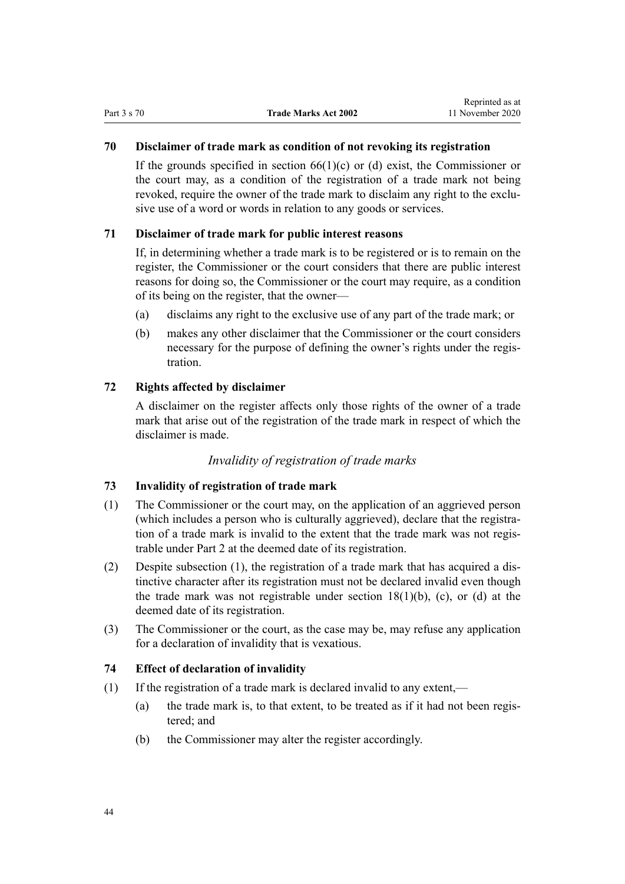### 70 Disclaimer of trade mark as condition of not revoking its registration

If the grounds specified in section 66(1)(c) or (d) exist, the Commissioner or the court may, as a condition of the registration of a trade mark not being revoked, require the owner of the trade mark to disclaim any right to the exclusive use of a word or words in relation to any goods or services.

### 71 Disclaimer of trade mark for public interest reasons

If, in determining whether a trade mark is to be registered or is to remain on the register, the Commissioner or the court considers that there are public interest reasons for doing so, the Commissioner or the court may require, as a condition of its being on the register, that the owner—

(a) disclaims any right to the exclusive use of any part of the trade mark; or

(b) makes any other disclaimer that the Commissioner or the court considers necessary for the purpose of defining the owner's rights under the registration.

### 72 Rights affected by disclaimer

A disclaimer on the register affects only those rights of the owner of a trade mark that arise out of the registration of the trade mark in respect of which the disclaimer is made.

## *Invalidity of registration of trade marks*

### 73 Invalidity of registration of trade mark

(1) The Commissioner or the court may, on the application of an aggrieved person (which includes a person who is culturally aggrieved), declare that the registration of a trade mark is invalid to the extent that the trade mark was not registrable under Part 2 at the deemed date of its registration.

(2) Despite subsection (1), the registration of a trade mark that has acquired a distinctive character after its registration must not be declared invalid even though the trade mark was not registrable under section 18(1)(b), (c), or (d) at the deemed date of its registration.

(3) The Commissioner or the court, as the case may be, may refuse any application for a declaration of invalidity that is vexatious.

### 74 Effect of declaration of invalidity

(1) If the registration of a trade mark is declared invalid to any extent,—

(a) the trade mark is, to that extent, to be treated as if it had not been registered; and

(b) the Commissioner may alter the register accordingly.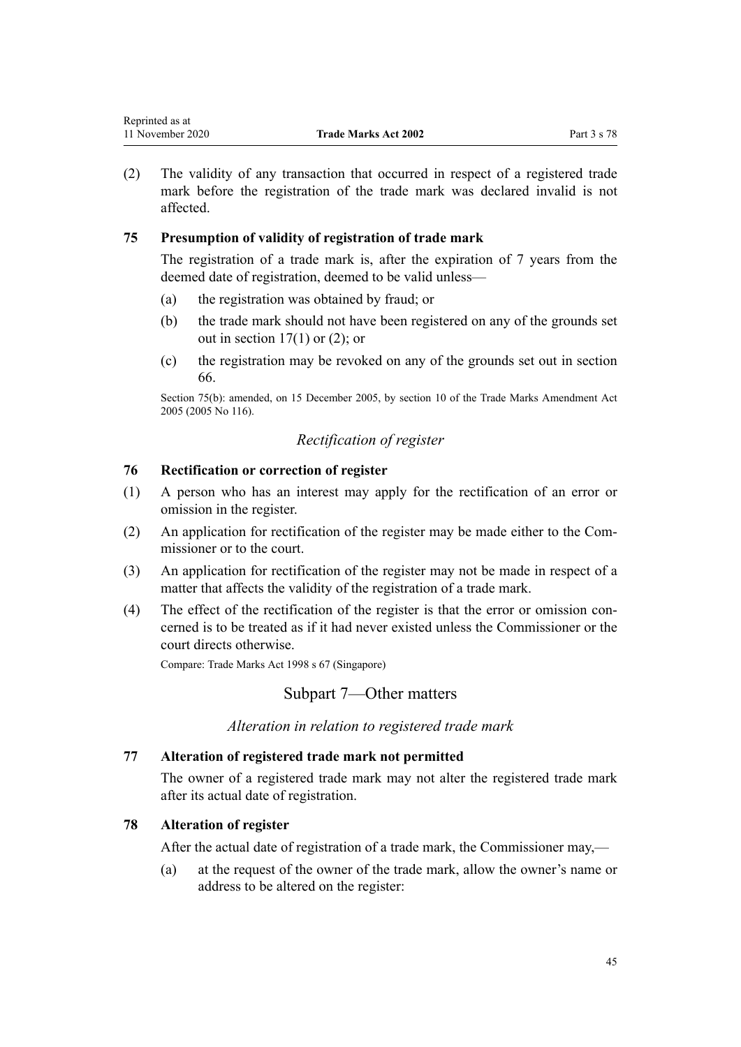(2) The validity of any transaction that occurred in respect of a registered trade mark before the registration of the trade mark was declared invalid is not affected.

### 75 Presumption of validity of registration of trade mark

The registration of a trade mark is, after the expiration of 7 years from the deemed date of registration, deemed to be valid unless—

(a) the registration was obtained by fraud; or

(b) the trade mark should not have been registered on any of the grounds set out in section 17(1) or (2); or

(c) the registration may be revoked on any of the grounds set out in section 66.

Section 75(b): amended, on 15 December 2005, by section 10 of the Trade Marks Amendment Act 2005 (2005 No 116).

*Rectification of register*

### 76 Rectification or correction of register

(1) A person who has an interest may apply for the rectification of an error or omission in the register.

(2) An application for rectification of the register may be made either to the Commissioner or to the court.

(3) An application for rectification of the register may not be made in respect of a matter that affects the validity of the registration of a trade mark.

(4) The effect of the rectification of the register is that the error or omission concerned is to be treated as if it had never existed unless the Commissioner or the court directs otherwise.

Compare: Trade Marks Act 1998 s 67 (Singapore)

## Subpart 7—Other matters

*Alteration in relation to registered trade mark*

### 77 Alteration of registered trade mark not permitted

The owner of a registered trade mark may not alter the registered trade mark after its actual date of registration.

### 78 Alteration of register

After the actual date of registration of a trade mark, the Commissioner may,—

(a) at the request of the owner of the trade mark, allow the owner's name or address to be altered on the register: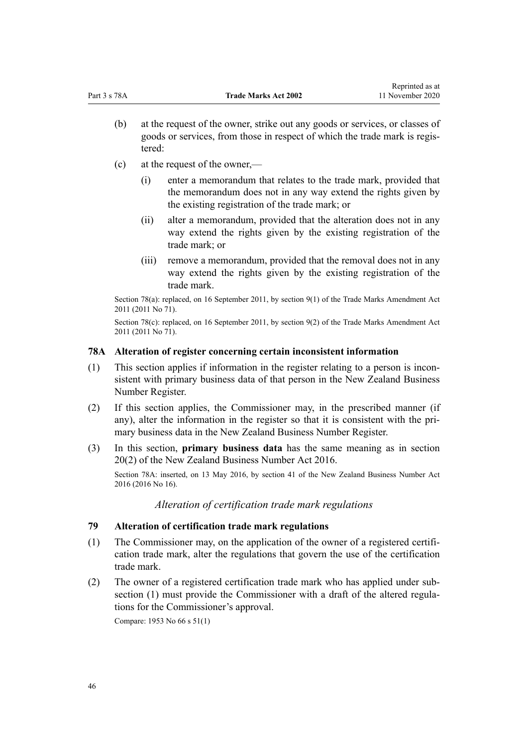(b) at the request of the owner, strike out any goods or services, or classes of goods or services, from those in respect of which the trade mark is registered:

(c) at the request of the owner,—

  (i) enter a memorandum that relates to the trade mark, provided that the memorandum does not in any way extend the rights given by the existing registration of the trade mark; or

  (ii) alter a memorandum, provided that the alteration does not in any way extend the rights given by the existing registration of the trade mark; or

  (iii) remove a memorandum, provided that the removal does not in any way extend the rights given by the existing registration of the trade mark.

Section 78(a): replaced, on 16 September 2011, by section 9(1) of the Trade Marks Amendment Act 2011 (2011 No 71).

Section 78(c): replaced, on 16 September 2011, by section 9(2) of the Trade Marks Amendment Act 2011 (2011 No 71).

### 78A Alteration of register concerning certain inconsistent information

(1) This section applies if information in the register relating to a person is inconsistent with primary business data of that person in the New Zealand Business Number Register.

(2) If this section applies, the Commissioner may, in the prescribed manner (if any), alter the information in the register so that it is consistent with the primary business data in the New Zealand Business Number Register.

(3) In this section, **primary business data** has the same meaning as in section 20(2) of the New Zealand Business Number Act 2016.

Section 78A: inserted, on 13 May 2016, by section 41 of the New Zealand Business Number Act 2016 (2016 No 16).

*Alteration of certification trade mark regulations*

### 79 Alteration of certification trade mark regulations

(1) The Commissioner may, on the application of the owner of a registered certification trade mark, alter the regulations that govern the use of the certification trade mark.

(2) The owner of a registered certification trade mark who has applied under subsection (1) must provide the Commissioner with a draft of the altered regulations for the Commissioner's approval.

Compare: 1953 No 66 s 51(1)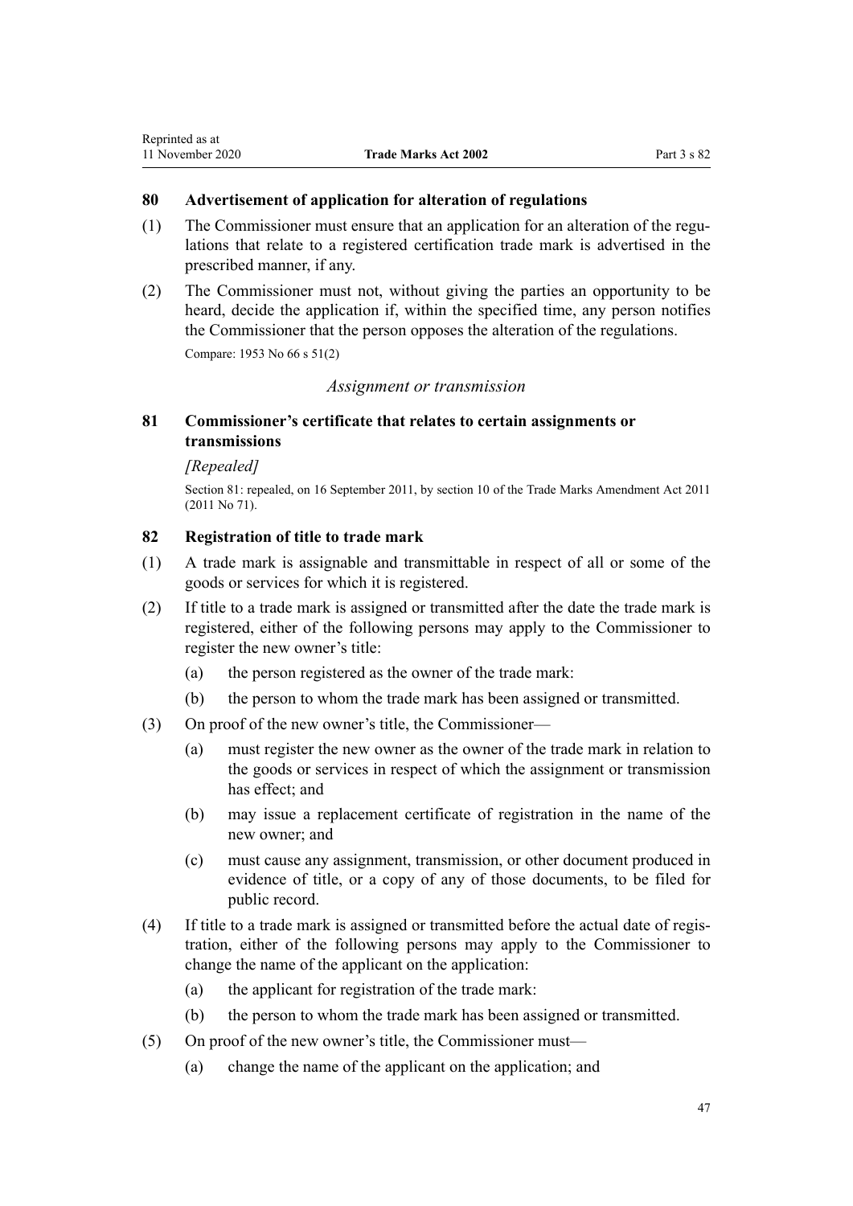### 80 Advertisement of application for alteration of regulations

(1) The Commissioner must ensure that an application for an alteration of the regulations that relate to a registered certification trade mark is advertised in the prescribed manner, if any.

(2) The Commissioner must not, without giving the parties an opportunity to be heard, decide the application if, within the specified time, any person notifies the Commissioner that the person opposes the alteration of the regulations.

Compare: 1953 No 66 s 51(2)

*Assignment or transmission*

### 81 Commissioner's certificate that relates to certain assignments or transmissions

*[Repealed]*

Section 81: repealed, on 16 September 2011, by section 10 of the Trade Marks Amendment Act 2011 (2011 No 71).

### 82 Registration of title to trade mark

(1) A trade mark is assignable and transmittable in respect of all or some of the goods or services for which it is registered.

(2) If title to a trade mark is assigned or transmitted after the date the trade mark is registered, either of the following persons may apply to the Commissioner to register the new owner's title:

- (a) the person registered as the owner of the trade mark:
- (b) the person to whom the trade mark has been assigned or transmitted.

(3) On proof of the new owner's title, the Commissioner—

- (a) must register the new owner as the owner of the trade mark in relation to the goods or services in respect of which the assignment or transmission has effect; and
- (b) may issue a replacement certificate of registration in the name of the new owner; and
- (c) must cause any assignment, transmission, or other document produced in evidence of title, or a copy of any of those documents, to be filed for public record.

(4) If title to a trade mark is assigned or transmitted before the actual date of registration, either of the following persons may apply to the Commissioner to change the name of the applicant on the application:

- (a) the applicant for registration of the trade mark:
- (b) the person to whom the trade mark has been assigned or transmitted.

(5) On proof of the new owner's title, the Commissioner must—

- (a) change the name of the applicant on the application; and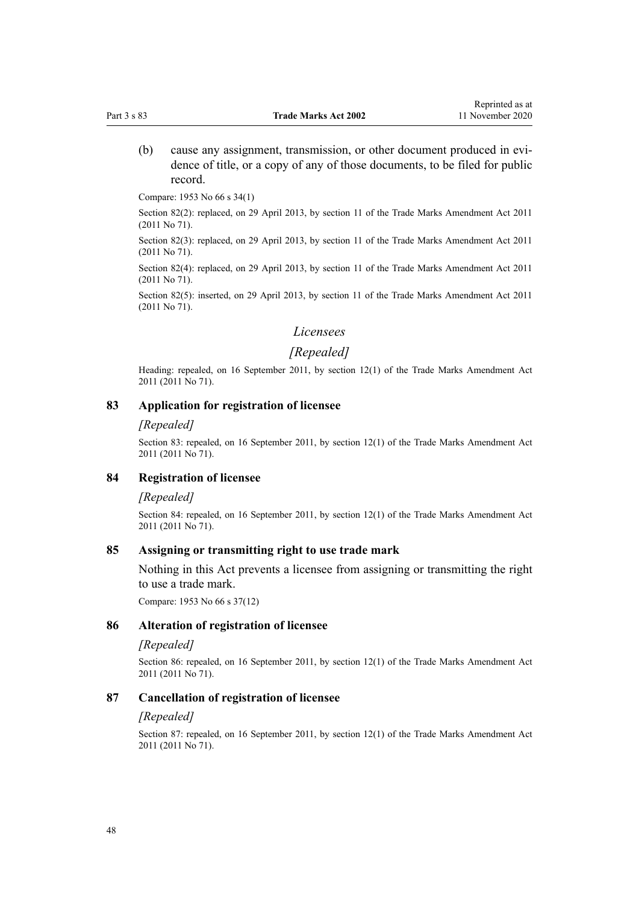(b) cause any assignment, transmission, or other document produced in evidence of title, or a copy of any of those documents, to be filed for public record.

Compare: 1953 No 66 s 34(1)

Section 82(2): replaced, on 29 April 2013, by section 11 of the Trade Marks Amendment Act 2011 (2011 No 71).

Section 82(3): replaced, on 29 April 2013, by section 11 of the Trade Marks Amendment Act 2011 (2011 No 71).

Section 82(4): replaced, on 29 April 2013, by section 11 of the Trade Marks Amendment Act 2011 (2011 No 71).

Section 82(5): inserted, on 29 April 2013, by section 11 of the Trade Marks Amendment Act 2011 (2011 No 71).

## *Licensees*

## *[Repealed]*

Heading: repealed, on 16 September 2011, by section 12(1) of the Trade Marks Amendment Act 2011 (2011 No 71).

### 83 Application for registration of licensee

*[Repealed]*

Section 83: repealed, on 16 September 2011, by section 12(1) of the Trade Marks Amendment Act 2011 (2011 No 71).

### 84 Registration of licensee

*[Repealed]*

Section 84: repealed, on 16 September 2011, by section 12(1) of the Trade Marks Amendment Act 2011 (2011 No 71).

### 85 Assigning or transmitting right to use trade mark

Nothing in this Act prevents a licensee from assigning or transmitting the right to use a trade mark.

Compare: 1953 No 66 s 37(12)

### 86 Alteration of registration of licensee

*[Repealed]*

Section 86: repealed, on 16 September 2011, by section 12(1) of the Trade Marks Amendment Act 2011 (2011 No 71).

### 87 Cancellation of registration of licensee

*[Repealed]*

Section 87: repealed, on 16 September 2011, by section 12(1) of the Trade Marks Amendment Act 2011 (2011 No 71).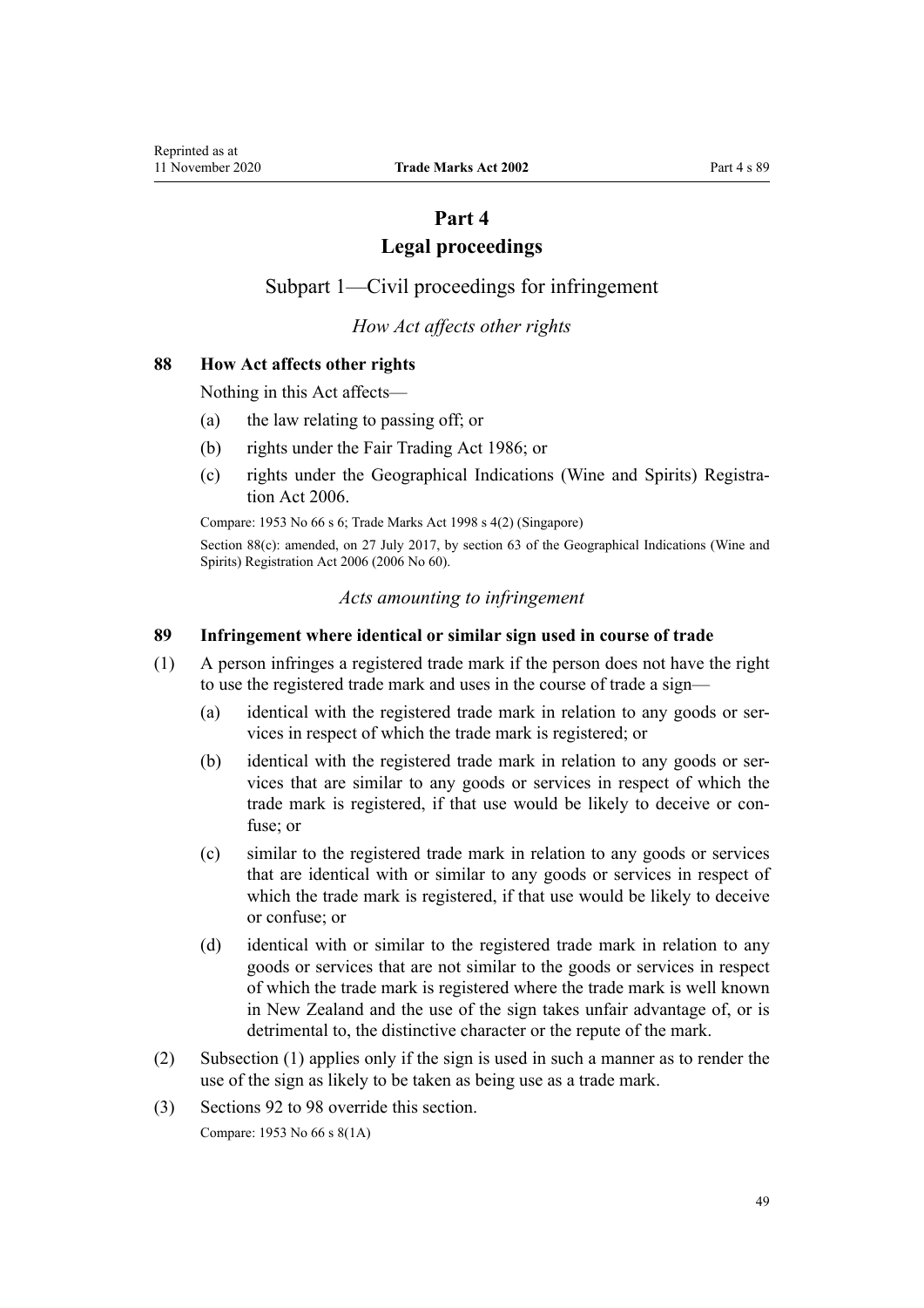# Part 4
# Legal proceedings

## Subpart 1—Civil proceedings for infringement

*How Act affects other rights*

### 88 How Act affects other rights

Nothing in this Act affects—

- (a) the law relating to passing off; or
- (b) rights under the Fair Trading Act 1986; or
- (c) rights under the Geographical Indications (Wine and Spirits) Registration Act 2006.

Compare: 1953 No 66 s 6; Trade Marks Act 1998 s 4(2) (Singapore)

Section 88(c): amended, on 27 July 2017, by section 63 of the Geographical Indications (Wine and Spirits) Registration Act 2006 (2006 No 60).

*Acts amounting to infringement*

### 89 Infringement where identical or similar sign used in course of trade

(1) A person infringes a registered trade mark if the person does not have the right to use the registered trade mark and uses in the course of trade a sign—

- (a) identical with the registered trade mark in relation to any goods or services in respect of which the trade mark is registered; or
- (b) identical with the registered trade mark in relation to any goods or services that are similar to any goods or services in respect of which the trade mark is registered, if that use would be likely to deceive or confuse; or
- (c) similar to the registered trade mark in relation to any goods or services that are identical with or similar to any goods or services in respect of which the trade mark is registered, if that use would be likely to deceive or confuse; or
- (d) identical with or similar to the registered trade mark in relation to any goods or services that are not similar to the goods or services in respect of which the trade mark is registered where the trade mark is well known in New Zealand and the use of the sign takes unfair advantage of, or is detrimental to, the distinctive character or the repute of the mark.

(2) Subsection (1) applies only if the sign is used in such a manner as to render the use of the sign as likely to be taken as being use as a trade mark.

(3) Sections 92 to 98 override this section.

Compare: 1953 No 66 s 8(1A)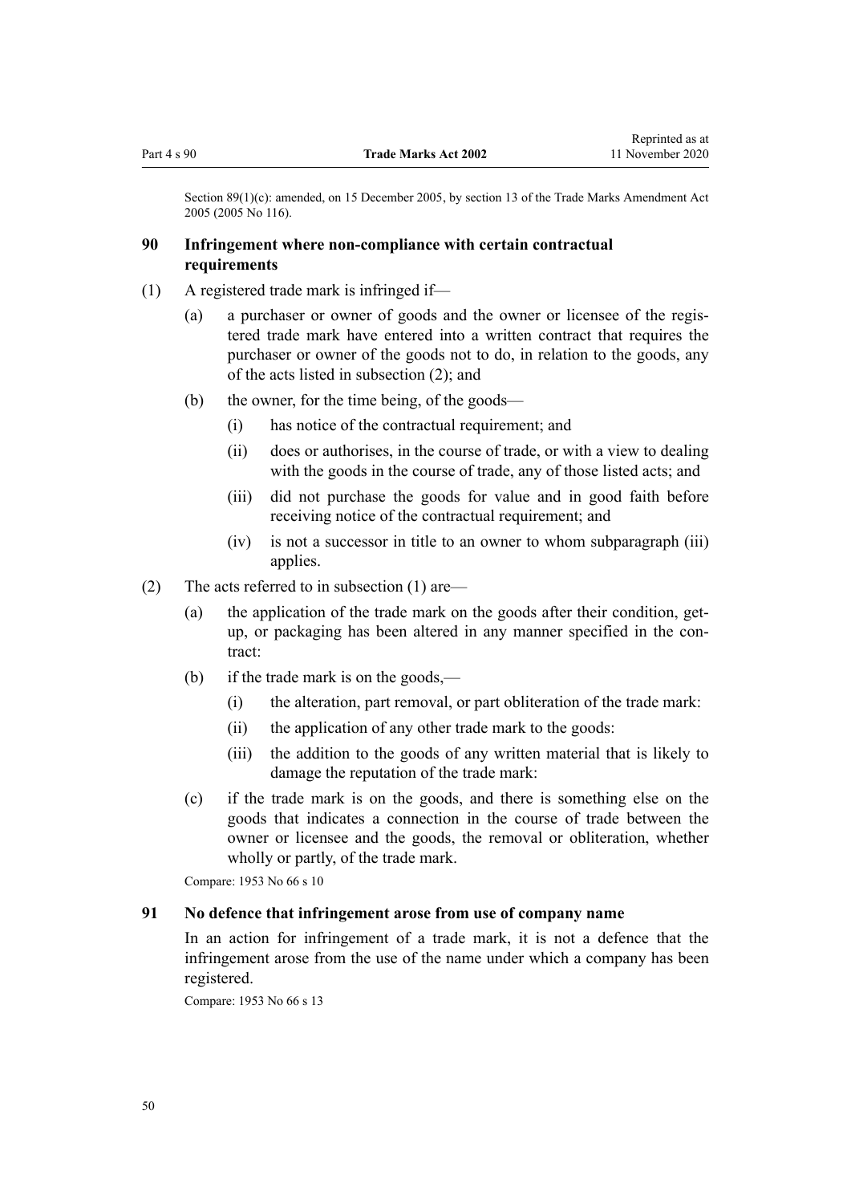Section 89(1)(c): amended, on 15 December 2005, by section 13 of the Trade Marks Amendment Act 2005 (2005 No 116).

### 90 Infringement where non-compliance with certain contractual requirements

(1) A registered trade mark is infringed if—

- (a) a purchaser or owner of goods and the owner or licensee of the registered trade mark have entered into a written contract that requires the purchaser or owner of the goods not to do, in relation to the goods, any of the acts listed in subsection (2); and
- (b) the owner, for the time being, of the goods—
  - (i) has notice of the contractual requirement; and
  - (ii) does or authorises, in the course of trade, or with a view to dealing with the goods in the course of trade, any of those listed acts; and
  - (iii) did not purchase the goods for value and in good faith before receiving notice of the contractual requirement; and
  - (iv) is not a successor in title to an owner to whom subparagraph (iii) applies.

(2) The acts referred to in subsection (1) are—

- (a) the application of the trade mark on the goods after their condition, get-up, or packaging has been altered in any manner specified in the contract:
- (b) if the trade mark is on the goods,—
  - (i) the alteration, part removal, or part obliteration of the trade mark:
  - (ii) the application of any other trade mark to the goods:
  - (iii) the addition to the goods of any written material that is likely to damage the reputation of the trade mark:
- (c) if the trade mark is on the goods, and there is something else on the goods that indicates a connection in the course of trade between the owner or licensee and the goods, the removal or obliteration, whether wholly or partly, of the trade mark.

Compare: 1953 No 66 s 10

### 91 No defence that infringement arose from use of company name

In an action for infringement of a trade mark, it is not a defence that the infringement arose from the use of the name under which a company has been registered.

Compare: 1953 No 66 s 13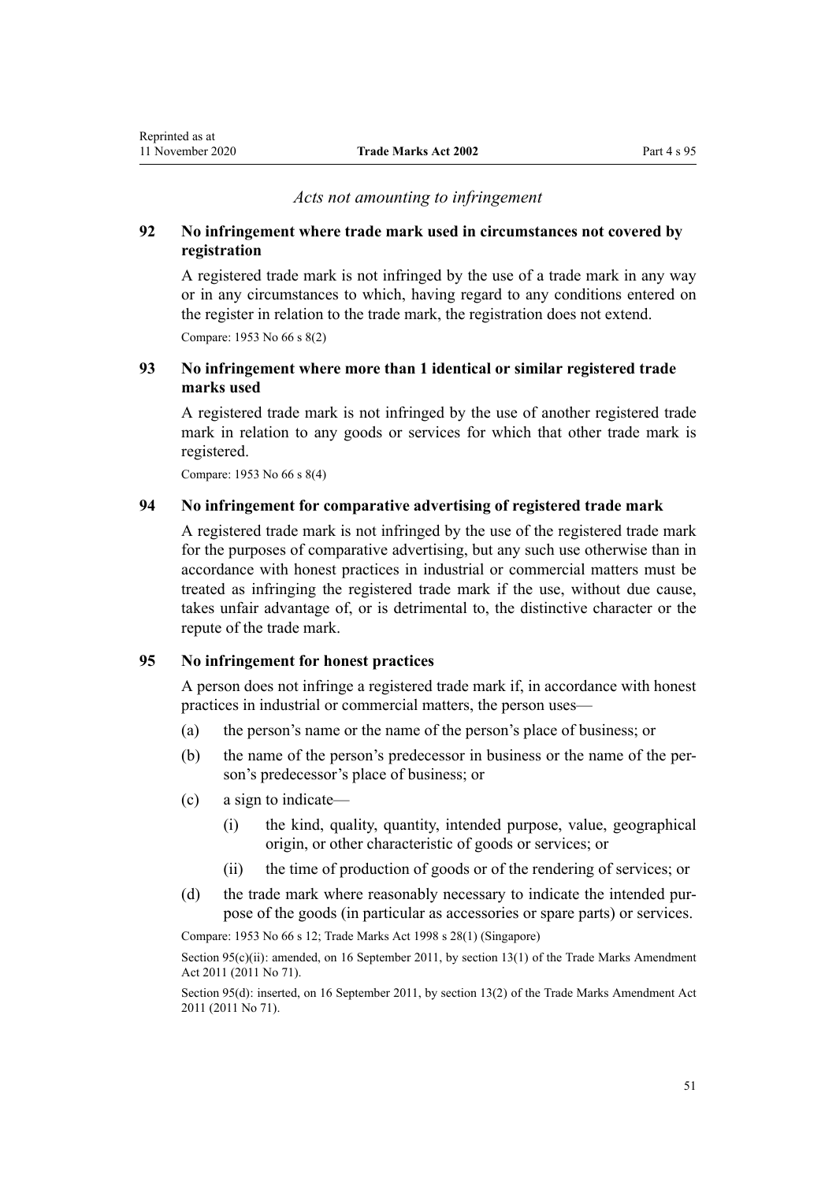*Acts not amounting to infringement*

### 92 No infringement where trade mark used in circumstances not covered by registration

A registered trade mark is not infringed by the use of a trade mark in any way or in any circumstances to which, having regard to any conditions entered on the register in relation to the trade mark, the registration does not extend.

Compare: 1953 No 66 s 8(2)

### 93 No infringement where more than 1 identical or similar registered trade marks used

A registered trade mark is not infringed by the use of another registered trade mark in relation to any goods or services for which that other trade mark is registered.

Compare: 1953 No 66 s 8(4)

### 94 No infringement for comparative advertising of registered trade mark

A registered trade mark is not infringed by the use of the registered trade mark for the purposes of comparative advertising, but any such use otherwise than in accordance with honest practices in industrial or commercial matters must be treated as infringing the registered trade mark if the use, without due cause, takes unfair advantage of, or is detrimental to, the distinctive character or the repute of the trade mark.

### 95 No infringement for honest practices

A person does not infringe a registered trade mark if, in accordance with honest practices in industrial or commercial matters, the person uses—

(a) the person's name or the name of the person's place of business; or

(b) the name of the person's predecessor in business or the name of the person's predecessor's place of business; or

(c) a sign to indicate—

  (i) the kind, quality, quantity, intended purpose, value, geographical origin, or other characteristic of goods or services; or

  (ii) the time of production of goods or of the rendering of services; or

(d) the trade mark where reasonably necessary to indicate the intended purpose of the goods (in particular as accessories or spare parts) or services.

Compare: 1953 No 66 s 12; Trade Marks Act 1998 s 28(1) (Singapore)

Section 95(c)(ii): amended, on 16 September 2011, by section 13(1) of the Trade Marks Amendment Act 2011 (2011 No 71).

Section 95(d): inserted, on 16 September 2011, by section 13(2) of the Trade Marks Amendment Act 2011 (2011 No 71).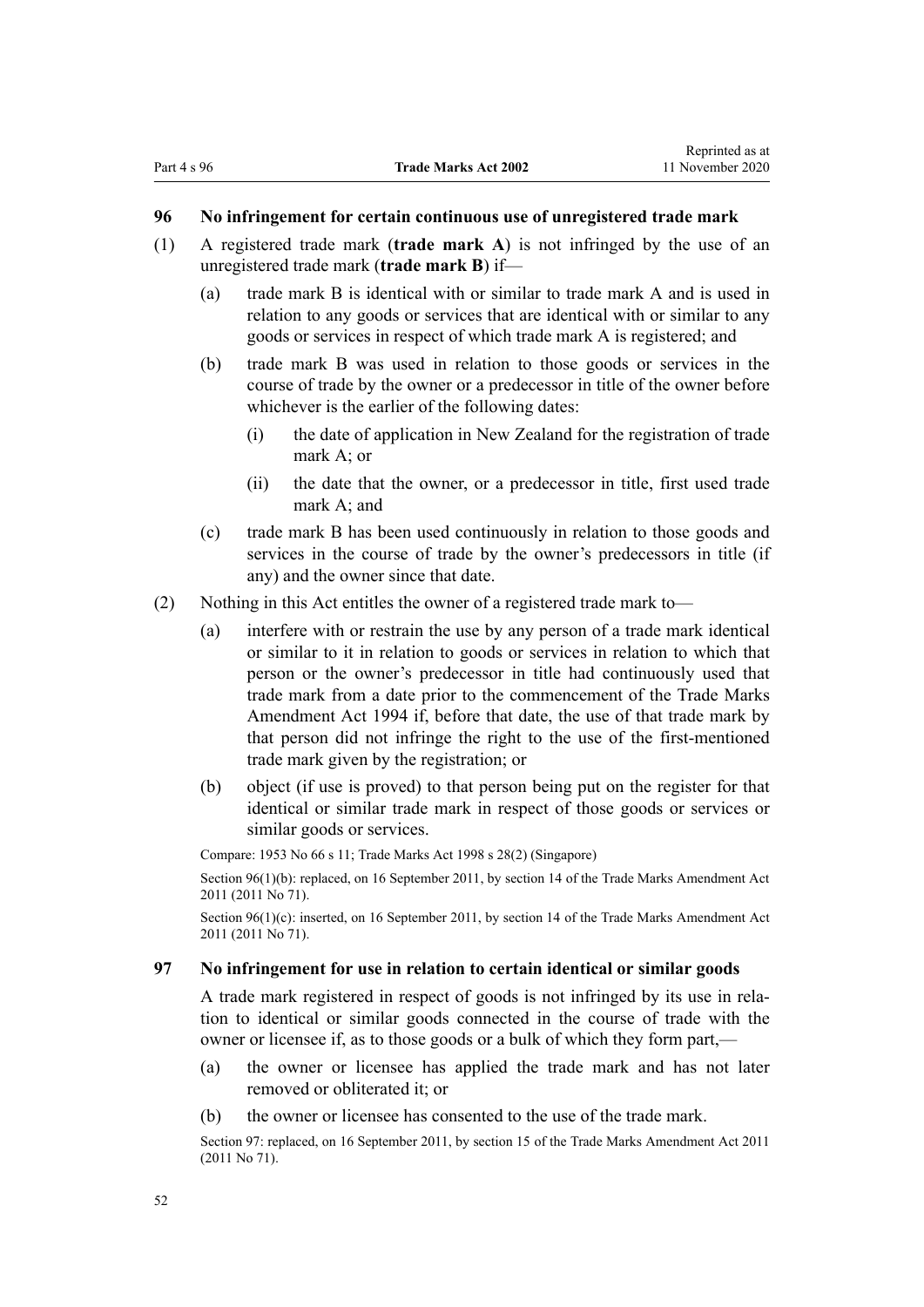### 96 No infringement for certain continuous use of unregistered trade mark

(1) A registered trade mark (**trade mark A**) is not infringed by the use of an unregistered trade mark (**trade mark B**) if—

- (a) trade mark B is identical with or similar to trade mark A and is used in relation to any goods or services that are identical with or similar to any goods or services in respect of which trade mark A is registered; and
- (b) trade mark B was used in relation to those goods or services in the course of trade by the owner or a predecessor in title of the owner before whichever is the earlier of the following dates:
  - (i) the date of application in New Zealand for the registration of trade mark A; or
  - (ii) the date that the owner, or a predecessor in title, first used trade mark A; and
- (c) trade mark B has been used continuously in relation to those goods and services in the course of trade by the owner's predecessors in title (if any) and the owner since that date.

(2) Nothing in this Act entitles the owner of a registered trade mark to—

- (a) interfere with or restrain the use by any person of a trade mark identical or similar to it in relation to goods or services in relation to which that person or the owner's predecessor in title had continuously used that trade mark from a date prior to the commencement of the Trade Marks Amendment Act 1994 if, before that date, the use of that trade mark by that person did not infringe the right to the use of the first-mentioned trade mark given by the registration; or
- (b) object (if use is proved) to that person being put on the register for that identical or similar trade mark in respect of those goods or services or similar goods or services.

Compare: 1953 No 66 s 11; Trade Marks Act 1998 s 28(2) (Singapore)

Section 96(1)(b): replaced, on 16 September 2011, by section 14 of the Trade Marks Amendment Act 2011 (2011 No 71).

Section 96(1)(c): inserted, on 16 September 2011, by section 14 of the Trade Marks Amendment Act 2011 (2011 No 71).

### 97 No infringement for use in relation to certain identical or similar goods

A trade mark registered in respect of goods is not infringed by its use in relation to identical or similar goods connected in the course of trade with the owner or licensee if, as to those goods or a bulk of which they form part,—

- (a) the owner or licensee has applied the trade mark and has not later removed or obliterated it; or
- (b) the owner or licensee has consented to the use of the trade mark.

Section 97: replaced, on 16 September 2011, by section 15 of the Trade Marks Amendment Act 2011 (2011 No 71).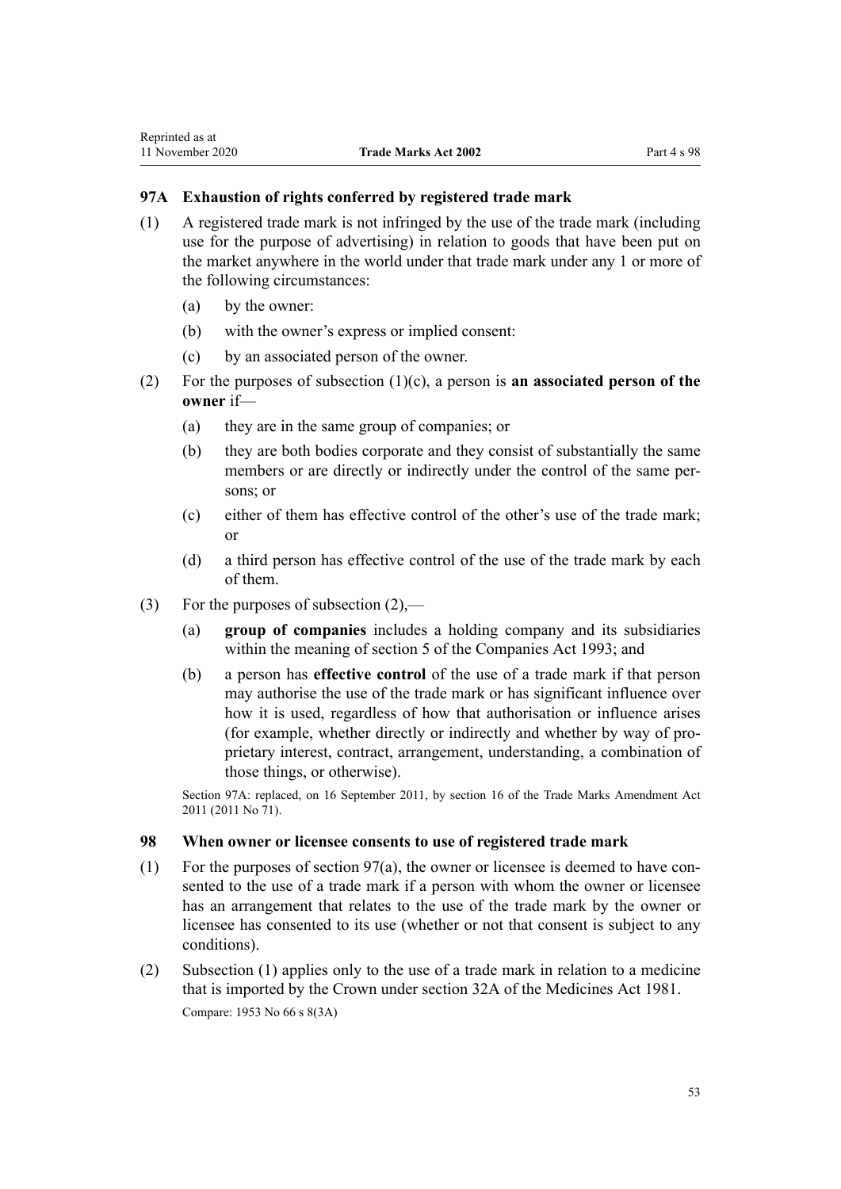### 97A Exhaustion of rights conferred by registered trade mark

(1) A registered trade mark is not infringed by the use of the trade mark (including use for the purpose of advertising) in relation to goods that have been put on the market anywhere in the world under that trade mark under any 1 or more of the following circumstances:

- (a) by the owner:
- (b) with the owner's express or implied consent:
- (c) by an associated person of the owner.

(2) For the purposes of subsection (1)(c), a person is **an associated person of the owner** if—

- (a) they are in the same group of companies; or
- (b) they are both bodies corporate and they consist of substantially the same members or are directly or indirectly under the control of the same persons; or
- (c) either of them has effective control of the other's use of the trade mark; or
- (d) a third person has effective control of the use of the trade mark by each of them.

(3) For the purposes of subsection (2),—

- (a) **group of companies** includes a holding company and its subsidiaries within the meaning of section 5 of the Companies Act 1993; and
- (b) a person has **effective control** of the use of a trade mark if that person may authorise the use of the trade mark or has significant influence over how it is used, regardless of how that authorisation or influence arises (for example, whether directly or indirectly and whether by way of proprietary interest, contract, arrangement, understanding, a combination of those things, or otherwise).

Section 97A: replaced, on 16 September 2011, by section 16 of the Trade Marks Amendment Act 2011 (2011 No 71).

### 98 When owner or licensee consents to use of registered trade mark

(1) For the purposes of section 97(a), the owner or licensee is deemed to have consented to the use of a trade mark if a person with whom the owner or licensee has an arrangement that relates to the use of the trade mark by the owner or licensee has consented to its use (whether or not that consent is subject to any conditions).

(2) Subsection (1) applies only to the use of a trade mark in relation to a medicine that is imported by the Crown under section 32A of the Medicines Act 1981.

Compare: 1953 No 66 s 8(3A)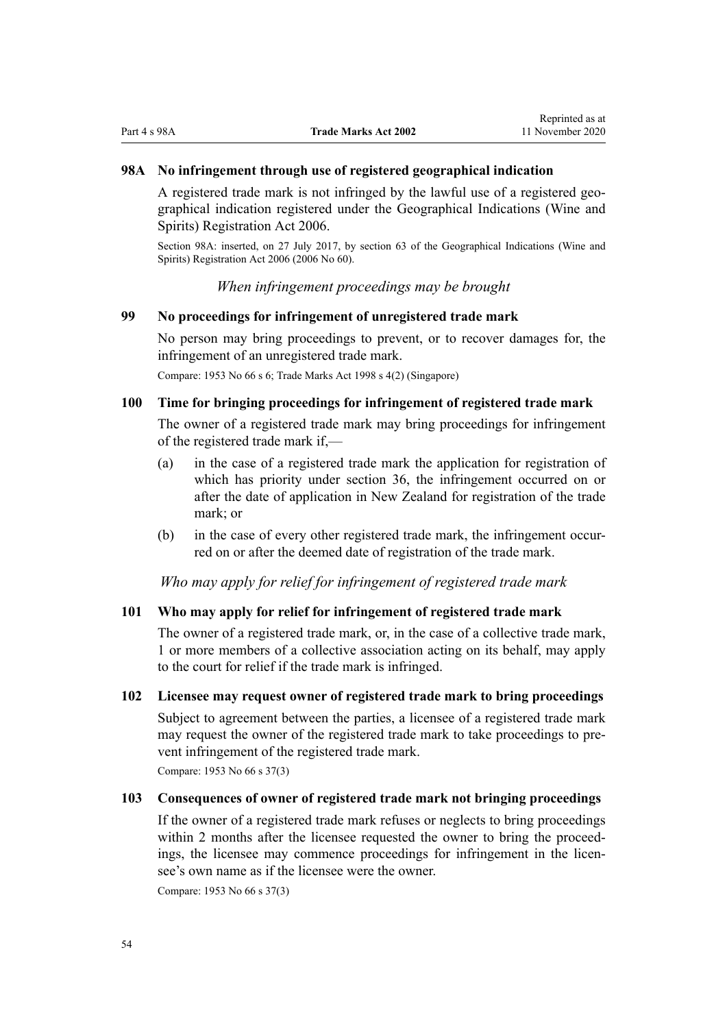### 98A No infringement through use of registered geographical indication

A registered trade mark is not infringed by the lawful use of a registered geographical indication registered under the Geographical Indications (Wine and Spirits) Registration Act 2006.

Section 98A: inserted, on 27 July 2017, by section 63 of the Geographical Indications (Wine and Spirits) Registration Act 2006 (2006 No 60).

*When infringement proceedings may be brought*

### 99 No proceedings for infringement of unregistered trade mark

No person may bring proceedings to prevent, or to recover damages for, the infringement of an unregistered trade mark.

Compare: 1953 No 66 s 6; Trade Marks Act 1998 s 4(2) (Singapore)

### 100 Time for bringing proceedings for infringement of registered trade mark

The owner of a registered trade mark may bring proceedings for infringement of the registered trade mark if,—

(a) in the case of a registered trade mark the application for registration of which has priority under section 36, the infringement occurred on or after the date of application in New Zealand for registration of the trade mark; or

(b) in the case of every other registered trade mark, the infringement occurred on or after the deemed date of registration of the trade mark.

*Who may apply for relief for infringement of registered trade mark*

### 101 Who may apply for relief for infringement of registered trade mark

The owner of a registered trade mark, or, in the case of a collective trade mark, 1 or more members of a collective association acting on its behalf, may apply to the court for relief if the trade mark is infringed.

### 102 Licensee may request owner of registered trade mark to bring proceedings

Subject to agreement between the parties, a licensee of a registered trade mark may request the owner of the registered trade mark to take proceedings to prevent infringement of the registered trade mark.

Compare: 1953 No 66 s 37(3)

### 103 Consequences of owner of registered trade mark not bringing proceedings

If the owner of a registered trade mark refuses or neglects to bring proceedings within 2 months after the licensee requested the owner to bring the proceedings, the licensee may commence proceedings for infringement in the licensee's own name as if the licensee were the owner.

Compare: 1953 No 66 s 37(3)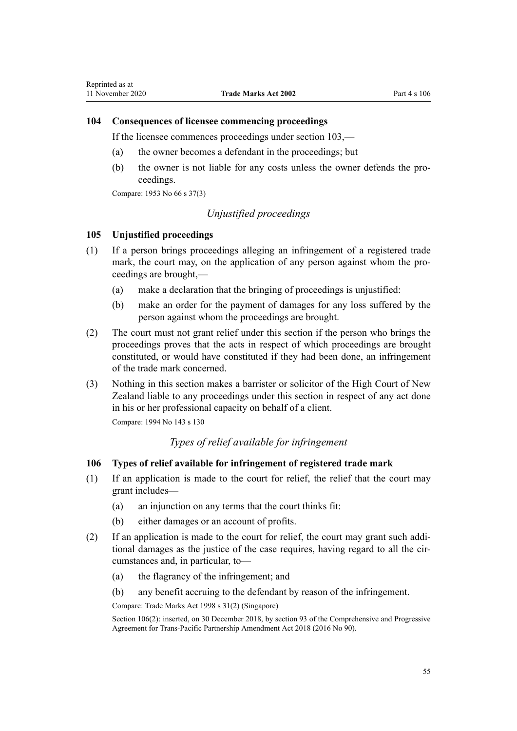### 104 Consequences of licensee commencing proceedings

If the licensee commences proceedings under section 103,—

(a) the owner becomes a defendant in the proceedings; but

(b) the owner is not liable for any costs unless the owner defends the proceedings.

Compare: 1953 No 66 s 37(3)

*Unjustified proceedings*

### 105 Unjustified proceedings

(1) If a person brings proceedings alleging an infringement of a registered trade mark, the court may, on the application of any person against whom the proceedings are brought,—

(a) make a declaration that the bringing of proceedings is unjustified:

(b) make an order for the payment of damages for any loss suffered by the person against whom the proceedings are brought.

(2) The court must not grant relief under this section if the person who brings the proceedings proves that the acts in respect of which proceedings are brought constituted, or would have constituted if they had been done, an infringement of the trade mark concerned.

(3) Nothing in this section makes a barrister or solicitor of the High Court of New Zealand liable to any proceedings under this section in respect of any act done in his or her professional capacity on behalf of a client.

Compare: 1994 No 143 s 130

*Types of relief available for infringement*

### 106 Types of relief available for infringement of registered trade mark

(1) If an application is made to the court for relief, the relief that the court may grant includes—

(a) an injunction on any terms that the court thinks fit:

(b) either damages or an account of profits.

(2) If an application is made to the court for relief, the court may grant such additional damages as the justice of the case requires, having regard to all the circumstances and, in particular, to—

(a) the flagrancy of the infringement; and

(b) any benefit accruing to the defendant by reason of the infringement.

Compare: Trade Marks Act 1998 s 31(2) (Singapore)

Section 106(2): inserted, on 30 December 2018, by section 93 of the Comprehensive and Progressive Agreement for Trans-Pacific Partnership Amendment Act 2018 (2016 No 90).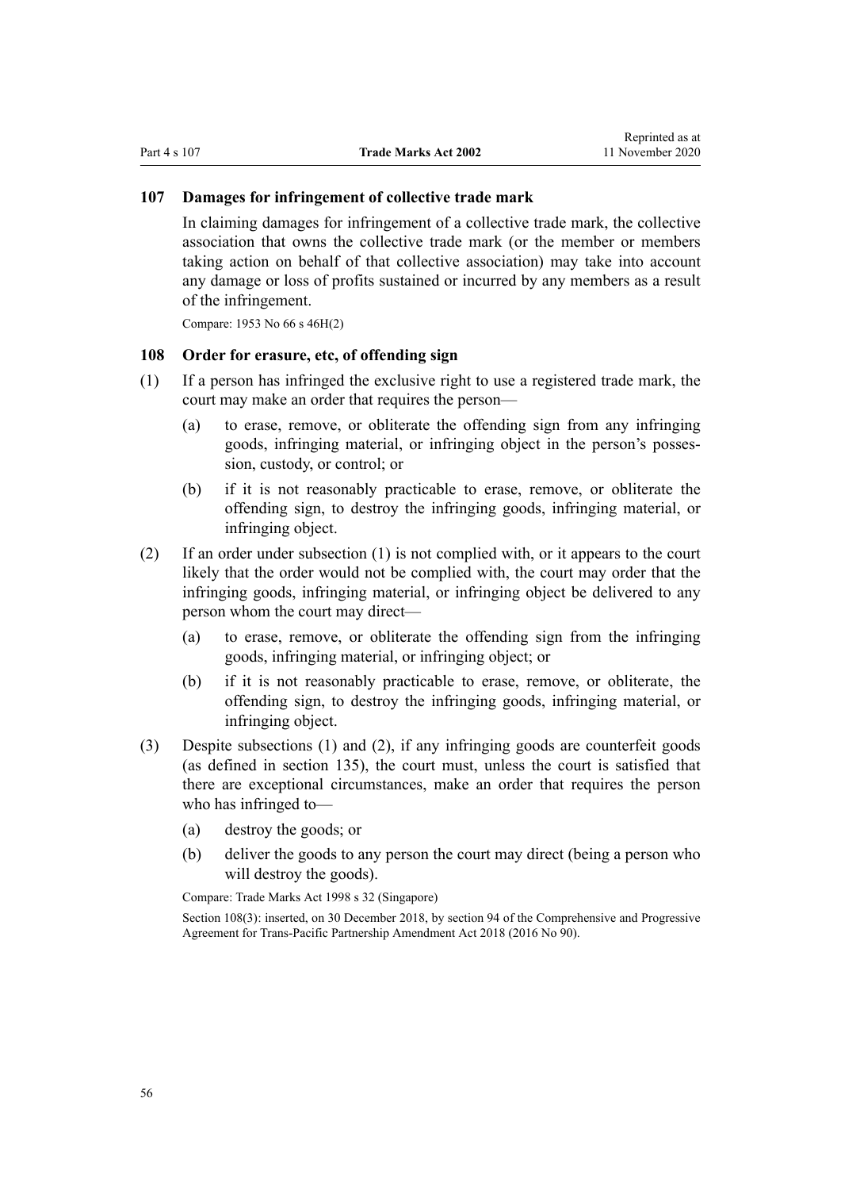### 107 Damages for infringement of collective trade mark

In claiming damages for infringement of a collective trade mark, the collective association that owns the collective trade mark (or the member or members taking action on behalf of that collective association) may take into account any damage or loss of profits sustained or incurred by any members as a result of the infringement.

Compare: 1953 No 66 s 46H(2)

### 108 Order for erasure, etc, of offending sign

(1) If a person has infringed the exclusive right to use a registered trade mark, the court may make an order that requires the person—

- (a) to erase, remove, or obliterate the offending sign from any infringing goods, infringing material, or infringing object in the person's possession, custody, or control; or
- (b) if it is not reasonably practicable to erase, remove, or obliterate the offending sign, to destroy the infringing goods, infringing material, or infringing object.

(2) If an order under subsection (1) is not complied with, or it appears to the court likely that the order would not be complied with, the court may order that the infringing goods, infringing material, or infringing object be delivered to any person whom the court may direct—

- (a) to erase, remove, or obliterate the offending sign from the infringing goods, infringing material, or infringing object; or
- (b) if it is not reasonably practicable to erase, remove, or obliterate, the offending sign, to destroy the infringing goods, infringing material, or infringing object.

(3) Despite subsections (1) and (2), if any infringing goods are counterfeit goods (as defined in section 135), the court must, unless the court is satisfied that there are exceptional circumstances, make an order that requires the person who has infringed to—

- (a) destroy the goods; or
- (b) deliver the goods to any person the court may direct (being a person who will destroy the goods).

Compare: Trade Marks Act 1998 s 32 (Singapore)

Section 108(3): inserted, on 30 December 2018, by section 94 of the Comprehensive and Progressive Agreement for Trans-Pacific Partnership Amendment Act 2018 (2016 No 90).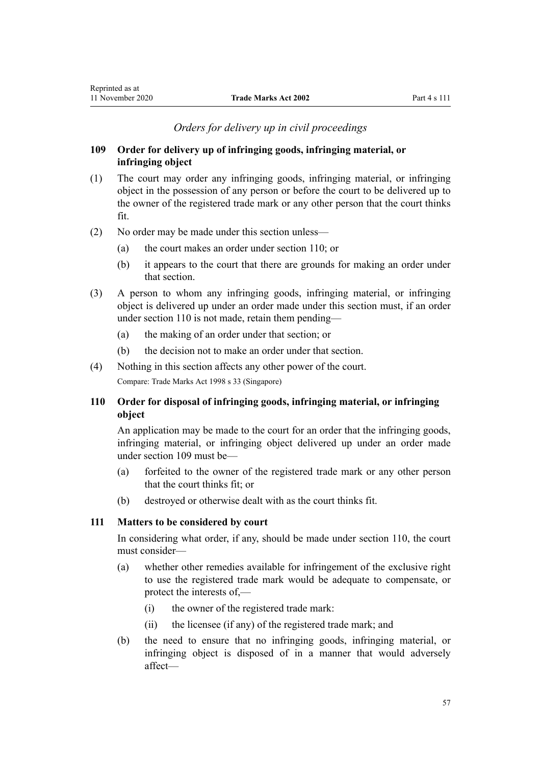*Orders for delivery up in civil proceedings*

### 109 Order for delivery up of infringing goods, infringing material, or infringing object

(1) The court may order any infringing goods, infringing material, or infringing object in the possession of any person or before the court to be delivered up to the owner of the registered trade mark or any other person that the court thinks fit.

(2) No order may be made under this section unless—

- (a) the court makes an order under section 110; or
- (b) it appears to the court that there are grounds for making an order under that section.

(3) A person to whom any infringing goods, infringing material, or infringing object is delivered up under an order made under this section must, if an order under section 110 is not made, retain them pending—

- (a) the making of an order under that section; or
- (b) the decision not to make an order under that section.

(4) Nothing in this section affects any other power of the court.

Compare: Trade Marks Act 1998 s 33 (Singapore)

### 110 Order for disposal of infringing goods, infringing material, or infringing object

An application may be made to the court for an order that the infringing goods, infringing material, or infringing object delivered up under an order made under section 109 must be—

- (a) forfeited to the owner of the registered trade mark or any other person that the court thinks fit; or
- (b) destroyed or otherwise dealt with as the court thinks fit.

### 111 Matters to be considered by court

In considering what order, if any, should be made under section 110, the court must consider—

- (a) whether other remedies available for infringement of the exclusive right to use the registered trade mark would be adequate to compensate, or protect the interests of,—
  - (i) the owner of the registered trade mark:
  - (ii) the licensee (if any) of the registered trade mark; and
- (b) the need to ensure that no infringing goods, infringing material, or infringing object is disposed of in a manner that would adversely affect—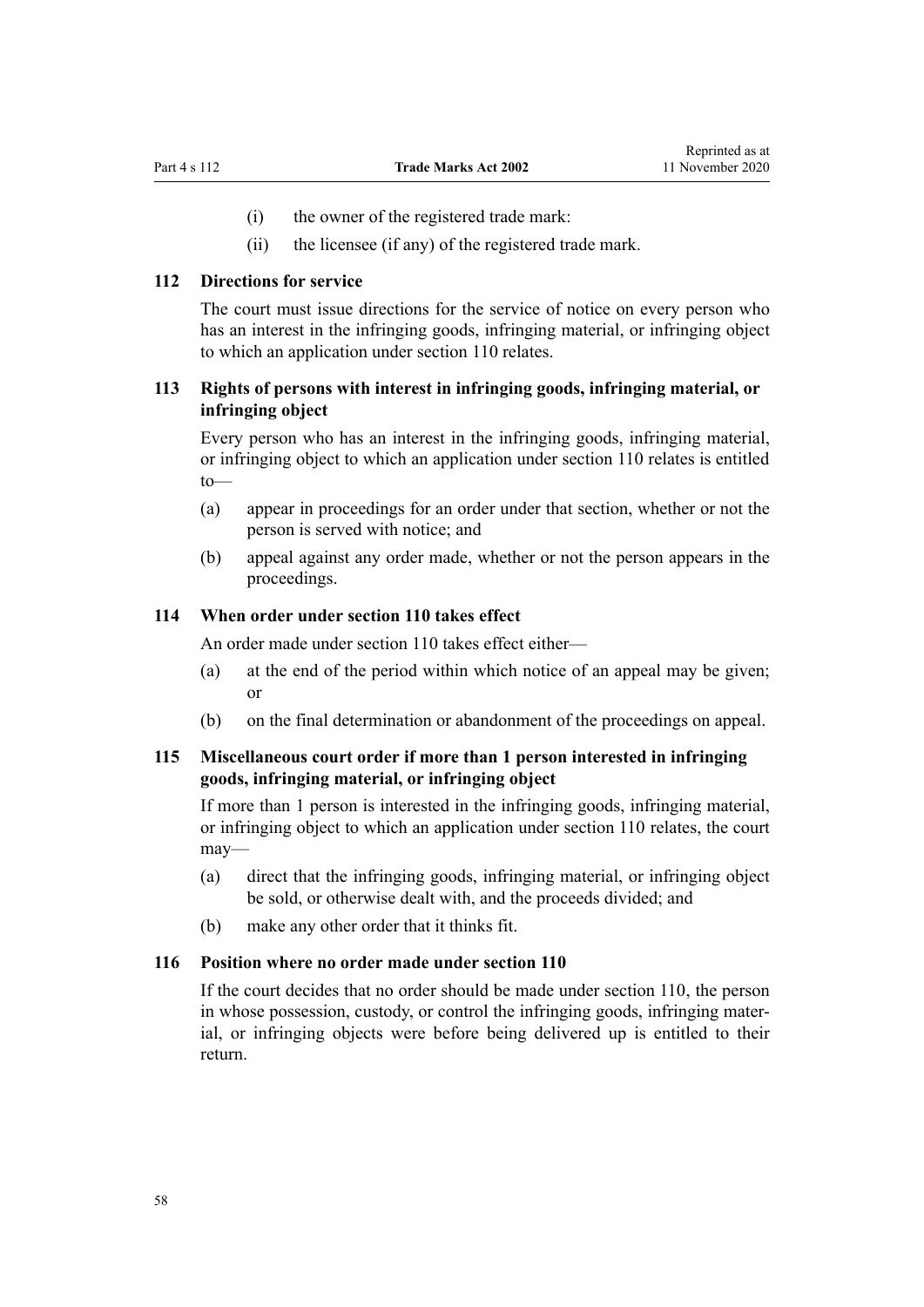(i) the owner of the registered trade mark:

(ii) the licensee (if any) of the registered trade mark.

### 112 Directions for service

The court must issue directions for the service of notice on every person who has an interest in the infringing goods, infringing material, or infringing object to which an application under section 110 relates.

### 113 Rights of persons with interest in infringing goods, infringing material, or infringing object

Every person who has an interest in the infringing goods, infringing material, or infringing object to which an application under section 110 relates is entitled to—

(a) appear in proceedings for an order under that section, whether or not the person is served with notice; and

(b) appeal against any order made, whether or not the person appears in the proceedings.

### 114 When order under section 110 takes effect

An order made under section 110 takes effect either—

(a) at the end of the period within which notice of an appeal may be given; or

(b) on the final determination or abandonment of the proceedings on appeal.

### 115 Miscellaneous court order if more than 1 person interested in infringing goods, infringing material, or infringing object

If more than 1 person is interested in the infringing goods, infringing material, or infringing object to which an application under section 110 relates, the court may—

(a) direct that the infringing goods, infringing material, or infringing object be sold, or otherwise dealt with, and the proceeds divided; and

(b) make any other order that it thinks fit.

### 116 Position where no order made under section 110

If the court decides that no order should be made under section 110, the person in whose possession, custody, or control the infringing goods, infringing material, or infringing objects were before being delivered up is entitled to their return.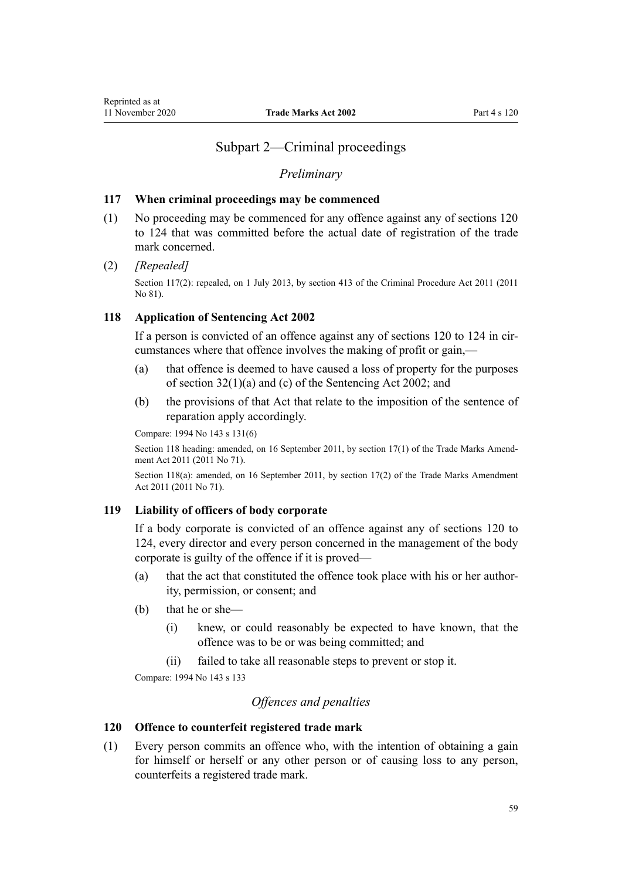## Subpart 2—Criminal proceedings

*Preliminary*

### 117 When criminal proceedings may be commenced

(1) No proceeding may be commenced for any offence against any of sections 120 to 124 that was committed before the actual date of registration of the trade mark concerned.

(2) *[Repealed]*

Section 117(2): repealed, on 1 July 2013, by section 413 of the Criminal Procedure Act 2011 (2011 No 81).

### 118 Application of Sentencing Act 2002

If a person is convicted of an offence against any of sections 120 to 124 in circumstances where that offence involves the making of profit or gain,—

(a) that offence is deemed to have caused a loss of property for the purposes of section 32(1)(a) and (c) of the Sentencing Act 2002; and

(b) the provisions of that Act that relate to the imposition of the sentence of reparation apply accordingly.

Compare: 1994 No 143 s 131(6)

Section 118 heading: amended, on 16 September 2011, by section 17(1) of the Trade Marks Amendment Act 2011 (2011 No 71).

Section 118(a): amended, on 16 September 2011, by section 17(2) of the Trade Marks Amendment Act 2011 (2011 No 71).

### 119 Liability of officers of body corporate

If a body corporate is convicted of an offence against any of sections 120 to 124, every director and every person concerned in the management of the body corporate is guilty of the offence if it is proved—

(a) that the act that constituted the offence took place with his or her authority, permission, or consent; and

(b) that he or she—

(i) knew, or could reasonably be expected to have known, that the offence was to be or was being committed; and

(ii) failed to take all reasonable steps to prevent or stop it.

Compare: 1994 No 143 s 133

*Offences and penalties*

### 120 Offence to counterfeit registered trade mark

(1) Every person commits an offence who, with the intention of obtaining a gain for himself or herself or any other person or of causing loss to any person, counterfeits a registered trade mark.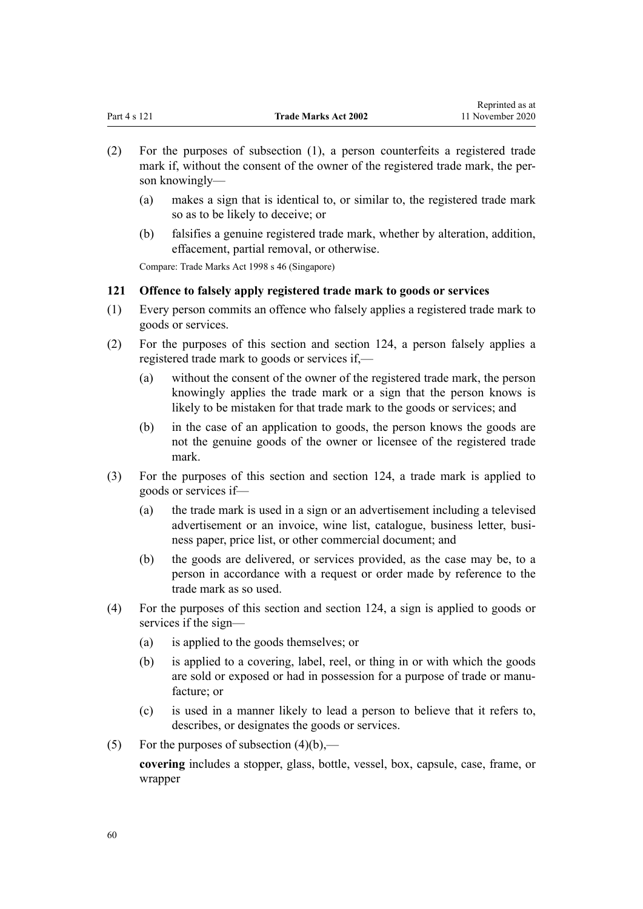(2) For the purposes of subsection (1), a person counterfeits a registered trade mark if, without the consent of the owner of the registered trade mark, the person knowingly—

(a) makes a sign that is identical to, or similar to, the registered trade mark so as to be likely to deceive; or

(b) falsifies a genuine registered trade mark, whether by alteration, addition, effacement, partial removal, or otherwise.

Compare: Trade Marks Act 1998 s 46 (Singapore)

### 121 Offence to falsely apply registered trade mark to goods or services

(1) Every person commits an offence who falsely applies a registered trade mark to goods or services.

(2) For the purposes of this section and section 124, a person falsely applies a registered trade mark to goods or services if,—

(a) without the consent of the owner of the registered trade mark, the person knowingly applies the trade mark or a sign that the person knows is likely to be mistaken for that trade mark to the goods or services; and

(b) in the case of an application to goods, the person knows the goods are not the genuine goods of the owner or licensee of the registered trade mark.

(3) For the purposes of this section and section 124, a trade mark is applied to goods or services if—

(a) the trade mark is used in a sign or an advertisement including a televised advertisement or an invoice, wine list, catalogue, business letter, business paper, price list, or other commercial document; and

(b) the goods are delivered, or services provided, as the case may be, to a person in accordance with a request or order made by reference to the trade mark as so used.

(4) For the purposes of this section and section 124, a sign is applied to goods or services if the sign—

(a) is applied to the goods themselves; or

(b) is applied to a covering, label, reel, or thing in or with which the goods are sold or exposed or had in possession for a purpose of trade or manufacture; or

(c) is used in a manner likely to lead a person to believe that it refers to, describes, or designates the goods or services.

(5) For the purposes of subsection (4)(b),—

**covering** includes a stopper, glass, bottle, vessel, box, capsule, case, frame, or wrapper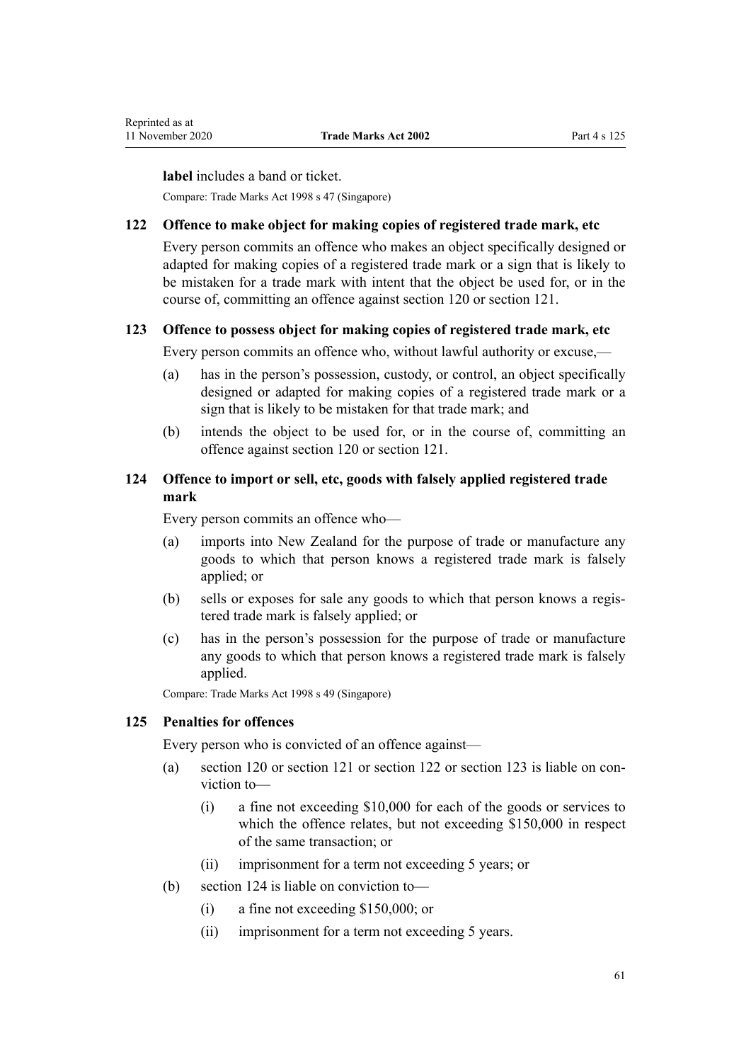**label** includes a band or ticket.

Compare: Trade Marks Act 1998 s 47 (Singapore)

### 122 Offence to make object for making copies of registered trade mark, etc

Every person commits an offence who makes an object specifically designed or adapted for making copies of a registered trade mark or a sign that is likely to be mistaken for a trade mark with intent that the object be used for, or in the course of, committing an offence against section 120 or section 121.

### 123 Offence to possess object for making copies of registered trade mark, etc

Every person commits an offence who, without lawful authority or excuse,—

(a) has in the person's possession, custody, or control, an object specifically designed or adapted for making copies of a registered trade mark or a sign that is likely to be mistaken for that trade mark; and

(b) intends the object to be used for, or in the course of, committing an offence against section 120 or section 121.

### 124 Offence to import or sell, etc, goods with falsely applied registered trade mark

Every person commits an offence who—

(a) imports into New Zealand for the purpose of trade or manufacture any goods to which that person knows a registered trade mark is falsely applied; or

(b) sells or exposes for sale any goods to which that person knows a registered trade mark is falsely applied; or

(c) has in the person's possession for the purpose of trade or manufacture any goods to which that person knows a registered trade mark is falsely applied.

Compare: Trade Marks Act 1998 s 49 (Singapore)

### 125 Penalties for offences

Every person who is convicted of an offence against—

(a) section 120 or section 121 or section 122 or section 123 is liable on conviction to—

   (i) a fine not exceeding $10,000 for each of the goods or services to which the offence relates, but not exceeding $150,000 in respect of the same transaction; or

   (ii) imprisonment for a term not exceeding 5 years; or

(b) section 124 is liable on conviction to—

   (i) a fine not exceeding $150,000; or

   (ii) imprisonment for a term not exceeding 5 years.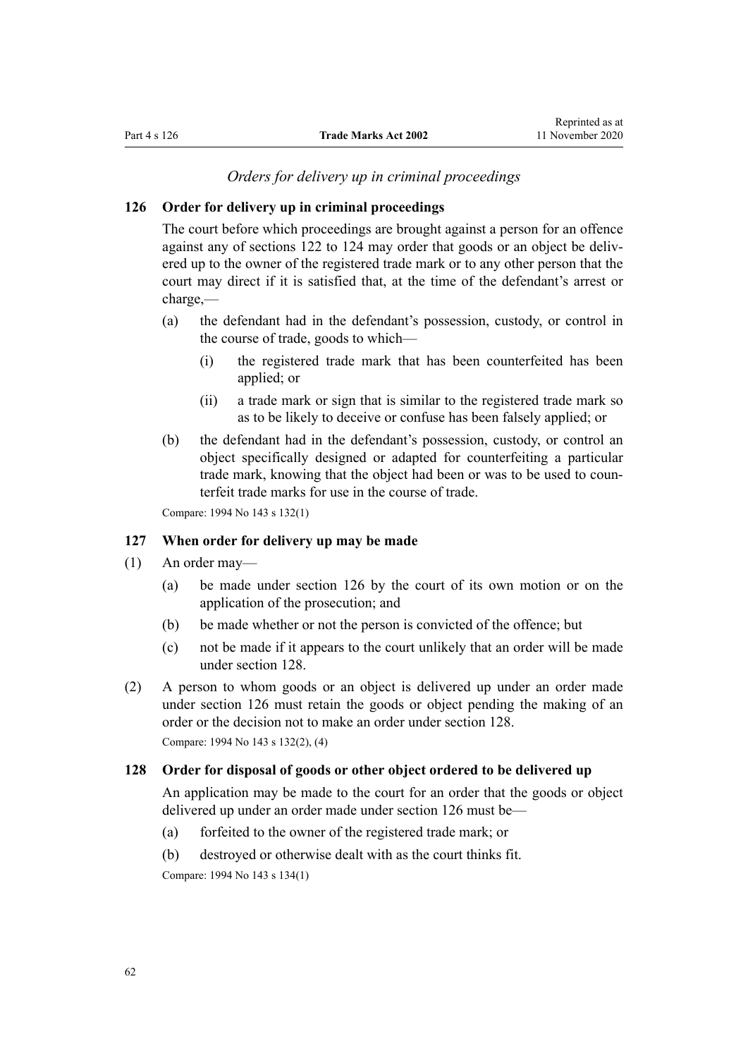*Orders for delivery up in criminal proceedings*

### 126 Order for delivery up in criminal proceedings

The court before which proceedings are brought against a person for an offence against any of sections 122 to 124 may order that goods or an object be delivered up to the owner of the registered trade mark or to any other person that the court may direct if it is satisfied that, at the time of the defendant's arrest or charge,—

- (a) the defendant had in the defendant's possession, custody, or control in the course of trade, goods to which—
  - (i) the registered trade mark that has been counterfeited has been applied; or
  - (ii) a trade mark or sign that is similar to the registered trade mark so as to be likely to deceive or confuse has been falsely applied; or
- (b) the defendant had in the defendant's possession, custody, or control an object specifically designed or adapted for counterfeiting a particular trade mark, knowing that the object had been or was to be used to counterfeit trade marks for use in the course of trade.

Compare: 1994 No 143 s 132(1)

### 127 When order for delivery up may be made

(1) An order may—

- (a) be made under section 126 by the court of its own motion or on the application of the prosecution; and
- (b) be made whether or not the person is convicted of the offence; but
- (c) not be made if it appears to the court unlikely that an order will be made under section 128.

(2) A person to whom goods or an object is delivered up under an order made under section 126 must retain the goods or object pending the making of an order or the decision not to make an order under section 128.

Compare: 1994 No 143 s 132(2), (4)

### 128 Order for disposal of goods or other object ordered to be delivered up

An application may be made to the court for an order that the goods or object delivered up under an order made under section 126 must be—

- (a) forfeited to the owner of the registered trade mark; or
- (b) destroyed or otherwise dealt with as the court thinks fit.

Compare: 1994 No 143 s 134(1)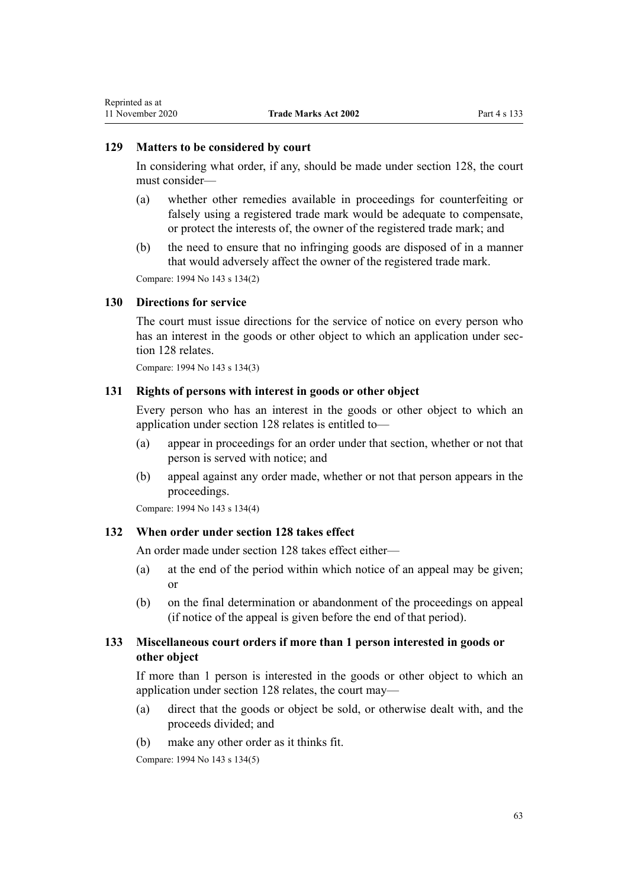### 129 Matters to be considered by court

In considering what order, if any, should be made under section 128, the court must consider—

(a) whether other remedies available in proceedings for counterfeiting or falsely using a registered trade mark would be adequate to compensate, or protect the interests of, the owner of the registered trade mark; and

(b) the need to ensure that no infringing goods are disposed of in a manner that would adversely affect the owner of the registered trade mark.

Compare: 1994 No 143 s 134(2)

### 130 Directions for service

The court must issue directions for the service of notice on every person who has an interest in the goods or other object to which an application under section 128 relates.

Compare: 1994 No 143 s 134(3)

### 131 Rights of persons with interest in goods or other object

Every person who has an interest in the goods or other object to which an application under section 128 relates is entitled to—

(a) appear in proceedings for an order under that section, whether or not that person is served with notice; and

(b) appeal against any order made, whether or not that person appears in the proceedings.

Compare: 1994 No 143 s 134(4)

### 132 When order under section 128 takes effect

An order made under section 128 takes effect either—

(a) at the end of the period within which notice of an appeal may be given; or

(b) on the final determination or abandonment of the proceedings on appeal (if notice of the appeal is given before the end of that period).

### 133 Miscellaneous court orders if more than 1 person interested in goods or other object

If more than 1 person is interested in the goods or other object to which an application under section 128 relates, the court may—

(a) direct that the goods or object be sold, or otherwise dealt with, and the proceeds divided; and

(b) make any other order as it thinks fit.

Compare: 1994 No 143 s 134(5)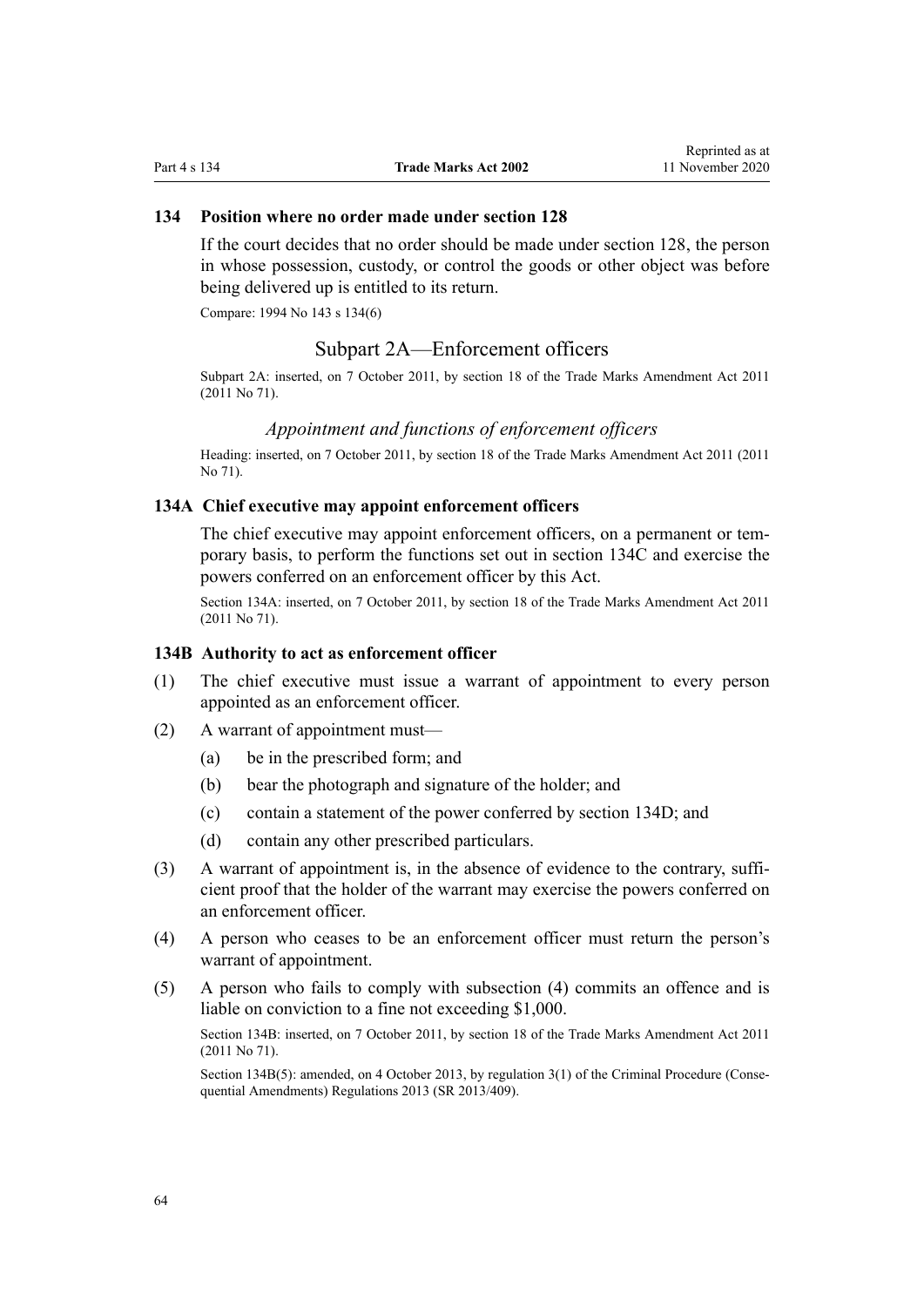### 134 Position where no order made under section 128

If the court decides that no order should be made under section 128, the person in whose possession, custody, or control the goods or other object was before being delivered up is entitled to its return.

Compare: 1994 No 143 s 134(6)

## Subpart 2A—Enforcement officers

Subpart 2A: inserted, on 7 October 2011, by section 18 of the Trade Marks Amendment Act 2011 (2011 No 71).

### *Appointment and functions of enforcement officers*

Heading: inserted, on 7 October 2011, by section 18 of the Trade Marks Amendment Act 2011 (2011 No 71).

### 134A Chief executive may appoint enforcement officers

The chief executive may appoint enforcement officers, on a permanent or temporary basis, to perform the functions set out in section 134C and exercise the powers conferred on an enforcement officer by this Act.

Section 134A: inserted, on 7 October 2011, by section 18 of the Trade Marks Amendment Act 2011 (2011 No 71).

### 134B Authority to act as enforcement officer

(1) The chief executive must issue a warrant of appointment to every person appointed as an enforcement officer.

(2) A warrant of appointment must—

- (a) be in the prescribed form; and
- (b) bear the photograph and signature of the holder; and
- (c) contain a statement of the power conferred by section 134D; and
- (d) contain any other prescribed particulars.

(3) A warrant of appointment is, in the absence of evidence to the contrary, sufficient proof that the holder of the warrant may exercise the powers conferred on an enforcement officer.

(4) A person who ceases to be an enforcement officer must return the person's warrant of appointment.

(5) A person who fails to comply with subsection (4) commits an offence and is liable on conviction to a fine not exceeding $1,000.

Section 134B: inserted, on 7 October 2011, by section 18 of the Trade Marks Amendment Act 2011 (2011 No 71).

Section 134B(5): amended, on 4 October 2013, by regulation 3(1) of the Criminal Procedure (Consequential Amendments) Regulations 2013 (SR 2013/409).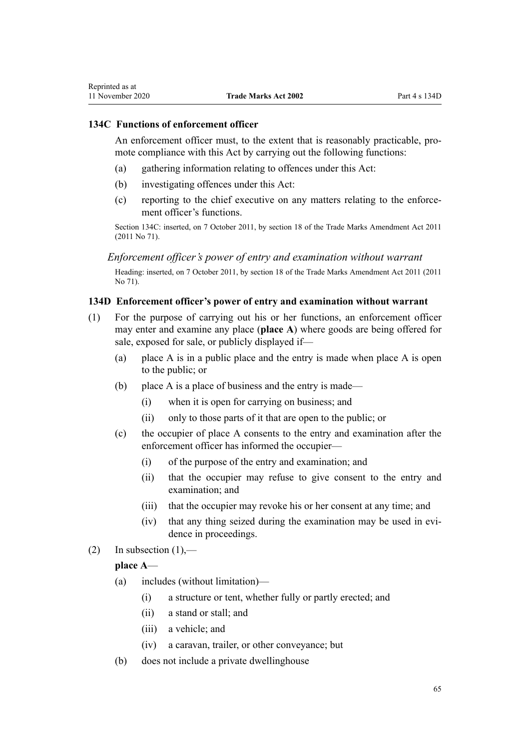### 134C Functions of enforcement officer

An enforcement officer must, to the extent that is reasonably practicable, promote compliance with this Act by carrying out the following functions:

(a) gathering information relating to offences under this Act:

(b) investigating offences under this Act:

(c) reporting to the chief executive on any matters relating to the enforcement officer's functions.

Section 134C: inserted, on 7 October 2011, by section 18 of the Trade Marks Amendment Act 2011 (2011 No 71).

*Enforcement officer's power of entry and examination without warrant*

Heading: inserted, on 7 October 2011, by section 18 of the Trade Marks Amendment Act 2011 (2011 No 71).

### 134D Enforcement officer's power of entry and examination without warrant

(1) For the purpose of carrying out his or her functions, an enforcement officer may enter and examine any place (**place A**) where goods are being offered for sale, exposed for sale, or publicly displayed if—

(a) place A is in a public place and the entry is made when place A is open to the public; or

(b) place A is a place of business and the entry is made—

(i) when it is open for carrying on business; and

(ii) only to those parts of it that are open to the public; or

(c) the occupier of place A consents to the entry and examination after the enforcement officer has informed the occupier—

(i) of the purpose of the entry and examination; and

(ii) that the occupier may refuse to give consent to the entry and examination; and

(iii) that the occupier may revoke his or her consent at any time; and

(iv) that any thing seized during the examination may be used in evidence in proceedings.

(2) In subsection (1),—

**place A**—

(a) includes (without limitation)—

(i) a structure or tent, whether fully or partly erected; and

(ii) a stand or stall; and

(iii) a vehicle; and

(iv) a caravan, trailer, or other conveyance; but

(b) does not include a private dwellinghouse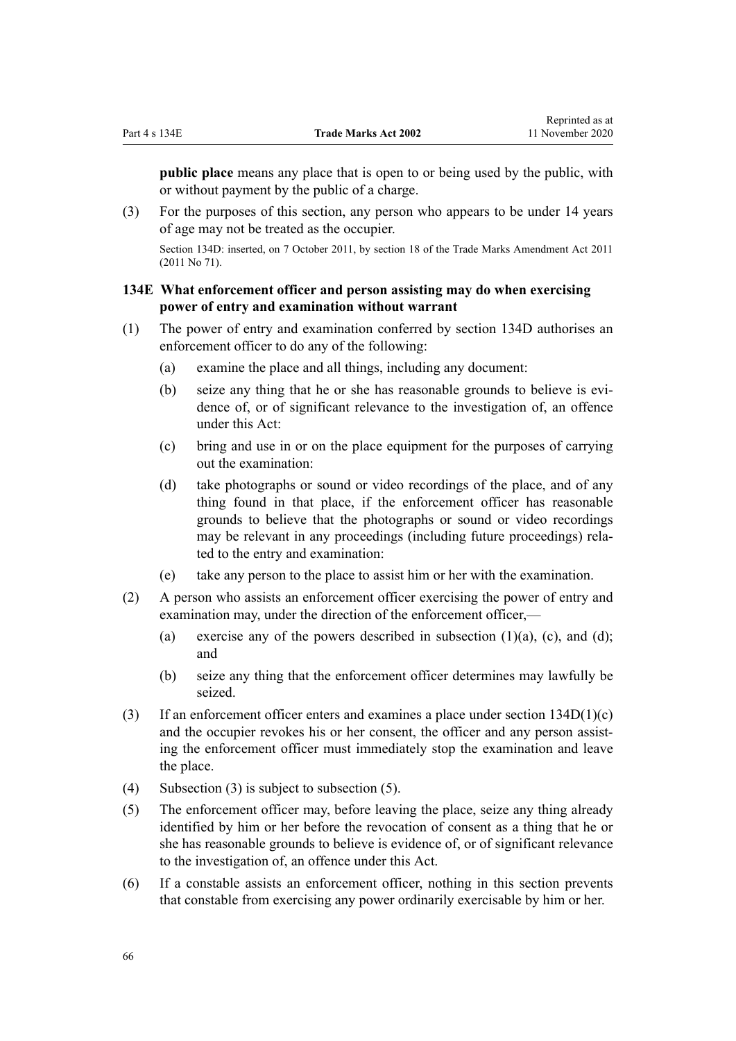**public place** means any place that is open to or being used by the public, with or without payment by the public of a charge.

(3) For the purposes of this section, any person who appears to be under 14 years of age may not be treated as the occupier.

Section 134D: inserted, on 7 October 2011, by section 18 of the Trade Marks Amendment Act 2011 (2011 No 71).

### 134E What enforcement officer and person assisting may do when exercising power of entry and examination without warrant

(1) The power of entry and examination conferred by section 134D authorises an enforcement officer to do any of the following:

- (a) examine the place and all things, including any document:
- (b) seize any thing that he or she has reasonable grounds to believe is evidence of, or of significant relevance to the investigation of, an offence under this Act:
- (c) bring and use in or on the place equipment for the purposes of carrying out the examination:
- (d) take photographs or sound or video recordings of the place, and of any thing found in that place, if the enforcement officer has reasonable grounds to believe that the photographs or sound or video recordings may be relevant in any proceedings (including future proceedings) related to the entry and examination:
- (e) take any person to the place to assist him or her with the examination.

(2) A person who assists an enforcement officer exercising the power of entry and examination may, under the direction of the enforcement officer,—

- (a) exercise any of the powers described in subsection (1)(a), (c), and (d); and
- (b) seize any thing that the enforcement officer determines may lawfully be seized.

(3) If an enforcement officer enters and examines a place under section 134D(1)(c) and the occupier revokes his or her consent, the officer and any person assisting the enforcement officer must immediately stop the examination and leave the place.

(4) Subsection (3) is subject to subsection (5).

(5) The enforcement officer may, before leaving the place, seize any thing already identified by him or her before the revocation of consent as a thing that he or she has reasonable grounds to believe is evidence of, or of significant relevance to the investigation of, an offence under this Act.

(6) If a constable assists an enforcement officer, nothing in this section prevents that constable from exercising any power ordinarily exercisable by him or her.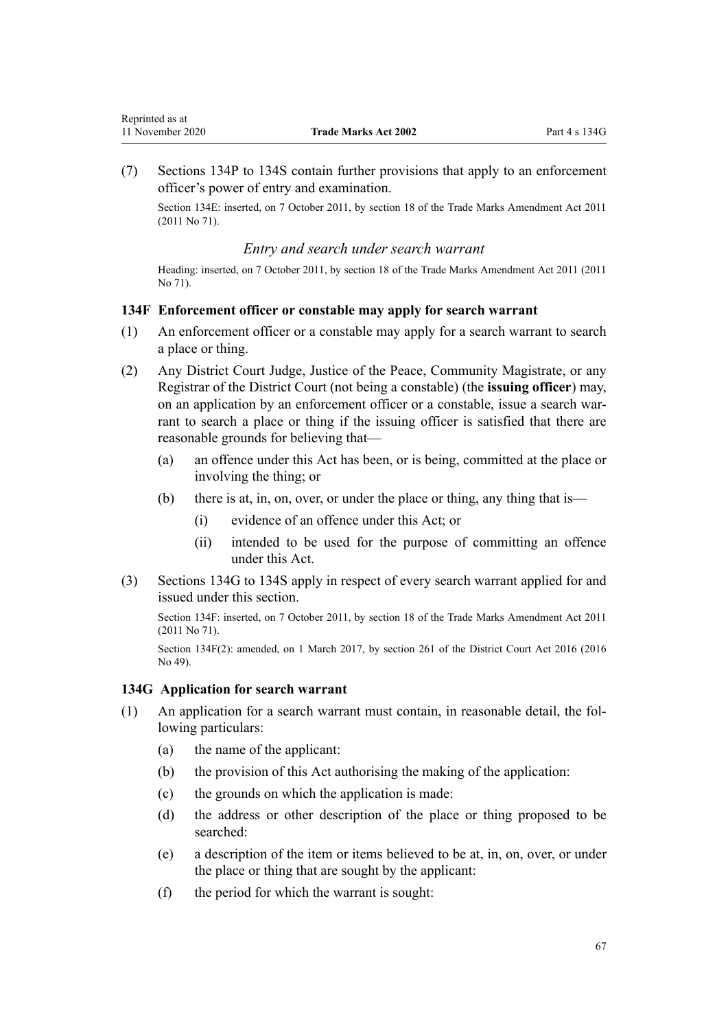(7) Sections 134P to 134S contain further provisions that apply to an enforcement officer's power of entry and examination.

Section 134E: inserted, on 7 October 2011, by section 18 of the Trade Marks Amendment Act 2011 (2011 No 71).

### *Entry and search under search warrant*

Heading: inserted, on 7 October 2011, by section 18 of the Trade Marks Amendment Act 2011 (2011 No 71).

### 134F Enforcement officer or constable may apply for search warrant

(1) An enforcement officer or a constable may apply for a search warrant to search a place or thing.

(2) Any District Court Judge, Justice of the Peace, Community Magistrate, or any Registrar of the District Court (not being a constable) (the **issuing officer**) may, on an application by an enforcement officer or a constable, issue a search warrant to search a place or thing if the issuing officer is satisfied that there are reasonable grounds for believing that—

- (a) an offence under this Act has been, or is being, committed at the place or involving the thing; or
- (b) there is at, in, on, over, or under the place or thing, any thing that is—
  - (i) evidence of an offence under this Act; or
  - (ii) intended to be used for the purpose of committing an offence under this Act.

(3) Sections 134G to 134S apply in respect of every search warrant applied for and issued under this section.

Section 134F: inserted, on 7 October 2011, by section 18 of the Trade Marks Amendment Act 2011 (2011 No 71).

Section 134F(2): amended, on 1 March 2017, by section 261 of the District Court Act 2016 (2016 No 49).

### 134G Application for search warrant

(1) An application for a search warrant must contain, in reasonable detail, the following particulars:

- (a) the name of the applicant:
- (b) the provision of this Act authorising the making of the application:
- (c) the grounds on which the application is made:
- (d) the address or other description of the place or thing proposed to be searched:
- (e) a description of the item or items believed to be at, in, on, over, or under the place or thing that are sought by the applicant:
- (f) the period for which the warrant is sought: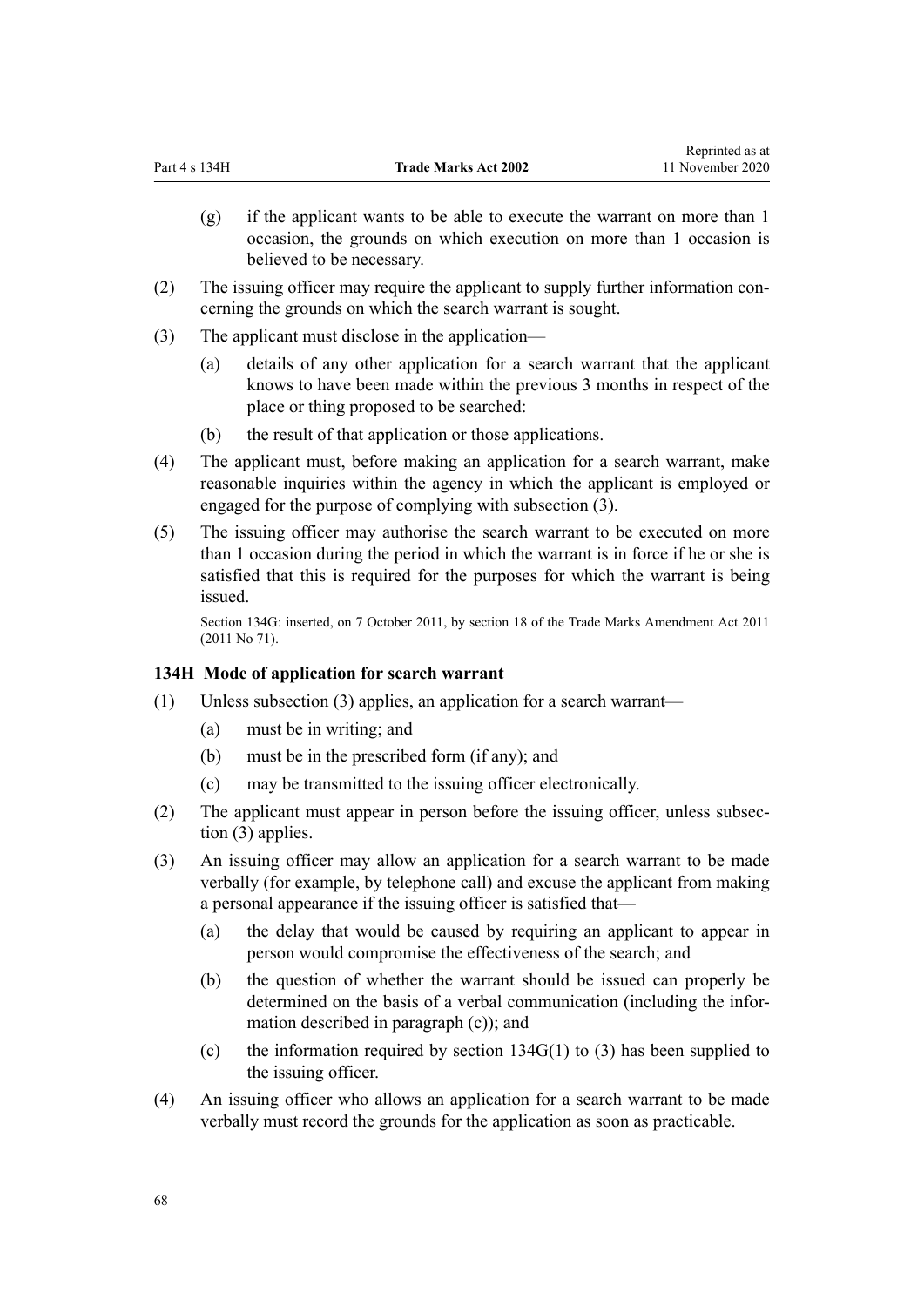(g) if the applicant wants to be able to execute the warrant on more than 1 occasion, the grounds on which execution on more than 1 occasion is believed to be necessary.

(2) The issuing officer may require the applicant to supply further information concerning the grounds on which the search warrant is sought.

(3) The applicant must disclose in the application—

(a) details of any other application for a search warrant that the applicant knows to have been made within the previous 3 months in respect of the place or thing proposed to be searched:

(b) the result of that application or those applications.

(4) The applicant must, before making an application for a search warrant, make reasonable inquiries within the agency in which the applicant is employed or engaged for the purpose of complying with subsection (3).

(5) The issuing officer may authorise the search warrant to be executed on more than 1 occasion during the period in which the warrant is in force if he or she is satisfied that this is required for the purposes for which the warrant is being issued.

Section 134G: inserted, on 7 October 2011, by section 18 of the Trade Marks Amendment Act 2011 (2011 No 71).

### 134H Mode of application for search warrant

(1) Unless subsection (3) applies, an application for a search warrant—

(a) must be in writing; and

(b) must be in the prescribed form (if any); and

(c) may be transmitted to the issuing officer electronically.

(2) The applicant must appear in person before the issuing officer, unless subsection (3) applies.

(3) An issuing officer may allow an application for a search warrant to be made verbally (for example, by telephone call) and excuse the applicant from making a personal appearance if the issuing officer is satisfied that—

(a) the delay that would be caused by requiring an applicant to appear in person would compromise the effectiveness of the search; and

(b) the question of whether the warrant should be issued can properly be determined on the basis of a verbal communication (including the information described in paragraph (c)); and

(c) the information required by section 134G(1) to (3) has been supplied to the issuing officer.

(4) An issuing officer who allows an application for a search warrant to be made verbally must record the grounds for the application as soon as practicable.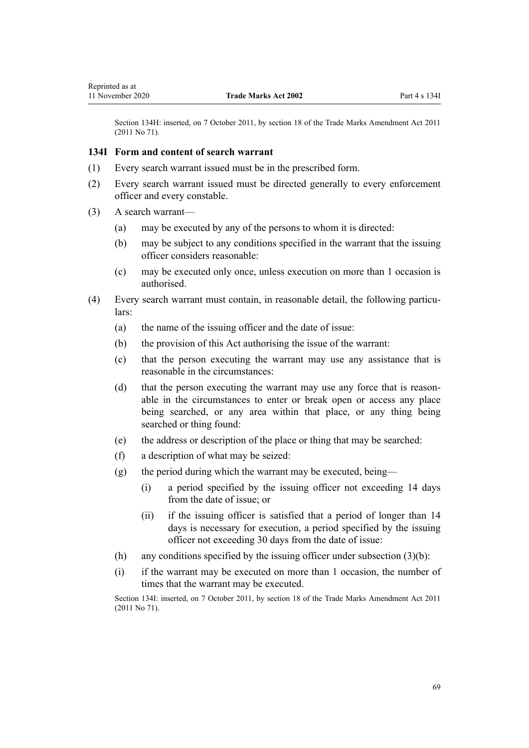Section 134H: inserted, on 7 October 2011, by section 18 of the Trade Marks Amendment Act 2011 (2011 No 71).

### 134I Form and content of search warrant

(1) Every search warrant issued must be in the prescribed form.

(2) Every search warrant issued must be directed generally to every enforcement officer and every constable.

(3) A search warrant—

(a) may be executed by any of the persons to whom it is directed:

(b) may be subject to any conditions specified in the warrant that the issuing officer considers reasonable:

(c) may be executed only once, unless execution on more than 1 occasion is authorised.

(4) Every search warrant must contain, in reasonable detail, the following particulars:

(a) the name of the issuing officer and the date of issue:

(b) the provision of this Act authorising the issue of the warrant:

(c) that the person executing the warrant may use any assistance that is reasonable in the circumstances:

(d) that the person executing the warrant may use any force that is reasonable in the circumstances to enter or break open or access any place being searched, or any area within that place, or any thing being searched or thing found:

(e) the address or description of the place or thing that may be searched:

(f) a description of what may be seized:

(g) the period during which the warrant may be executed, being—

(i) a period specified by the issuing officer not exceeding 14 days from the date of issue; or

(ii) if the issuing officer is satisfied that a period of longer than 14 days is necessary for execution, a period specified by the issuing officer not exceeding 30 days from the date of issue:

(h) any conditions specified by the issuing officer under subsection (3)(b):

(i) if the warrant may be executed on more than 1 occasion, the number of times that the warrant may be executed.

Section 134I: inserted, on 7 October 2011, by section 18 of the Trade Marks Amendment Act 2011 (2011 No 71).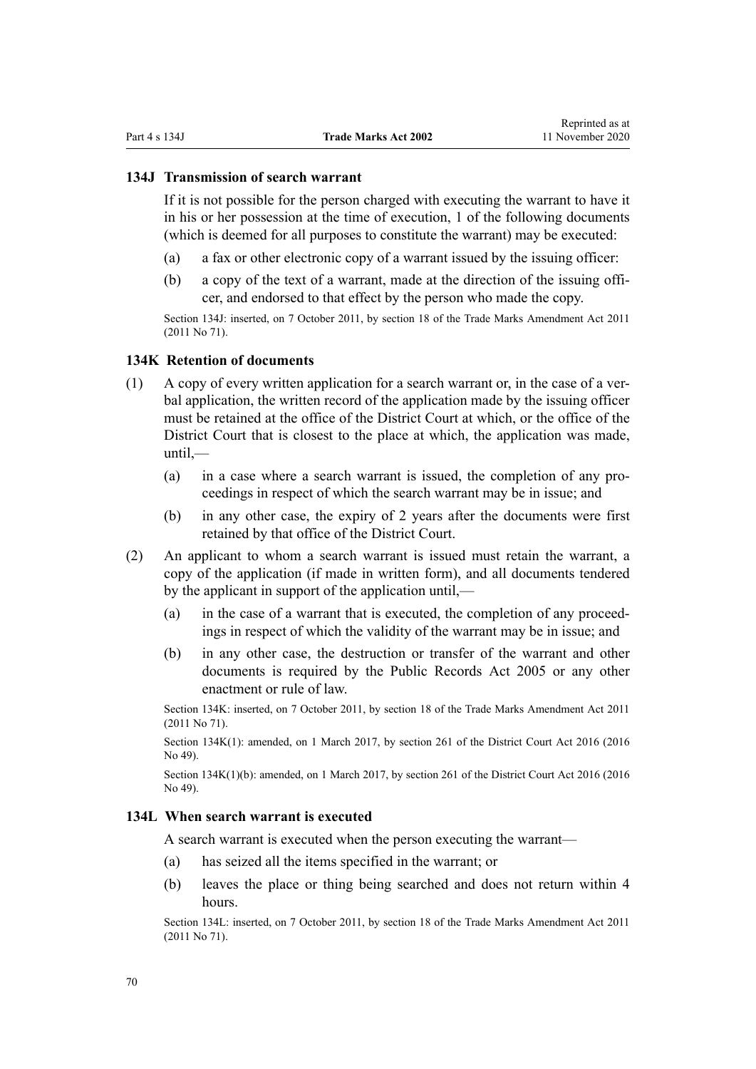### 134J Transmission of search warrant

If it is not possible for the person charged with executing the warrant to have it in his or her possession at the time of execution, 1 of the following documents (which is deemed for all purposes to constitute the warrant) may be executed:

- (a) a fax or other electronic copy of a warrant issued by the issuing officer:
- (b) a copy of the text of a warrant, made at the direction of the issuing officer, and endorsed to that effect by the person who made the copy.

Section 134J: inserted, on 7 October 2011, by section 18 of the Trade Marks Amendment Act 2011 (2011 No 71).

### 134K Retention of documents

(1) A copy of every written application for a search warrant or, in the case of a verbal application, the written record of the application made by the issuing officer must be retained at the office of the District Court at which, or the office of the District Court that is closest to the place at which, the application was made, until,—

- (a) in a case where a search warrant is issued, the completion of any proceedings in respect of which the search warrant may be in issue; and
- (b) in any other case, the expiry of 2 years after the documents were first retained by that office of the District Court.

(2) An applicant to whom a search warrant is issued must retain the warrant, a copy of the application (if made in written form), and all documents tendered by the applicant in support of the application until,—

- (a) in the case of a warrant that is executed, the completion of any proceedings in respect of which the validity of the warrant may be in issue; and
- (b) in any other case, the destruction or transfer of the warrant and other documents is required by the Public Records Act 2005 or any other enactment or rule of law.

Section 134K: inserted, on 7 October 2011, by section 18 of the Trade Marks Amendment Act 2011 (2011 No 71).

Section 134K(1): amended, on 1 March 2017, by section 261 of the District Court Act 2016 (2016 No 49).

Section 134K(1)(b): amended, on 1 March 2017, by section 261 of the District Court Act 2016 (2016 No 49).

### 134L When search warrant is executed

A search warrant is executed when the person executing the warrant—

- (a) has seized all the items specified in the warrant; or
- (b) leaves the place or thing being searched and does not return within 4 hours.

Section 134L: inserted, on 7 October 2011, by section 18 of the Trade Marks Amendment Act 2011 (2011 No 71).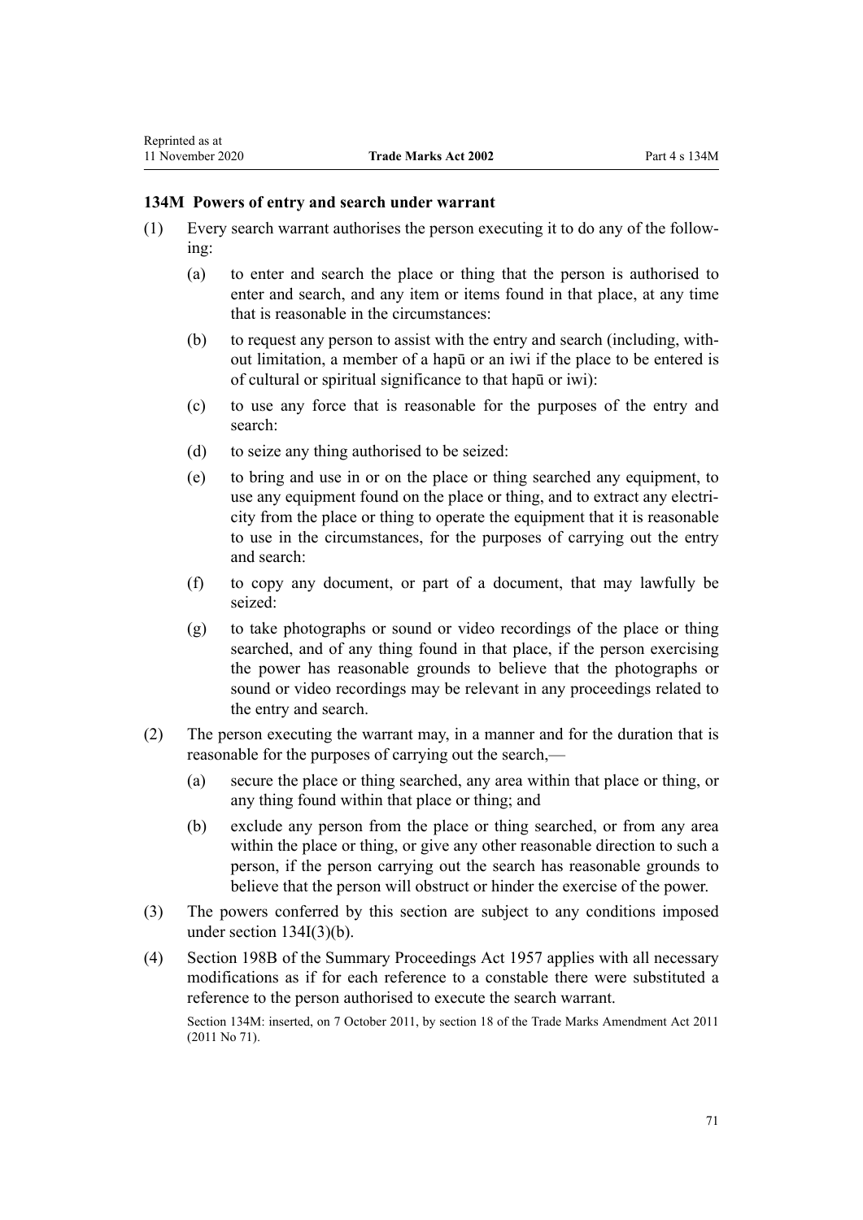### 134M Powers of entry and search under warrant

(1) Every search warrant authorises the person executing it to do any of the following:

(a) to enter and search the place or thing that the person is authorised to enter and search, and any item or items found in that place, at any time that is reasonable in the circumstances:

(b) to request any person to assist with the entry and search (including, without limitation, a member of a hapū or an iwi if the place to be entered is of cultural or spiritual significance to that hapū or iwi):

(c) to use any force that is reasonable for the purposes of the entry and search:

(d) to seize any thing authorised to be seized:

(e) to bring and use in or on the place or thing searched any equipment, to use any equipment found on the place or thing, and to extract any electricity from the place or thing to operate the equipment that it is reasonable to use in the circumstances, for the purposes of carrying out the entry and search:

(f) to copy any document, or part of a document, that may lawfully be seized:

(g) to take photographs or sound or video recordings of the place or thing searched, and of any thing found in that place, if the person exercising the power has reasonable grounds to believe that the photographs or sound or video recordings may be relevant in any proceedings related to the entry and search.

(2) The person executing the warrant may, in a manner and for the duration that is reasonable for the purposes of carrying out the search,—

(a) secure the place or thing searched, any area within that place or thing, or any thing found within that place or thing; and

(b) exclude any person from the place or thing searched, or from any area within the place or thing, or give any other reasonable direction to such a person, if the person carrying out the search has reasonable grounds to believe that the person will obstruct or hinder the exercise of the power.

(3) The powers conferred by this section are subject to any conditions imposed under section 134I(3)(b).

(4) Section 198B of the Summary Proceedings Act 1957 applies with all necessary modifications as if for each reference to a constable there were substituted a reference to the person authorised to execute the search warrant.

Section 134M: inserted, on 7 October 2011, by section 18 of the Trade Marks Amendment Act 2011 (2011 No 71).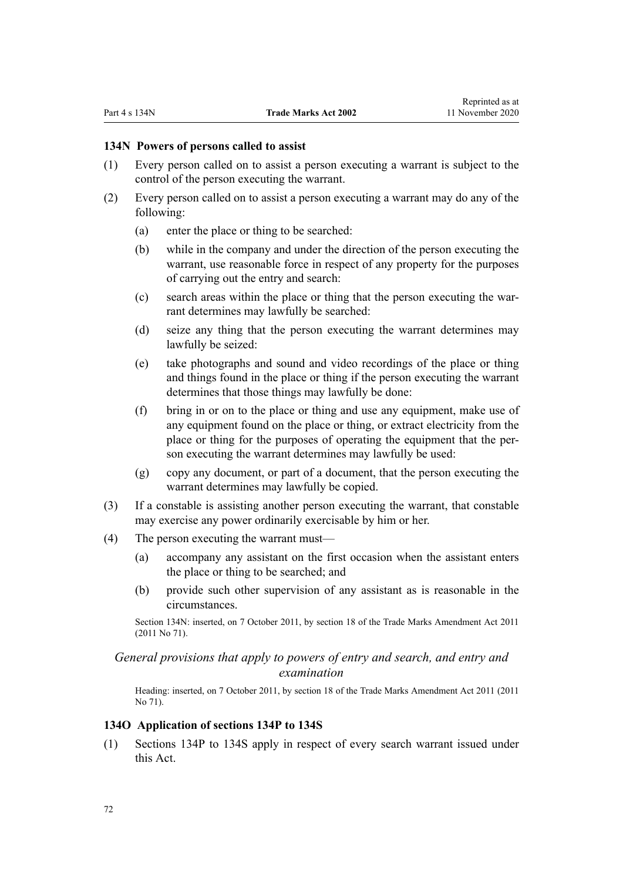### 134N Powers of persons called to assist

(1) Every person called on to assist a person executing a warrant is subject to the control of the person executing the warrant.

(2) Every person called on to assist a person executing a warrant may do any of the following:

(a) enter the place or thing to be searched:

(b) while in the company and under the direction of the person executing the warrant, use reasonable force in respect of any property for the purposes of carrying out the entry and search:

(c) search areas within the place or thing that the person executing the warrant determines may lawfully be searched:

(d) seize any thing that the person executing the warrant determines may lawfully be seized:

(e) take photographs and sound and video recordings of the place or thing and things found in the place or thing if the person executing the warrant determines that those things may lawfully be done:

(f) bring in or on to the place or thing and use any equipment, make use of any equipment found on the place or thing, or extract electricity from the place or thing for the purposes of operating the equipment that the person executing the warrant determines may lawfully be used:

(g) copy any document, or part of a document, that the person executing the warrant determines may lawfully be copied.

(3) If a constable is assisting another person executing the warrant, that constable may exercise any power ordinarily exercisable by him or her.

(4) The person executing the warrant must—

(a) accompany any assistant on the first occasion when the assistant enters the place or thing to be searched; and

(b) provide such other supervision of any assistant as is reasonable in the circumstances.

Section 134N: inserted, on 7 October 2011, by section 18 of the Trade Marks Amendment Act 2011 (2011 No 71).

*General provisions that apply to powers of entry and search, and entry and examination*

Heading: inserted, on 7 October 2011, by section 18 of the Trade Marks Amendment Act 2011 (2011 No 71).

### 134O Application of sections 134P to 134S

(1) Sections 134P to 134S apply in respect of every search warrant issued under this Act.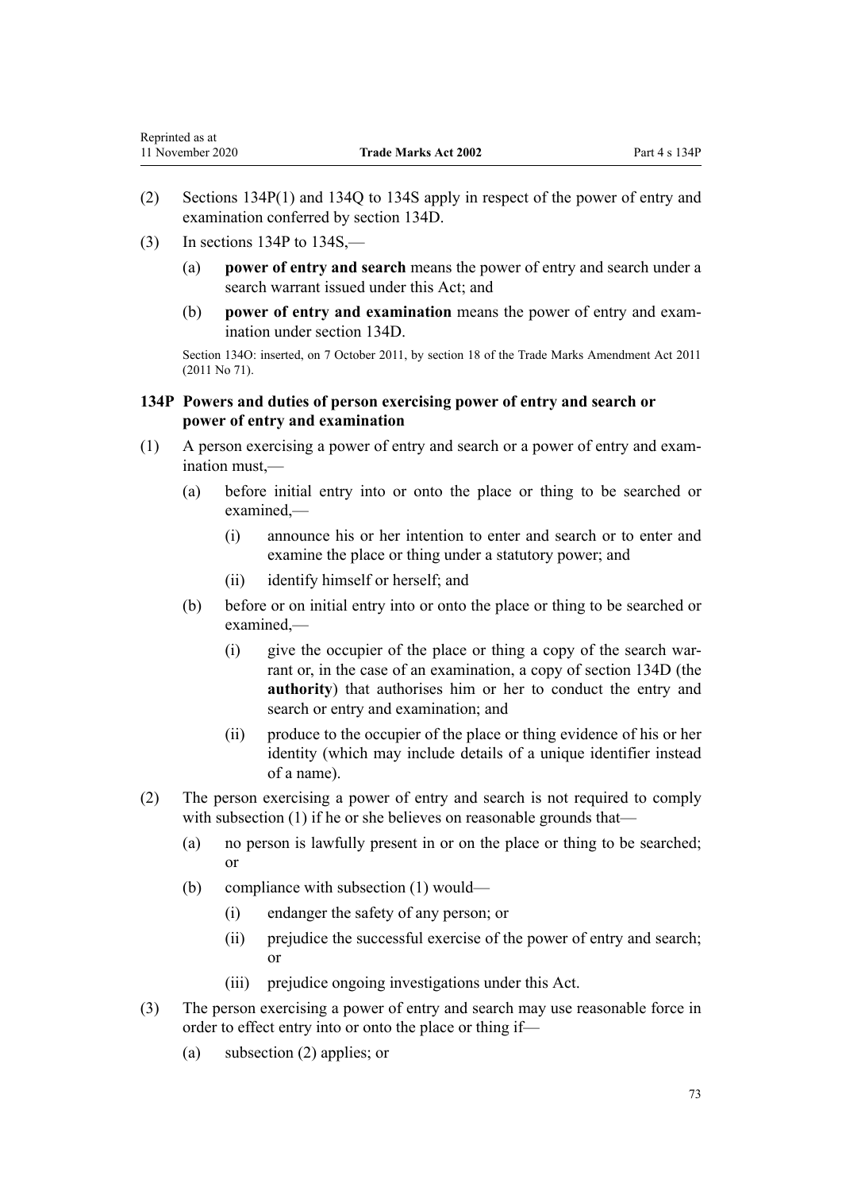(2) Sections 134P(1) and 134Q to 134S apply in respect of the power of entry and examination conferred by section 134D.

(3) In sections 134P to 134S,—

  (a) **power of entry and search** means the power of entry and search under a search warrant issued under this Act; and

  (b) **power of entry and examination** means the power of entry and examination under section 134D.

Section 134O: inserted, on 7 October 2011, by section 18 of the Trade Marks Amendment Act 2011 (2011 No 71).

### 134P Powers and duties of person exercising power of entry and search or power of entry and examination

(1) A person exercising a power of entry and search or a power of entry and examination must,—

  (a) before initial entry into or onto the place or thing to be searched or examined,—

    (i) announce his or her intention to enter and search or to enter and examine the place or thing under a statutory power; and

    (ii) identify himself or herself; and

  (b) before or on initial entry into or onto the place or thing to be searched or examined,—

    (i) give the occupier of the place or thing a copy of the search warrant or, in the case of an examination, a copy of section 134D (the **authority**) that authorises him or her to conduct the entry and search or entry and examination; and

    (ii) produce to the occupier of the place or thing evidence of his or her identity (which may include details of a unique identifier instead of a name).

(2) The person exercising a power of entry and search is not required to comply with subsection (1) if he or she believes on reasonable grounds that—

  (a) no person is lawfully present in or on the place or thing to be searched; or

  (b) compliance with subsection (1) would—

    (i) endanger the safety of any person; or

    (ii) prejudice the successful exercise of the power of entry and search; or

    (iii) prejudice ongoing investigations under this Act.

(3) The person exercising a power of entry and search may use reasonable force in order to effect entry into or onto the place or thing if—

  (a) subsection (2) applies; or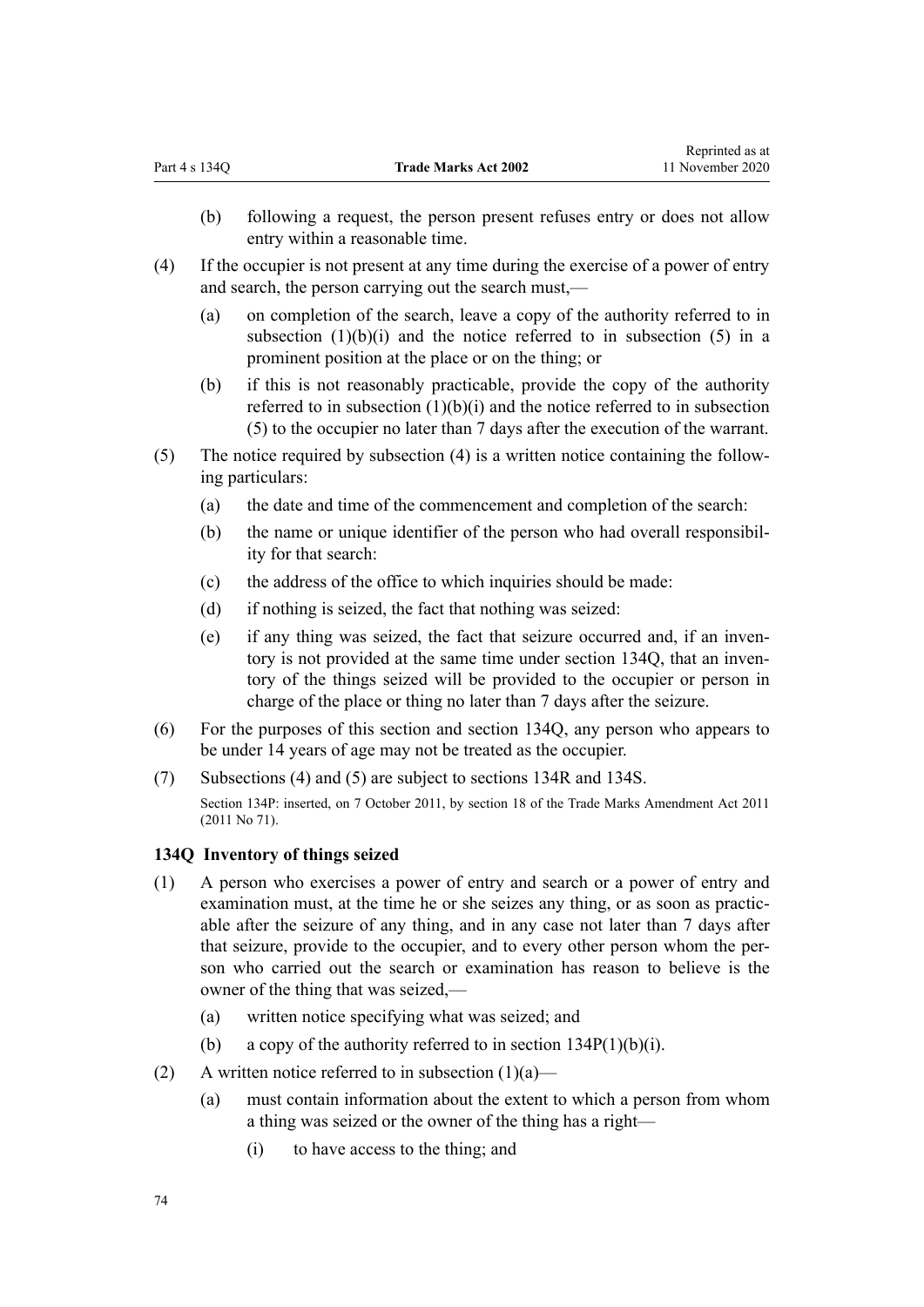(b) following a request, the person present refuses entry or does not allow entry within a reasonable time.

(4) If the occupier is not present at any time during the exercise of a power of entry and search, the person carrying out the search must,—

(a) on completion of the search, leave a copy of the authority referred to in subsection (1)(b)(i) and the notice referred to in subsection (5) in a prominent position at the place or on the thing; or

(b) if this is not reasonably practicable, provide the copy of the authority referred to in subsection (1)(b)(i) and the notice referred to in subsection (5) to the occupier no later than 7 days after the execution of the warrant.

(5) The notice required by subsection (4) is a written notice containing the following particulars:

(a) the date and time of the commencement and completion of the search:

(b) the name or unique identifier of the person who had overall responsibility for that search:

(c) the address of the office to which inquiries should be made:

(d) if nothing is seized, the fact that nothing was seized:

(e) if any thing was seized, the fact that seizure occurred and, if an inventory is not provided at the same time under section 134Q, that an inventory of the things seized will be provided to the occupier or person in charge of the place or thing no later than 7 days after the seizure.

(6) For the purposes of this section and section 134Q, any person who appears to be under 14 years of age may not be treated as the occupier.

(7) Subsections (4) and (5) are subject to sections 134R and 134S.

Section 134P: inserted, on 7 October 2011, by section 18 of the Trade Marks Amendment Act 2011 (2011 No 71).

### 134Q Inventory of things seized

(1) A person who exercises a power of entry and search or a power of entry and examination must, at the time he or she seizes any thing, or as soon as practicable after the seizure of any thing, and in any case not later than 7 days after that seizure, provide to the occupier, and to every other person whom the person who carried out the search or examination has reason to believe is the owner of the thing that was seized,—

(a) written notice specifying what was seized; and

(b) a copy of the authority referred to in section 134P(1)(b)(i).

(2) A written notice referred to in subsection (1)(a)—

(a) must contain information about the extent to which a person from whom a thing was seized or the owner of the thing has a right—

(i) to have access to the thing; and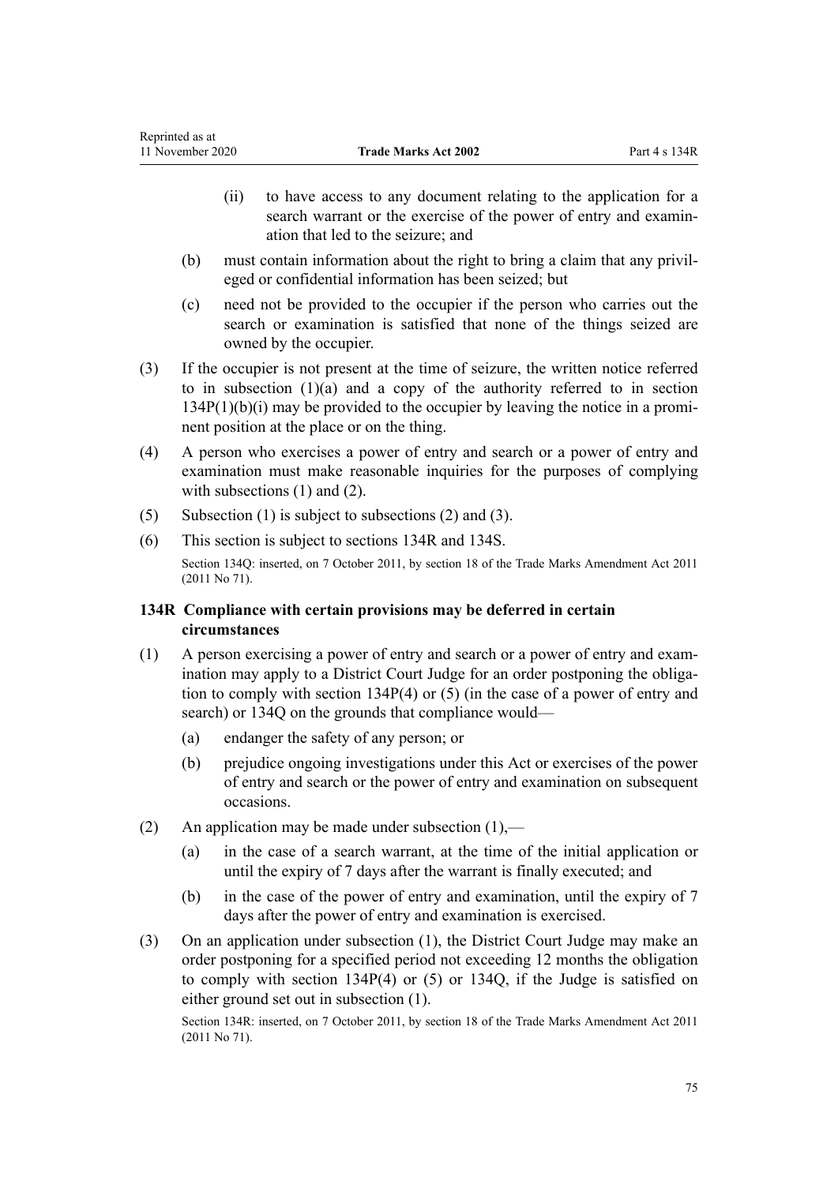(ii) to have access to any document relating to the application for a search warrant or the exercise of the power of entry and examination that led to the seizure; and

(b) must contain information about the right to bring a claim that any privileged or confidential information has been seized; but

(c) need not be provided to the occupier if the person who carries out the search or examination is satisfied that none of the things seized are owned by the occupier.

(3) If the occupier is not present at the time of seizure, the written notice referred to in subsection (1)(a) and a copy of the authority referred to in section 134P(1)(b)(i) may be provided to the occupier by leaving the notice in a prominent position at the place or on the thing.

(4) A person who exercises a power of entry and search or a power of entry and examination must make reasonable inquiries for the purposes of complying with subsections (1) and (2).

(5) Subsection (1) is subject to subsections (2) and (3).

(6) This section is subject to sections 134R and 134S.

Section 134Q: inserted, on 7 October 2011, by section 18 of the Trade Marks Amendment Act 2011 (2011 No 71).

### 134R Compliance with certain provisions may be deferred in certain circumstances

(1) A person exercising a power of entry and search or a power of entry and examination may apply to a District Court Judge for an order postponing the obligation to comply with section 134P(4) or (5) (in the case of a power of entry and search) or 134Q on the grounds that compliance would—

(a) endanger the safety of any person; or

(b) prejudice ongoing investigations under this Act or exercises of the power of entry and search or the power of entry and examination on subsequent occasions.

(2) An application may be made under subsection (1),—

(a) in the case of a search warrant, at the time of the initial application or until the expiry of 7 days after the warrant is finally executed; and

(b) in the case of the power of entry and examination, until the expiry of 7 days after the power of entry and examination is exercised.

(3) On an application under subsection (1), the District Court Judge may make an order postponing for a specified period not exceeding 12 months the obligation to comply with section 134P(4) or (5) or 134Q, if the Judge is satisfied on either ground set out in subsection (1).

Section 134R: inserted, on 7 October 2011, by section 18 of the Trade Marks Amendment Act 2011 (2011 No 71).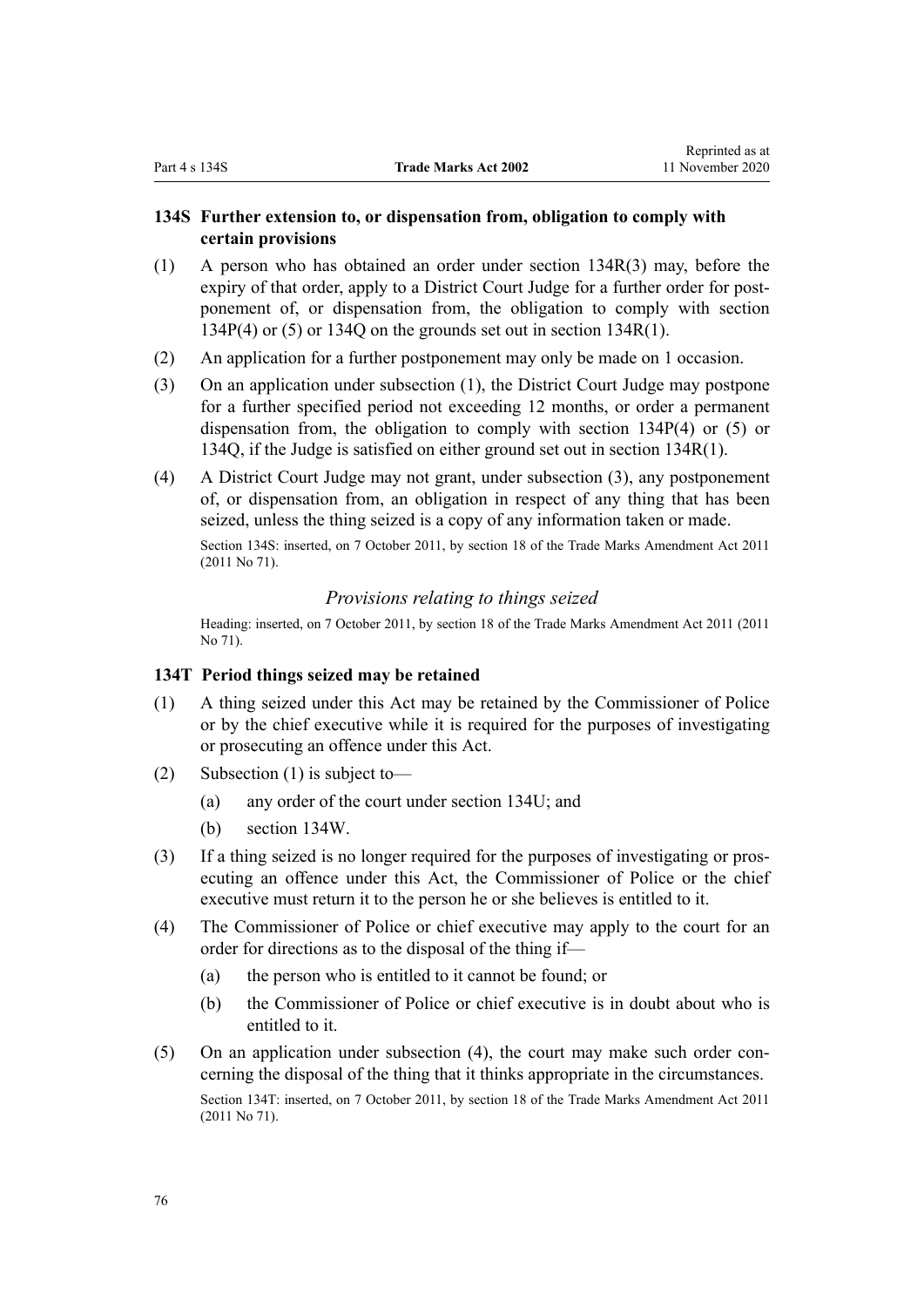### 134S Further extension to, or dispensation from, obligation to comply with certain provisions

(1) A person who has obtained an order under section 134R(3) may, before the expiry of that order, apply to a District Court Judge for a further order for postponement of, or dispensation from, the obligation to comply with section 134P(4) or (5) or 134Q on the grounds set out in section 134R(1).

(2) An application for a further postponement may only be made on 1 occasion.

(3) On an application under subsection (1), the District Court Judge may postpone for a further specified period not exceeding 12 months, or order a permanent dispensation from, the obligation to comply with section 134P(4) or (5) or 134Q, if the Judge is satisfied on either ground set out in section 134R(1).

(4) A District Court Judge may not grant, under subsection (3), any postponement of, or dispensation from, an obligation in respect of any thing that has been seized, unless the thing seized is a copy of any information taken or made.

Section 134S: inserted, on 7 October 2011, by section 18 of the Trade Marks Amendment Act 2011 (2011 No 71).

*Provisions relating to things seized*

Heading: inserted, on 7 October 2011, by section 18 of the Trade Marks Amendment Act 2011 (2011 No 71).

### 134T Period things seized may be retained

(1) A thing seized under this Act may be retained by the Commissioner of Police or by the chief executive while it is required for the purposes of investigating or prosecuting an offence under this Act.

(2) Subsection (1) is subject to—

- (a) any order of the court under section 134U; and
- (b) section 134W.

(3) If a thing seized is no longer required for the purposes of investigating or prosecuting an offence under this Act, the Commissioner of Police or the chief executive must return it to the person he or she believes is entitled to it.

(4) The Commissioner of Police or chief executive may apply to the court for an order for directions as to the disposal of the thing if—

- (a) the person who is entitled to it cannot be found; or
- (b) the Commissioner of Police or chief executive is in doubt about who is entitled to it.

(5) On an application under subsection (4), the court may make such order concerning the disposal of the thing that it thinks appropriate in the circumstances.

Section 134T: inserted, on 7 October 2011, by section 18 of the Trade Marks Amendment Act 2011 (2011 No 71).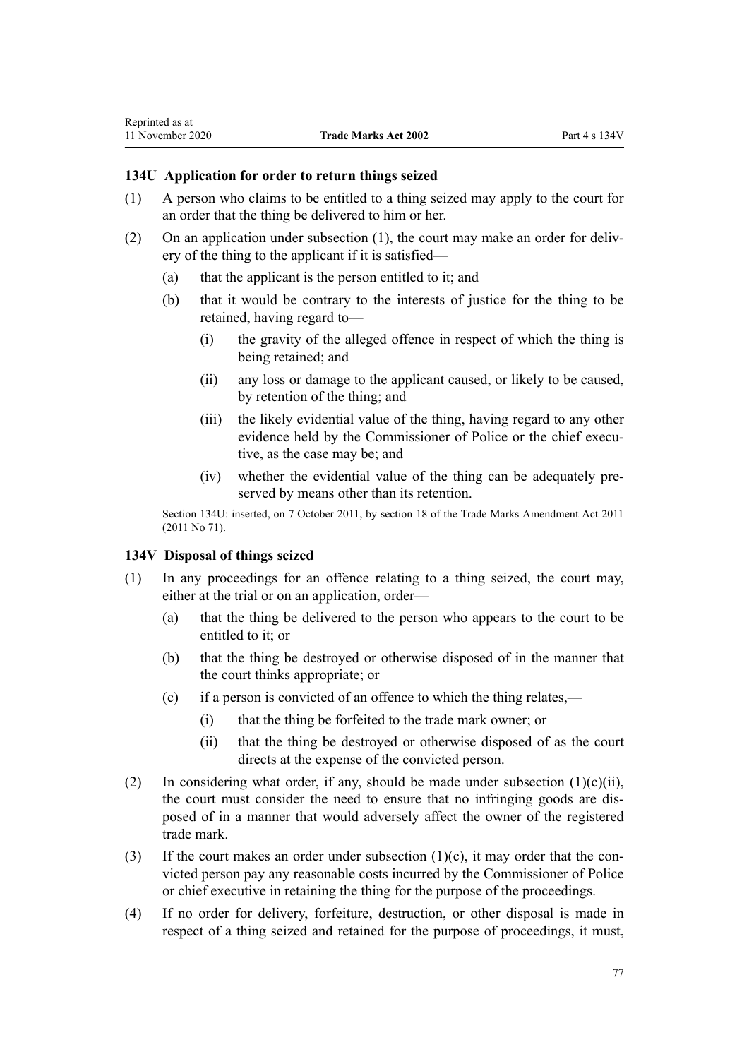### 134U Application for order to return things seized

(1) A person who claims to be entitled to a thing seized may apply to the court for an order that the thing be delivered to him or her.

(2) On an application under subsection (1), the court may make an order for delivery of the thing to the applicant if it is satisfied—

(a) that the applicant is the person entitled to it; and

(b) that it would be contrary to the interests of justice for the thing to be retained, having regard to—

(i) the gravity of the alleged offence in respect of which the thing is being retained; and

(ii) any loss or damage to the applicant caused, or likely to be caused, by retention of the thing; and

(iii) the likely evidential value of the thing, having regard to any other evidence held by the Commissioner of Police or the chief executive, as the case may be; and

(iv) whether the evidential value of the thing can be adequately preserved by means other than its retention.

Section 134U: inserted, on 7 October 2011, by section 18 of the Trade Marks Amendment Act 2011 (2011 No 71).

### 134V Disposal of things seized

(1) In any proceedings for an offence relating to a thing seized, the court may, either at the trial or on an application, order—

(a) that the thing be delivered to the person who appears to the court to be entitled to it; or

(b) that the thing be destroyed or otherwise disposed of in the manner that the court thinks appropriate; or

(c) if a person is convicted of an offence to which the thing relates,—

(i) that the thing be forfeited to the trade mark owner; or

(ii) that the thing be destroyed or otherwise disposed of as the court directs at the expense of the convicted person.

(2) In considering what order, if any, should be made under subsection (1)(c)(ii), the court must consider the need to ensure that no infringing goods are disposed of in a manner that would adversely affect the owner of the registered trade mark.

(3) If the court makes an order under subsection (1)(c), it may order that the convicted person pay any reasonable costs incurred by the Commissioner of Police or chief executive in retaining the thing for the purpose of the proceedings.

(4) If no order for delivery, forfeiture, destruction, or other disposal is made in respect of a thing seized and retained for the purpose of proceedings, it must,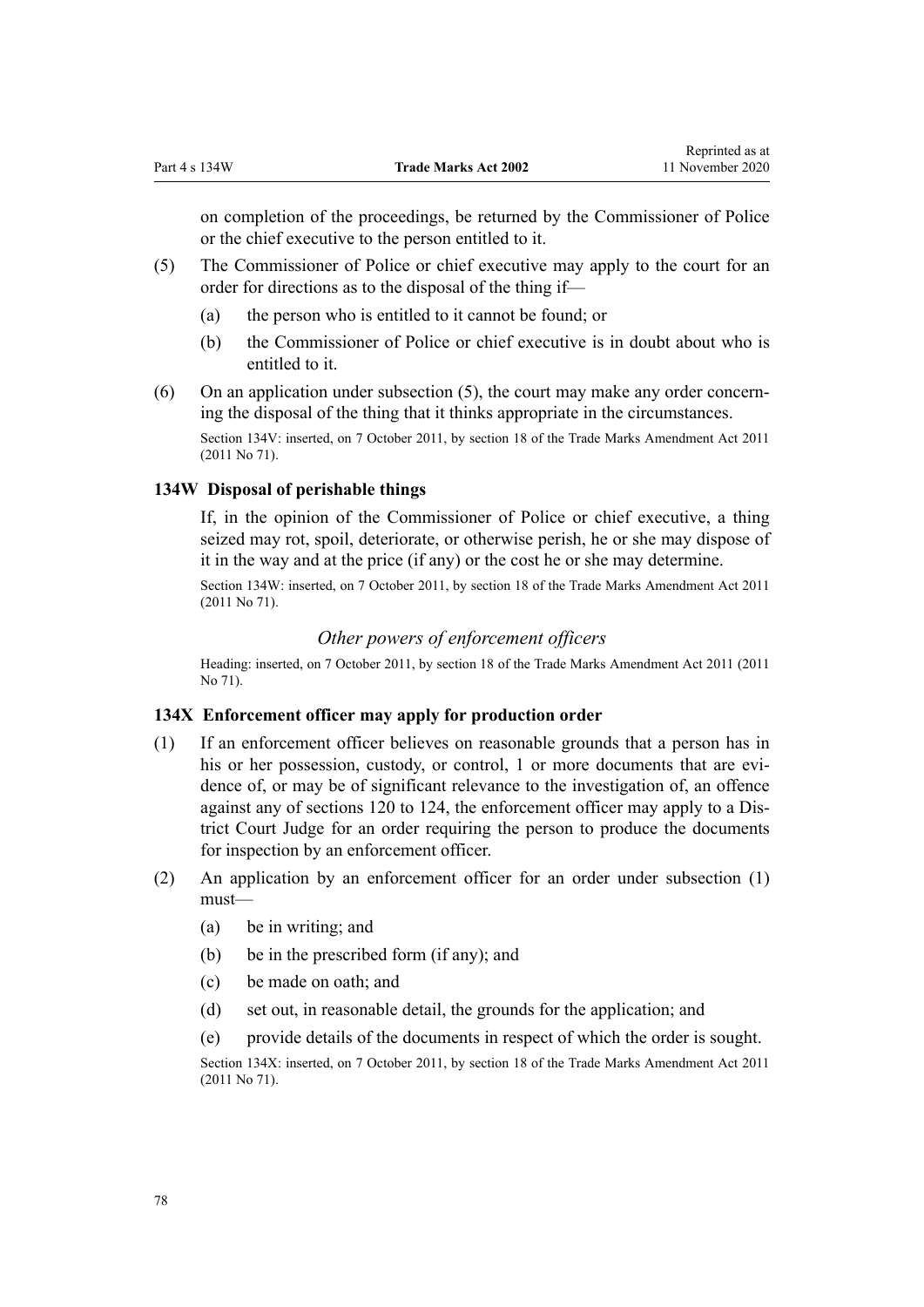on completion of the proceedings, be returned by the Commissioner of Police or the chief executive to the person entitled to it.

(5) The Commissioner of Police or chief executive may apply to the court for an order for directions as to the disposal of the thing if—

(a) the person who is entitled to it cannot be found; or

(b) the Commissioner of Police or chief executive is in doubt about who is entitled to it.

(6) On an application under subsection (5), the court may make any order concerning the disposal of the thing that it thinks appropriate in the circumstances.

Section 134V: inserted, on 7 October 2011, by section 18 of the Trade Marks Amendment Act 2011 (2011 No 71).

### 134W Disposal of perishable things

If, in the opinion of the Commissioner of Police or chief executive, a thing seized may rot, spoil, deteriorate, or otherwise perish, he or she may dispose of it in the way and at the price (if any) or the cost he or she may determine.

Section 134W: inserted, on 7 October 2011, by section 18 of the Trade Marks Amendment Act 2011 (2011 No 71).

## *Other powers of enforcement officers*

Heading: inserted, on 7 October 2011, by section 18 of the Trade Marks Amendment Act 2011 (2011 No 71).

### 134X Enforcement officer may apply for production order

(1) If an enforcement officer believes on reasonable grounds that a person has in his or her possession, custody, or control, 1 or more documents that are evidence of, or may be of significant relevance to the investigation of, an offence against any of sections 120 to 124, the enforcement officer may apply to a District Court Judge for an order requiring the person to produce the documents for inspection by an enforcement officer.

(2) An application by an enforcement officer for an order under subsection (1) must—

(a) be in writing; and

(b) be in the prescribed form (if any); and

(c) be made on oath; and

(d) set out, in reasonable detail, the grounds for the application; and

(e) provide details of the documents in respect of which the order is sought.

Section 134X: inserted, on 7 October 2011, by section 18 of the Trade Marks Amendment Act 2011 (2011 No 71).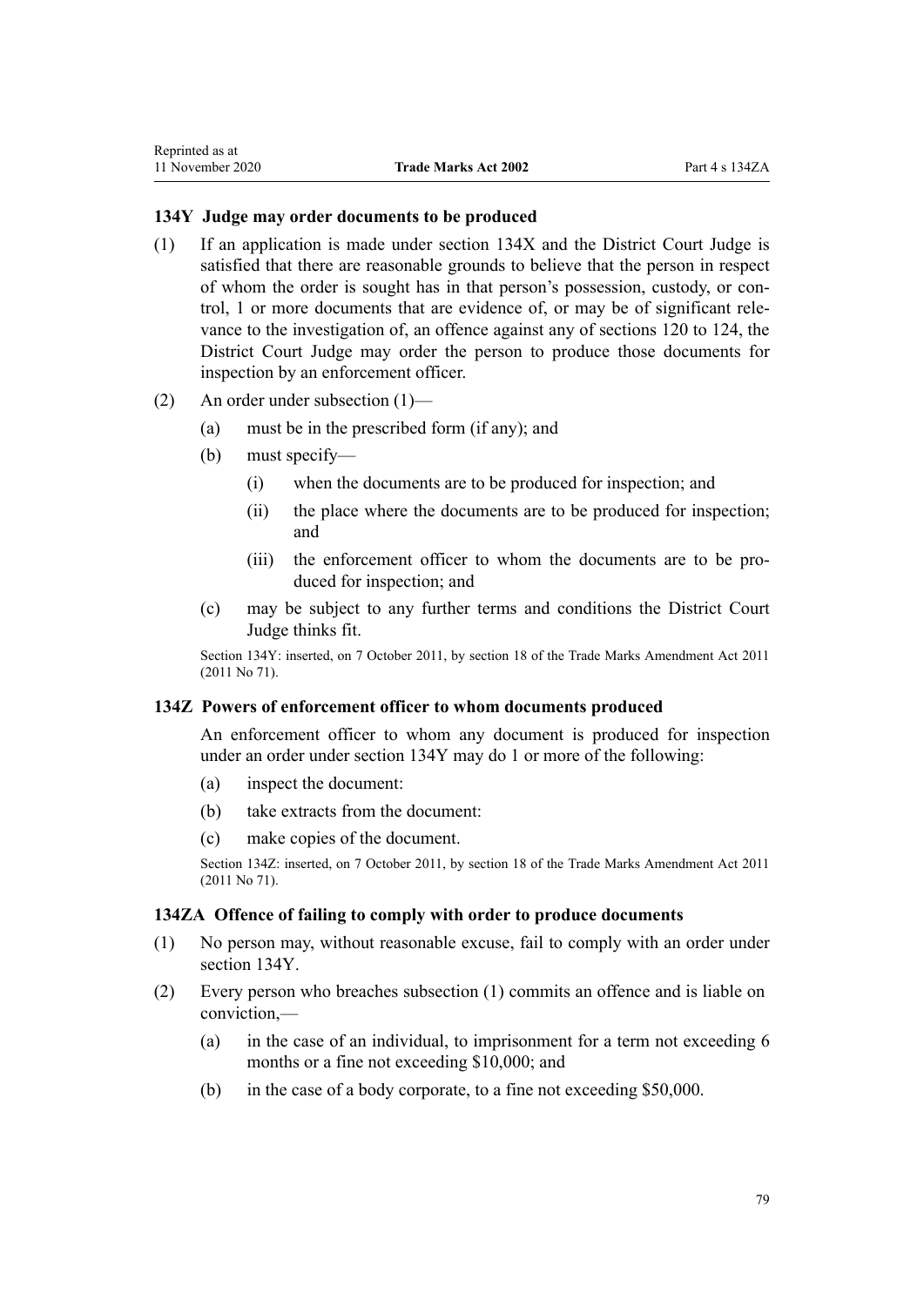### 134Y Judge may order documents to be produced

(1) If an application is made under section 134X and the District Court Judge is satisfied that there are reasonable grounds to believe that the person in respect of whom the order is sought has in that person's possession, custody, or control, 1 or more documents that are evidence of, or may be of significant relevance to the investigation of, an offence against any of sections 120 to 124, the District Court Judge may order the person to produce those documents for inspection by an enforcement officer.

(2) An order under subsection (1)—

  (a) must be in the prescribed form (if any); and

  (b) must specify—

    (i) when the documents are to be produced for inspection; and

    (ii) the place where the documents are to be produced for inspection; and

    (iii) the enforcement officer to whom the documents are to be produced for inspection; and

  (c) may be subject to any further terms and conditions the District Court Judge thinks fit.

Section 134Y: inserted, on 7 October 2011, by section 18 of the Trade Marks Amendment Act 2011 (2011 No 71).

### 134Z Powers of enforcement officer to whom documents produced

An enforcement officer to whom any document is produced for inspection under an order under section 134Y may do 1 or more of the following:

(a) inspect the document:

(b) take extracts from the document:

(c) make copies of the document.

Section 134Z: inserted, on 7 October 2011, by section 18 of the Trade Marks Amendment Act 2011 (2011 No 71).

### 134ZA Offence of failing to comply with order to produce documents

(1) No person may, without reasonable excuse, fail to comply with an order under section 134Y.

(2) Every person who breaches subsection (1) commits an offence and is liable on conviction,—

  (a) in the case of an individual, to imprisonment for a term not exceeding 6 months or a fine not exceeding $10,000; and

  (b) in the case of a body corporate, to a fine not exceeding $50,000.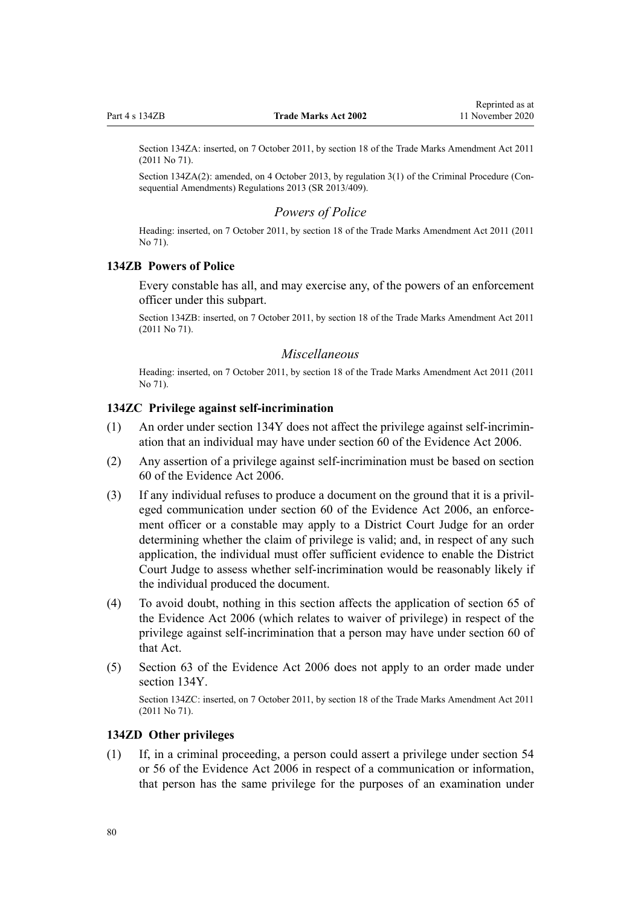Section 134ZA: inserted, on 7 October 2011, by section 18 of the Trade Marks Amendment Act 2011 (2011 No 71).

Section 134ZA(2): amended, on 4 October 2013, by regulation 3(1) of the Criminal Procedure (Consequential Amendments) Regulations 2013 (SR 2013/409).

### *Powers of Police*

Heading: inserted, on 7 October 2011, by section 18 of the Trade Marks Amendment Act 2011 (2011 No 71).

#### 134ZB Powers of Police

Every constable has all, and may exercise any, of the powers of an enforcement officer under this subpart.

Section 134ZB: inserted, on 7 October 2011, by section 18 of the Trade Marks Amendment Act 2011 (2011 No 71).

### *Miscellaneous*

Heading: inserted, on 7 October 2011, by section 18 of the Trade Marks Amendment Act 2011 (2011 No 71).

#### 134ZC Privilege against self-incrimination

(1) An order under section 134Y does not affect the privilege against self-incrimination that an individual may have under section 60 of the Evidence Act 2006.

(2) Any assertion of a privilege against self-incrimination must be based on section 60 of the Evidence Act 2006.

(3) If any individual refuses to produce a document on the ground that it is a privileged communication under section 60 of the Evidence Act 2006, an enforcement officer or a constable may apply to a District Court Judge for an order determining whether the claim of privilege is valid; and, in respect of any such application, the individual must offer sufficient evidence to enable the District Court Judge to assess whether self-incrimination would be reasonably likely if the individual produced the document.

(4) To avoid doubt, nothing in this section affects the application of section 65 of the Evidence Act 2006 (which relates to waiver of privilege) in respect of the privilege against self-incrimination that a person may have under section 60 of that Act.

(5) Section 63 of the Evidence Act 2006 does not apply to an order made under section 134Y.

Section 134ZC: inserted, on 7 October 2011, by section 18 of the Trade Marks Amendment Act 2011 (2011 No 71).

#### 134ZD Other privileges

(1) If, in a criminal proceeding, a person could assert a privilege under section 54 or 56 of the Evidence Act 2006 in respect of a communication or information, that person has the same privilege for the purposes of an examination under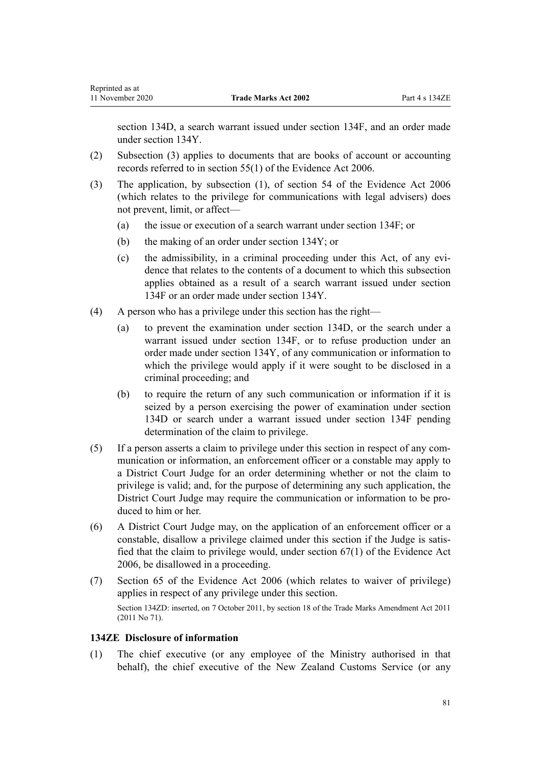section 134D, a search warrant issued under section 134F, and an order made under section 134Y.

(2) Subsection (3) applies to documents that are books of account or accounting records referred to in section 55(1) of the Evidence Act 2006.

(3) The application, by subsection (1), of section 54 of the Evidence Act 2006 (which relates to the privilege for communications with legal advisers) does not prevent, limit, or affect—

  (a) the issue or execution of a search warrant under section 134F; or

  (b) the making of an order under section 134Y; or

  (c) the admissibility, in a criminal proceeding under this Act, of any evidence that relates to the contents of a document to which this subsection applies obtained as a result of a search warrant issued under section 134F or an order made under section 134Y.

(4) A person who has a privilege under this section has the right—

  (a) to prevent the examination under section 134D, or the search under a warrant issued under section 134F, or to refuse production under an order made under section 134Y, of any communication or information to which the privilege would apply if it were sought to be disclosed in a criminal proceeding; and

  (b) to require the return of any such communication or information if it is seized by a person exercising the power of examination under section 134D or search under a warrant issued under section 134F pending determination of the claim to privilege.

(5) If a person asserts a claim to privilege under this section in respect of any communication or information, an enforcement officer or a constable may apply to a District Court Judge for an order determining whether or not the claim to privilege is valid; and, for the purpose of determining any such application, the District Court Judge may require the communication or information to be produced to him or her.

(6) A District Court Judge may, on the application of an enforcement officer or a constable, disallow a privilege claimed under this section if the Judge is satisfied that the claim to privilege would, under section 67(1) of the Evidence Act 2006, be disallowed in a proceeding.

(7) Section 65 of the Evidence Act 2006 (which relates to waiver of privilege) applies in respect of any privilege under this section.

Section 134ZD: inserted, on 7 October 2011, by section 18 of the Trade Marks Amendment Act 2011 (2011 No 71).

### 134ZE Disclosure of information

(1) The chief executive (or any employee of the Ministry authorised in that behalf), the chief executive of the New Zealand Customs Service (or any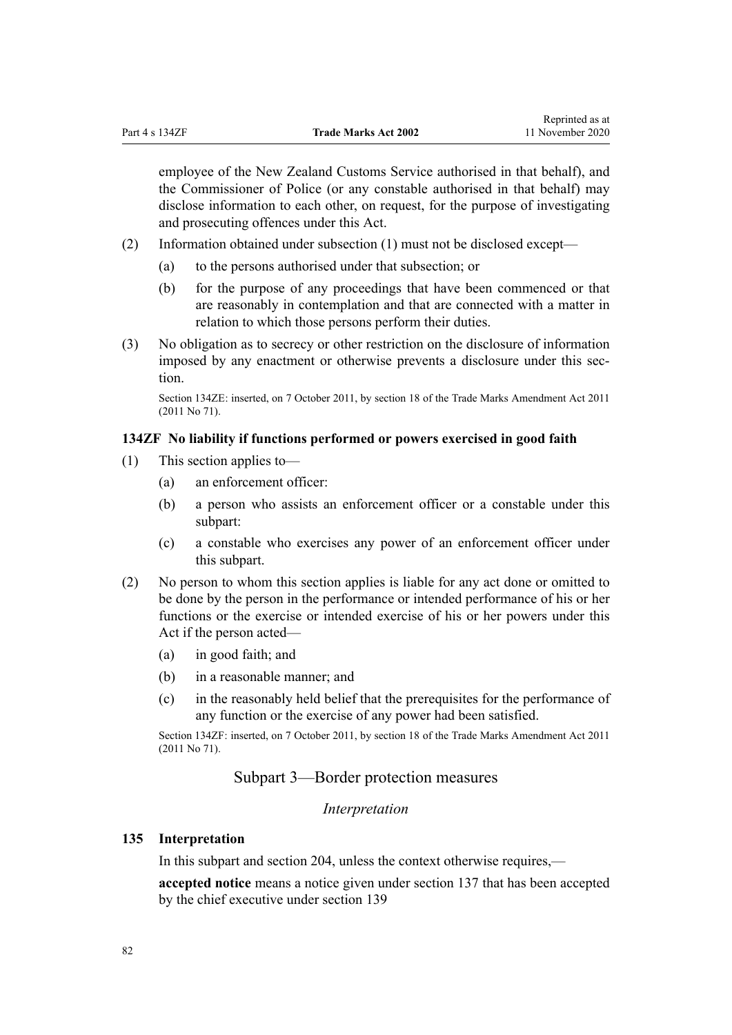employee of the New Zealand Customs Service authorised in that behalf), and the Commissioner of Police (or any constable authorised in that behalf) may disclose information to each other, on request, for the purpose of investigating and prosecuting offences under this Act.

(2) Information obtained under subsection (1) must not be disclosed except—

  (a) to the persons authorised under that subsection; or

  (b) for the purpose of any proceedings that have been commenced or that are reasonably in contemplation and that are connected with a matter in relation to which those persons perform their duties.

(3) No obligation as to secrecy or other restriction on the disclosure of information imposed by any enactment or otherwise prevents a disclosure under this section.

Section 134ZE: inserted, on 7 October 2011, by section 18 of the Trade Marks Amendment Act 2011 (2011 No 71).

### 134ZF No liability if functions performed or powers exercised in good faith

(1) This section applies to—

  (a) an enforcement officer:

  (b) a person who assists an enforcement officer or a constable under this subpart:

  (c) a constable who exercises any power of an enforcement officer under this subpart.

(2) No person to whom this section applies is liable for any act done or omitted to be done by the person in the performance or intended performance of his or her functions or the exercise or intended exercise of his or her powers under this Act if the person acted—

  (a) in good faith; and

  (b) in a reasonable manner; and

  (c) in the reasonably held belief that the prerequisites for the performance of any function or the exercise of any power had been satisfied.

Section 134ZF: inserted, on 7 October 2011, by section 18 of the Trade Marks Amendment Act 2011 (2011 No 71).

## Subpart 3—Border protection measures

*Interpretation*

### 135 Interpretation

In this subpart and section 204, unless the context otherwise requires,—

**accepted notice** means a notice given under section 137 that has been accepted by the chief executive under section 139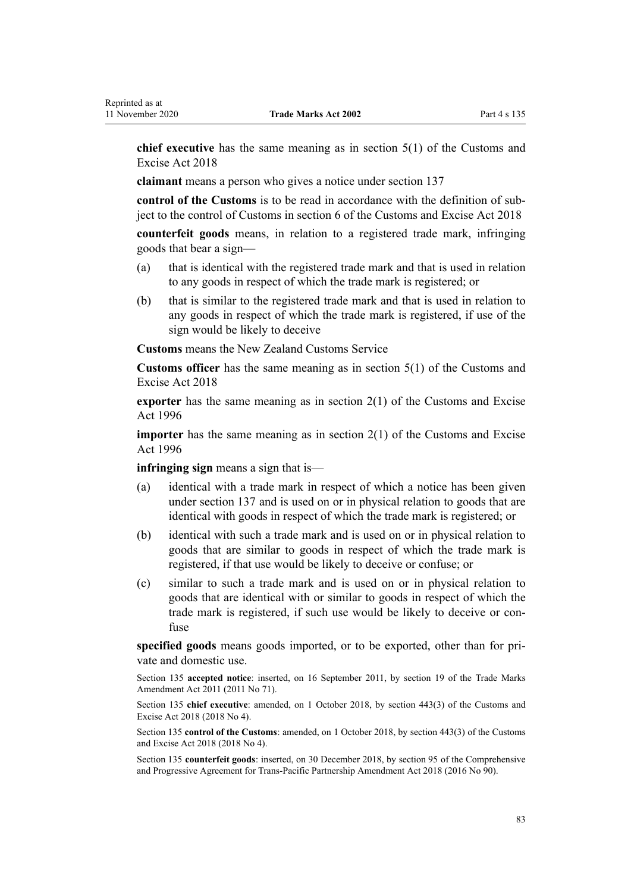**chief executive** has the same meaning as in section 5(1) of the Customs and Excise Act 2018

**claimant** means a person who gives a notice under section 137

**control of the Customs** is to be read in accordance with the definition of subject to the control of Customs in section 6 of the Customs and Excise Act 2018

**counterfeit goods** means, in relation to a registered trade mark, infringing goods that bear a sign—

(a) that is identical with the registered trade mark and that is used in relation to any goods in respect of which the trade mark is registered; or

(b) that is similar to the registered trade mark and that is used in relation to any goods in respect of which the trade mark is registered, if use of the sign would be likely to deceive

**Customs** means the New Zealand Customs Service

**Customs officer** has the same meaning as in section 5(1) of the Customs and Excise Act 2018

**exporter** has the same meaning as in section 2(1) of the Customs and Excise Act 1996

**importer** has the same meaning as in section 2(1) of the Customs and Excise Act 1996

**infringing sign** means a sign that is—

(a) identical with a trade mark in respect of which a notice has been given under section 137 and is used on or in physical relation to goods that are identical with goods in respect of which the trade mark is registered; or

(b) identical with such a trade mark and is used on or in physical relation to goods that are similar to goods in respect of which the trade mark is registered, if that use would be likely to deceive or confuse; or

(c) similar to such a trade mark and is used on or in physical relation to goods that are identical with or similar to goods in respect of which the trade mark is registered, if such use would be likely to deceive or confuse

**specified goods** means goods imported, or to be exported, other than for private and domestic use.

Section 135 **accepted notice**: inserted, on 16 September 2011, by section 19 of the Trade Marks Amendment Act 2011 (2011 No 71).

Section 135 **chief executive**: amended, on 1 October 2018, by section 443(3) of the Customs and Excise Act 2018 (2018 No 4).

Section 135 **control of the Customs**: amended, on 1 October 2018, by section 443(3) of the Customs and Excise Act 2018 (2018 No 4).

Section 135 **counterfeit goods**: inserted, on 30 December 2018, by section 95 of the Comprehensive and Progressive Agreement for Trans-Pacific Partnership Amendment Act 2018 (2016 No 90).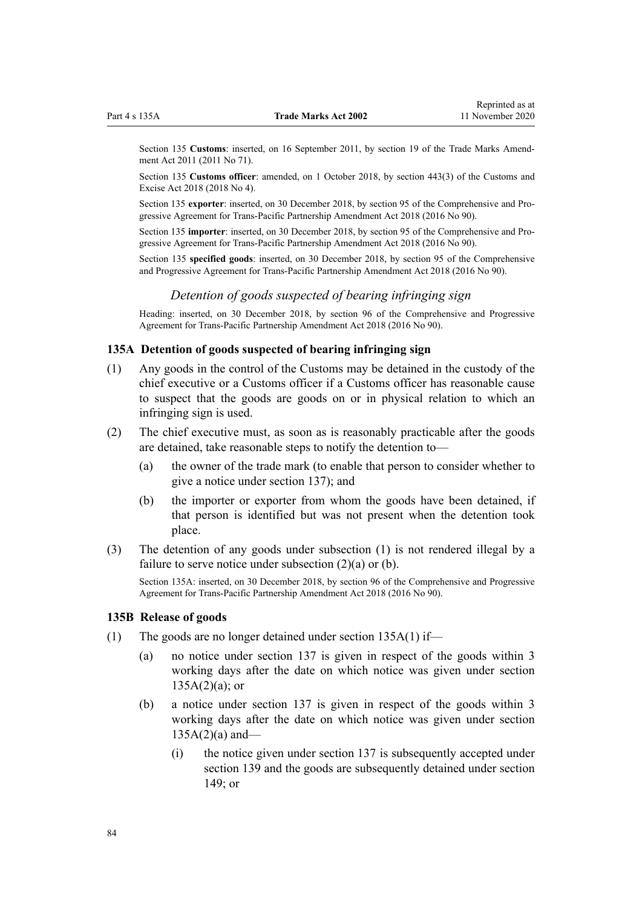Section 135 **Customs**: inserted, on 16 September 2011, by section 19 of the Trade Marks Amendment Act 2011 (2011 No 71).

Section 135 **Customs officer**: amended, on 1 October 2018, by section 443(3) of the Customs and Excise Act 2018 (2018 No 4).

Section 135 **exporter**: inserted, on 30 December 2018, by section 95 of the Comprehensive and Progressive Agreement for Trans-Pacific Partnership Amendment Act 2018 (2016 No 90).

Section 135 **importer**: inserted, on 30 December 2018, by section 95 of the Comprehensive and Progressive Agreement for Trans-Pacific Partnership Amendment Act 2018 (2016 No 90).

Section 135 **specified goods**: inserted, on 30 December 2018, by section 95 of the Comprehensive and Progressive Agreement for Trans-Pacific Partnership Amendment Act 2018 (2016 No 90).

### *Detention of goods suspected of bearing infringing sign*

Heading: inserted, on 30 December 2018, by section 96 of the Comprehensive and Progressive Agreement for Trans-Pacific Partnership Amendment Act 2018 (2016 No 90).

### 135A Detention of goods suspected of bearing infringing sign

(1) Any goods in the control of the Customs may be detained in the custody of the chief executive or a Customs officer if a Customs officer has reasonable cause to suspect that the goods are goods on or in physical relation to which an infringing sign is used.

(2) The chief executive must, as soon as is reasonably practicable after the goods are detained, take reasonable steps to notify the detention to—

- (a) the owner of the trade mark (to enable that person to consider whether to give a notice under section 137); and
- (b) the importer or exporter from whom the goods have been detained, if that person is identified but was not present when the detention took place.

(3) The detention of any goods under subsection (1) is not rendered illegal by a failure to serve notice under subsection (2)(a) or (b).

Section 135A: inserted, on 30 December 2018, by section 96 of the Comprehensive and Progressive Agreement for Trans-Pacific Partnership Amendment Act 2018 (2016 No 90).

### 135B Release of goods

(1) The goods are no longer detained under section 135A(1) if—

- (a) no notice under section 137 is given in respect of the goods within 3 working days after the date on which notice was given under section 135A(2)(a); or
- (b) a notice under section 137 is given in respect of the goods within 3 working days after the date on which notice was given under section 135A(2)(a) and—
  - (i) the notice given under section 137 is subsequently accepted under section 139 and the goods are subsequently detained under section 149; or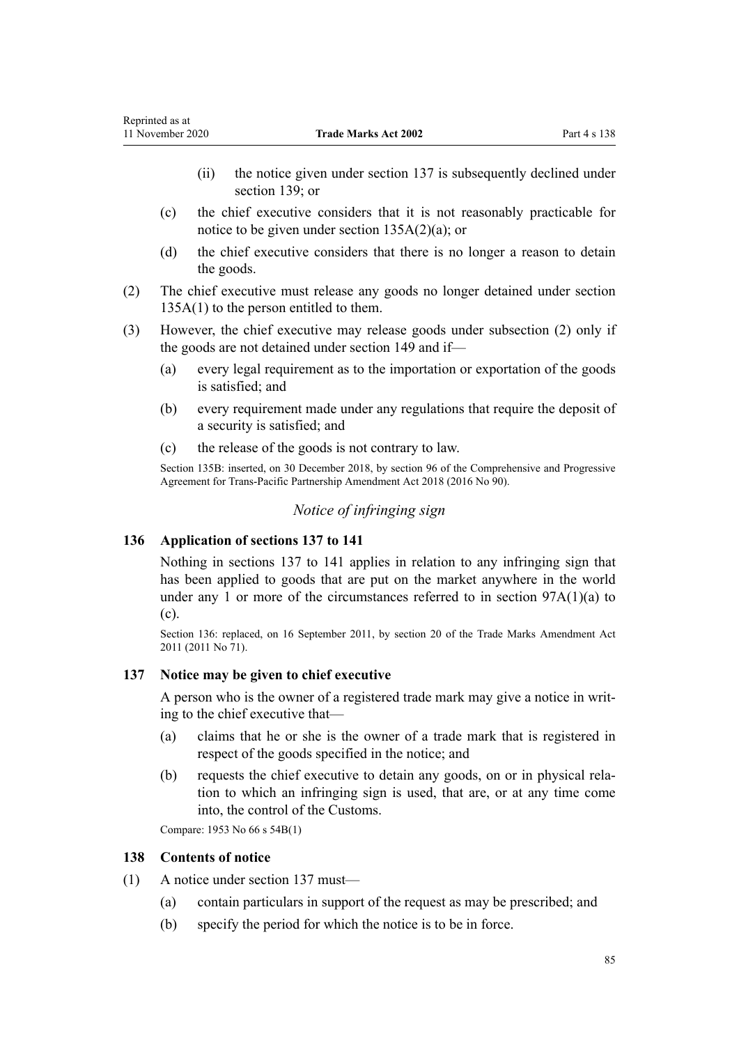(ii) the notice given under section 137 is subsequently declined under section 139; or

(c) the chief executive considers that it is not reasonably practicable for notice to be given under section 135A(2)(a); or

(d) the chief executive considers that there is no longer a reason to detain the goods.

(2) The chief executive must release any goods no longer detained under section 135A(1) to the person entitled to them.

(3) However, the chief executive may release goods under subsection (2) only if the goods are not detained under section 149 and if—

(a) every legal requirement as to the importation or exportation of the goods is satisfied; and

(b) every requirement made under any regulations that require the deposit of a security is satisfied; and

(c) the release of the goods is not contrary to law.

Section 135B: inserted, on 30 December 2018, by section 96 of the Comprehensive and Progressive Agreement for Trans-Pacific Partnership Amendment Act 2018 (2016 No 90).

### *Notice of infringing sign*

### 136 Application of sections 137 to 141

Nothing in sections 137 to 141 applies in relation to any infringing sign that has been applied to goods that are put on the market anywhere in the world under any 1 or more of the circumstances referred to in section 97A(1)(a) to (c).

Section 136: replaced, on 16 September 2011, by section 20 of the Trade Marks Amendment Act 2011 (2011 No 71).

### 137 Notice may be given to chief executive

A person who is the owner of a registered trade mark may give a notice in writing to the chief executive that—

(a) claims that he or she is the owner of a trade mark that is registered in respect of the goods specified in the notice; and

(b) requests the chief executive to detain any goods, on or in physical relation to which an infringing sign is used, that are, or at any time come into, the control of the Customs.

Compare: 1953 No 66 s 54B(1)

### 138 Contents of notice

(1) A notice under section 137 must—

(a) contain particulars in support of the request as may be prescribed; and

(b) specify the period for which the notice is to be in force.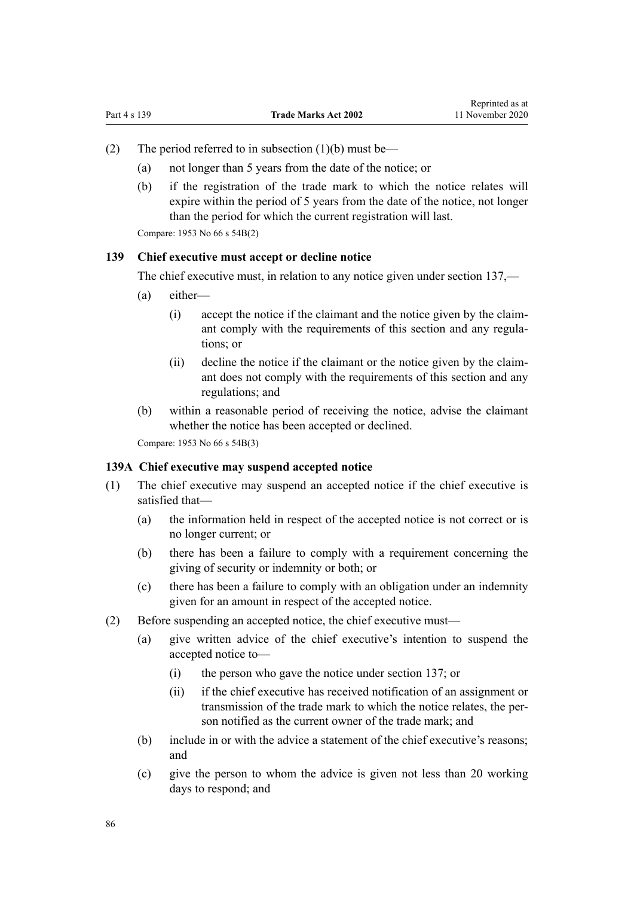(2) The period referred to in subsection (1)(b) must be—

(a) not longer than 5 years from the date of the notice; or

(b) if the registration of the trade mark to which the notice relates will expire within the period of 5 years from the date of the notice, not longer than the period for which the current registration will last.

Compare: 1953 No 66 s 54B(2)

### 139 Chief executive must accept or decline notice

The chief executive must, in relation to any notice given under section 137,—

(a) either—

(i) accept the notice if the claimant and the notice given by the claimant comply with the requirements of this section and any regulations; or

(ii) decline the notice if the claimant or the notice given by the claimant does not comply with the requirements of this section and any regulations; and

(b) within a reasonable period of receiving the notice, advise the claimant whether the notice has been accepted or declined.

Compare: 1953 No 66 s 54B(3)

### 139A Chief executive may suspend accepted notice

(1) The chief executive may suspend an accepted notice if the chief executive is satisfied that—

(a) the information held in respect of the accepted notice is not correct or is no longer current; or

(b) there has been a failure to comply with a requirement concerning the giving of security or indemnity or both; or

(c) there has been a failure to comply with an obligation under an indemnity given for an amount in respect of the accepted notice.

(2) Before suspending an accepted notice, the chief executive must—

(a) give written advice of the chief executive's intention to suspend the accepted notice to—

(i) the person who gave the notice under section 137; or

(ii) if the chief executive has received notification of an assignment or transmission of the trade mark to which the notice relates, the person notified as the current owner of the trade mark; and

(b) include in or with the advice a statement of the chief executive's reasons; and

(c) give the person to whom the advice is given not less than 20 working days to respond; and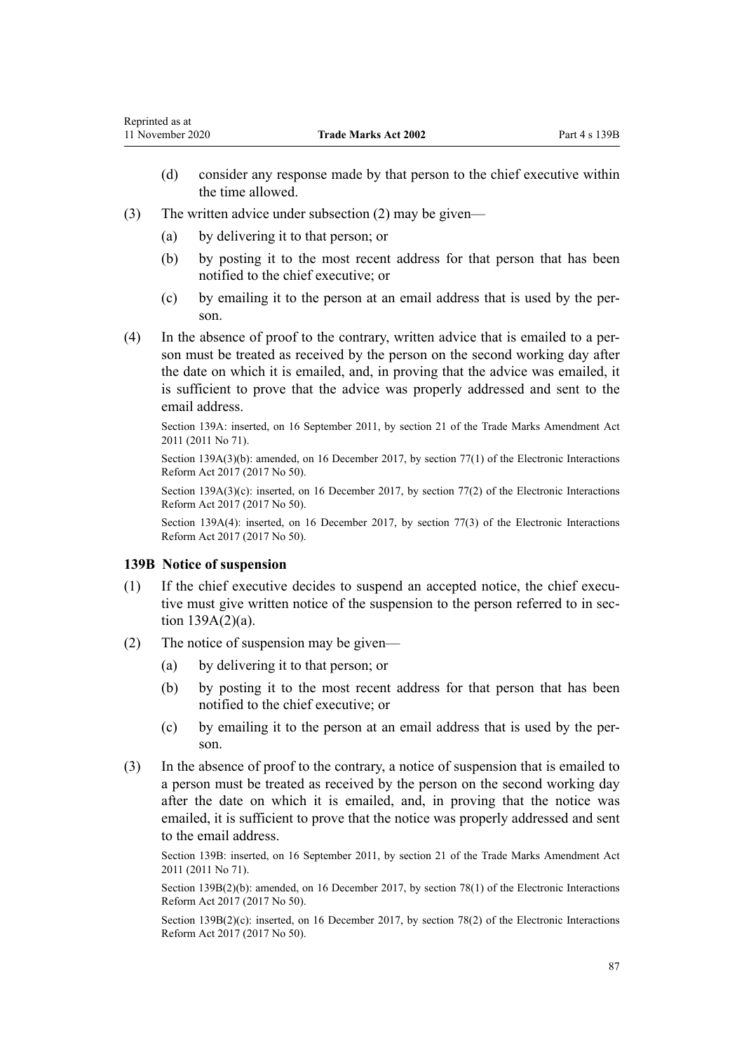(d) consider any response made by that person to the chief executive within the time allowed.

(3) The written advice under subsection (2) may be given—

(a) by delivering it to that person; or

(b) by posting it to the most recent address for that person that has been notified to the chief executive; or

(c) by emailing it to the person at an email address that is used by the person.

(4) In the absence of proof to the contrary, written advice that is emailed to a person must be treated as received by the person on the second working day after the date on which it is emailed, and, in proving that the advice was emailed, it is sufficient to prove that the advice was properly addressed and sent to the email address.

Section 139A: inserted, on 16 September 2011, by section 21 of the Trade Marks Amendment Act 2011 (2011 No 71).

Section 139A(3)(b): amended, on 16 December 2017, by section 77(1) of the Electronic Interactions Reform Act 2017 (2017 No 50).

Section 139A(3)(c): inserted, on 16 December 2017, by section 77(2) of the Electronic Interactions Reform Act 2017 (2017 No 50).

Section 139A(4): inserted, on 16 December 2017, by section 77(3) of the Electronic Interactions Reform Act 2017 (2017 No 50).

### 139B Notice of suspension

(1) If the chief executive decides to suspend an accepted notice, the chief executive must give written notice of the suspension to the person referred to in section 139A(2)(a).

(2) The notice of suspension may be given—

(a) by delivering it to that person; or

(b) by posting it to the most recent address for that person that has been notified to the chief executive; or

(c) by emailing it to the person at an email address that is used by the person.

(3) In the absence of proof to the contrary, a notice of suspension that is emailed to a person must be treated as received by the person on the second working day after the date on which it is emailed, and, in proving that the notice was emailed, it is sufficient to prove that the notice was properly addressed and sent to the email address.

Section 139B: inserted, on 16 September 2011, by section 21 of the Trade Marks Amendment Act 2011 (2011 No 71).

Section 139B(2)(b): amended, on 16 December 2017, by section 78(1) of the Electronic Interactions Reform Act 2017 (2017 No 50).

Section 139B(2)(c): inserted, on 16 December 2017, by section 78(2) of the Electronic Interactions Reform Act 2017 (2017 No 50).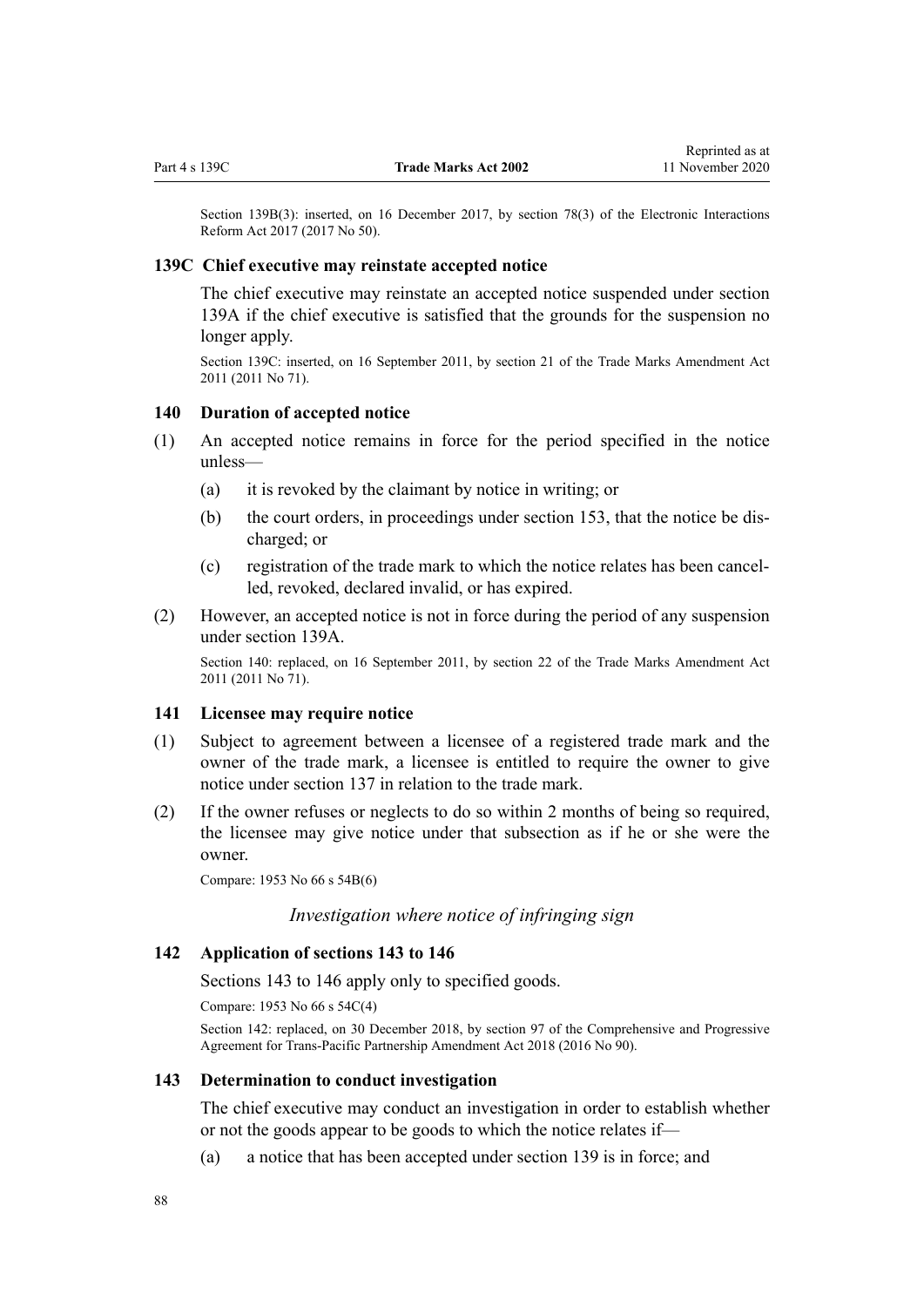Section 139B(3): inserted, on 16 December 2017, by section 78(3) of the Electronic Interactions Reform Act 2017 (2017 No 50).

### 139C Chief executive may reinstate accepted notice

The chief executive may reinstate an accepted notice suspended under section 139A if the chief executive is satisfied that the grounds for the suspension no longer apply.

Section 139C: inserted, on 16 September 2011, by section 21 of the Trade Marks Amendment Act 2011 (2011 No 71).

### 140 Duration of accepted notice

(1) An accepted notice remains in force for the period specified in the notice unless—

(a) it is revoked by the claimant by notice in writing; or

(b) the court orders, in proceedings under section 153, that the notice be discharged; or

(c) registration of the trade mark to which the notice relates has been cancelled, revoked, declared invalid, or has expired.

(2) However, an accepted notice is not in force during the period of any suspension under section 139A.

Section 140: replaced, on 16 September 2011, by section 22 of the Trade Marks Amendment Act 2011 (2011 No 71).

### 141 Licensee may require notice

(1) Subject to agreement between a licensee of a registered trade mark and the owner of the trade mark, a licensee is entitled to require the owner to give notice under section 137 in relation to the trade mark.

(2) If the owner refuses or neglects to do so within 2 months of being so required, the licensee may give notice under that subsection as if he or she were the owner.

Compare: 1953 No 66 s 54B(6)

*Investigation where notice of infringing sign*

### 142 Application of sections 143 to 146

Sections 143 to 146 apply only to specified goods.

Compare: 1953 No 66 s 54C(4)

Section 142: replaced, on 30 December 2018, by section 97 of the Comprehensive and Progressive Agreement for Trans-Pacific Partnership Amendment Act 2018 (2016 No 90).

### 143 Determination to conduct investigation

The chief executive may conduct an investigation in order to establish whether or not the goods appear to be goods to which the notice relates if—

(a) a notice that has been accepted under section 139 is in force; and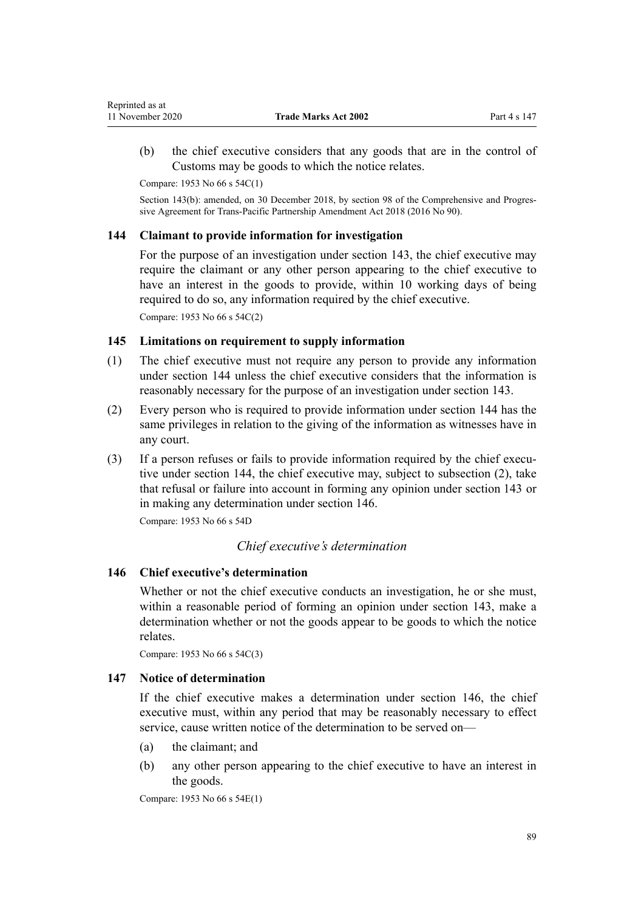(b) the chief executive considers that any goods that are in the control of Customs may be goods to which the notice relates.

Compare: 1953 No 66 s 54C(1)

Section 143(b): amended, on 30 December 2018, by section 98 of the Comprehensive and Progressive Agreement for Trans-Pacific Partnership Amendment Act 2018 (2016 No 90).

### 144 Claimant to provide information for investigation

For the purpose of an investigation under section 143, the chief executive may require the claimant or any other person appearing to the chief executive to have an interest in the goods to provide, within 10 working days of being required to do so, any information required by the chief executive.

Compare: 1953 No 66 s 54C(2)

### 145 Limitations on requirement to supply information

(1) The chief executive must not require any person to provide any information under section 144 unless the chief executive considers that the information is reasonably necessary for the purpose of an investigation under section 143.

(2) Every person who is required to provide information under section 144 has the same privileges in relation to the giving of the information as witnesses have in any court.

(3) If a person refuses or fails to provide information required by the chief executive under section 144, the chief executive may, subject to subsection (2), take that refusal or failure into account in forming any opinion under section 143 or in making any determination under section 146.

Compare: 1953 No 66 s 54D

*Chief executive's determination*

### 146 Chief executive's determination

Whether or not the chief executive conducts an investigation, he or she must, within a reasonable period of forming an opinion under section 143, make a determination whether or not the goods appear to be goods to which the notice relates.

Compare: 1953 No 66 s 54C(3)

### 147 Notice of determination

If the chief executive makes a determination under section 146, the chief executive must, within any period that may be reasonably necessary to effect service, cause written notice of the determination to be served on—

(a) the claimant; and

(b) any other person appearing to the chief executive to have an interest in the goods.

Compare: 1953 No 66 s 54E(1)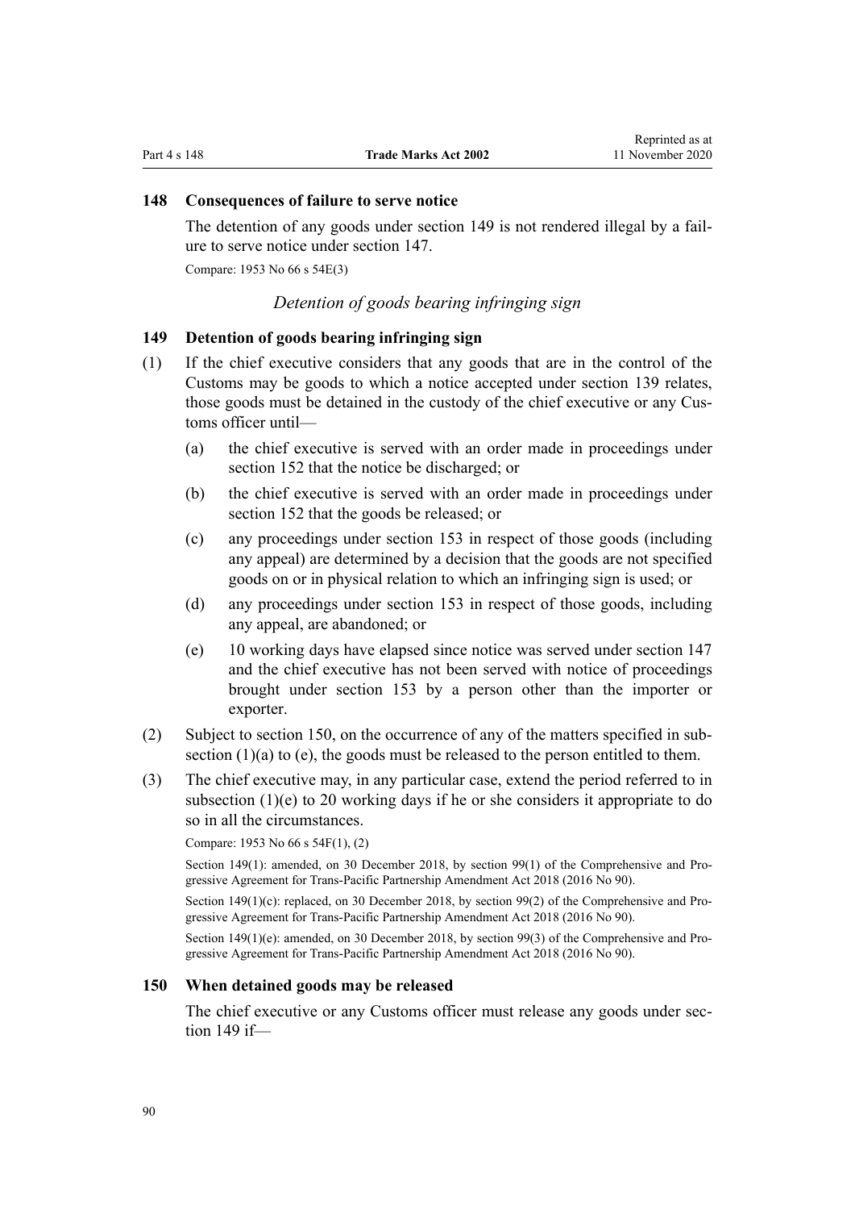### 148 Consequences of failure to serve notice

The detention of any goods under section 149 is not rendered illegal by a failure to serve notice under section 147.

Compare: 1953 No 66 s 54E(3)

*Detention of goods bearing infringing sign*

### 149 Detention of goods bearing infringing sign

(1) If the chief executive considers that any goods that are in the control of the Customs may be goods to which a notice accepted under section 139 relates, those goods must be detained in the custody of the chief executive or any Customs officer until—

- (a) the chief executive is served with an order made in proceedings under section 152 that the notice be discharged; or
- (b) the chief executive is served with an order made in proceedings under section 152 that the goods be released; or
- (c) any proceedings under section 153 in respect of those goods (including any appeal) are determined by a decision that the goods are not specified goods on or in physical relation to which an infringing sign is used; or
- (d) any proceedings under section 153 in respect of those goods, including any appeal, are abandoned; or
- (e) 10 working days have elapsed since notice was served under section 147 and the chief executive has not been served with notice of proceedings brought under section 153 by a person other than the importer or exporter.

(2) Subject to section 150, on the occurrence of any of the matters specified in subsection (1)(a) to (e), the goods must be released to the person entitled to them.

(3) The chief executive may, in any particular case, extend the period referred to in subsection (1)(e) to 20 working days if he or she considers it appropriate to do so in all the circumstances.

Compare: 1953 No 66 s 54F(1), (2)

Section 149(1): amended, on 30 December 2018, by section 99(1) of the Comprehensive and Progressive Agreement for Trans-Pacific Partnership Amendment Act 2018 (2016 No 90).

Section 149(1)(c): replaced, on 30 December 2018, by section 99(2) of the Comprehensive and Progressive Agreement for Trans-Pacific Partnership Amendment Act 2018 (2016 No 90).

Section 149(1)(e): amended, on 30 December 2018, by section 99(3) of the Comprehensive and Progressive Agreement for Trans-Pacific Partnership Amendment Act 2018 (2016 No 90).

### 150 When detained goods may be released

The chief executive or any Customs officer must release any goods under section 149 if—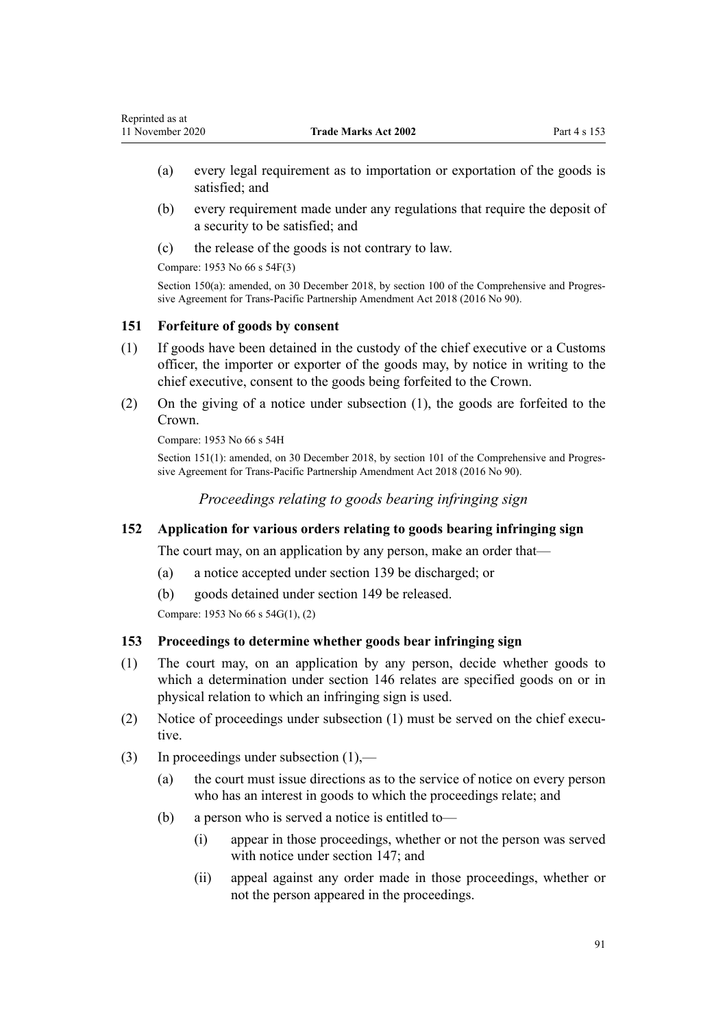(a) every legal requirement as to importation or exportation of the goods is satisfied; and

(b) every requirement made under any regulations that require the deposit of a security to be satisfied; and

(c) the release of the goods is not contrary to law.

Compare: 1953 No 66 s 54F(3)

Section 150(a): amended, on 30 December 2018, by section 100 of the Comprehensive and Progressive Agreement for Trans-Pacific Partnership Amendment Act 2018 (2016 No 90).

### 151 Forfeiture of goods by consent

(1) If goods have been detained in the custody of the chief executive or a Customs officer, the importer or exporter of the goods may, by notice in writing to the chief executive, consent to the goods being forfeited to the Crown.

(2) On the giving of a notice under subsection (1), the goods are forfeited to the Crown.

Compare: 1953 No 66 s 54H

Section 151(1): amended, on 30 December 2018, by section 101 of the Comprehensive and Progressive Agreement for Trans-Pacific Partnership Amendment Act 2018 (2016 No 90).

## *Proceedings relating to goods bearing infringing sign*

### 152 Application for various orders relating to goods bearing infringing sign

The court may, on an application by any person, make an order that—

(a) a notice accepted under section 139 be discharged; or

(b) goods detained under section 149 be released.

Compare: 1953 No 66 s 54G(1), (2)

### 153 Proceedings to determine whether goods bear infringing sign

(1) The court may, on an application by any person, decide whether goods to which a determination under section 146 relates are specified goods on or in physical relation to which an infringing sign is used.

(2) Notice of proceedings under subsection (1) must be served on the chief executive.

(3) In proceedings under subsection (1),—

(a) the court must issue directions as to the service of notice on every person who has an interest in goods to which the proceedings relate; and

(b) a person who is served a notice is entitled to—

(i) appear in those proceedings, whether or not the person was served with notice under section 147; and

(ii) appeal against any order made in those proceedings, whether or not the person appeared in the proceedings.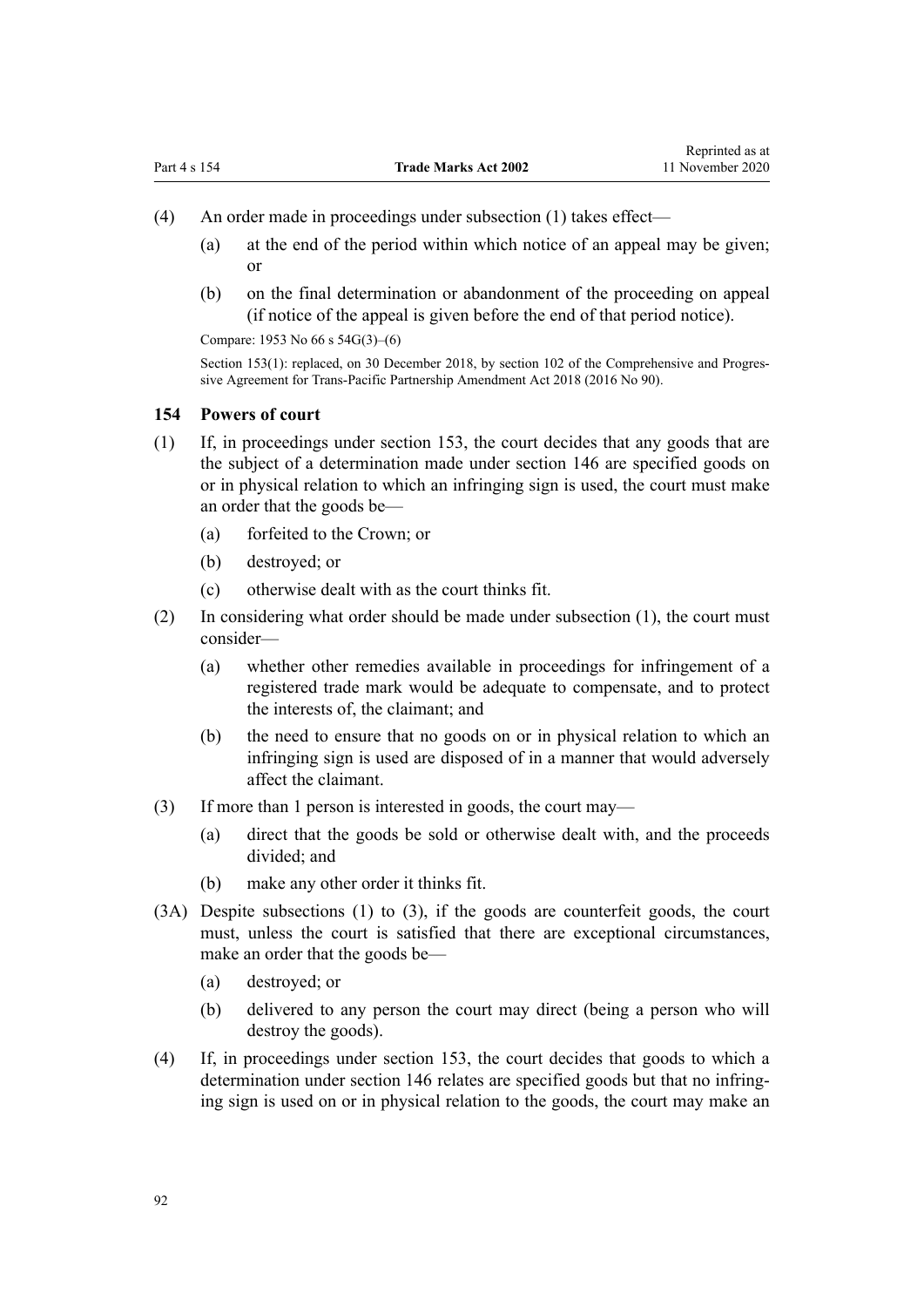(4) An order made in proceedings under subsection (1) takes effect—

(a) at the end of the period within which notice of an appeal may be given; or

(b) on the final determination or abandonment of the proceeding on appeal (if notice of the appeal is given before the end of that period notice).

Compare: 1953 No 66 s 54G(3)–(6)

Section 153(1): replaced, on 30 December 2018, by section 102 of the Comprehensive and Progressive Agreement for Trans-Pacific Partnership Amendment Act 2018 (2016 No 90).

### 154 Powers of court

(1) If, in proceedings under section 153, the court decides that any goods that are the subject of a determination made under section 146 are specified goods on or in physical relation to which an infringing sign is used, the court must make an order that the goods be—

(a) forfeited to the Crown; or

(b) destroyed; or

(c) otherwise dealt with as the court thinks fit.

(2) In considering what order should be made under subsection (1), the court must consider—

(a) whether other remedies available in proceedings for infringement of a registered trade mark would be adequate to compensate, and to protect the interests of, the claimant; and

(b) the need to ensure that no goods on or in physical relation to which an infringing sign is used are disposed of in a manner that would adversely affect the claimant.

(3) If more than 1 person is interested in goods, the court may—

(a) direct that the goods be sold or otherwise dealt with, and the proceeds divided; and

(b) make any other order it thinks fit.

(3A) Despite subsections (1) to (3), if the goods are counterfeit goods, the court must, unless the court is satisfied that there are exceptional circumstances, make an order that the goods be—

(a) destroyed; or

(b) delivered to any person the court may direct (being a person who will destroy the goods).

(4) If, in proceedings under section 153, the court decides that goods to which a determination under section 146 relates are specified goods but that no infringing sign is used on or in physical relation to the goods, the court may make an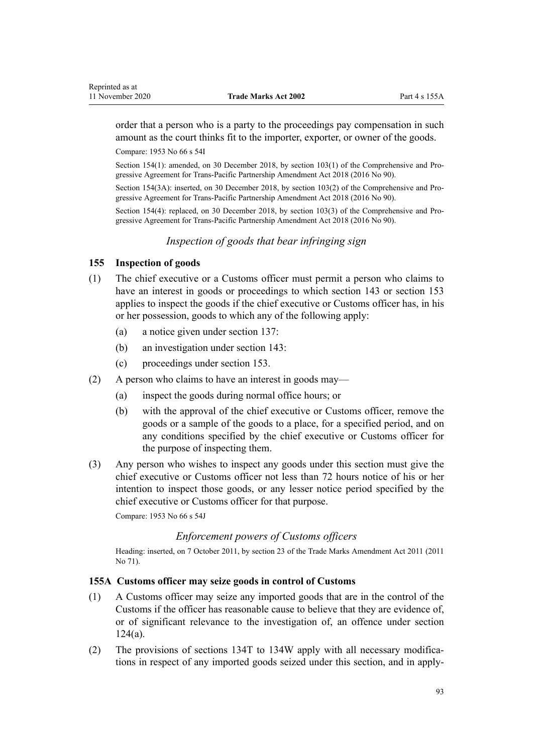order that a person who is a party to the proceedings pay compensation in such amount as the court thinks fit to the importer, exporter, or owner of the goods.

Compare: 1953 No 66 s 54I

Section 154(1): amended, on 30 December 2018, by section 103(1) of the Comprehensive and Progressive Agreement for Trans-Pacific Partnership Amendment Act 2018 (2016 No 90).

Section 154(3A): inserted, on 30 December 2018, by section 103(2) of the Comprehensive and Progressive Agreement for Trans-Pacific Partnership Amendment Act 2018 (2016 No 90).

Section 154(4): replaced, on 30 December 2018, by section 103(3) of the Comprehensive and Progressive Agreement for Trans-Pacific Partnership Amendment Act 2018 (2016 No 90).

*Inspection of goods that bear infringing sign*

### 155 Inspection of goods

(1) The chief executive or a Customs officer must permit a person who claims to have an interest in goods or proceedings to which section 143 or section 153 applies to inspect the goods if the chief executive or Customs officer has, in his or her possession, goods to which any of the following apply:

- (a) a notice given under section 137:
- (b) an investigation under section 143:
- (c) proceedings under section 153.

(2) A person who claims to have an interest in goods may—

- (a) inspect the goods during normal office hours; or
- (b) with the approval of the chief executive or Customs officer, remove the goods or a sample of the goods to a place, for a specified period, and on any conditions specified by the chief executive or Customs officer for the purpose of inspecting them.

(3) Any person who wishes to inspect any goods under this section must give the chief executive or Customs officer not less than 72 hours notice of his or her intention to inspect those goods, or any lesser notice period specified by the chief executive or Customs officer for that purpose.

Compare: 1953 No 66 s 54J

*Enforcement powers of Customs officers*

Heading: inserted, on 7 October 2011, by section 23 of the Trade Marks Amendment Act 2011 (2011 No 71).

### 155A Customs officer may seize goods in control of Customs

(1) A Customs officer may seize any imported goods that are in the control of the Customs if the officer has reasonable cause to believe that they are evidence of, or of significant relevance to the investigation of, an offence under section 124(a).

(2) The provisions of sections 134T to 134W apply with all necessary modifications in respect of any imported goods seized under this section, and in apply-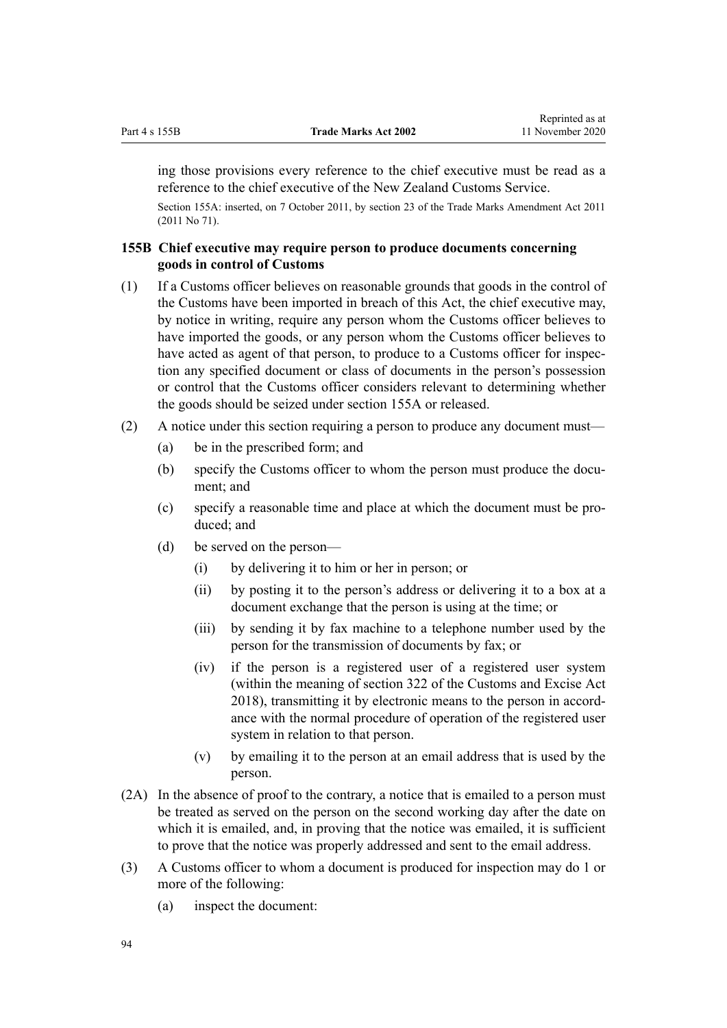ing those provisions every reference to the chief executive must be read as a reference to the chief executive of the New Zealand Customs Service.

Section 155A: inserted, on 7 October 2011, by section 23 of the Trade Marks Amendment Act 2011 (2011 No 71).

### 155B Chief executive may require person to produce documents concerning goods in control of Customs

(1) If a Customs officer believes on reasonable grounds that goods in the control of the Customs have been imported in breach of this Act, the chief executive may, by notice in writing, require any person whom the Customs officer believes to have imported the goods, or any person whom the Customs officer believes to have acted as agent of that person, to produce to a Customs officer for inspection any specified document or class of documents in the person's possession or control that the Customs officer considers relevant to determining whether the goods should be seized under section 155A or released.

(2) A notice under this section requiring a person to produce any document must—

   (a) be in the prescribed form; and

   (b) specify the Customs officer to whom the person must produce the document; and

   (c) specify a reasonable time and place at which the document must be produced; and

   (d) be served on the person—

      (i) by delivering it to him or her in person; or

      (ii) by posting it to the person's address or delivering it to a box at a document exchange that the person is using at the time; or

      (iii) by sending it by fax machine to a telephone number used by the person for the transmission of documents by fax; or

      (iv) if the person is a registered user of a registered user system (within the meaning of section 322 of the Customs and Excise Act 2018), transmitting it by electronic means to the person in accordance with the normal procedure of operation of the registered user system in relation to that person.

      (v) by emailing it to the person at an email address that is used by the person.

(2A) In the absence of proof to the contrary, a notice that is emailed to a person must be treated as served on the person on the second working day after the date on which it is emailed, and, in proving that the notice was emailed, it is sufficient to prove that the notice was properly addressed and sent to the email address.

(3) A Customs officer to whom a document is produced for inspection may do 1 or more of the following:

   (a) inspect the document: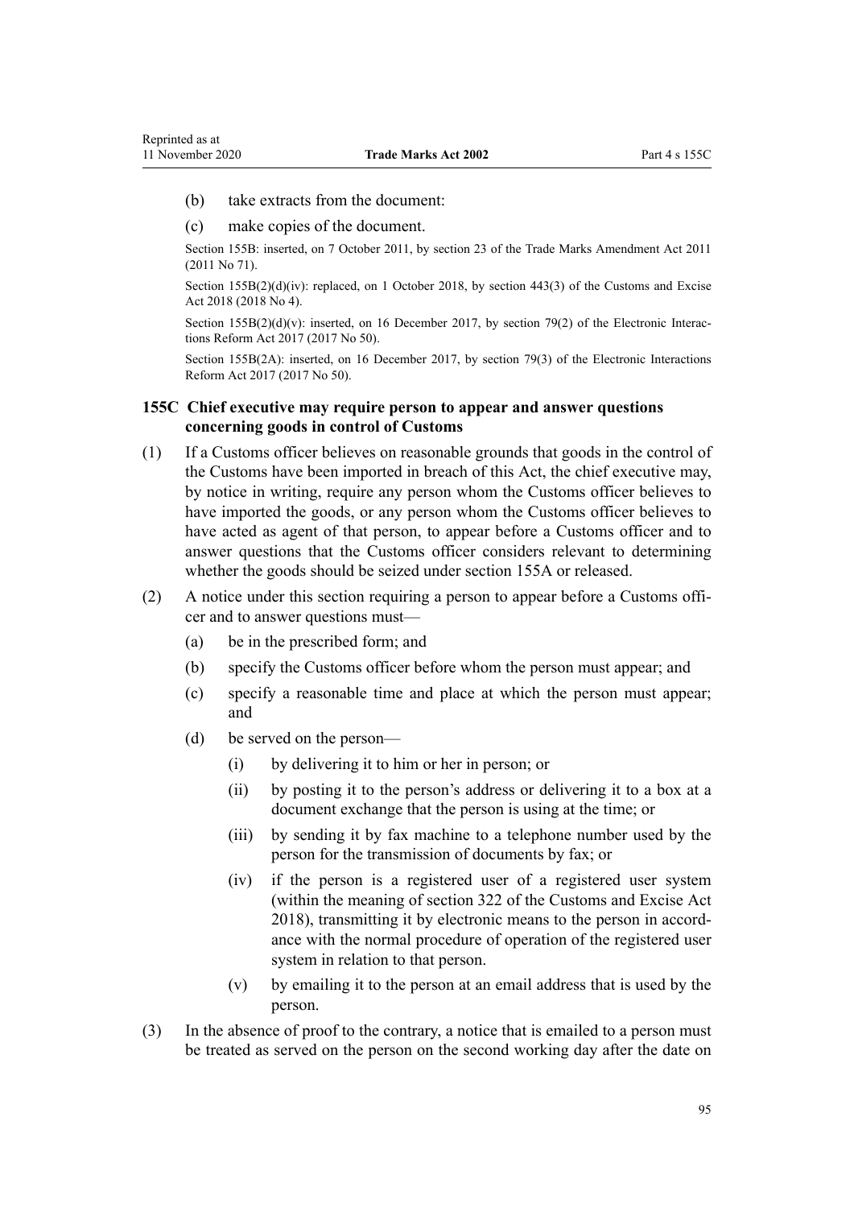(b) take extracts from the document:

(c) make copies of the document.

Section 155B: inserted, on 7 October 2011, by section 23 of the Trade Marks Amendment Act 2011 (2011 No 71).

Section 155B(2)(d)(iv): replaced, on 1 October 2018, by section 443(3) of the Customs and Excise Act 2018 (2018 No 4).

Section 155B(2)(d)(v): inserted, on 16 December 2017, by section 79(2) of the Electronic Interactions Reform Act 2017 (2017 No 50).

Section 155B(2A): inserted, on 16 December 2017, by section 79(3) of the Electronic Interactions Reform Act 2017 (2017 No 50).

### 155C Chief executive may require person to appear and answer questions concerning goods in control of Customs

(1) If a Customs officer believes on reasonable grounds that goods in the control of the Customs have been imported in breach of this Act, the chief executive may, by notice in writing, require any person whom the Customs officer believes to have imported the goods, or any person whom the Customs officer believes to have acted as agent of that person, to appear before a Customs officer and to answer questions that the Customs officer considers relevant to determining whether the goods should be seized under section 155A or released.

(2) A notice under this section requiring a person to appear before a Customs officer and to answer questions must—

   (a) be in the prescribed form; and

   (b) specify the Customs officer before whom the person must appear; and

   (c) specify a reasonable time and place at which the person must appear; and

   (d) be served on the person—

      (i) by delivering it to him or her in person; or

      (ii) by posting it to the person's address or delivering it to a box at a document exchange that the person is using at the time; or

      (iii) by sending it by fax machine to a telephone number used by the person for the transmission of documents by fax; or

      (iv) if the person is a registered user of a registered user system (within the meaning of section 322 of the Customs and Excise Act 2018), transmitting it by electronic means to the person in accordance with the normal procedure of operation of the registered user system in relation to that person.

      (v) by emailing it to the person at an email address that is used by the person.

(3) In the absence of proof to the contrary, a notice that is emailed to a person must be treated as served on the person on the second working day after the date on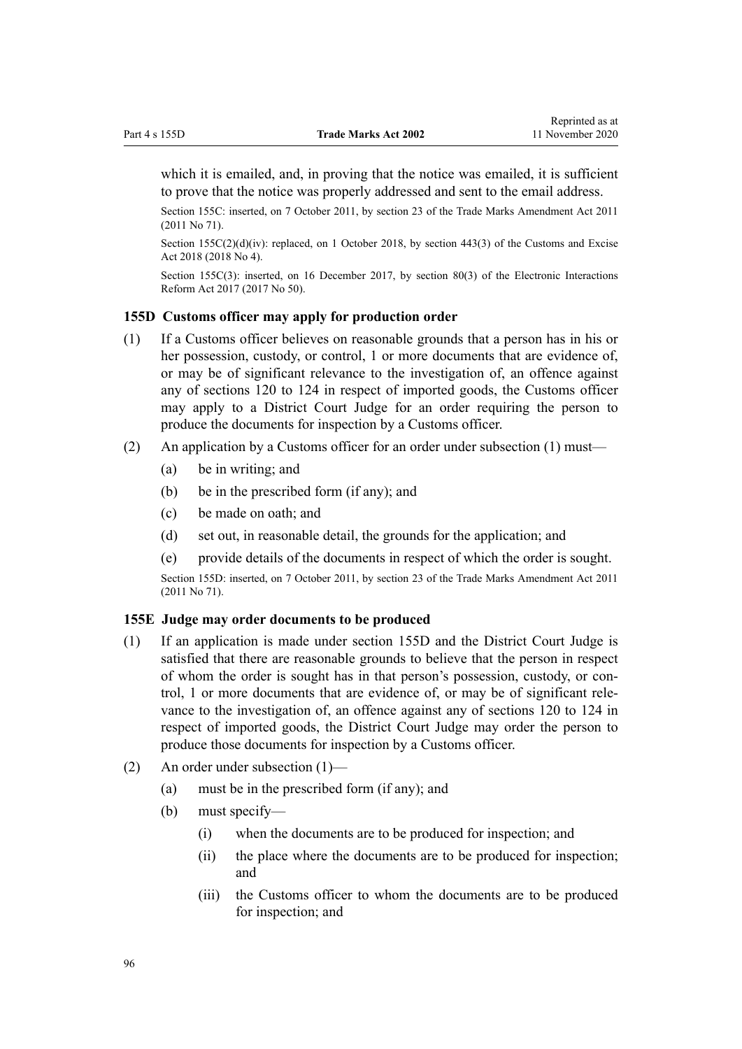which it is emailed, and, in proving that the notice was emailed, it is sufficient to prove that the notice was properly addressed and sent to the email address.

Section 155C: inserted, on 7 October 2011, by section 23 of the Trade Marks Amendment Act 2011 (2011 No 71).

Section 155C(2)(d)(iv): replaced, on 1 October 2018, by section 443(3) of the Customs and Excise Act 2018 (2018 No 4).

Section 155C(3): inserted, on 16 December 2017, by section 80(3) of the Electronic Interactions Reform Act 2017 (2017 No 50).

### 155D Customs officer may apply for production order

(1) If a Customs officer believes on reasonable grounds that a person has in his or her possession, custody, or control, 1 or more documents that are evidence of, or may be of significant relevance to the investigation of, an offence against any of sections 120 to 124 in respect of imported goods, the Customs officer may apply to a District Court Judge for an order requiring the person to produce the documents for inspection by a Customs officer.

(2) An application by a Customs officer for an order under subsection (1) must—

(a) be in writing; and

(b) be in the prescribed form (if any); and

(c) be made on oath; and

(d) set out, in reasonable detail, the grounds for the application; and

(e) provide details of the documents in respect of which the order is sought.

Section 155D: inserted, on 7 October 2011, by section 23 of the Trade Marks Amendment Act 2011 (2011 No 71).

### 155E Judge may order documents to be produced

(1) If an application is made under section 155D and the District Court Judge is satisfied that there are reasonable grounds to believe that the person in respect of whom the order is sought has in that person's possession, custody, or control, 1 or more documents that are evidence of, or may be of significant relevance to the investigation of, an offence against any of sections 120 to 124 in respect of imported goods, the District Court Judge may order the person to produce those documents for inspection by a Customs officer.

(2) An order under subsection (1)—

(a) must be in the prescribed form (if any); and

(b) must specify—

(i) when the documents are to be produced for inspection; and

(ii) the place where the documents are to be produced for inspection; and

(iii) the Customs officer to whom the documents are to be produced for inspection; and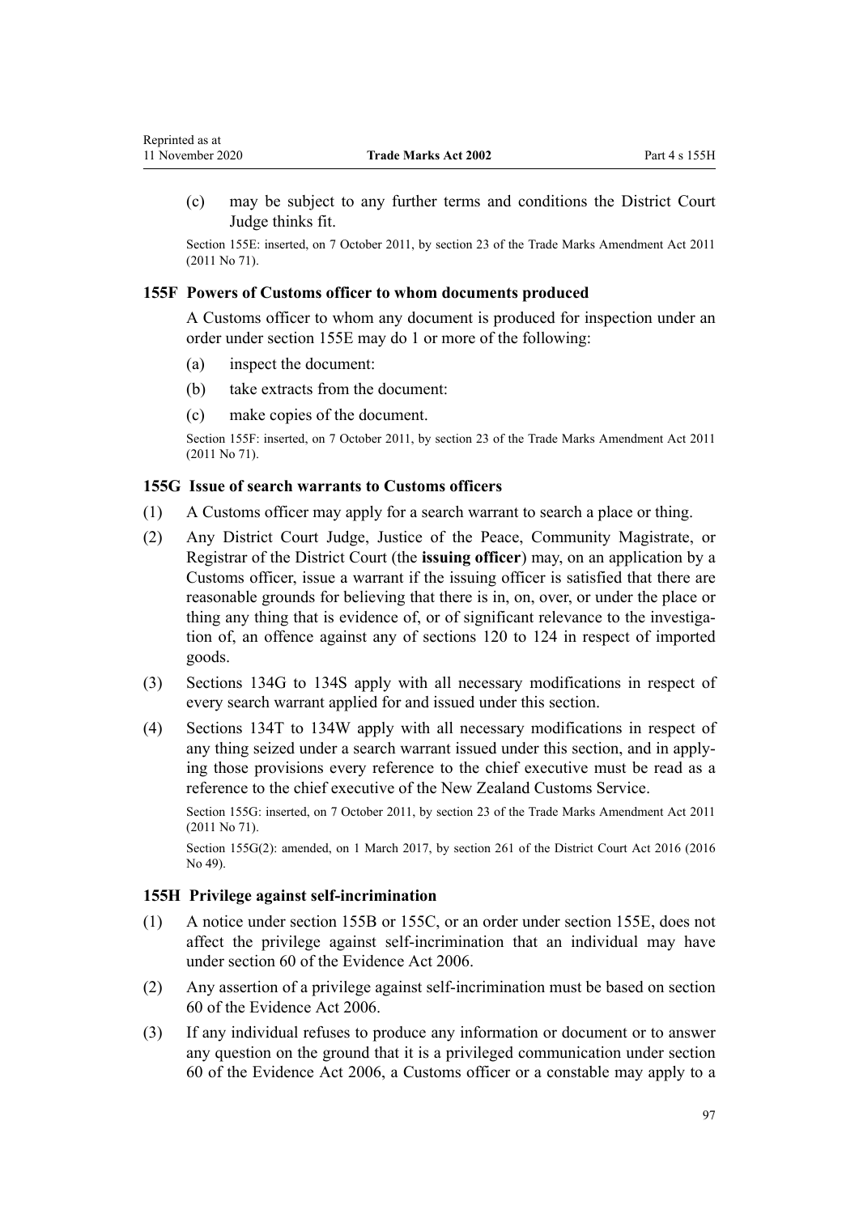(c) may be subject to any further terms and conditions the District Court Judge thinks fit.

Section 155E: inserted, on 7 October 2011, by section 23 of the Trade Marks Amendment Act 2011 (2011 No 71).

### 155F Powers of Customs officer to whom documents produced

A Customs officer to whom any document is produced for inspection under an order under section 155E may do 1 or more of the following:

(a) inspect the document:

(b) take extracts from the document:

(c) make copies of the document.

Section 155F: inserted, on 7 October 2011, by section 23 of the Trade Marks Amendment Act 2011 (2011 No 71).

### 155G Issue of search warrants to Customs officers

(1) A Customs officer may apply for a search warrant to search a place or thing.

(2) Any District Court Judge, Justice of the Peace, Community Magistrate, or Registrar of the District Court (the **issuing officer**) may, on an application by a Customs officer, issue a warrant if the issuing officer is satisfied that there are reasonable grounds for believing that there is in, on, over, or under the place or thing any thing that is evidence of, or of significant relevance to the investigation of, an offence against any of sections 120 to 124 in respect of imported goods.

(3) Sections 134G to 134S apply with all necessary modifications in respect of every search warrant applied for and issued under this section.

(4) Sections 134T to 134W apply with all necessary modifications in respect of any thing seized under a search warrant issued under this section, and in applying those provisions every reference to the chief executive must be read as a reference to the chief executive of the New Zealand Customs Service.

Section 155G: inserted, on 7 October 2011, by section 23 of the Trade Marks Amendment Act 2011 (2011 No 71).

Section 155G(2): amended, on 1 March 2017, by section 261 of the District Court Act 2016 (2016 No 49).

### 155H Privilege against self-incrimination

(1) A notice under section 155B or 155C, or an order under section 155E, does not affect the privilege against self-incrimination that an individual may have under section 60 of the Evidence Act 2006.

(2) Any assertion of a privilege against self-incrimination must be based on section 60 of the Evidence Act 2006.

(3) If any individual refuses to produce any information or document or to answer any question on the ground that it is a privileged communication under section 60 of the Evidence Act 2006, a Customs officer or a constable may apply to a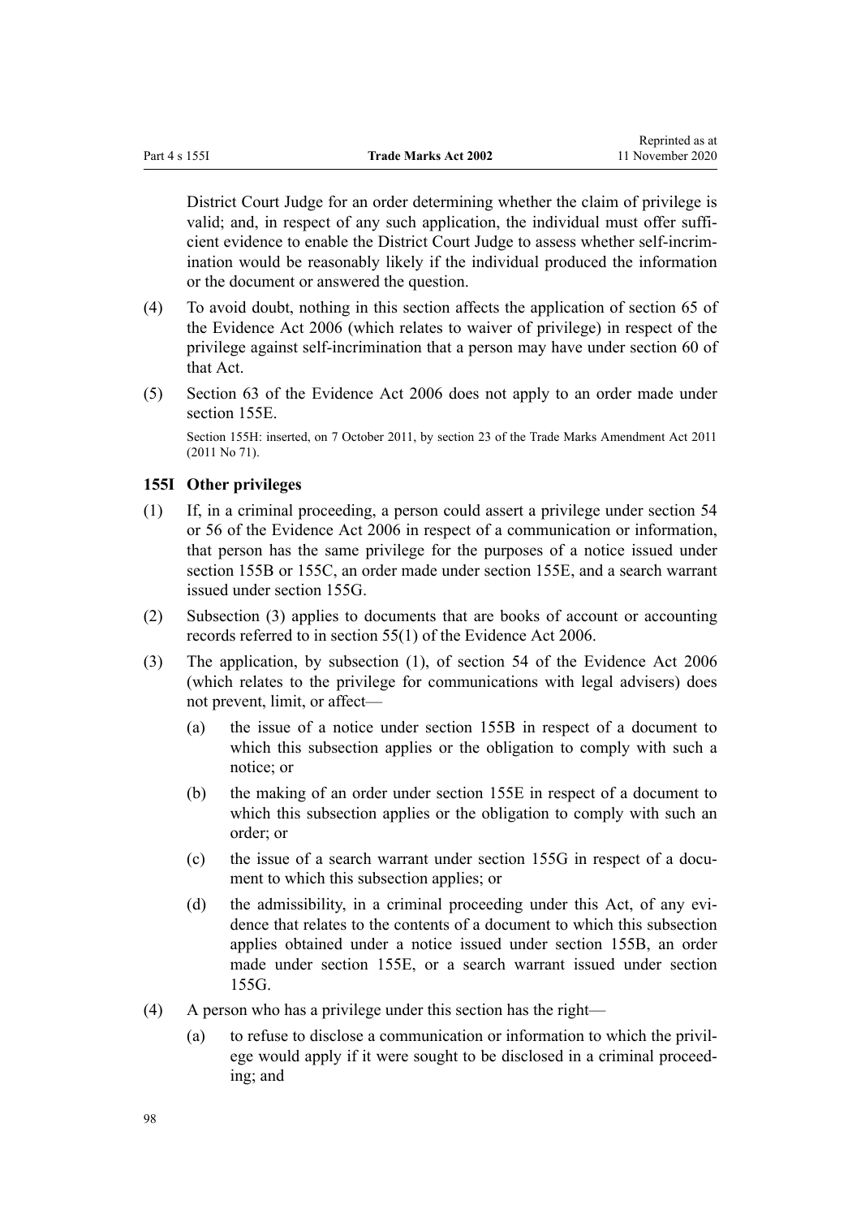District Court Judge for an order determining whether the claim of privilege is valid; and, in respect of any such application, the individual must offer sufficient evidence to enable the District Court Judge to assess whether self-incrimination would be reasonably likely if the individual produced the information or the document or answered the question.

(4) To avoid doubt, nothing in this section affects the application of section 65 of the Evidence Act 2006 (which relates to waiver of privilege) in respect of the privilege against self-incrimination that a person may have under section 60 of that Act.

(5) Section 63 of the Evidence Act 2006 does not apply to an order made under section 155E.

Section 155H: inserted, on 7 October 2011, by section 23 of the Trade Marks Amendment Act 2011 (2011 No 71).

### 155I Other privileges

(1) If, in a criminal proceeding, a person could assert a privilege under section 54 or 56 of the Evidence Act 2006 in respect of a communication or information, that person has the same privilege for the purposes of a notice issued under section 155B or 155C, an order made under section 155E, and a search warrant issued under section 155G.

(2) Subsection (3) applies to documents that are books of account or accounting records referred to in section 55(1) of the Evidence Act 2006.

(3) The application, by subsection (1), of section 54 of the Evidence Act 2006 (which relates to the privilege for communications with legal advisers) does not prevent, limit, or affect—

- (a) the issue of a notice under section 155B in respect of a document to which this subsection applies or the obligation to comply with such a notice; or
- (b) the making of an order under section 155E in respect of a document to which this subsection applies or the obligation to comply with such an order; or
- (c) the issue of a search warrant under section 155G in respect of a document to which this subsection applies; or
- (d) the admissibility, in a criminal proceeding under this Act, of any evidence that relates to the contents of a document to which this subsection applies obtained under a notice issued under section 155B, an order made under section 155E, or a search warrant issued under section 155G.

(4) A person who has a privilege under this section has the right—

- (a) to refuse to disclose a communication or information to which the privilege would apply if it were sought to be disclosed in a criminal proceeding; and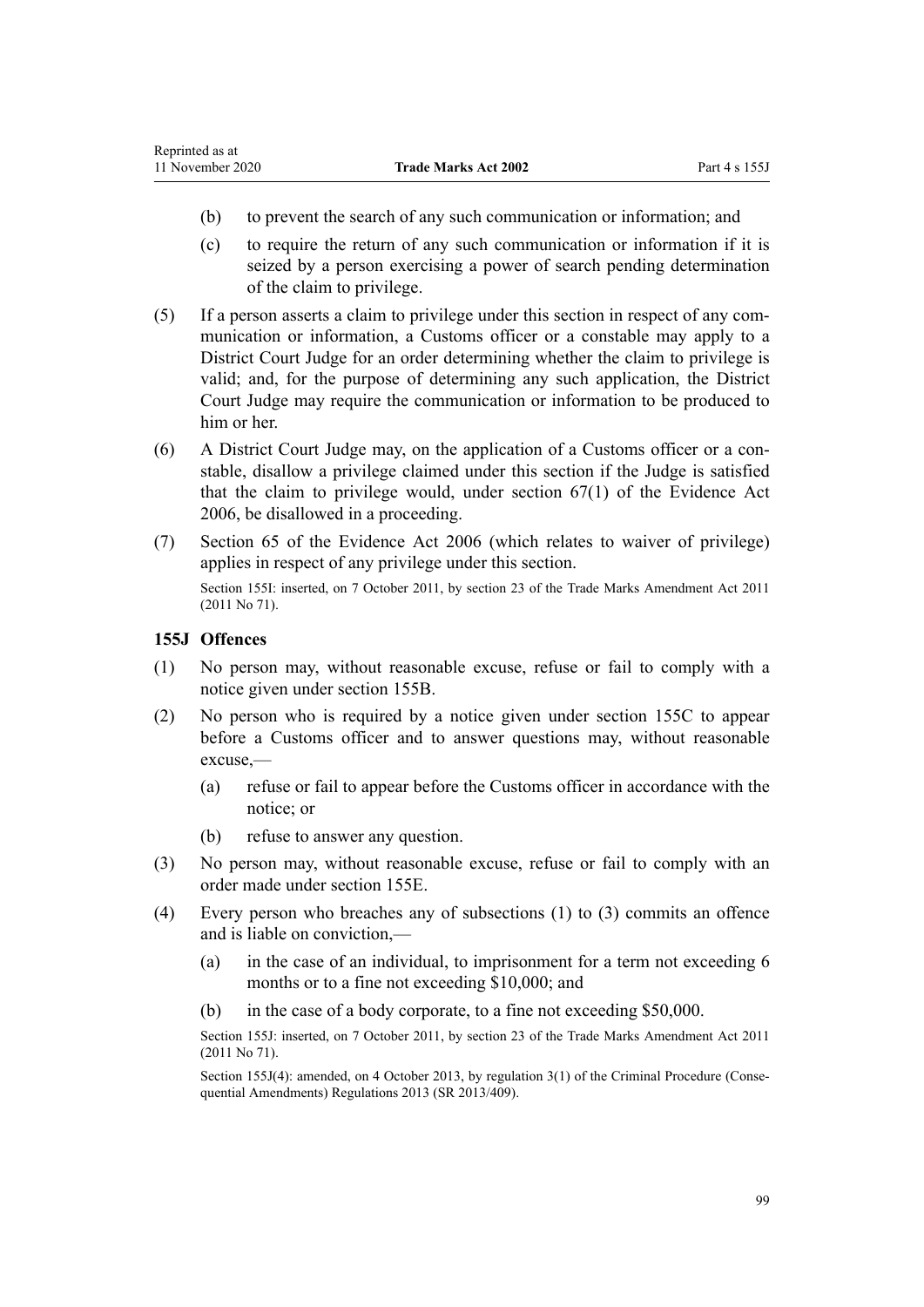(b) to prevent the search of any such communication or information; and

(c) to require the return of any such communication or information if it is seized by a person exercising a power of search pending determination of the claim to privilege.

(5) If a person asserts a claim to privilege under this section in respect of any communication or information, a Customs officer or a constable may apply to a District Court Judge for an order determining whether the claim to privilege is valid; and, for the purpose of determining any such application, the District Court Judge may require the communication or information to be produced to him or her.

(6) A District Court Judge may, on the application of a Customs officer or a constable, disallow a privilege claimed under this section if the Judge is satisfied that the claim to privilege would, under section 67(1) of the Evidence Act 2006, be disallowed in a proceeding.

(7) Section 65 of the Evidence Act 2006 (which relates to waiver of privilege) applies in respect of any privilege under this section.

Section 155I: inserted, on 7 October 2011, by section 23 of the Trade Marks Amendment Act 2011 (2011 No 71).

### 155J Offences

(1) No person may, without reasonable excuse, refuse or fail to comply with a notice given under section 155B.

(2) No person who is required by a notice given under section 155C to appear before a Customs officer and to answer questions may, without reasonable excuse,—

(a) refuse or fail to appear before the Customs officer in accordance with the notice; or

(b) refuse to answer any question.

(3) No person may, without reasonable excuse, refuse or fail to comply with an order made under section 155E.

(4) Every person who breaches any of subsections (1) to (3) commits an offence and is liable on conviction,—

(a) in the case of an individual, to imprisonment for a term not exceeding 6 months or to a fine not exceeding $10,000; and

(b) in the case of a body corporate, to a fine not exceeding $50,000.

Section 155J: inserted, on 7 October 2011, by section 23 of the Trade Marks Amendment Act 2011 (2011 No 71).

Section 155J(4): amended, on 4 October 2013, by regulation 3(1) of the Criminal Procedure (Consequential Amendments) Regulations 2013 (SR 2013/409).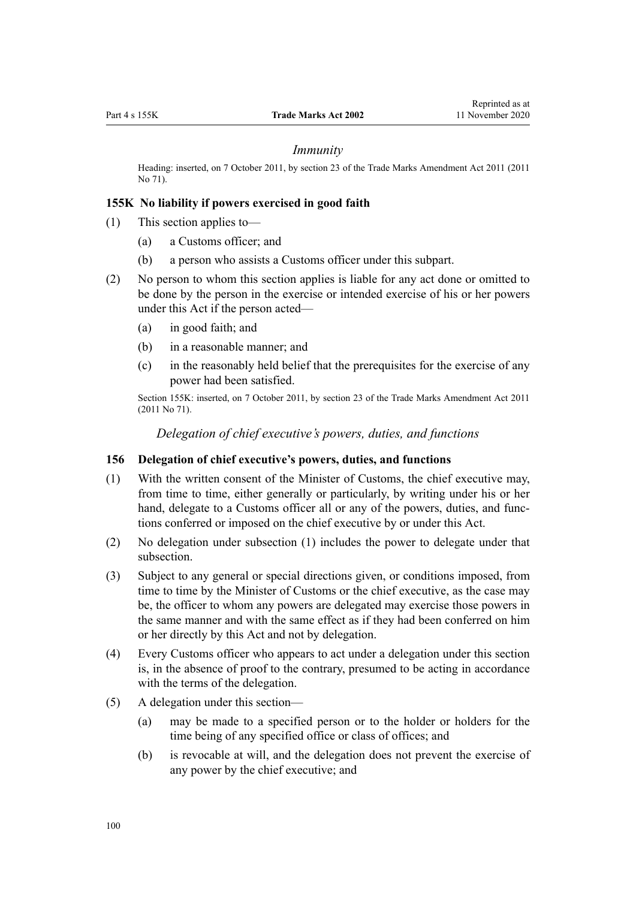### *Immunity*

Heading: inserted, on 7 October 2011, by section 23 of the Trade Marks Amendment Act 2011 (2011 No 71).

#### 155K No liability if powers exercised in good faith

(1) This section applies to—

  (a) a Customs officer; and

  (b) a person who assists a Customs officer under this subpart.

(2) No person to whom this section applies is liable for any act done or omitted to be done by the person in the exercise or intended exercise of his or her powers under this Act if the person acted—

  (a) in good faith; and

  (b) in a reasonable manner; and

  (c) in the reasonably held belief that the prerequisites for the exercise of any power had been satisfied.

Section 155K: inserted, on 7 October 2011, by section 23 of the Trade Marks Amendment Act 2011 (2011 No 71).

### *Delegation of chief executive's powers, duties, and functions*

#### 156 Delegation of chief executive's powers, duties, and functions

(1) With the written consent of the Minister of Customs, the chief executive may, from time to time, either generally or particularly, by writing under his or her hand, delegate to a Customs officer all or any of the powers, duties, and functions conferred or imposed on the chief executive by or under this Act.

(2) No delegation under subsection (1) includes the power to delegate under that subsection.

(3) Subject to any general or special directions given, or conditions imposed, from time to time by the Minister of Customs or the chief executive, as the case may be, the officer to whom any powers are delegated may exercise those powers in the same manner and with the same effect as if they had been conferred on him or her directly by this Act and not by delegation.

(4) Every Customs officer who appears to act under a delegation under this section is, in the absence of proof to the contrary, presumed to be acting in accordance with the terms of the delegation.

(5) A delegation under this section—

  (a) may be made to a specified person or to the holder or holders for the time being of any specified office or class of offices; and

  (b) is revocable at will, and the delegation does not prevent the exercise of any power by the chief executive; and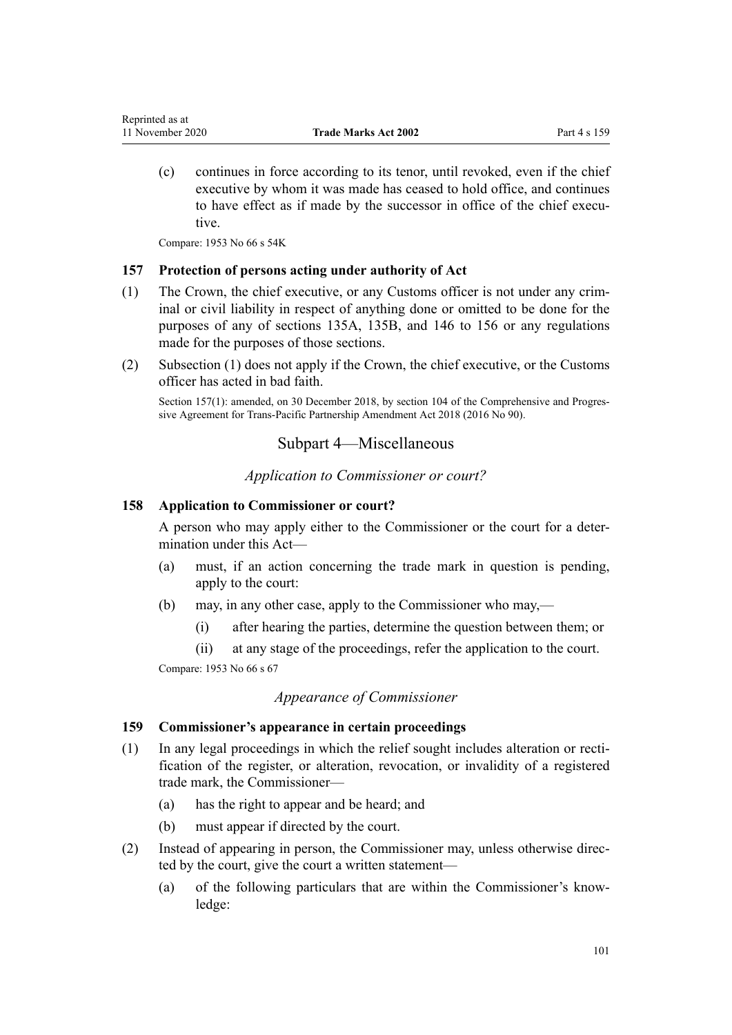(c) continues in force according to its tenor, until revoked, even if the chief executive by whom it was made has ceased to hold office, and continues to have effect as if made by the successor in office of the chief executive.

Compare: 1953 No 66 s 54K

### 157 Protection of persons acting under authority of Act

(1) The Crown, the chief executive, or any Customs officer is not under any criminal or civil liability in respect of anything done or omitted to be done for the purposes of any of sections 135A, 135B, and 146 to 156 or any regulations made for the purposes of those sections.

(2) Subsection (1) does not apply if the Crown, the chief executive, or the Customs officer has acted in bad faith.

Section 157(1): amended, on 30 December 2018, by section 104 of the Comprehensive and Progressive Agreement for Trans-Pacific Partnership Amendment Act 2018 (2016 No 90).

## Subpart 4—Miscellaneous

*Application to Commissioner or court?*

### 158 Application to Commissioner or court?

A person who may apply either to the Commissioner or the court for a determination under this Act—

(a) must, if an action concerning the trade mark in question is pending, apply to the court:

(b) may, in any other case, apply to the Commissioner who may,—

  (i) after hearing the parties, determine the question between them; or

  (ii) at any stage of the proceedings, refer the application to the court.

Compare: 1953 No 66 s 67

*Appearance of Commissioner*

### 159 Commissioner's appearance in certain proceedings

(1) In any legal proceedings in which the relief sought includes alteration or rectification of the register, or alteration, revocation, or invalidity of a registered trade mark, the Commissioner—

  (a) has the right to appear and be heard; and

  (b) must appear if directed by the court.

(2) Instead of appearing in person, the Commissioner may, unless otherwise directed by the court, give the court a written statement—

  (a) of the following particulars that are within the Commissioner's knowledge: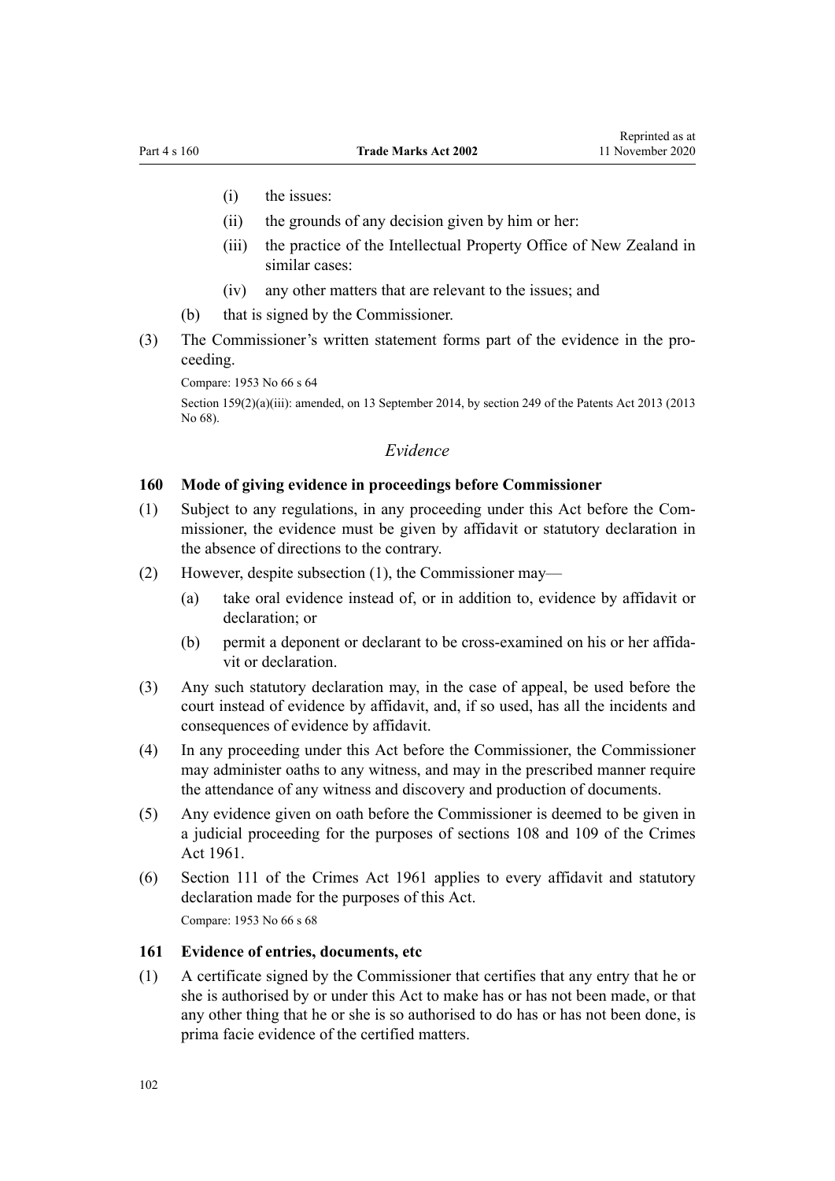(i) the issues:

(ii) the grounds of any decision given by him or her:

(iii) the practice of the Intellectual Property Office of New Zealand in similar cases:

(iv) any other matters that are relevant to the issues; and

(b) that is signed by the Commissioner.

(3) The Commissioner's written statement forms part of the evidence in the proceeding.

Compare: 1953 No 66 s 64

Section 159(2)(a)(iii): amended, on 13 September 2014, by section 249 of the Patents Act 2013 (2013 No 68).

### *Evidence*

#### 160 Mode of giving evidence in proceedings before Commissioner

(1) Subject to any regulations, in any proceeding under this Act before the Commissioner, the evidence must be given by affidavit or statutory declaration in the absence of directions to the contrary.

(2) However, despite subsection (1), the Commissioner may—

(a) take oral evidence instead of, or in addition to, evidence by affidavit or declaration; or

(b) permit a deponent or declarant to be cross-examined on his or her affidavit or declaration.

(3) Any such statutory declaration may, in the case of appeal, be used before the court instead of evidence by affidavit, and, if so used, has all the incidents and consequences of evidence by affidavit.

(4) In any proceeding under this Act before the Commissioner, the Commissioner may administer oaths to any witness, and may in the prescribed manner require the attendance of any witness and discovery and production of documents.

(5) Any evidence given on oath before the Commissioner is deemed to be given in a judicial proceeding for the purposes of sections 108 and 109 of the Crimes Act 1961.

(6) Section 111 of the Crimes Act 1961 applies to every affidavit and statutory declaration made for the purposes of this Act.

Compare: 1953 No 66 s 68

#### 161 Evidence of entries, documents, etc

(1) A certificate signed by the Commissioner that certifies that any entry that he or she is authorised by or under this Act to make has or has not been made, or that any other thing that he or she is so authorised to do has or has not been done, is prima facie evidence of the certified matters.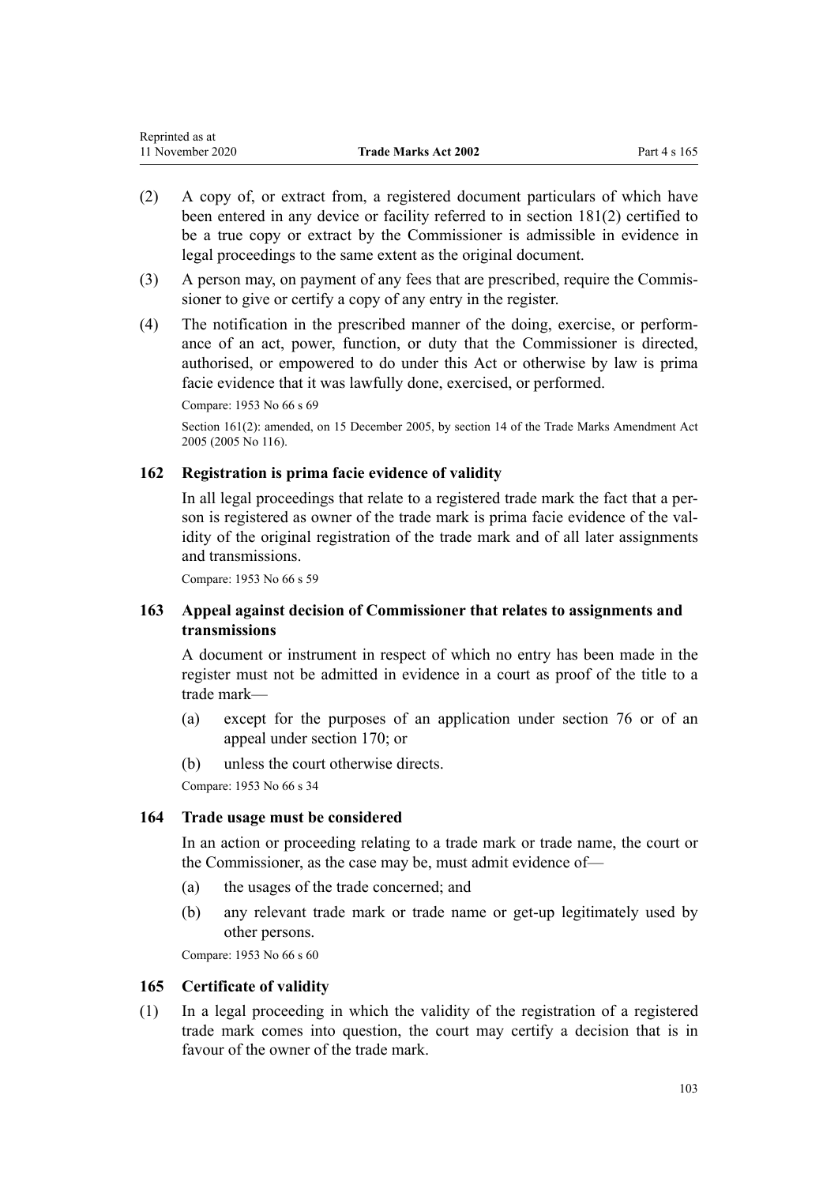(2) A copy of, or extract from, a registered document particulars of which have been entered in any device or facility referred to in section 181(2) certified to be a true copy or extract by the Commissioner is admissible in evidence in legal proceedings to the same extent as the original document.

(3) A person may, on payment of any fees that are prescribed, require the Commissioner to give or certify a copy of any entry in the register.

(4) The notification in the prescribed manner of the doing, exercise, or performance of an act, power, function, or duty that the Commissioner is directed, authorised, or empowered to do under this Act or otherwise by law is prima facie evidence that it was lawfully done, exercised, or performed.

Compare: 1953 No 66 s 69

Section 161(2): amended, on 15 December 2005, by section 14 of the Trade Marks Amendment Act 2005 (2005 No 116).

### 162 Registration is prima facie evidence of validity

In all legal proceedings that relate to a registered trade mark the fact that a person is registered as owner of the trade mark is prima facie evidence of the validity of the original registration of the trade mark and of all later assignments and transmissions.

Compare: 1953 No 66 s 59

### 163 Appeal against decision of Commissioner that relates to assignments and transmissions

A document or instrument in respect of which no entry has been made in the register must not be admitted in evidence in a court as proof of the title to a trade mark—

(a) except for the purposes of an application under section 76 or of an appeal under section 170; or

(b) unless the court otherwise directs.

Compare: 1953 No 66 s 34

### 164 Trade usage must be considered

In an action or proceeding relating to a trade mark or trade name, the court or the Commissioner, as the case may be, must admit evidence of—

(a) the usages of the trade concerned; and

(b) any relevant trade mark or trade name or get-up legitimately used by other persons.

Compare: 1953 No 66 s 60

### 165 Certificate of validity

(1) In a legal proceeding in which the validity of the registration of a registered trade mark comes into question, the court may certify a decision that is in favour of the owner of the trade mark.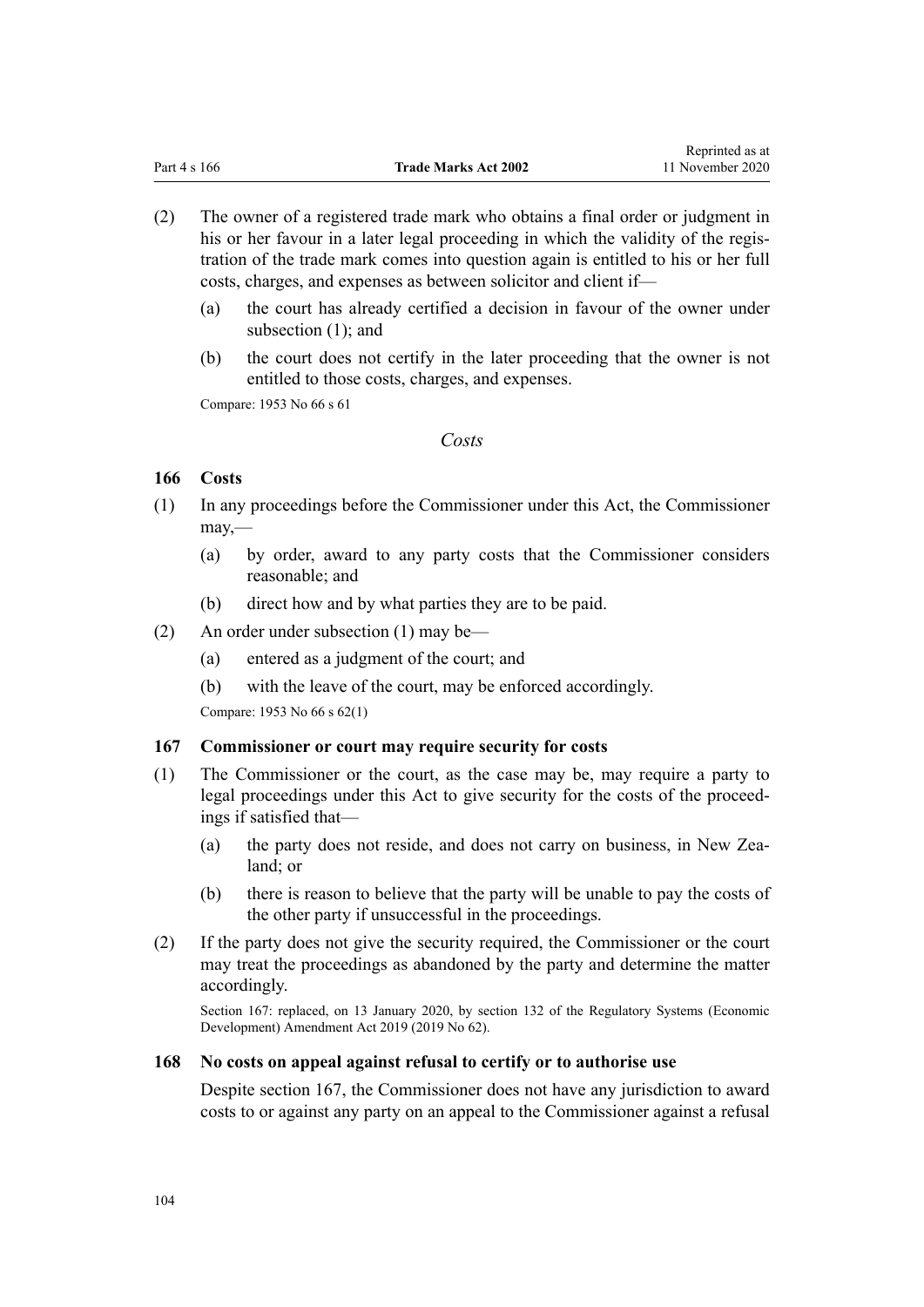(2) The owner of a registered trade mark who obtains a final order or judgment in his or her favour in a later legal proceeding in which the validity of the registration of the trade mark comes into question again is entitled to his or her full costs, charges, and expenses as between solicitor and client if—

(a) the court has already certified a decision in favour of the owner under subsection (1); and

(b) the court does not certify in the later proceeding that the owner is not entitled to those costs, charges, and expenses.

Compare: 1953 No 66 s 61

*Costs*

### 166 Costs

(1) In any proceedings before the Commissioner under this Act, the Commissioner may,—

(a) by order, award to any party costs that the Commissioner considers reasonable; and

(b) direct how and by what parties they are to be paid.

(2) An order under subsection (1) may be—

(a) entered as a judgment of the court; and

(b) with the leave of the court, may be enforced accordingly.

Compare: 1953 No 66 s 62(1)

### 167 Commissioner or court may require security for costs

(1) The Commissioner or the court, as the case may be, may require a party to legal proceedings under this Act to give security for the costs of the proceedings if satisfied that—

(a) the party does not reside, and does not carry on business, in New Zealand; or

(b) there is reason to believe that the party will be unable to pay the costs of the other party if unsuccessful in the proceedings.

(2) If the party does not give the security required, the Commissioner or the court may treat the proceedings as abandoned by the party and determine the matter accordingly.

Section 167: replaced, on 13 January 2020, by section 132 of the Regulatory Systems (Economic Development) Amendment Act 2019 (2019 No 62).

### 168 No costs on appeal against refusal to certify or to authorise use

Despite section 167, the Commissioner does not have any jurisdiction to award costs to or against any party on an appeal to the Commissioner against a refusal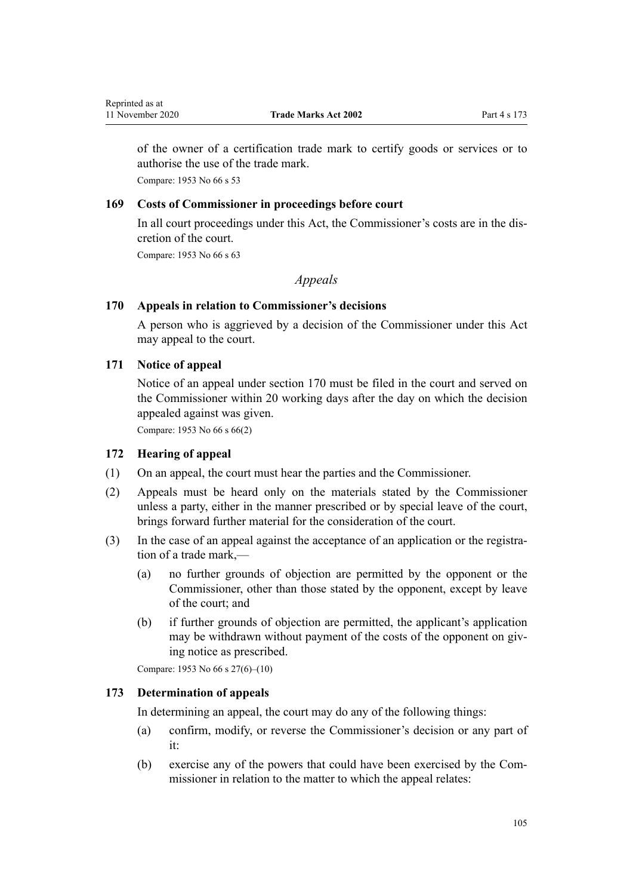of the owner of a certification trade mark to certify goods or services or to authorise the use of the trade mark.

Compare: 1953 No 66 s 53

### 169 Costs of Commissioner in proceedings before court

In all court proceedings under this Act, the Commissioner's costs are in the discretion of the court.

Compare: 1953 No 66 s 63

## *Appeals*

### 170 Appeals in relation to Commissioner's decisions

A person who is aggrieved by a decision of the Commissioner under this Act may appeal to the court.

### 171 Notice of appeal

Notice of an appeal under section 170 must be filed in the court and served on the Commissioner within 20 working days after the day on which the decision appealed against was given.

Compare: 1953 No 66 s 66(2)

### 172 Hearing of appeal

(1) On an appeal, the court must hear the parties and the Commissioner.

(2) Appeals must be heard only on the materials stated by the Commissioner unless a party, either in the manner prescribed or by special leave of the court, brings forward further material for the consideration of the court.

(3) In the case of an appeal against the acceptance of an application or the registration of a trade mark,—

(a) no further grounds of objection are permitted by the opponent or the Commissioner, other than those stated by the opponent, except by leave of the court; and

(b) if further grounds of objection are permitted, the applicant's application may be withdrawn without payment of the costs of the opponent on giving notice as prescribed.

Compare: 1953 No 66 s 27(6)–(10)

### 173 Determination of appeals

In determining an appeal, the court may do any of the following things:

(a) confirm, modify, or reverse the Commissioner's decision or any part of it:

(b) exercise any of the powers that could have been exercised by the Commissioner in relation to the matter to which the appeal relates: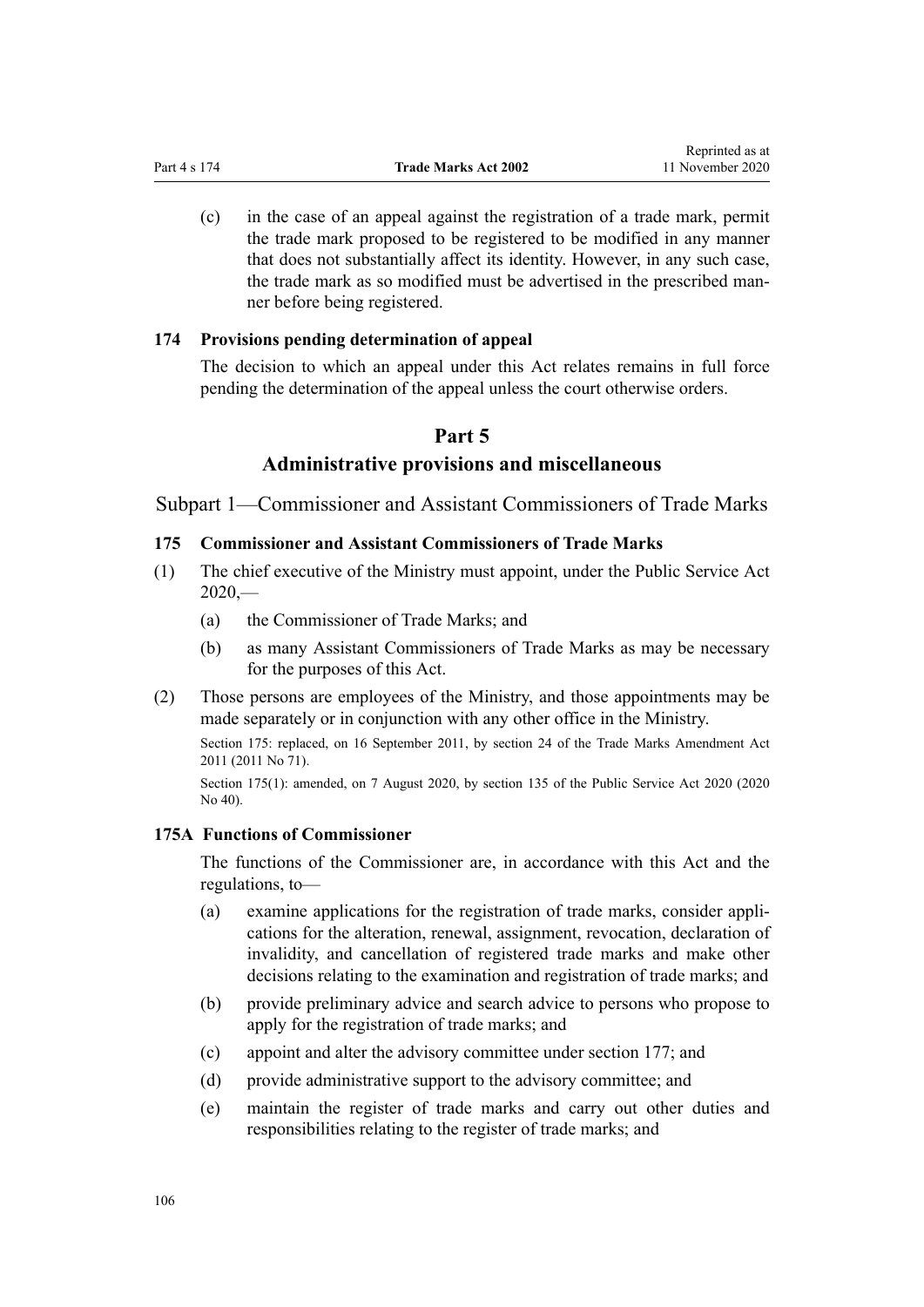(c) in the case of an appeal against the registration of a trade mark, permit the trade mark proposed to be registered to be modified in any manner that does not substantially affect its identity. However, in any such case, the trade mark as so modified must be advertised in the prescribed manner before being registered.

### 174 Provisions pending determination of appeal

The decision to which an appeal under this Act relates remains in full force pending the determination of the appeal unless the court otherwise orders.

# Part 5
# Administrative provisions and miscellaneous

## Subpart 1—Commissioner and Assistant Commissioners of Trade Marks

### 175 Commissioner and Assistant Commissioners of Trade Marks

(1) The chief executive of the Ministry must appoint, under the Public Service Act 2020,—

  (a) the Commissioner of Trade Marks; and

  (b) as many Assistant Commissioners of Trade Marks as may be necessary for the purposes of this Act.

(2) Those persons are employees of the Ministry, and those appointments may be made separately or in conjunction with any other office in the Ministry.

Section 175: replaced, on 16 September 2011, by section 24 of the Trade Marks Amendment Act 2011 (2011 No 71).

Section 175(1): amended, on 7 August 2020, by section 135 of the Public Service Act 2020 (2020 No 40).

### 175A Functions of Commissioner

The functions of the Commissioner are, in accordance with this Act and the regulations, to—

  (a) examine applications for the registration of trade marks, consider applications for the alteration, renewal, assignment, revocation, declaration of invalidity, and cancellation of registered trade marks and make other decisions relating to the examination and registration of trade marks; and

  (b) provide preliminary advice and search advice to persons who propose to apply for the registration of trade marks; and

  (c) appoint and alter the advisory committee under section 177; and

  (d) provide administrative support to the advisory committee; and

  (e) maintain the register of trade marks and carry out other duties and responsibilities relating to the register of trade marks; and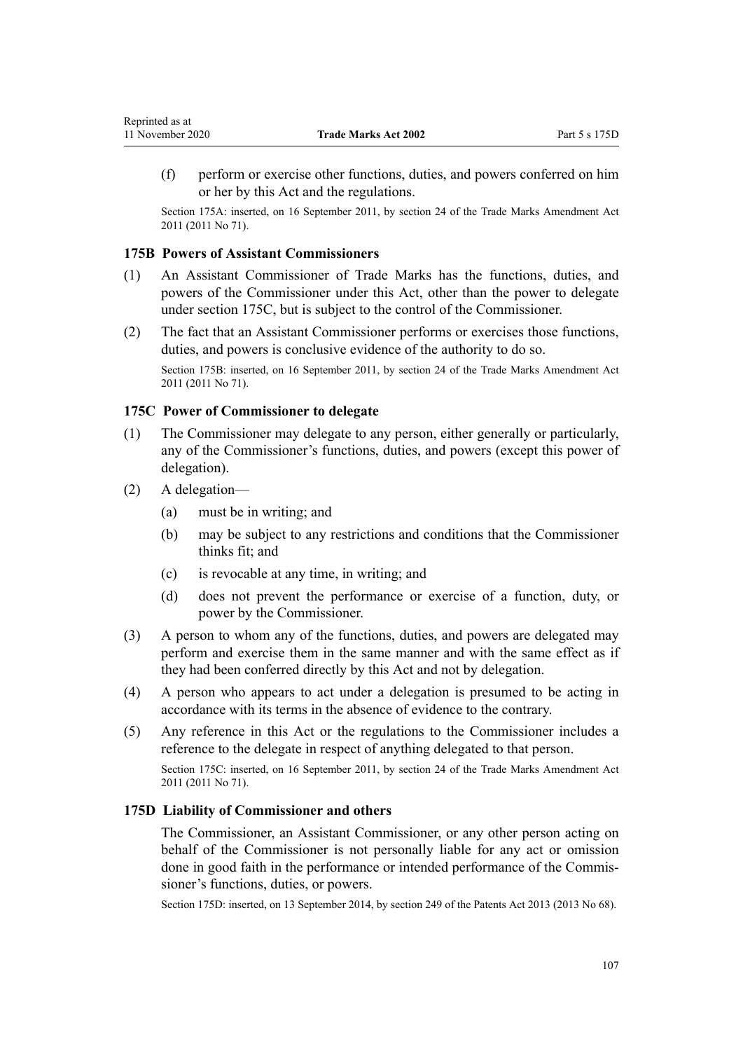(f) perform or exercise other functions, duties, and powers conferred on him or her by this Act and the regulations.

Section 175A: inserted, on 16 September 2011, by section 24 of the Trade Marks Amendment Act 2011 (2011 No 71).

### 175B Powers of Assistant Commissioners

(1) An Assistant Commissioner of Trade Marks has the functions, duties, and powers of the Commissioner under this Act, other than the power to delegate under section 175C, but is subject to the control of the Commissioner.

(2) The fact that an Assistant Commissioner performs or exercises those functions, duties, and powers is conclusive evidence of the authority to do so.

Section 175B: inserted, on 16 September 2011, by section 24 of the Trade Marks Amendment Act 2011 (2011 No 71).

### 175C Power of Commissioner to delegate

(1) The Commissioner may delegate to any person, either generally or particularly, any of the Commissioner's functions, duties, and powers (except this power of delegation).

(2) A delegation—

(a) must be in writing; and

(b) may be subject to any restrictions and conditions that the Commissioner thinks fit; and

(c) is revocable at any time, in writing; and

(d) does not prevent the performance or exercise of a function, duty, or power by the Commissioner.

(3) A person to whom any of the functions, duties, and powers are delegated may perform and exercise them in the same manner and with the same effect as if they had been conferred directly by this Act and not by delegation.

(4) A person who appears to act under a delegation is presumed to be acting in accordance with its terms in the absence of evidence to the contrary.

(5) Any reference in this Act or the regulations to the Commissioner includes a reference to the delegate in respect of anything delegated to that person.

Section 175C: inserted, on 16 September 2011, by section 24 of the Trade Marks Amendment Act 2011 (2011 No 71).

### 175D Liability of Commissioner and others

The Commissioner, an Assistant Commissioner, or any other person acting on behalf of the Commissioner is not personally liable for any act or omission done in good faith in the performance or intended performance of the Commissioner's functions, duties, or powers.

Section 175D: inserted, on 13 September 2014, by section 249 of the Patents Act 2013 (2013 No 68).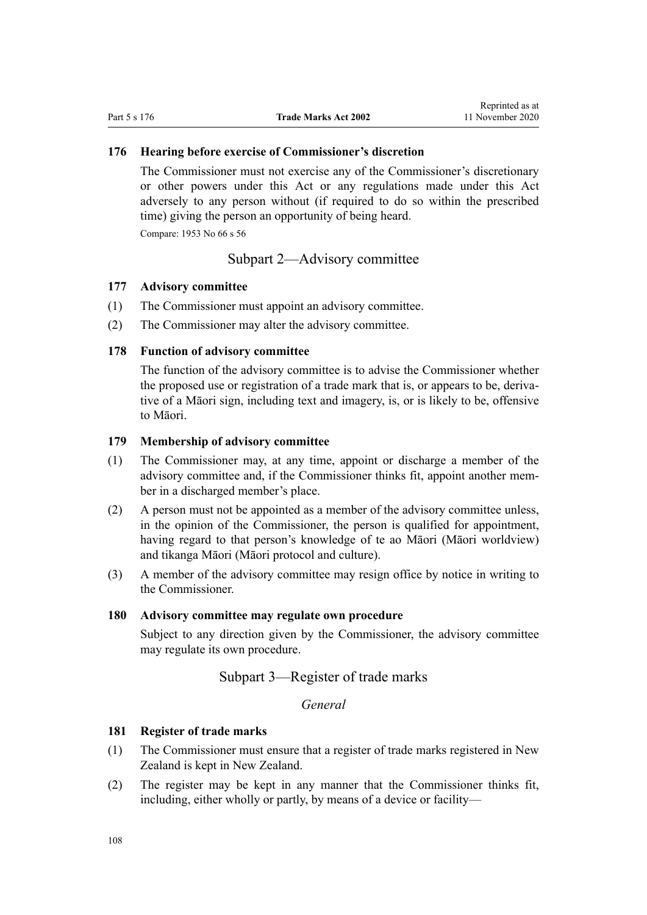### 176 Hearing before exercise of Commissioner's discretion

The Commissioner must not exercise any of the Commissioner's discretionary or other powers under this Act or any regulations made under this Act adversely to any person without (if required to do so within the prescribed time) giving the person an opportunity of being heard.

Compare: 1953 No 66 s 56

## Subpart 2—Advisory committee

### 177 Advisory committee

(1) The Commissioner must appoint an advisory committee.

(2) The Commissioner may alter the advisory committee.

### 178 Function of advisory committee

The function of the advisory committee is to advise the Commissioner whether the proposed use or registration of a trade mark that is, or appears to be, derivative of a Māori sign, including text and imagery, is, or is likely to be, offensive to Māori.

### 179 Membership of advisory committee

(1) The Commissioner may, at any time, appoint or discharge a member of the advisory committee and, if the Commissioner thinks fit, appoint another member in a discharged member's place.

(2) A person must not be appointed as a member of the advisory committee unless, in the opinion of the Commissioner, the person is qualified for appointment, having regard to that person's knowledge of te ao Māori (Māori worldview) and tikanga Māori (Māori protocol and culture).

(3) A member of the advisory committee may resign office by notice in writing to the Commissioner.

### 180 Advisory committee may regulate own procedure

Subject to any direction given by the Commissioner, the advisory committee may regulate its own procedure.

## Subpart 3—Register of trade marks

*General*

### 181 Register of trade marks

(1) The Commissioner must ensure that a register of trade marks registered in New Zealand is kept in New Zealand.

(2) The register may be kept in any manner that the Commissioner thinks fit, including, either wholly or partly, by means of a device or facility—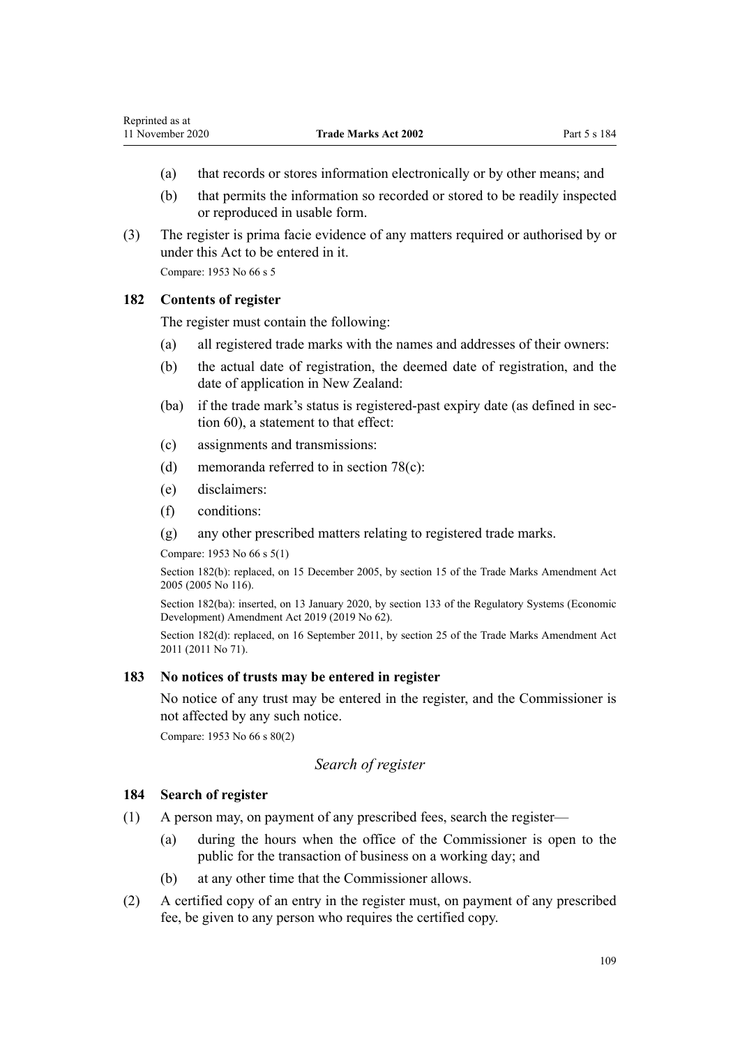(a) that records or stores information electronically or by other means; and

(b) that permits the information so recorded or stored to be readily inspected or reproduced in usable form.

(3) The register is prima facie evidence of any matters required or authorised by or under this Act to be entered in it.

Compare: 1953 No 66 s 5

### 182 Contents of register

The register must contain the following:

(a) all registered trade marks with the names and addresses of their owners:

(b) the actual date of registration, the deemed date of registration, and the date of application in New Zealand:

(ba) if the trade mark's status is registered-past expiry date (as defined in section 60), a statement to that effect:

(c) assignments and transmissions:

(d) memoranda referred to in section 78(c):

(e) disclaimers:

(f) conditions:

(g) any other prescribed matters relating to registered trade marks.

Compare: 1953 No 66 s 5(1)

Section 182(b): replaced, on 15 December 2005, by section 15 of the Trade Marks Amendment Act 2005 (2005 No 116).

Section 182(ba): inserted, on 13 January 2020, by section 133 of the Regulatory Systems (Economic Development) Amendment Act 2019 (2019 No 62).

Section 182(d): replaced, on 16 September 2011, by section 25 of the Trade Marks Amendment Act 2011 (2011 No 71).

### 183 No notices of trusts may be entered in register

No notice of any trust may be entered in the register, and the Commissioner is not affected by any such notice.

Compare: 1953 No 66 s 80(2)

*Search of register*

### 184 Search of register

(1) A person may, on payment of any prescribed fees, search the register—

(a) during the hours when the office of the Commissioner is open to the public for the transaction of business on a working day; and

(b) at any other time that the Commissioner allows.

(2) A certified copy of an entry in the register must, on payment of any prescribed fee, be given to any person who requires the certified copy.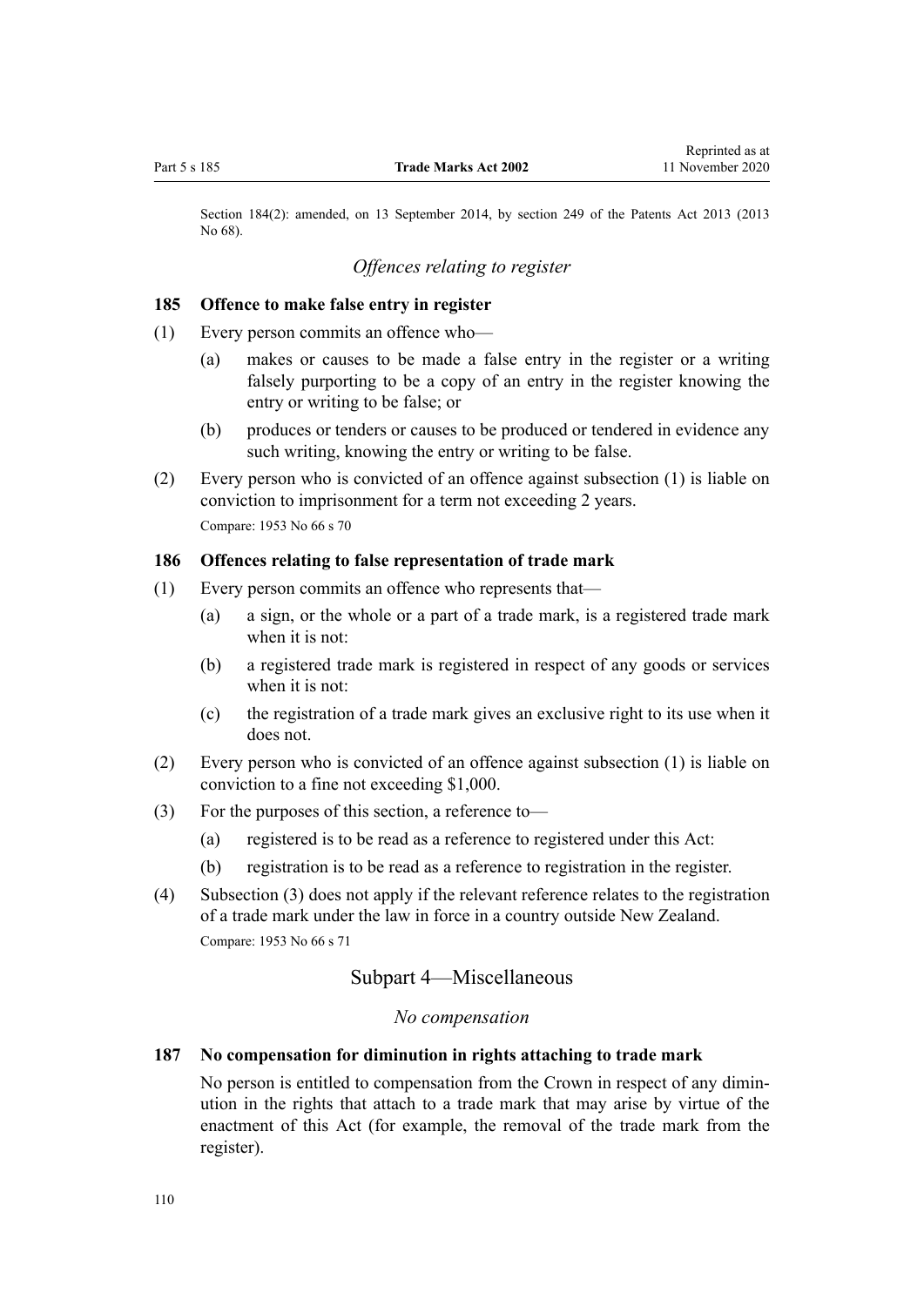Section 184(2): amended, on 13 September 2014, by section 249 of the Patents Act 2013 (2013 No 68).

### *Offences relating to register*

### 185 Offence to make false entry in register

(1) Every person commits an offence who—

(a) makes or causes to be made a false entry in the register or a writing falsely purporting to be a copy of an entry in the register knowing the entry or writing to be false; or

(b) produces or tenders or causes to be produced or tendered in evidence any such writing, knowing the entry or writing to be false.

(2) Every person who is convicted of an offence against subsection (1) is liable on conviction to imprisonment for a term not exceeding 2 years.

Compare: 1953 No 66 s 70

### 186 Offences relating to false representation of trade mark

(1) Every person commits an offence who represents that—

(a) a sign, or the whole or a part of a trade mark, is a registered trade mark when it is not:

(b) a registered trade mark is registered in respect of any goods or services when it is not:

(c) the registration of a trade mark gives an exclusive right to its use when it does not.

(2) Every person who is convicted of an offence against subsection (1) is liable on conviction to a fine not exceeding $1,000.

(3) For the purposes of this section, a reference to—

(a) registered is to be read as a reference to registered under this Act:

(b) registration is to be read as a reference to registration in the register.

(4) Subsection (3) does not apply if the relevant reference relates to the registration of a trade mark under the law in force in a country outside New Zealand.

Compare: 1953 No 66 s 71

## Subpart 4—Miscellaneous

### *No compensation*

### 187 No compensation for diminution in rights attaching to trade mark

No person is entitled to compensation from the Crown in respect of any diminution in the rights that attach to a trade mark that may arise by virtue of the enactment of this Act (for example, the removal of the trade mark from the register).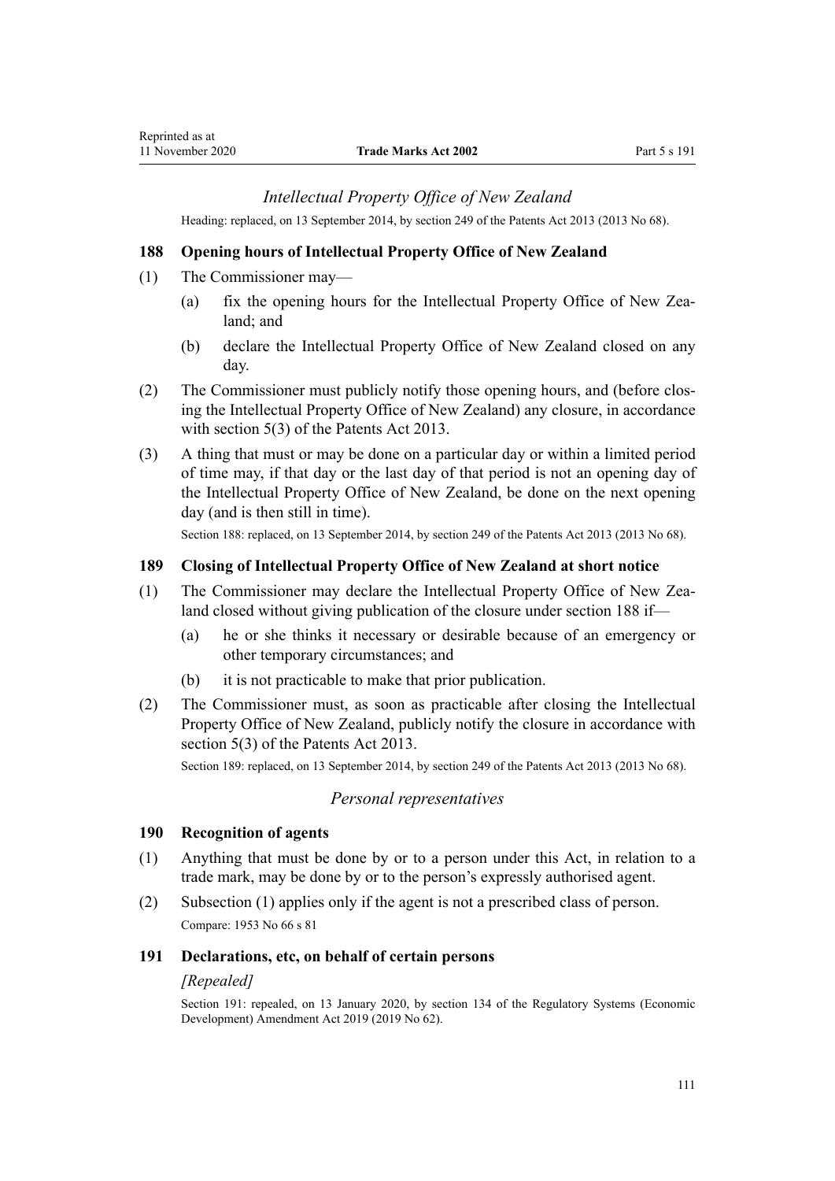### *Intellectual Property Office of New Zealand*

Heading: replaced, on 13 September 2014, by section 249 of the Patents Act 2013 (2013 No 68).

#### 188 Opening hours of Intellectual Property Office of New Zealand

(1) The Commissioner may—

(a) fix the opening hours for the Intellectual Property Office of New Zealand; and

(b) declare the Intellectual Property Office of New Zealand closed on any day.

(2) The Commissioner must publicly notify those opening hours, and (before closing the Intellectual Property Office of New Zealand) any closure, in accordance with section 5(3) of the Patents Act 2013.

(3) A thing that must or may be done on a particular day or within a limited period of time may, if that day or the last day of that period is not an opening day of the Intellectual Property Office of New Zealand, be done on the next opening day (and is then still in time).

Section 188: replaced, on 13 September 2014, by section 249 of the Patents Act 2013 (2013 No 68).

#### 189 Closing of Intellectual Property Office of New Zealand at short notice

(1) The Commissioner may declare the Intellectual Property Office of New Zealand closed without giving publication of the closure under section 188 if—

(a) he or she thinks it necessary or desirable because of an emergency or other temporary circumstances; and

(b) it is not practicable to make that prior publication.

(2) The Commissioner must, as soon as practicable after closing the Intellectual Property Office of New Zealand, publicly notify the closure in accordance with section 5(3) of the Patents Act 2013.

Section 189: replaced, on 13 September 2014, by section 249 of the Patents Act 2013 (2013 No 68).

### *Personal representatives*

#### 190 Recognition of agents

(1) Anything that must be done by or to a person under this Act, in relation to a trade mark, may be done by or to the person's expressly authorised agent.

(2) Subsection (1) applies only if the agent is not a prescribed class of person.

Compare: 1953 No 66 s 81

#### 191 Declarations, etc, on behalf of certain persons

*[Repealed]*

Section 191: repealed, on 13 January 2020, by section 134 of the Regulatory Systems (Economic Development) Amendment Act 2019 (2019 No 62).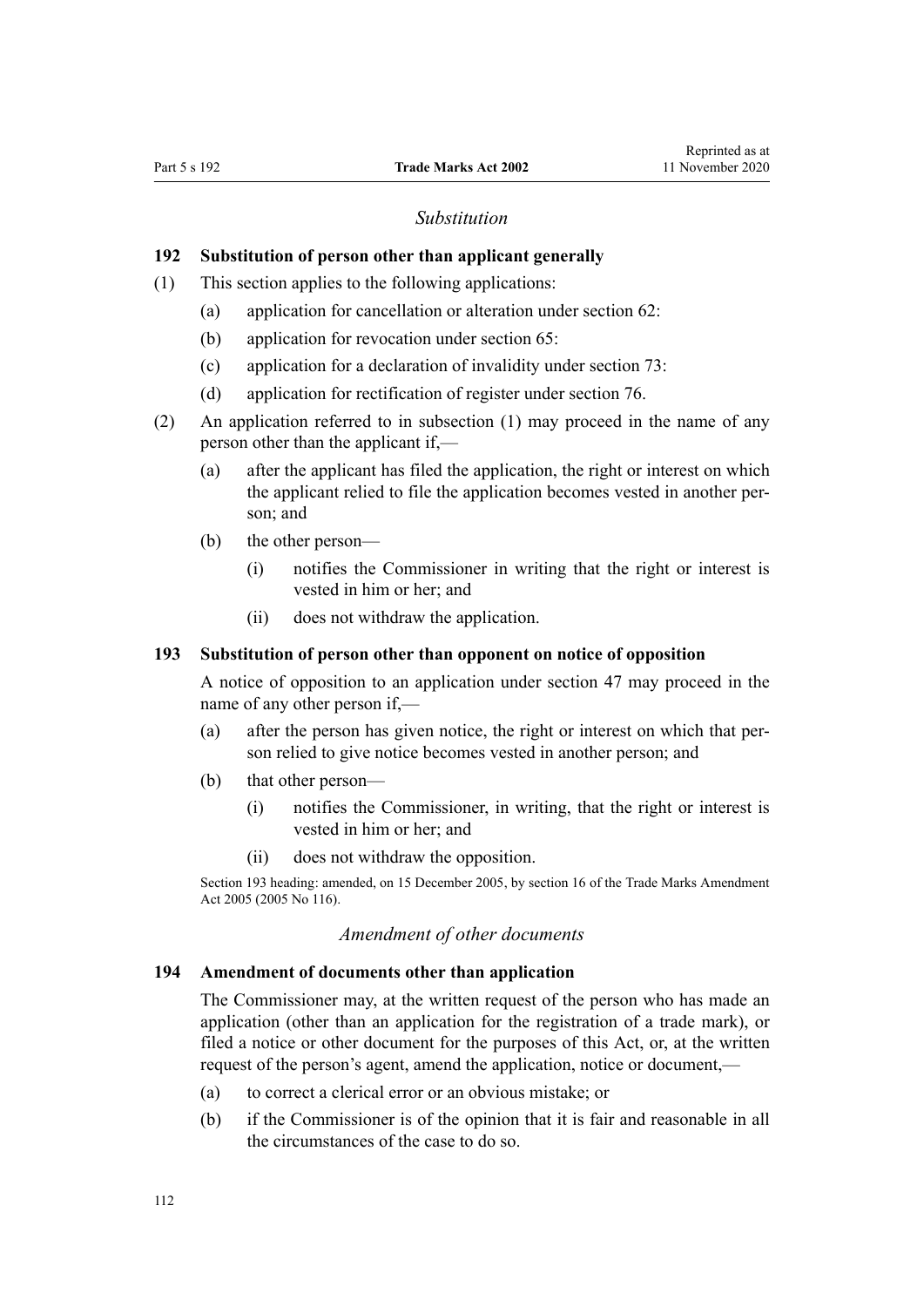*Substitution*

### 192 Substitution of person other than applicant generally

(1) This section applies to the following applications:

  (a) application for cancellation or alteration under section 62:

  (b) application for revocation under section 65:

  (c) application for a declaration of invalidity under section 73:

  (d) application for rectification of register under section 76.

(2) An application referred to in subsection (1) may proceed in the name of any person other than the applicant if,—

  (a) after the applicant has filed the application, the right or interest on which the applicant relied to file the application becomes vested in another person; and

  (b) the other person—

    (i) notifies the Commissioner in writing that the right or interest is vested in him or her; and

    (ii) does not withdraw the application.

### 193 Substitution of person other than opponent on notice of opposition

A notice of opposition to an application under section 47 may proceed in the name of any other person if,—

  (a) after the person has given notice, the right or interest on which that person relied to give notice becomes vested in another person; and

  (b) that other person—

    (i) notifies the Commissioner, in writing, that the right or interest is vested in him or her; and

    (ii) does not withdraw the opposition.

Section 193 heading: amended, on 15 December 2005, by section 16 of the Trade Marks Amendment Act 2005 (2005 No 116).

*Amendment of other documents*

### 194 Amendment of documents other than application

The Commissioner may, at the written request of the person who has made an application (other than an application for the registration of a trade mark), or filed a notice or other document for the purposes of this Act, or, at the written request of the person's agent, amend the application, notice or document,—

  (a) to correct a clerical error or an obvious mistake; or

  (b) if the Commissioner is of the opinion that it is fair and reasonable in all the circumstances of the case to do so.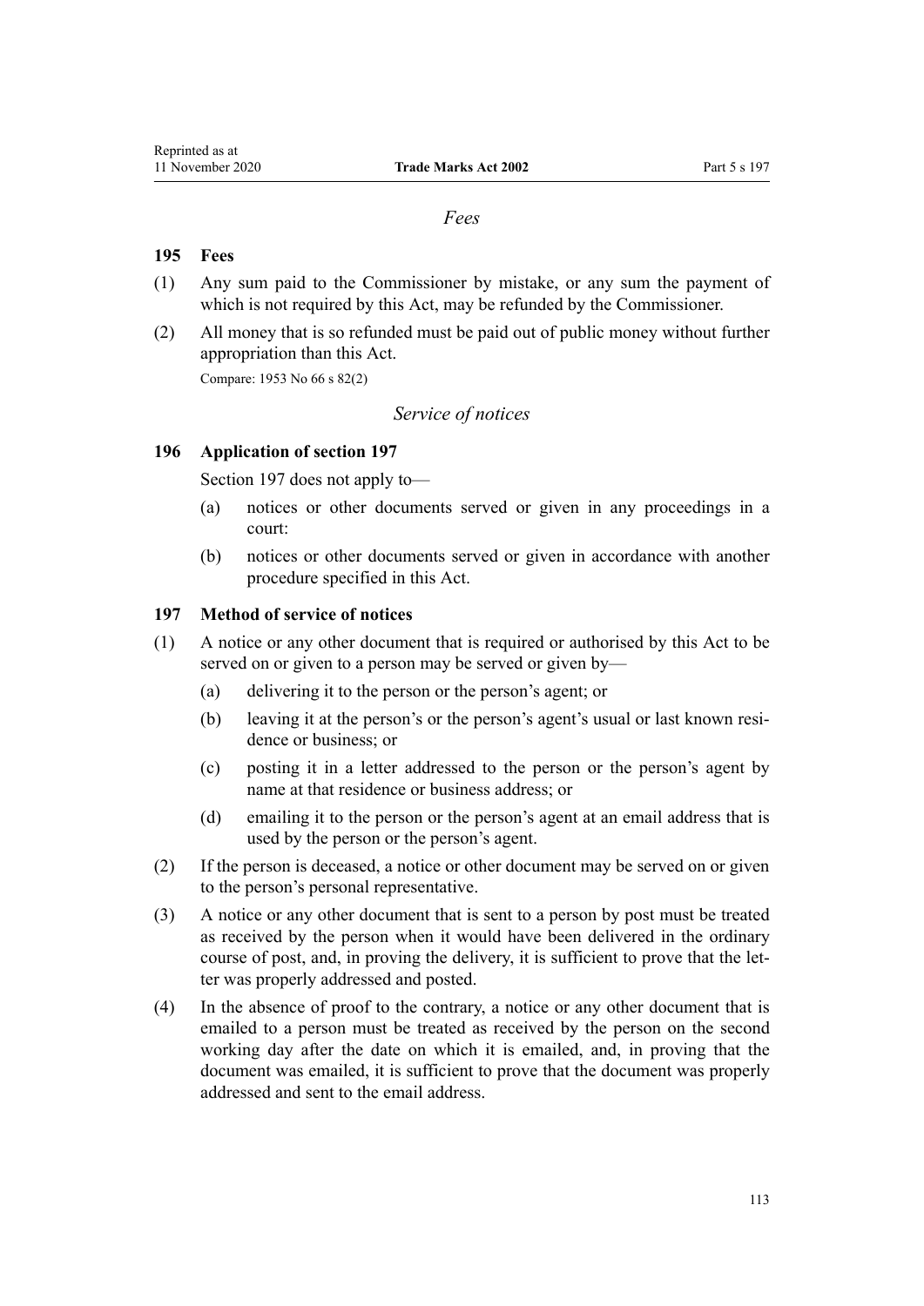*Fees*

**195 Fees**

(1) Any sum paid to the Commissioner by mistake, or any sum the payment of which is not required by this Act, may be refunded by the Commissioner.

(2) All money that is so refunded must be paid out of public money without further appropriation than this Act.

Compare: 1953 No 66 s 82(2)

*Service of notices*

**196 Application of section 197**

Section 197 does not apply to—

(a) notices or other documents served or given in any proceedings in a court:

(b) notices or other documents served or given in accordance with another procedure specified in this Act.

**197 Method of service of notices**

(1) A notice or any other document that is required or authorised by this Act to be served on or given to a person may be served or given by—

(a) delivering it to the person or the person's agent; or

(b) leaving it at the person's or the person's agent's usual or last known residence or business; or

(c) posting it in a letter addressed to the person or the person's agent by name at that residence or business address; or

(d) emailing it to the person or the person's agent at an email address that is used by the person or the person's agent.

(2) If the person is deceased, a notice or other document may be served on or given to the person's personal representative.

(3) A notice or any other document that is sent to a person by post must be treated as received by the person when it would have been delivered in the ordinary course of post, and, in proving the delivery, it is sufficient to prove that the letter was properly addressed and posted.

(4) In the absence of proof to the contrary, a notice or any other document that is emailed to a person must be treated as received by the person on the second working day after the date on which it is emailed, and, in proving that the document was emailed, it is sufficient to prove that the document was properly addressed and sent to the email address.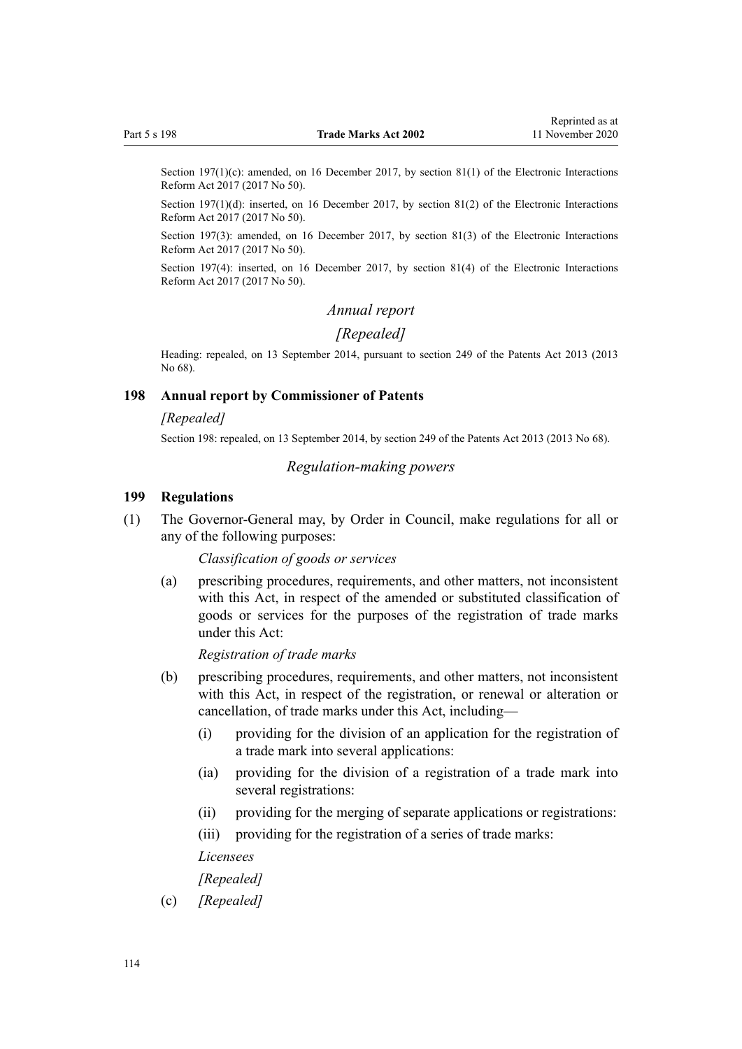Section 197(1)(c): amended, on 16 December 2017, by section 81(1) of the Electronic Interactions Reform Act 2017 (2017 No 50).

Section 197(1)(d): inserted, on 16 December 2017, by section 81(2) of the Electronic Interactions Reform Act 2017 (2017 No 50).

Section 197(3): amended, on 16 December 2017, by section 81(3) of the Electronic Interactions Reform Act 2017 (2017 No 50).

Section 197(4): inserted, on 16 December 2017, by section 81(4) of the Electronic Interactions Reform Act 2017 (2017 No 50).

*Annual report*

*[Repealed]*

Heading: repealed, on 13 September 2014, pursuant to section 249 of the Patents Act 2013 (2013 No 68).

### 198 Annual report by Commissioner of Patents

*[Repealed]*

Section 198: repealed, on 13 September 2014, by section 249 of the Patents Act 2013 (2013 No 68).

*Regulation-making powers*

### 199 Regulations

(1) The Governor-General may, by Order in Council, make regulations for all or any of the following purposes:

*Classification of goods or services*

(a) prescribing procedures, requirements, and other matters, not inconsistent with this Act, in respect of the amended or substituted classification of goods or services for the purposes of the registration of trade marks under this Act:

*Registration of trade marks*

(b) prescribing procedures, requirements, and other matters, not inconsistent with this Act, in respect of the registration, or renewal or alteration or cancellation, of trade marks under this Act, including—

(i) providing for the division of an application for the registration of a trade mark into several applications:

(ia) providing for the division of a registration of a trade mark into several registrations:

(ii) providing for the merging of separate applications or registrations:

(iii) providing for the registration of a series of trade marks:

*Licensees*

*[Repealed]*

(c) *[Repealed]*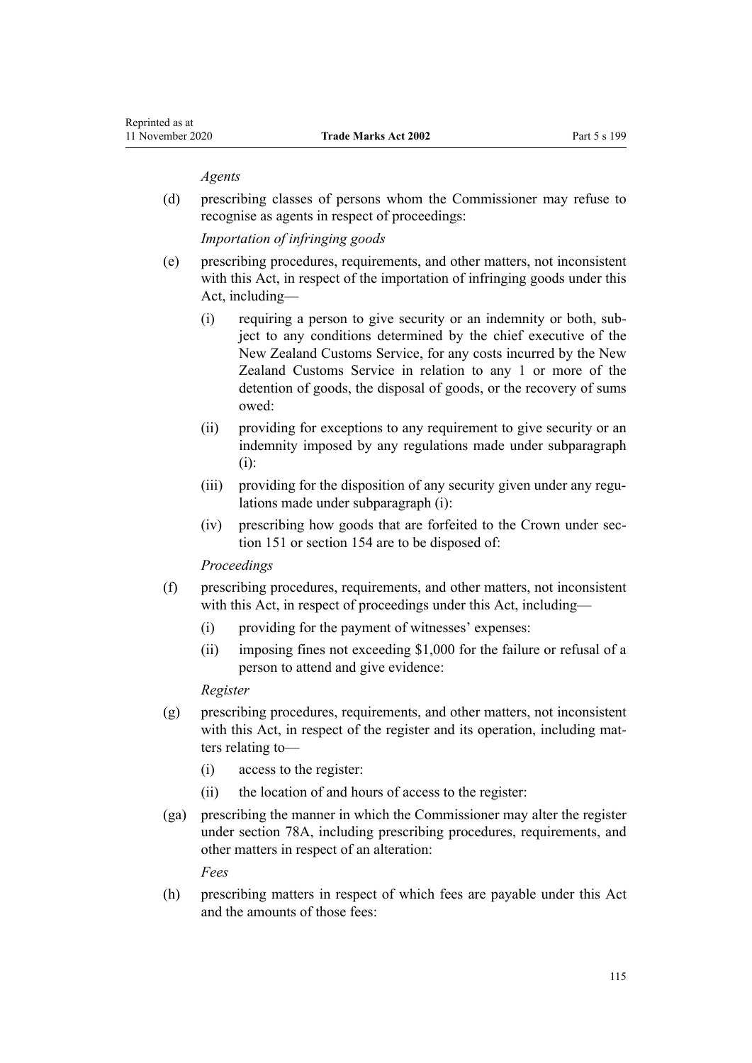*Agents*

(d) prescribing classes of persons whom the Commissioner may refuse to recognise as agents in respect of proceedings:

*Importation of infringing goods*

(e) prescribing procedures, requirements, and other matters, not inconsistent with this Act, in respect of the importation of infringing goods under this Act, including—

   (i) requiring a person to give security or an indemnity or both, subject to any conditions determined by the chief executive of the New Zealand Customs Service, for any costs incurred by the New Zealand Customs Service in relation to any 1 or more of the detention of goods, the disposal of goods, or the recovery of sums owed:

   (ii) providing for exceptions to any requirement to give security or an indemnity imposed by any regulations made under subparagraph (i):

   (iii) providing for the disposition of any security given under any regulations made under subparagraph (i):

   (iv) prescribing how goods that are forfeited to the Crown under section 151 or section 154 are to be disposed of:

*Proceedings*

(f) prescribing procedures, requirements, and other matters, not inconsistent with this Act, in respect of proceedings under this Act, including—

   (i) providing for the payment of witnesses' expenses:

   (ii) imposing fines not exceeding $1,000 for the failure or refusal of a person to attend and give evidence:

*Register*

(g) prescribing procedures, requirements, and other matters, not inconsistent with this Act, in respect of the register and its operation, including matters relating to—

   (i) access to the register:

   (ii) the location of and hours of access to the register:

(ga) prescribing the manner in which the Commissioner may alter the register under section 78A, including prescribing procedures, requirements, and other matters in respect of an alteration:

*Fees*

(h) prescribing matters in respect of which fees are payable under this Act and the amounts of those fees: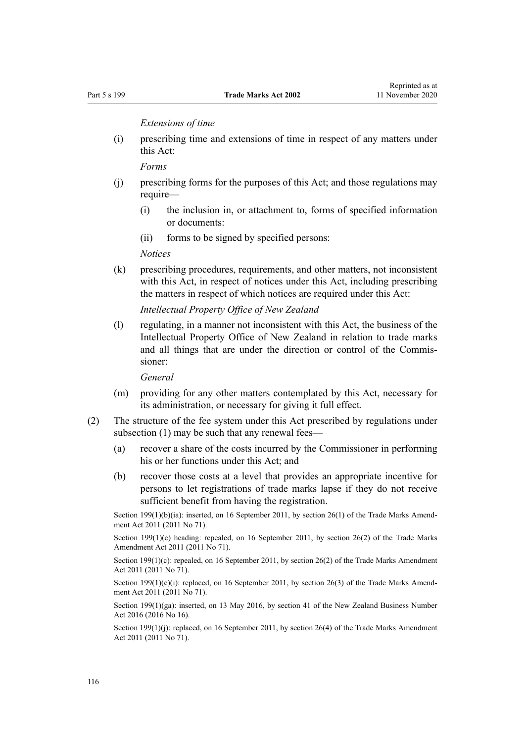*Extensions of time*

(i) prescribing time and extensions of time in respect of any matters under this Act:

*Forms*

(j) prescribing forms for the purposes of this Act; and those regulations may require—

  (i) the inclusion in, or attachment to, forms of specified information or documents:

  (ii) forms to be signed by specified persons:

*Notices*

(k) prescribing procedures, requirements, and other matters, not inconsistent with this Act, in respect of notices under this Act, including prescribing the matters in respect of which notices are required under this Act:

*Intellectual Property Office of New Zealand*

(l) regulating, in a manner not inconsistent with this Act, the business of the Intellectual Property Office of New Zealand in relation to trade marks and all things that are under the direction or control of the Commissioner:

*General*

(m) providing for any other matters contemplated by this Act, necessary for its administration, or necessary for giving it full effect.

(2) The structure of the fee system under this Act prescribed by regulations under subsection (1) may be such that any renewal fees—

  (a) recover a share of the costs incurred by the Commissioner in performing his or her functions under this Act; and

  (b) recover those costs at a level that provides an appropriate incentive for persons to let registrations of trade marks lapse if they do not receive sufficient benefit from having the registration.

Section 199(1)(b)(ia): inserted, on 16 September 2011, by section 26(1) of the Trade Marks Amendment Act 2011 (2011 No 71).

Section 199(1)(c) heading: repealed, on 16 September 2011, by section 26(2) of the Trade Marks Amendment Act 2011 (2011 No 71).

Section 199(1)(c): repealed, on 16 September 2011, by section 26(2) of the Trade Marks Amendment Act 2011 (2011 No 71).

Section 199(1)(e)(i): replaced, on 16 September 2011, by section 26(3) of the Trade Marks Amendment Act 2011 (2011 No 71).

Section 199(1)(ga): inserted, on 13 May 2016, by section 41 of the New Zealand Business Number Act 2016 (2016 No 16).

Section 199(1)(j): replaced, on 16 September 2011, by section 26(4) of the Trade Marks Amendment Act 2011 (2011 No 71).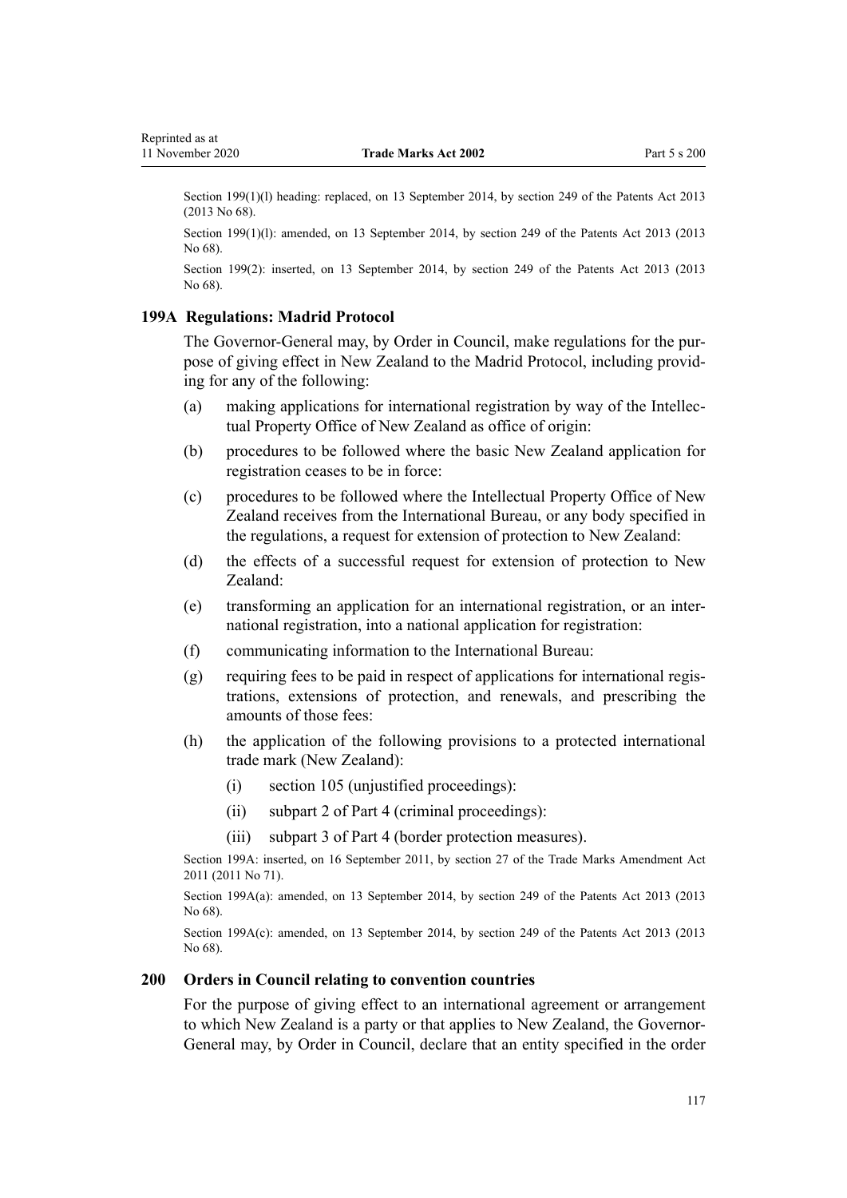Section 199(1)(l) heading: replaced, on 13 September 2014, by section 249 of the Patents Act 2013 (2013 No 68).

Section 199(1)(l): amended, on 13 September 2014, by section 249 of the Patents Act 2013 (2013 No 68).

Section 199(2): inserted, on 13 September 2014, by section 249 of the Patents Act 2013 (2013 No 68).

### 199A Regulations: Madrid Protocol

The Governor-General may, by Order in Council, make regulations for the purpose of giving effect in New Zealand to the Madrid Protocol, including providing for any of the following:

(a) making applications for international registration by way of the Intellectual Property Office of New Zealand as office of origin:

(b) procedures to be followed where the basic New Zealand application for registration ceases to be in force:

(c) procedures to be followed where the Intellectual Property Office of New Zealand receives from the International Bureau, or any body specified in the regulations, a request for extension of protection to New Zealand:

(d) the effects of a successful request for extension of protection to New Zealand:

(e) transforming an application for an international registration, or an international registration, into a national application for registration:

(f) communicating information to the International Bureau:

(g) requiring fees to be paid in respect of applications for international registrations, extensions of protection, and renewals, and prescribing the amounts of those fees:

(h) the application of the following provisions to a protected international trade mark (New Zealand):

  (i) section 105 (unjustified proceedings):

  (ii) subpart 2 of Part 4 (criminal proceedings):

  (iii) subpart 3 of Part 4 (border protection measures).

Section 199A: inserted, on 16 September 2011, by section 27 of the Trade Marks Amendment Act 2011 (2011 No 71).

Section 199A(a): amended, on 13 September 2014, by section 249 of the Patents Act 2013 (2013 No 68).

Section 199A(c): amended, on 13 September 2014, by section 249 of the Patents Act 2013 (2013 No 68).

### 200 Orders in Council relating to convention countries

For the purpose of giving effect to an international agreement or arrangement to which New Zealand is a party or that applies to New Zealand, the Governor-General may, by Order in Council, declare that an entity specified in the order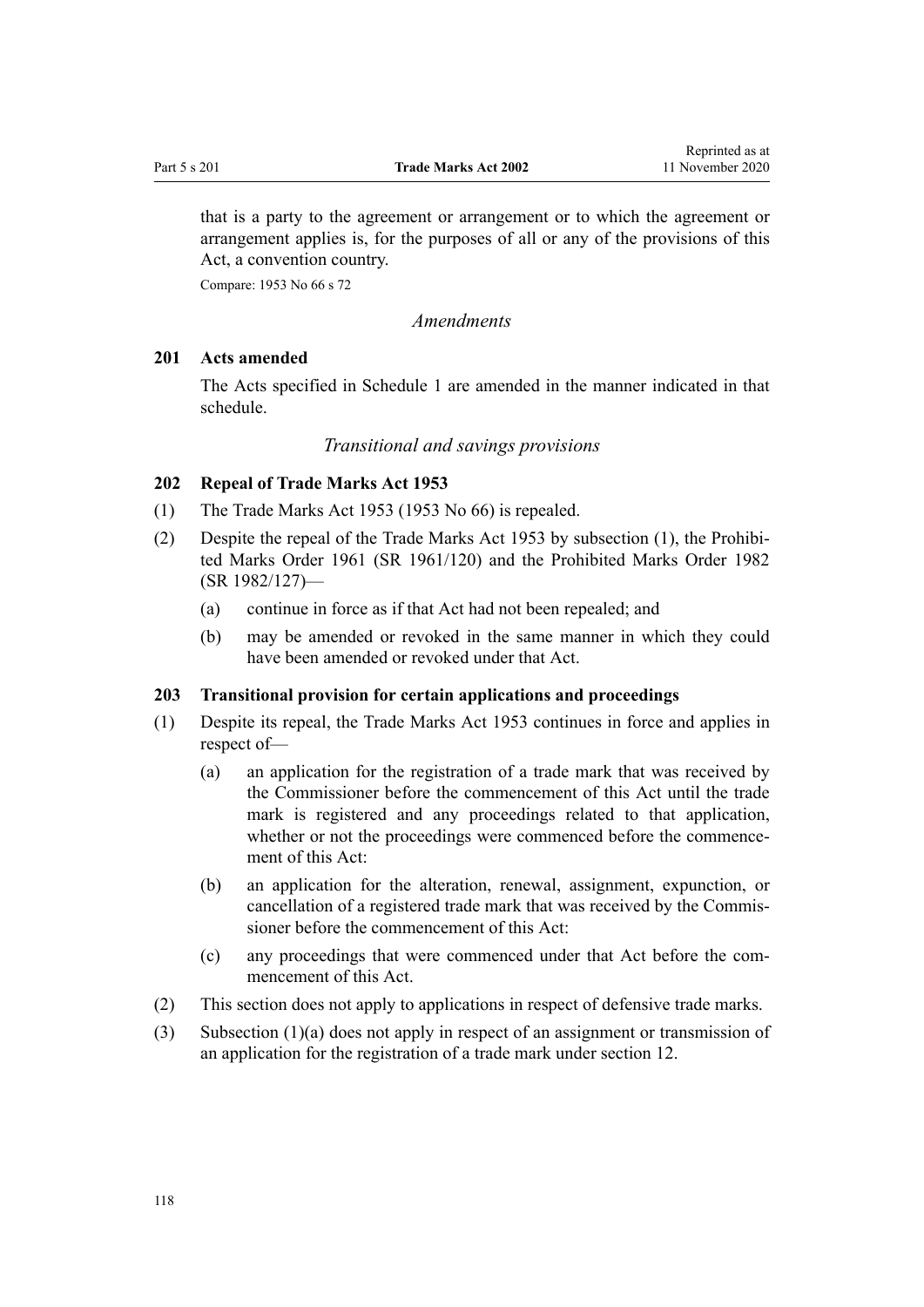that is a party to the agreement or arrangement or to which the agreement or arrangement applies is, for the purposes of all or any of the provisions of this Act, a convention country.

Compare: 1953 No 66 s 72

*Amendments*

### 201 Acts amended

The Acts specified in Schedule 1 are amended in the manner indicated in that schedule.

*Transitional and savings provisions*

### 202 Repeal of Trade Marks Act 1953

(1) The Trade Marks Act 1953 (1953 No 66) is repealed.

(2) Despite the repeal of the Trade Marks Act 1953 by subsection (1), the Prohibited Marks Order 1961 (SR 1961/120) and the Prohibited Marks Order 1982 (SR 1982/127)—

- (a) continue in force as if that Act had not been repealed; and
- (b) may be amended or revoked in the same manner in which they could have been amended or revoked under that Act.

### 203 Transitional provision for certain applications and proceedings

(1) Despite its repeal, the Trade Marks Act 1953 continues in force and applies in respect of—

- (a) an application for the registration of a trade mark that was received by the Commissioner before the commencement of this Act until the trade mark is registered and any proceedings related to that application, whether or not the proceedings were commenced before the commencement of this Act:
- (b) an application for the alteration, renewal, assignment, expunction, or cancellation of a registered trade mark that was received by the Commissioner before the commencement of this Act:
- (c) any proceedings that were commenced under that Act before the commencement of this Act.

(2) This section does not apply to applications in respect of defensive trade marks.

(3) Subsection (1)(a) does not apply in respect of an assignment or transmission of an application for the registration of a trade mark under section 12.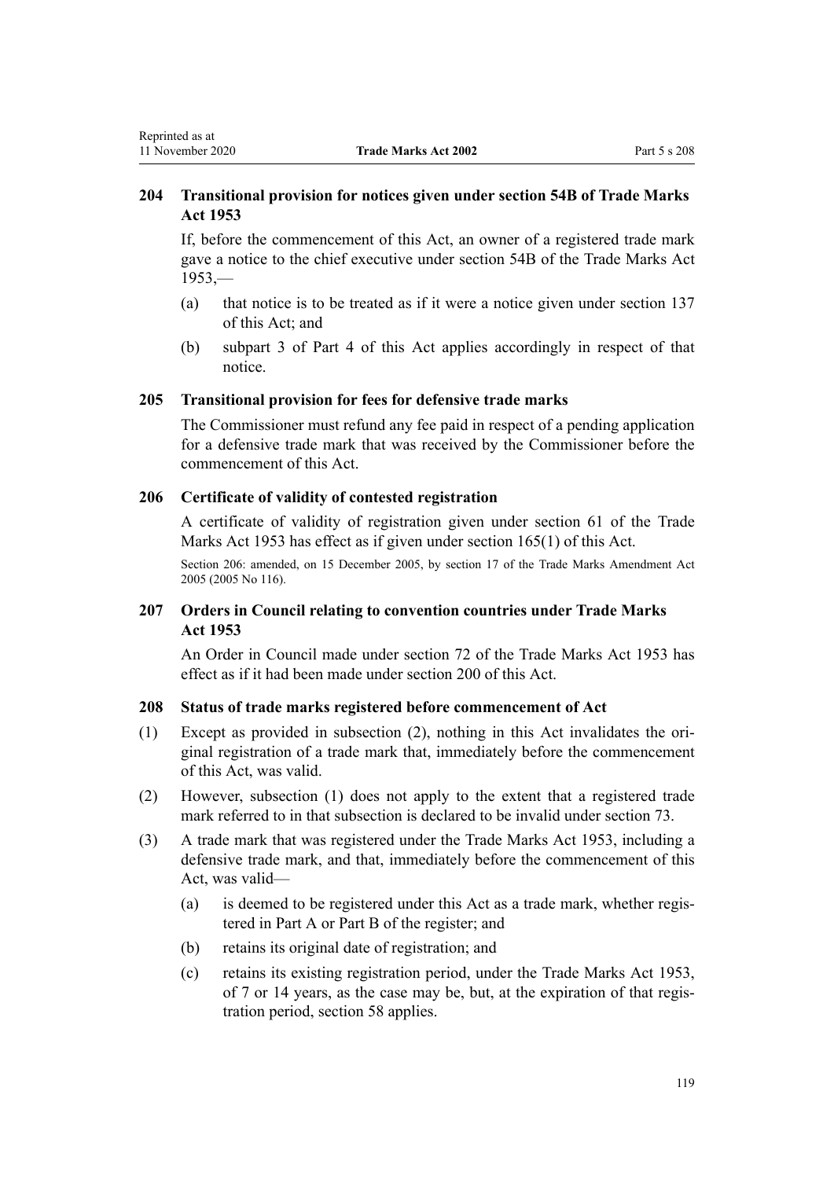### 204 Transitional provision for notices given under section 54B of Trade Marks Act 1953

If, before the commencement of this Act, an owner of a registered trade mark gave a notice to the chief executive under section 54B of the Trade Marks Act 1953,—

(a) that notice is to be treated as if it were a notice given under section 137 of this Act; and

(b) subpart 3 of Part 4 of this Act applies accordingly in respect of that notice.

### 205 Transitional provision for fees for defensive trade marks

The Commissioner must refund any fee paid in respect of a pending application for a defensive trade mark that was received by the Commissioner before the commencement of this Act.

### 206 Certificate of validity of contested registration

A certificate of validity of registration given under section 61 of the Trade Marks Act 1953 has effect as if given under section 165(1) of this Act.

Section 206: amended, on 15 December 2005, by section 17 of the Trade Marks Amendment Act 2005 (2005 No 116).

### 207 Orders in Council relating to convention countries under Trade Marks Act 1953

An Order in Council made under section 72 of the Trade Marks Act 1953 has effect as if it had been made under section 200 of this Act.

### 208 Status of trade marks registered before commencement of Act

(1) Except as provided in subsection (2), nothing in this Act invalidates the original registration of a trade mark that, immediately before the commencement of this Act, was valid.

(2) However, subsection (1) does not apply to the extent that a registered trade mark referred to in that subsection is declared to be invalid under section 73.

(3) A trade mark that was registered under the Trade Marks Act 1953, including a defensive trade mark, and that, immediately before the commencement of this Act, was valid—

(a) is deemed to be registered under this Act as a trade mark, whether registered in Part A or Part B of the register; and

(b) retains its original date of registration; and

(c) retains its existing registration period, under the Trade Marks Act 1953, of 7 or 14 years, as the case may be, but, at the expiration of that registration period, section 58 applies.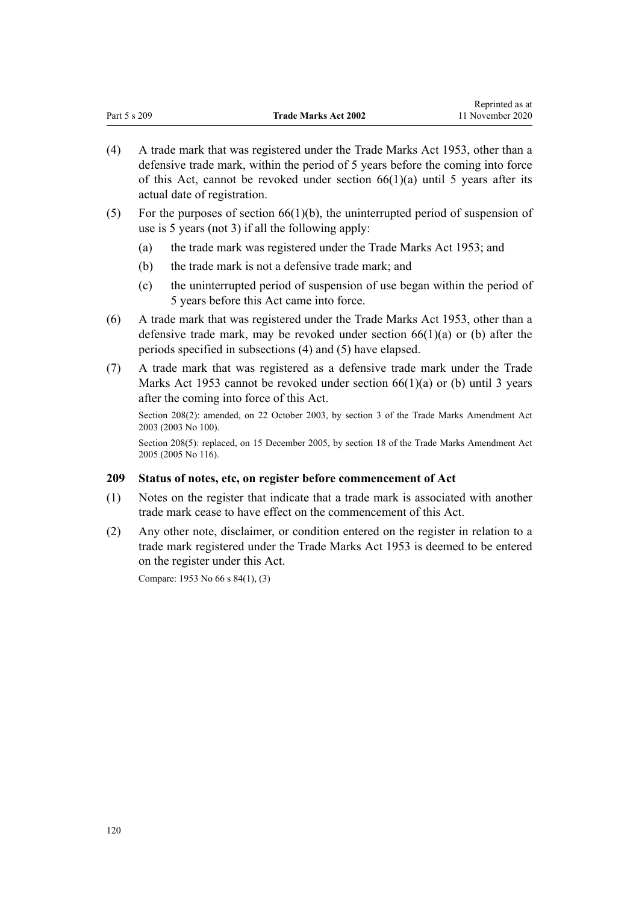(4) A trade mark that was registered under the Trade Marks Act 1953, other than a defensive trade mark, within the period of 5 years before the coming into force of this Act, cannot be revoked under section 66(1)(a) until 5 years after its actual date of registration.

(5) For the purposes of section 66(1)(b), the uninterrupted period of suspension of use is 5 years (not 3) if all the following apply:

  (a) the trade mark was registered under the Trade Marks Act 1953; and

  (b) the trade mark is not a defensive trade mark; and

  (c) the uninterrupted period of suspension of use began within the period of 5 years before this Act came into force.

(6) A trade mark that was registered under the Trade Marks Act 1953, other than a defensive trade mark, may be revoked under section 66(1)(a) or (b) after the periods specified in subsections (4) and (5) have elapsed.

(7) A trade mark that was registered as a defensive trade mark under the Trade Marks Act 1953 cannot be revoked under section 66(1)(a) or (b) until 3 years after the coming into force of this Act.

Section 208(2): amended, on 22 October 2003, by section 3 of the Trade Marks Amendment Act 2003 (2003 No 100).

Section 208(5): replaced, on 15 December 2005, by section 18 of the Trade Marks Amendment Act 2005 (2005 No 116).

### 209 Status of notes, etc, on register before commencement of Act

(1) Notes on the register that indicate that a trade mark is associated with another trade mark cease to have effect on the commencement of this Act.

(2) Any other note, disclaimer, or condition entered on the register in relation to a trade mark registered under the Trade Marks Act 1953 is deemed to be entered on the register under this Act.

Compare: 1953 No 66 s 84(1), (3)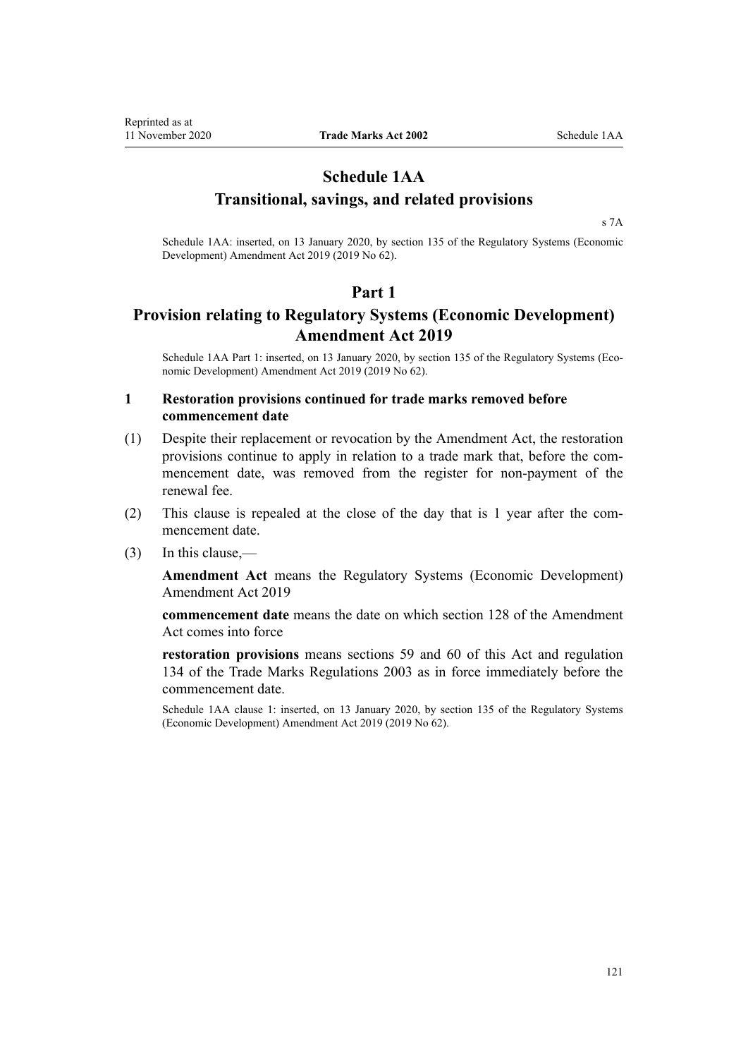# Schedule 1AA
## Transitional, savings, and related provisions

s 7A

Schedule 1AA: inserted, on 13 January 2020, by section 135 of the Regulatory Systems (Economic Development) Amendment Act 2019 (2019 No 62).

## Part 1
## Provision relating to Regulatory Systems (Economic Development) Amendment Act 2019

Schedule 1AA Part 1: inserted, on 13 January 2020, by section 135 of the Regulatory Systems (Economic Development) Amendment Act 2019 (2019 No 62).

### 1 Restoration provisions continued for trade marks removed before commencement date

(1) Despite their replacement or revocation by the Amendment Act, the restoration provisions continue to apply in relation to a trade mark that, before the commencement date, was removed from the register for non-payment of the renewal fee.

(2) This clause is repealed at the close of the day that is 1 year after the commencement date.

(3) In this clause,—

**Amendment Act** means the Regulatory Systems (Economic Development) Amendment Act 2019

**commencement date** means the date on which section 128 of the Amendment Act comes into force

**restoration provisions** means sections 59 and 60 of this Act and regulation 134 of the Trade Marks Regulations 2003 as in force immediately before the commencement date.

Schedule 1AA clause 1: inserted, on 13 January 2020, by section 135 of the Regulatory Systems (Economic Development) Amendment Act 2019 (2019 No 62).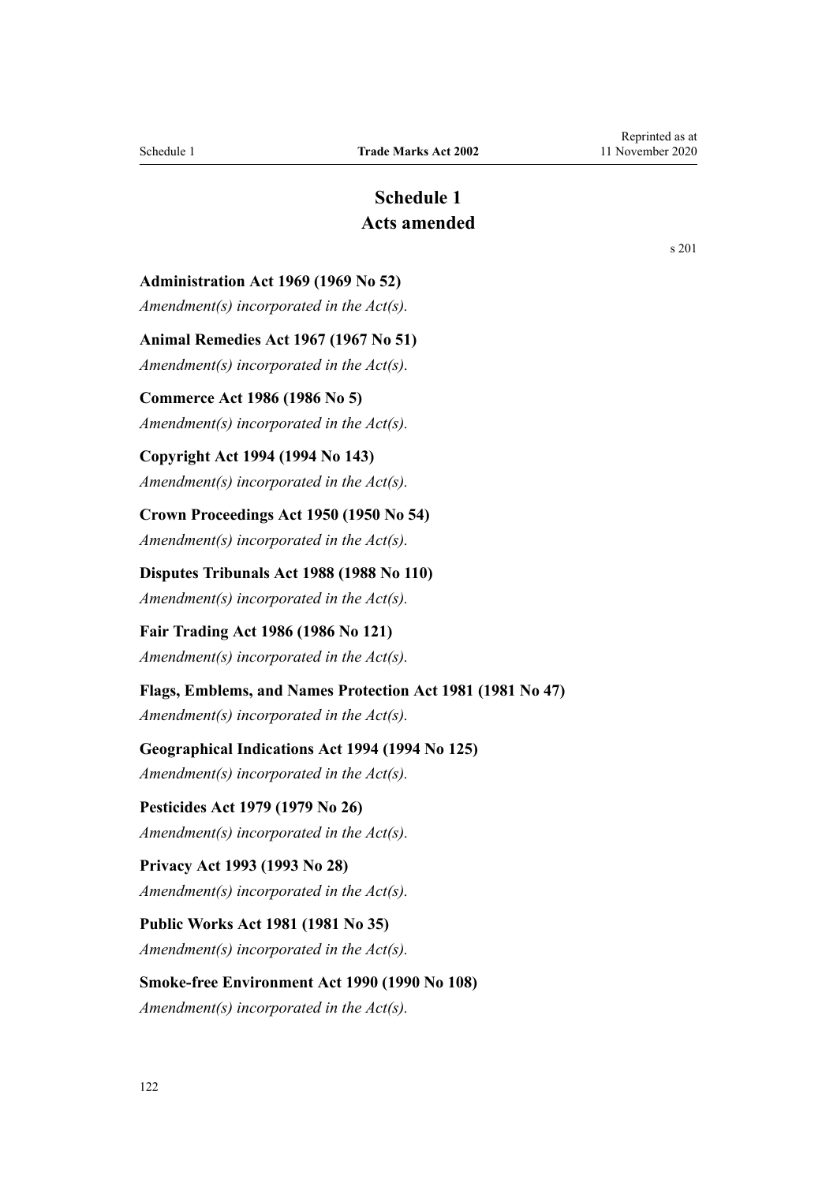# Schedule 1
## Acts amended

s 201

**Administration Act 1969 (1969 No 52)**

*Amendment(s) incorporated in the Act(s).*

**Animal Remedies Act 1967 (1967 No 51)**

*Amendment(s) incorporated in the Act(s).*

**Commerce Act 1986 (1986 No 5)**

*Amendment(s) incorporated in the Act(s).*

**Copyright Act 1994 (1994 No 143)**

*Amendment(s) incorporated in the Act(s).*

**Crown Proceedings Act 1950 (1950 No 54)**

*Amendment(s) incorporated in the Act(s).*

**Disputes Tribunals Act 1988 (1988 No 110)**

*Amendment(s) incorporated in the Act(s).*

**Fair Trading Act 1986 (1986 No 121)**

*Amendment(s) incorporated in the Act(s).*

**Flags, Emblems, and Names Protection Act 1981 (1981 No 47)**

*Amendment(s) incorporated in the Act(s).*

**Geographical Indications Act 1994 (1994 No 125)**

*Amendment(s) incorporated in the Act(s).*

**Pesticides Act 1979 (1979 No 26)**

*Amendment(s) incorporated in the Act(s).*

**Privacy Act 1993 (1993 No 28)**

*Amendment(s) incorporated in the Act(s).*

**Public Works Act 1981 (1981 No 35)**

*Amendment(s) incorporated in the Act(s).*

**Smoke-free Environment Act 1990 (1990 No 108)**

*Amendment(s) incorporated in the Act(s).*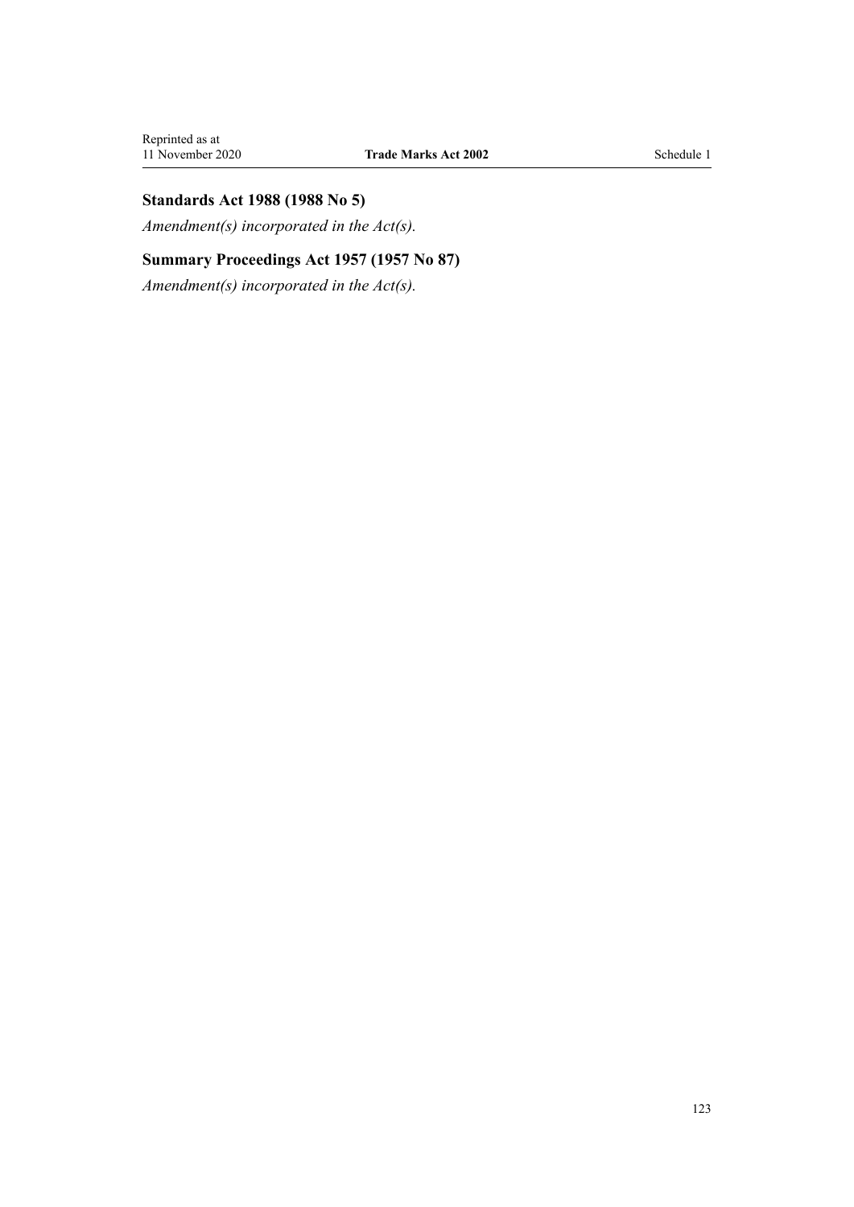### Standards Act 1988 (1988 No 5)

*Amendment(s) incorporated in the Act(s).*

### Summary Proceedings Act 1957 (1957 No 87)

*Amendment(s) incorporated in the Act(s).*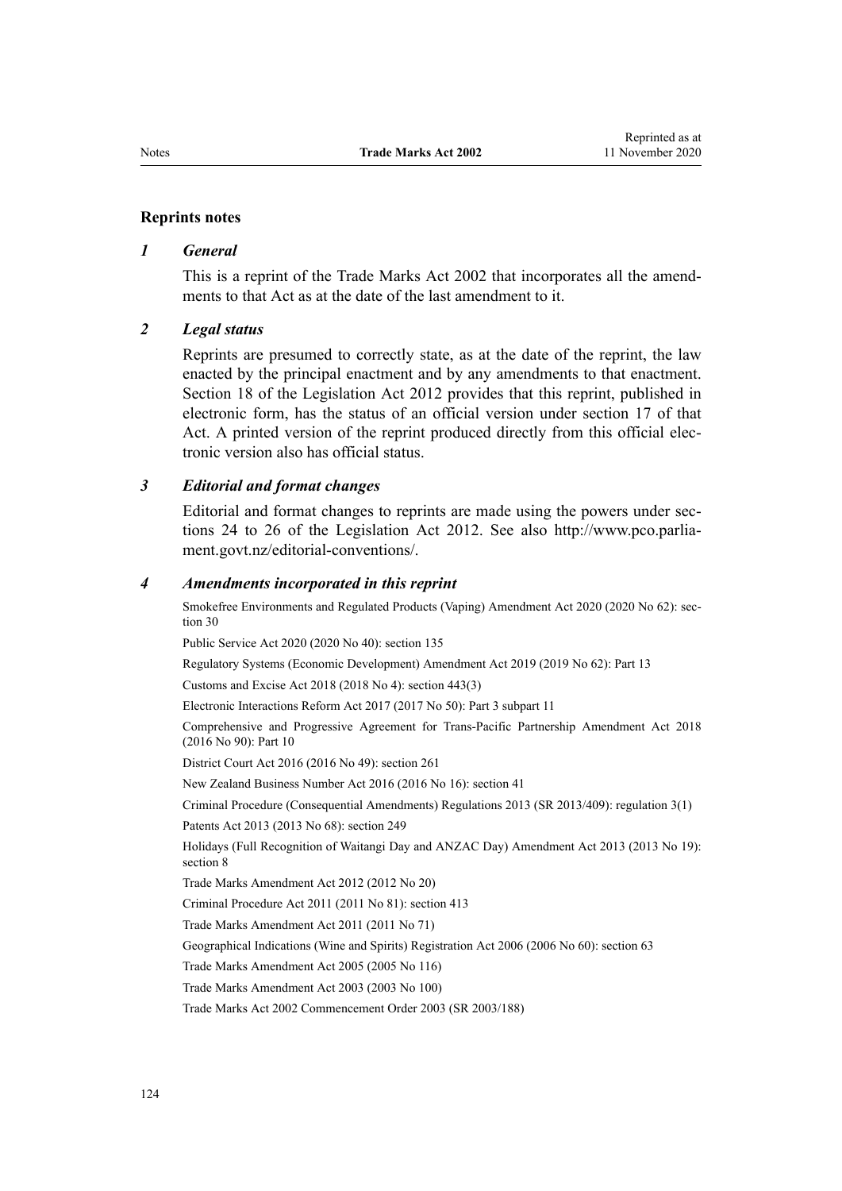## Reprints notes

### *1 General*

This is a reprint of the Trade Marks Act 2002 that incorporates all the amendments to that Act as at the date of the last amendment to it.

### *2 Legal status*

Reprints are presumed to correctly state, as at the date of the reprint, the law enacted by the principal enactment and by any amendments to that enactment. Section 18 of the Legislation Act 2012 provides that this reprint, published in electronic form, has the status of an official version under section 17 of that Act. A printed version of the reprint produced directly from this official electronic version also has official status.

### *3 Editorial and format changes*

Editorial and format changes to reprints are made using the powers under sections 24 to 26 of the Legislation Act 2012. See also http://www.pco.parliament.govt.nz/editorial-conventions/.

### *4 Amendments incorporated in this reprint*

Smokefree Environments and Regulated Products (Vaping) Amendment Act 2020 (2020 No 62): section 30

Public Service Act 2020 (2020 No 40): section 135

Regulatory Systems (Economic Development) Amendment Act 2019 (2019 No 62): Part 13

Customs and Excise Act 2018 (2018 No 4): section 443(3)

Electronic Interactions Reform Act 2017 (2017 No 50): Part 3 subpart 11

Comprehensive and Progressive Agreement for Trans-Pacific Partnership Amendment Act 2018 (2016 No 90): Part 10

District Court Act 2016 (2016 No 49): section 261

New Zealand Business Number Act 2016 (2016 No 16): section 41

Criminal Procedure (Consequential Amendments) Regulations 2013 (SR 2013/409): regulation 3(1)

Patents Act 2013 (2013 No 68): section 249

Holidays (Full Recognition of Waitangi Day and ANZAC Day) Amendment Act 2013 (2013 No 19): section 8

Trade Marks Amendment Act 2012 (2012 No 20)

Criminal Procedure Act 2011 (2011 No 81): section 413

Trade Marks Amendment Act 2011 (2011 No 71)

Geographical Indications (Wine and Spirits) Registration Act 2006 (2006 No 60): section 63

Trade Marks Amendment Act 2005 (2005 No 116)

Trade Marks Amendment Act 2003 (2003 No 100)

Trade Marks Act 2002 Commencement Order 2003 (SR 2003/188)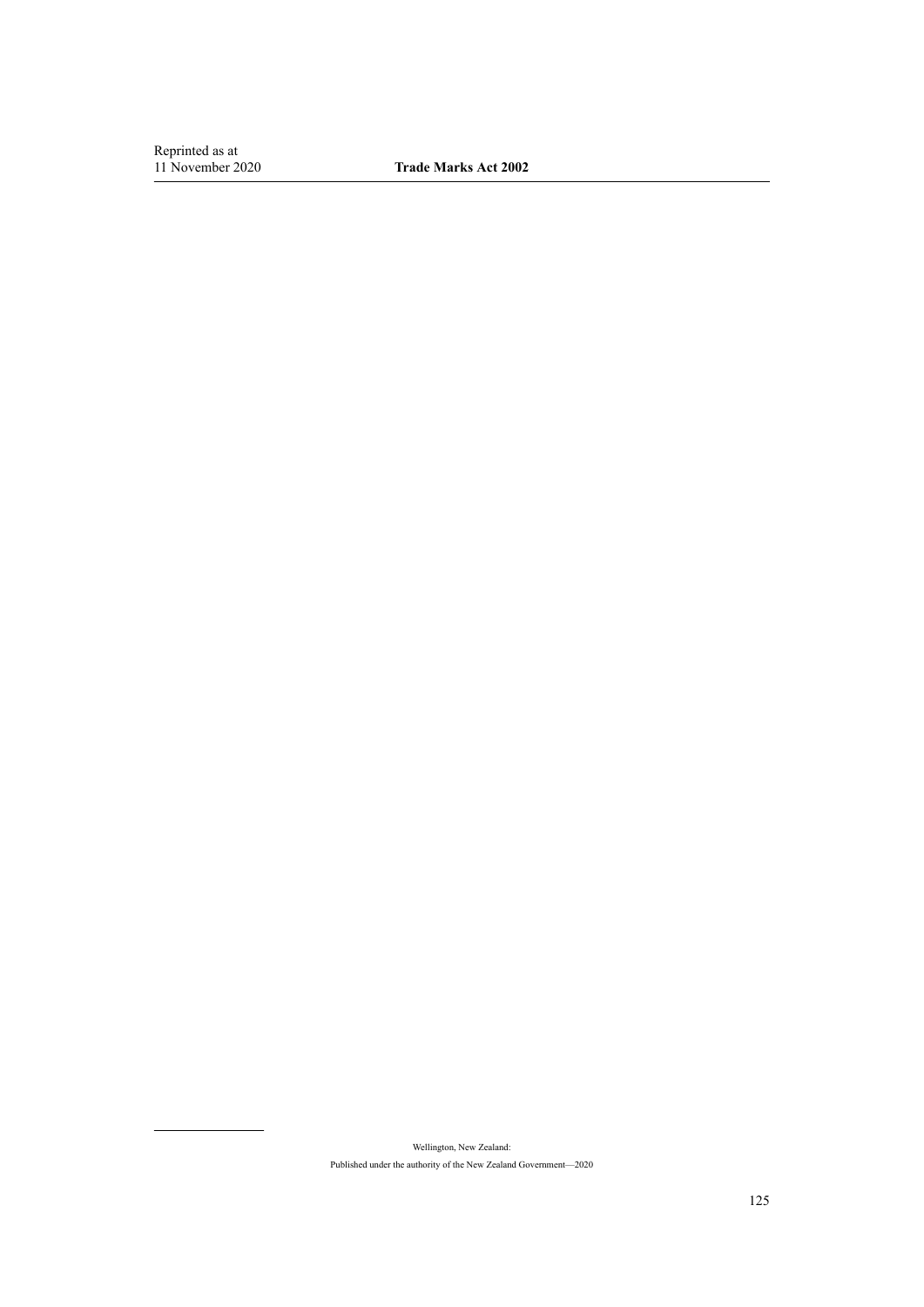Wellington, New Zealand:

Published under the authority of the New Zealand Government—2020